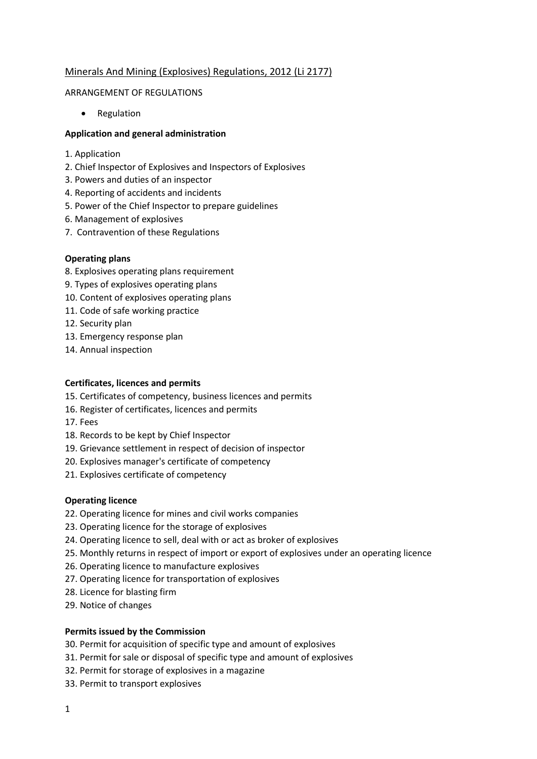# Minerals And Mining (Explosives) Regulations, 2012 (Li 2177)

ARRANGEMENT OF REGULATIONS

- Regulation

**Application and general administration**

1. Application
2. Chief Inspector of Explosives and Inspectors of Explosives
3. Powers and duties of an inspector
4. Reporting of accidents and incidents
5. Power of the Chief Inspector to prepare guidelines
6. Management of explosives
7. Contravention of these Regulations

**Operating plans**

8. Explosives operating plans requirement
9. Types of explosives operating plans
10. Content of explosives operating plans
11. Code of safe working practice
12. Security plan
13. Emergency response plan
14. Annual inspection

**Certificates, licences and permits**

15. Certificates of competency, business licences and permits
16. Register of certificates, licences and permits
17. Fees
18. Records to be kept by Chief Inspector
19. Grievance settlement in respect of decision of inspector
20. Explosives manager's certificate of competency
21. Explosives certificate of competency

**Operating licence**

22. Operating licence for mines and civil works companies
23. Operating licence for the storage of explosives
24. Operating licence to sell, deal with or act as broker of explosives
25. Monthly returns in respect of import or export of explosives under an operating licence
26. Operating licence to manufacture explosives
27. Operating licence for transportation of explosives
28. Licence for blasting firm
29. Notice of changes

**Permits issued by the Commission**

30. Permit for acquisition of specific type and amount of explosives
31. Permit for sale or disposal of specific type and amount of explosives
32. Permit for storage of explosives in a magazine
33. Permit to transport explosives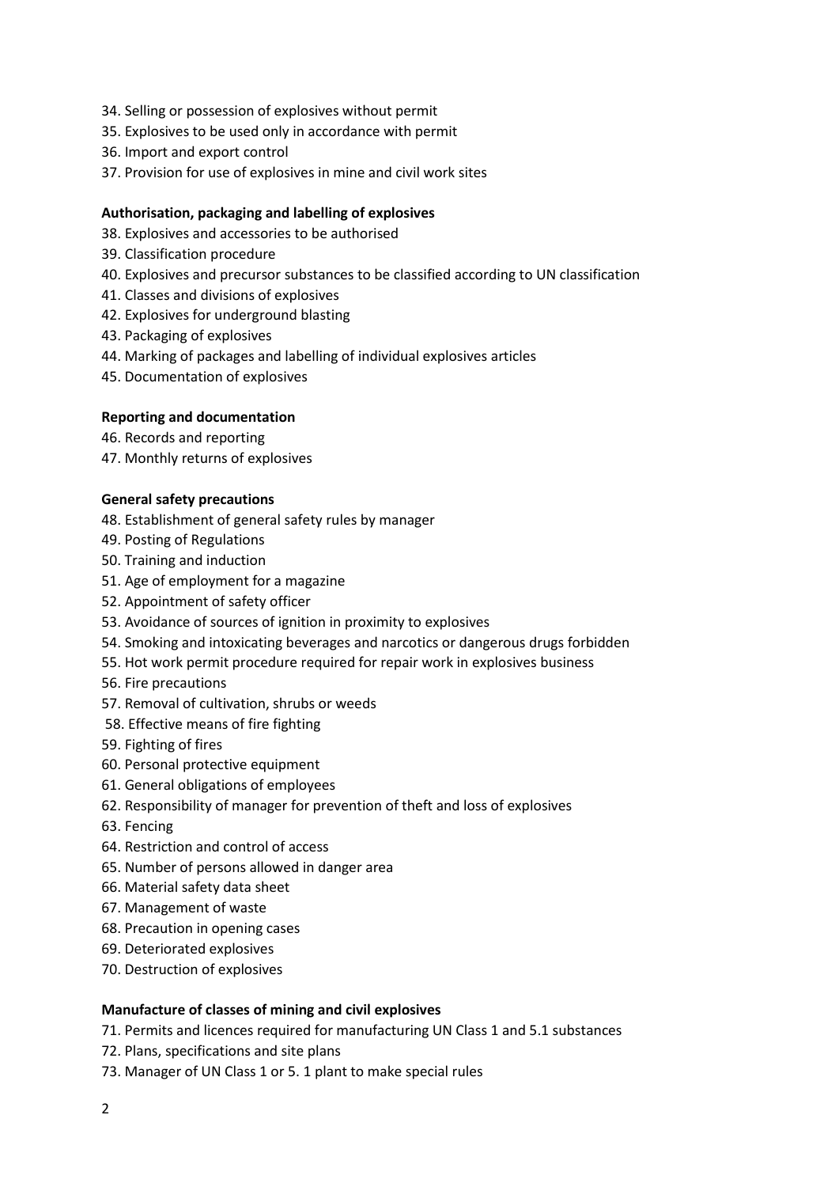34. Selling or possession of explosives without permit
35. Explosives to be used only in accordance with permit
36. Import and export control
37. Provision for use of explosives in mine and civil work sites

**Authorisation, packaging and labelling of explosives**

38. Explosives and accessories to be authorised
39. Classification procedure
40. Explosives and precursor substances to be classified according to UN classification
41. Classes and divisions of explosives
42. Explosives for underground blasting
43. Packaging of explosives
44. Marking of packages and labelling of individual explosives articles
45. Documentation of explosives

**Reporting and documentation**

46. Records and reporting
47. Monthly returns of explosives

**General safety precautions**

48. Establishment of general safety rules by manager
49. Posting of Regulations
50. Training and induction
51. Age of employment for a magazine
52. Appointment of safety officer
53. Avoidance of sources of ignition in proximity to explosives
54. Smoking and intoxicating beverages and narcotics or dangerous drugs forbidden
55. Hot work permit procedure required for repair work in explosives business
56. Fire precautions
57. Removal of cultivation, shrubs or weeds
58. Effective means of fire fighting
59. Fighting of fires
60. Personal protective equipment
61. General obligations of employees
62. Responsibility of manager for prevention of theft and loss of explosives
63. Fencing
64. Restriction and control of access
65. Number of persons allowed in danger area
66. Material safety data sheet
67. Management of waste
68. Precaution in opening cases
69. Deteriorated explosives
70. Destruction of explosives

**Manufacture of classes of mining and civil explosives**

71. Permits and licences required for manufacturing UN Class 1 and 5.1 substances
72. Plans, specifications and site plans
73. Manager of UN Class 1 or 5. 1 plant to make special rules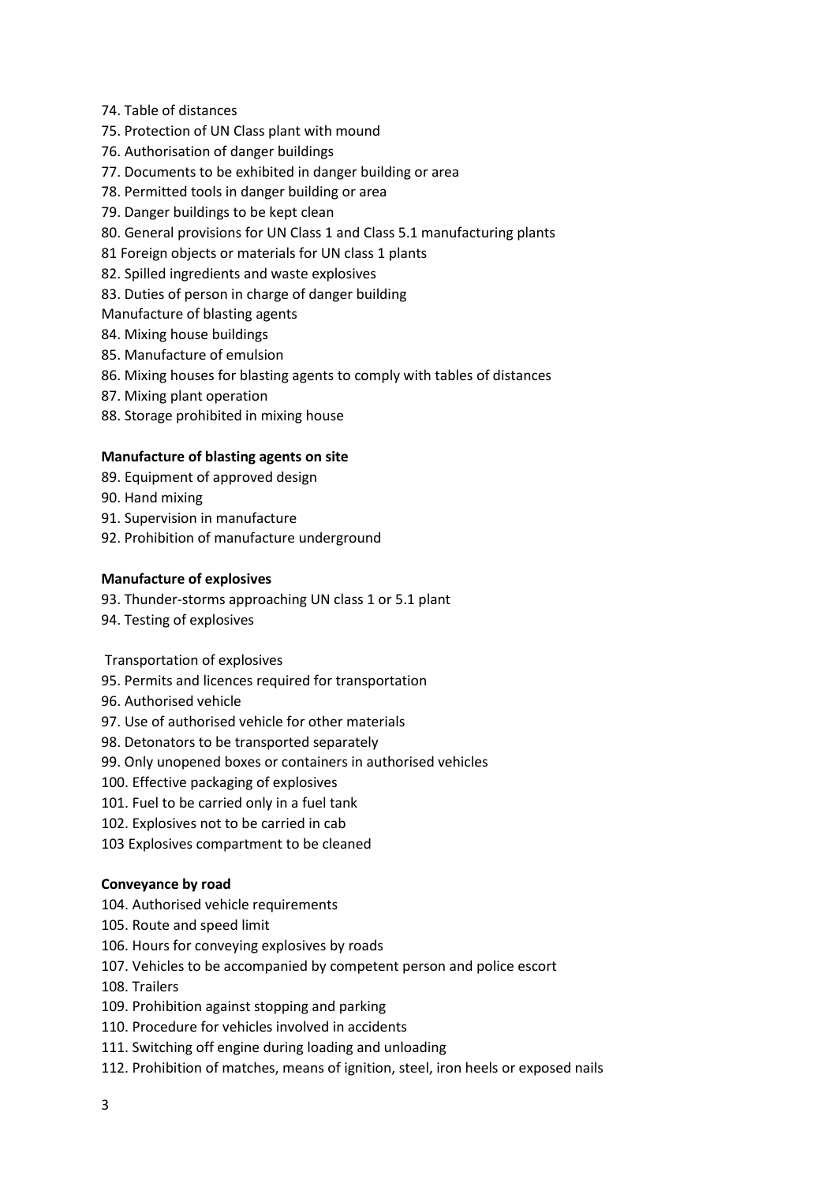74. Table of distances
75. Protection of UN Class plant with mound
76. Authorisation of danger buildings
77. Documents to be exhibited in danger building or area
78. Permitted tools in danger building or area
79. Danger buildings to be kept clean
80. General provisions for UN Class 1 and Class 5.1 manufacturing plants
81 Foreign objects or materials for UN class 1 plants
82. Spilled ingredients and waste explosives
83. Duties of person in charge of danger building

Manufacture of blasting agents

84. Mixing house buildings
85. Manufacture of emulsion
86. Mixing houses for blasting agents to comply with tables of distances
87. Mixing plant operation
88. Storage prohibited in mixing house

**Manufacture of blasting agents on site**

89. Equipment of approved design
90. Hand mixing
91. Supervision in manufacture
92. Prohibition of manufacture underground

**Manufacture of explosives**

93. Thunder-storms approaching UN class 1 or 5.1 plant
94. Testing of explosives

Transportation of explosives

95. Permits and licences required for transportation
96. Authorised vehicle
97. Use of authorised vehicle for other materials
98. Detonators to be transported separately
99. Only unopened boxes or containers in authorised vehicles
100. Effective packaging of explosives
101. Fuel to be carried only in a fuel tank
102. Explosives not to be carried in cab
103 Explosives compartment to be cleaned

**Conveyance by road**

104. Authorised vehicle requirements
105. Route and speed limit
106. Hours for conveying explosives by roads
107. Vehicles to be accompanied by competent person and police escort
108. Trailers
109. Prohibition against stopping and parking
110. Procedure for vehicles involved in accidents
111. Switching off engine during loading and unloading
112. Prohibition of matches, means of ignition, steel, iron heels or exposed nails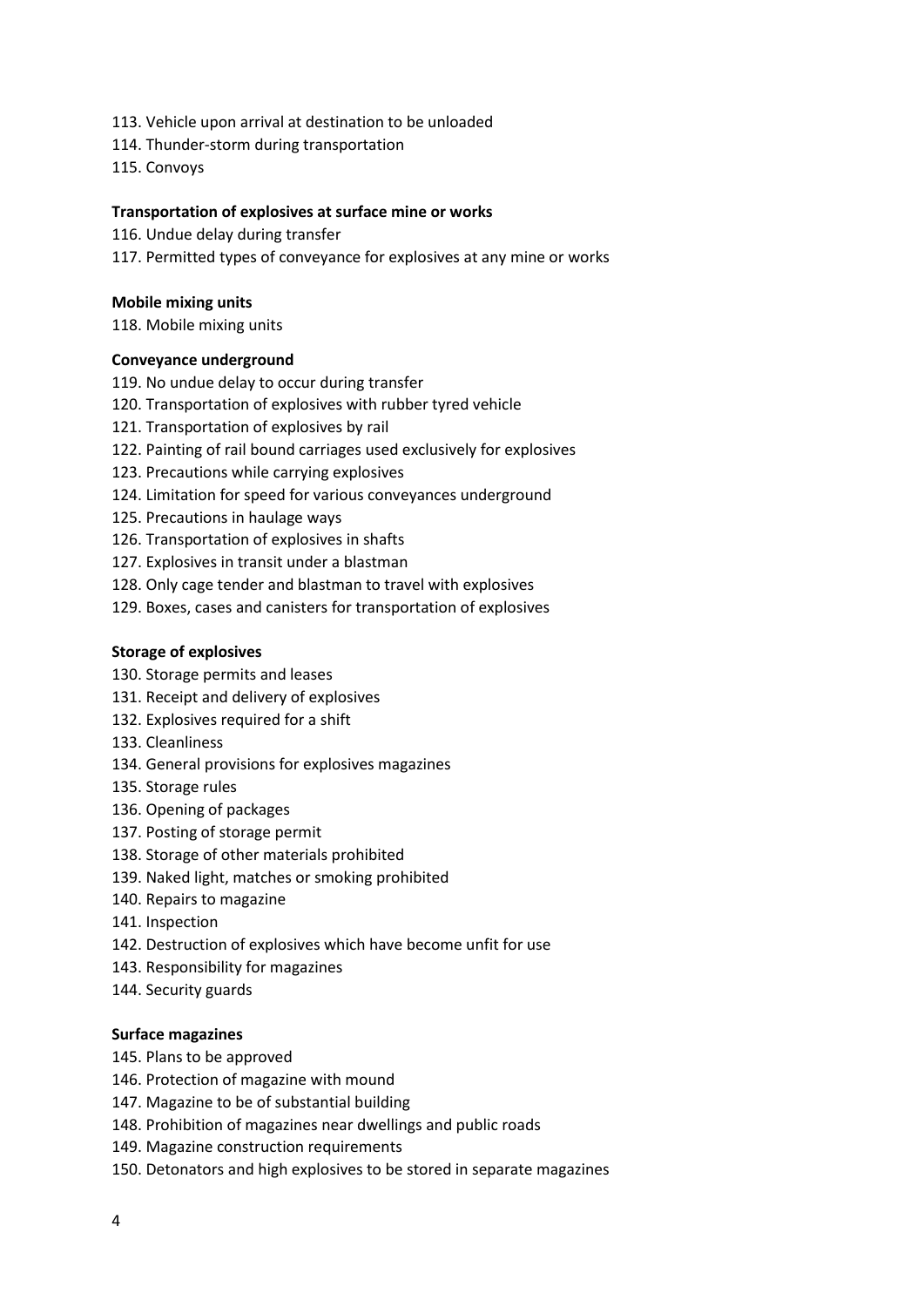113. Vehicle upon arrival at destination to be unloaded
114. Thunder-storm during transportation
115. Convoys

**Transportation of explosives at surface mine or works**

116. Undue delay during transfer
117. Permitted types of conveyance for explosives at any mine or works

**Mobile mixing units**

118. Mobile mixing units

**Conveyance underground**

119. No undue delay to occur during transfer
120. Transportation of explosives with rubber tyred vehicle
121. Transportation of explosives by rail
122. Painting of rail bound carriages used exclusively for explosives
123. Precautions while carrying explosives
124. Limitation for speed for various conveyances underground
125. Precautions in haulage ways
126. Transportation of explosives in shafts
127. Explosives in transit under a blastman
128. Only cage tender and blastman to travel with explosives
129. Boxes, cases and canisters for transportation of explosives

**Storage of explosives**

130. Storage permits and leases
131. Receipt and delivery of explosives
132. Explosives required for a shift
133. Cleanliness
134. General provisions for explosives magazines
135. Storage rules
136. Opening of packages
137. Posting of storage permit
138. Storage of other materials prohibited
139. Naked light, matches or smoking prohibited
140. Repairs to magazine
141. Inspection
142. Destruction of explosives which have become unfit for use
143. Responsibility for magazines
144. Security guards

**Surface magazines**

145. Plans to be approved
146. Protection of magazine with mound
147. Magazine to be of substantial building
148. Prohibition of magazines near dwellings and public roads
149. Magazine construction requirements
150. Detonators and high explosives to be stored in separate magazines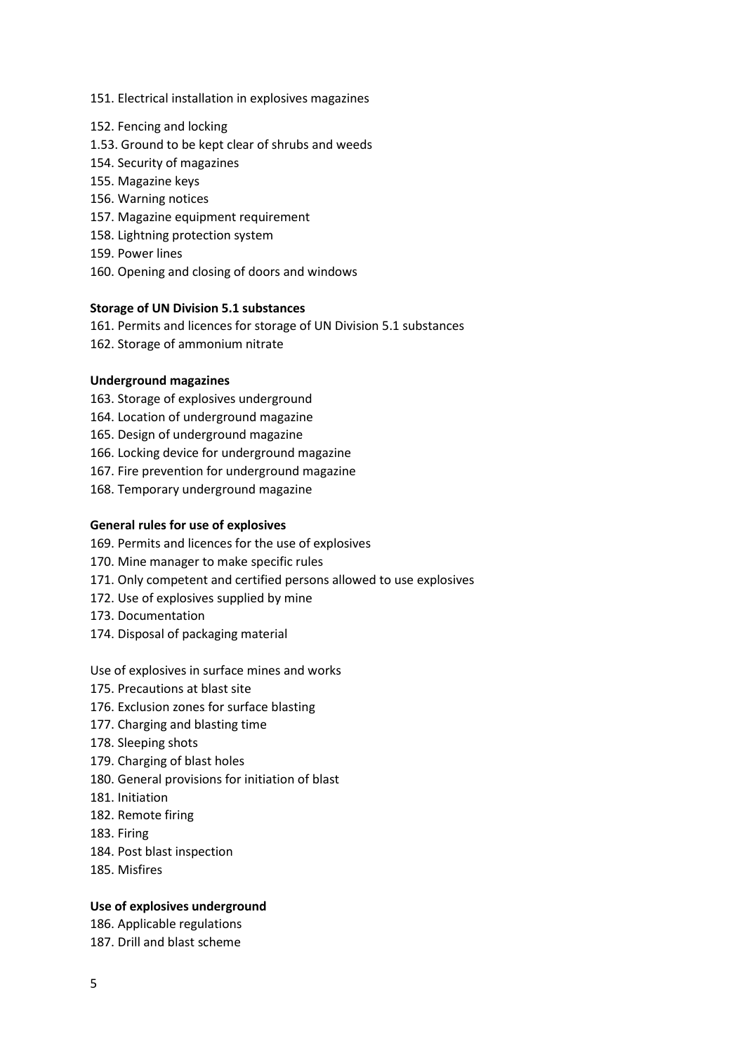151. Electrical installation in explosives magazines

152. Fencing and locking
1.53. Ground to be kept clear of shrubs and weeds
154. Security of magazines
155. Magazine keys
156. Warning notices
157. Magazine equipment requirement
158. Lightning protection system
159. Power lines
160. Opening and closing of doors and windows

**Storage of UN Division 5.1 substances**

161. Permits and licences for storage of UN Division 5.1 substances
162. Storage of ammonium nitrate

**Underground magazines**

163. Storage of explosives underground
164. Location of underground magazine
165. Design of underground magazine
166. Locking device for underground magazine
167. Fire prevention for underground magazine
168. Temporary underground magazine

**General rules for use of explosives**

169. Permits and licences for the use of explosives
170. Mine manager to make specific rules
171. Only competent and certified persons allowed to use explosives
172. Use of explosives supplied by mine
173. Documentation
174. Disposal of packaging material

Use of explosives in surface mines and works

175. Precautions at blast site
176. Exclusion zones for surface blasting
177. Charging and blasting time
178. Sleeping shots
179. Charging of blast holes
180. General provisions for initiation of blast
181. Initiation
182. Remote firing
183. Firing
184. Post blast inspection
185. Misfires

**Use of explosives underground**

186. Applicable regulations
187. Drill and blast scheme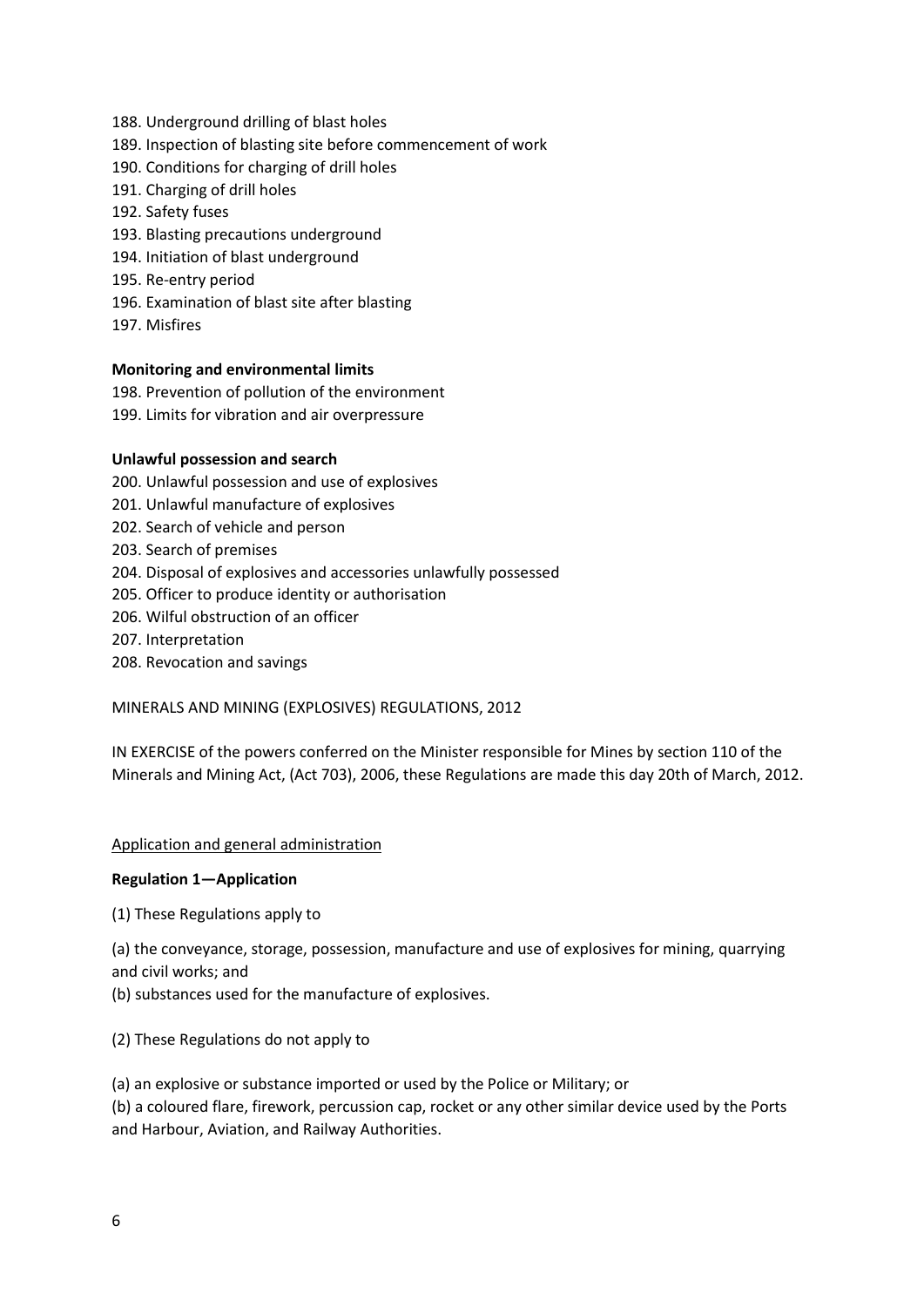188. Underground drilling of blast holes
189. Inspection of blasting site before commencement of work
190. Conditions for charging of drill holes
191. Charging of drill holes
192. Safety fuses
193. Blasting precautions underground
194. Initiation of blast underground
195. Re-entry period
196. Examination of blast site after blasting
197. Misfires

**Monitoring and environmental limits**

198. Prevention of pollution of the environment
199. Limits for vibration and air overpressure

**Unlawful possession and search**

200. Unlawful possession and use of explosives
201. Unlawful manufacture of explosives
202. Search of vehicle and person
203. Search of premises
204. Disposal of explosives and accessories unlawfully possessed
205. Officer to produce identity or authorisation
206. Wilful obstruction of an officer
207. Interpretation
208. Revocation and savings

MINERALS AND MINING (EXPLOSIVES) REGULATIONS, 2012

IN EXERCISE of the powers conferred on the Minister responsible for Mines by section 110 of the Minerals and Mining Act, (Act 703), 2006, these Regulations are made this day 20th of March, 2012.

<u>Application and general administration</u>

**Regulation 1—Application**

(1) These Regulations apply to

(a) the conveyance, storage, possession, manufacture and use of explosives for mining, quarrying and civil works; and
(b) substances used for the manufacture of explosives.

(2) These Regulations do not apply to

(a) an explosive or substance imported or used by the Police or Military; or
(b) a coloured flare, firework, percussion cap, rocket or any other similar device used by the Ports and Harbour, Aviation, and Railway Authorities.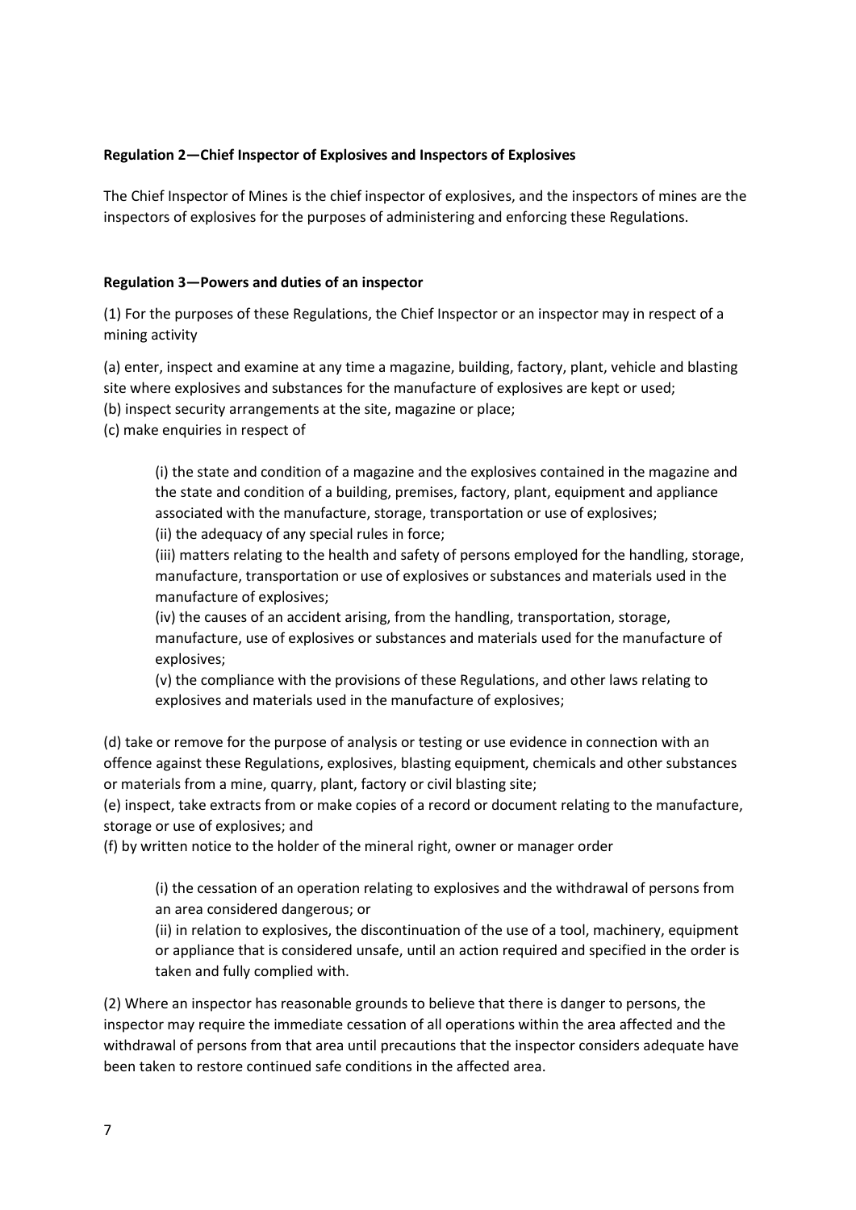**Regulation 2—Chief Inspector of Explosives and Inspectors of Explosives**

The Chief Inspector of Mines is the chief inspector of explosives, and the inspectors of mines are the inspectors of explosives for the purposes of administering and enforcing these Regulations.

**Regulation 3—Powers and duties of an inspector**

(1) For the purposes of these Regulations, the Chief Inspector or an inspector may in respect of a mining activity

(a) enter, inspect and examine at any time a magazine, building, factory, plant, vehicle and blasting site where explosives and substances for the manufacture of explosives are kept or used;
(b) inspect security arrangements at the site, magazine or place;
(c) make enquiries in respect of

> (i) the state and condition of a magazine and the explosives contained in the magazine and the state and condition of a building, premises, factory, plant, equipment and appliance associated with the manufacture, storage, transportation or use of explosives;
> (ii) the adequacy of any special rules in force;
> (iii) matters relating to the health and safety of persons employed for the handling, storage, manufacture, transportation or use of explosives or substances and materials used in the manufacture of explosives;
> (iv) the causes of an accident arising, from the handling, transportation, storage, manufacture, use of explosives or substances and materials used for the manufacture of explosives;
> (v) the compliance with the provisions of these Regulations, and other laws relating to explosives and materials used in the manufacture of explosives;

(d) take or remove for the purpose of analysis or testing or use evidence in connection with an offence against these Regulations, explosives, blasting equipment, chemicals and other substances or materials from a mine, quarry, plant, factory or civil blasting site;
(e) inspect, take extracts from or make copies of a record or document relating to the manufacture, storage or use of explosives; and
(f) by written notice to the holder of the mineral right, owner or manager order

> (i) the cessation of an operation relating to explosives and the withdrawal of persons from an area considered dangerous; or
> (ii) in relation to explosives, the discontinuation of the use of a tool, machinery, equipment or appliance that is considered unsafe, until an action required and specified in the order is taken and fully complied with.

(2) Where an inspector has reasonable grounds to believe that there is danger to persons, the inspector may require the immediate cessation of all operations within the area affected and the withdrawal of persons from that area until precautions that the inspector considers adequate have been taken to restore continued safe conditions in the affected area.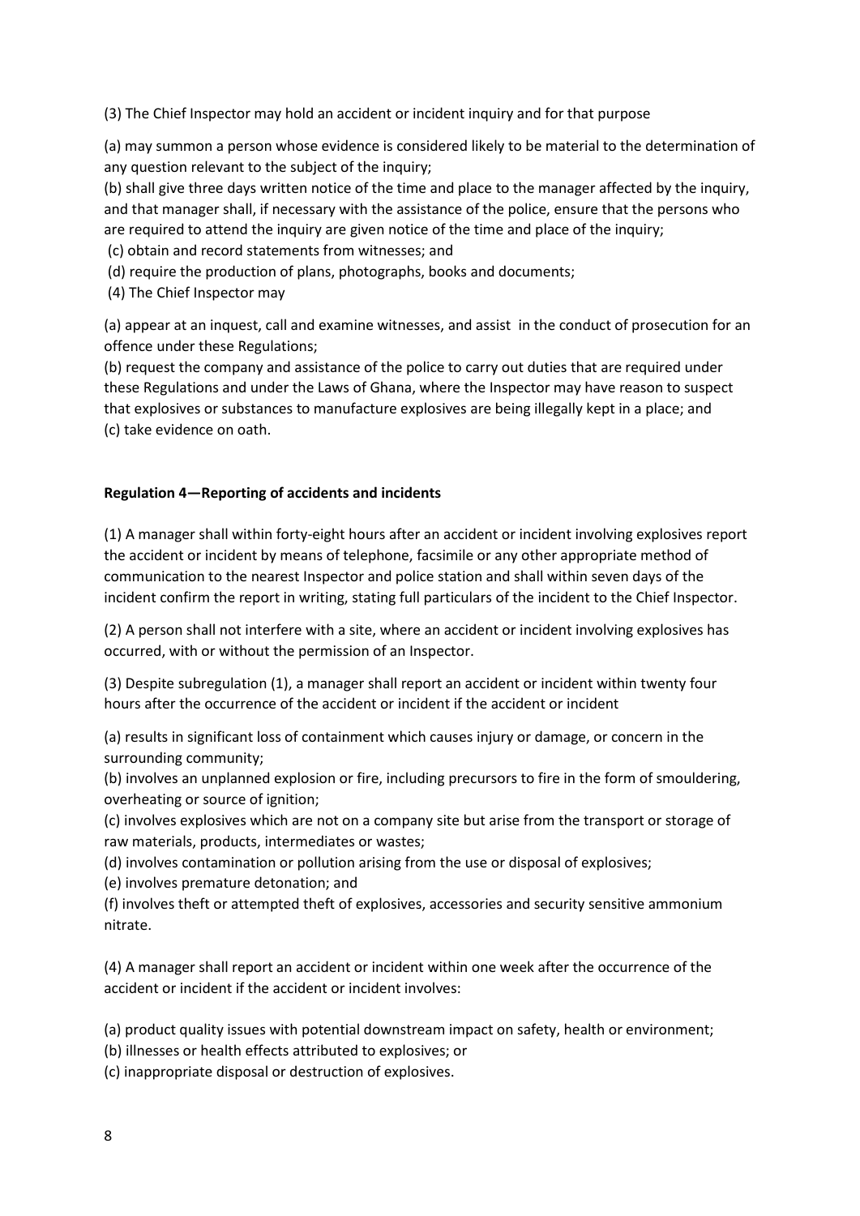(3) The Chief Inspector may hold an accident or incident inquiry and for that purpose

(a) may summon a person whose evidence is considered likely to be material to the determination of any question relevant to the subject of the inquiry;

(b) shall give three days written notice of the time and place to the manager affected by the inquiry, and that manager shall, if necessary with the assistance of the police, ensure that the persons who are required to attend the inquiry are given notice of the time and place of the inquiry;

(c) obtain and record statements from witnesses; and

(d) require the production of plans, photographs, books and documents;

(4) The Chief Inspector may

(a) appear at an inquest, call and examine witnesses, and assist in the conduct of prosecution for an offence under these Regulations;

(b) request the company and assistance of the police to carry out duties that are required under these Regulations and under the Laws of Ghana, where the Inspector may have reason to suspect that explosives or substances to manufacture explosives are being illegally kept in a place; and

(c) take evidence on oath.

**Regulation 4—Reporting of accidents and incidents**

(1) A manager shall within forty-eight hours after an accident or incident involving explosives report the accident or incident by means of telephone, facsimile or any other appropriate method of communication to the nearest Inspector and police station and shall within seven days of the incident confirm the report in writing, stating full particulars of the incident to the Chief Inspector.

(2) A person shall not interfere with a site, where an accident or incident involving explosives has occurred, with or without the permission of an Inspector.

(3) Despite subregulation (1), a manager shall report an accident or incident within twenty four hours after the occurrence of the accident or incident if the accident or incident

(a) results in significant loss of containment which causes injury or damage, or concern in the surrounding community;

(b) involves an unplanned explosion or fire, including precursors to fire in the form of smouldering, overheating or source of ignition;

(c) involves explosives which are not on a company site but arise from the transport or storage of raw materials, products, intermediates or wastes;

(d) involves contamination or pollution arising from the use or disposal of explosives;

(e) involves premature detonation; and

(f) involves theft or attempted theft of explosives, accessories and security sensitive ammonium nitrate.

(4) A manager shall report an accident or incident within one week after the occurrence of the accident or incident if the accident or incident involves:

(a) product quality issues with potential downstream impact on safety, health or environment;

(b) illnesses or health effects attributed to explosives; or

(c) inappropriate disposal or destruction of explosives.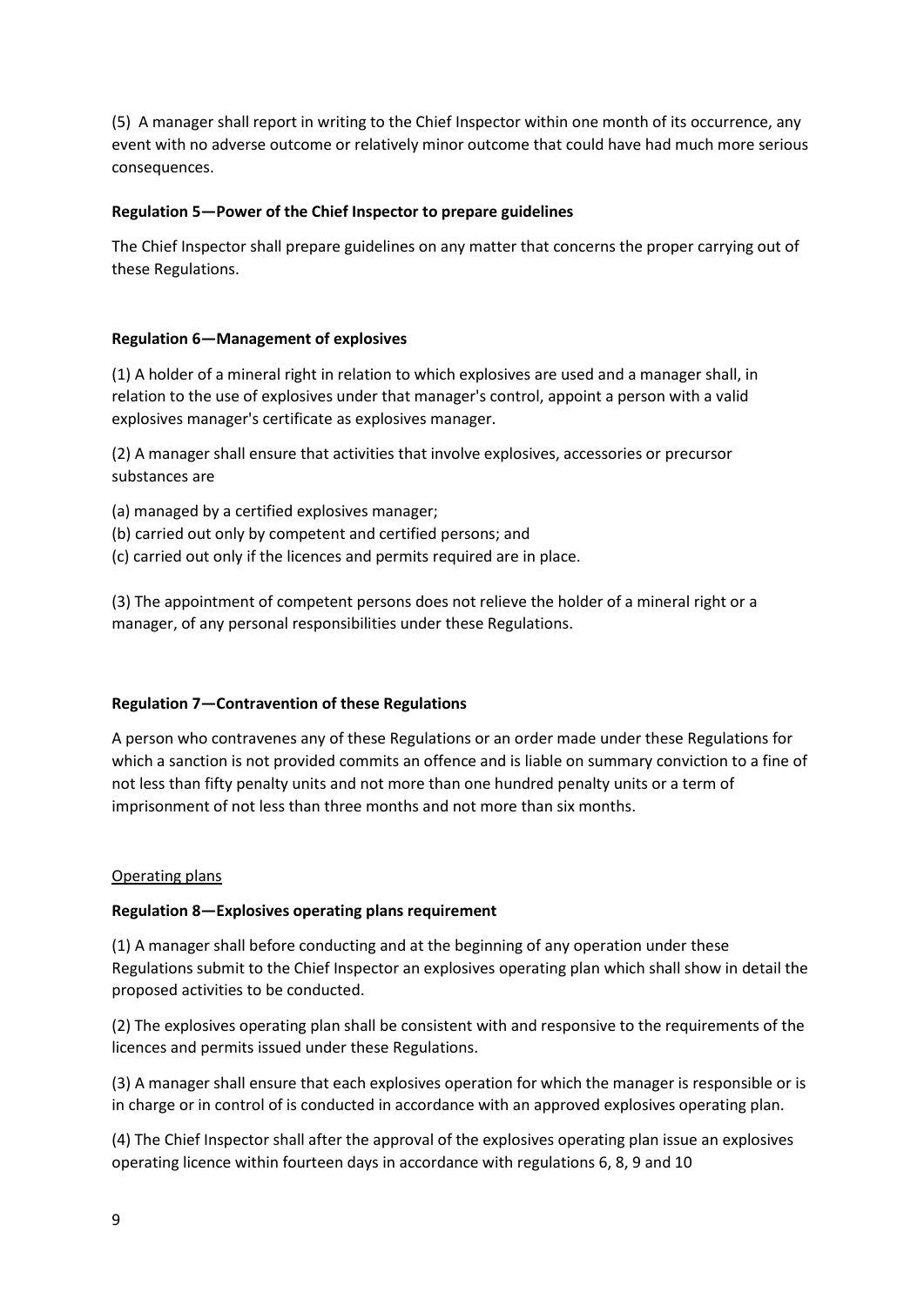(5) A manager shall report in writing to the Chief Inspector within one month of its occurrence, any event with no adverse outcome or relatively minor outcome that could have had much more serious consequences.

**Regulation 5—Power of the Chief Inspector to prepare guidelines**

The Chief Inspector shall prepare guidelines on any matter that concerns the proper carrying out of these Regulations.

**Regulation 6—Management of explosives**

(1) A holder of a mineral right in relation to which explosives are used and a manager shall, in relation to the use of explosives under that manager's control, appoint a person with a valid explosives manager's certificate as explosives manager.

(2) A manager shall ensure that activities that involve explosives, accessories or precursor substances are

(a) managed by a certified explosives manager;
(b) carried out only by competent and certified persons; and
(c) carried out only if the licences and permits required are in place.

(3) The appointment of competent persons does not relieve the holder of a mineral right or a manager, of any personal responsibilities under these Regulations.

**Regulation 7—Contravention of these Regulations**

A person who contravenes any of these Regulations or an order made under these Regulations for which a sanction is not provided commits an offence and is liable on summary conviction to a fine of not less than fifty penalty units and not more than one hundred penalty units or a term of imprisonment of not less than three months and not more than six months.

<u>Operating plans</u>

**Regulation 8—Explosives operating plans requirement**

(1) A manager shall before conducting and at the beginning of any operation under these Regulations submit to the Chief Inspector an explosives operating plan which shall show in detail the proposed activities to be conducted.

(2) The explosives operating plan shall be consistent with and responsive to the requirements of the licences and permits issued under these Regulations.

(3) A manager shall ensure that each explosives operation for which the manager is responsible or is in charge or in control of is conducted in accordance with an approved explosives operating plan.

(4) The Chief Inspector shall after the approval of the explosives operating plan issue an explosives operating licence within fourteen days in accordance with regulations 6, 8, 9 and 10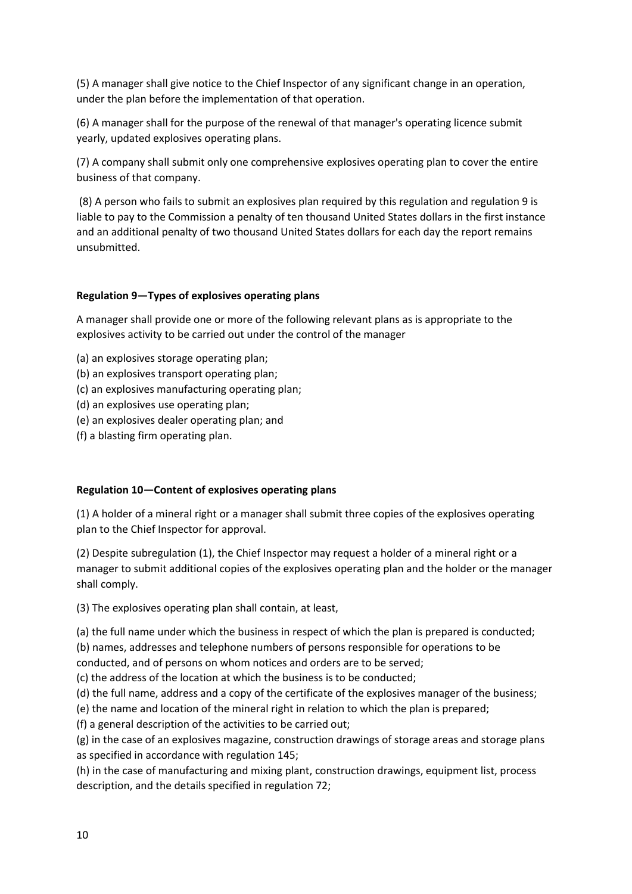(5) A manager shall give notice to the Chief Inspector of any significant change in an operation, under the plan before the implementation of that operation.

(6) A manager shall for the purpose of the renewal of that manager's operating licence submit yearly, updated explosives operating plans.

(7) A company shall submit only one comprehensive explosives operating plan to cover the entire business of that company.

(8) A person who fails to submit an explosives plan required by this regulation and regulation 9 is liable to pay to the Commission a penalty of ten thousand United States dollars in the first instance and an additional penalty of two thousand United States dollars for each day the report remains unsubmitted.

**Regulation 9—Types of explosives operating plans**

A manager shall provide one or more of the following relevant plans as is appropriate to the explosives activity to be carried out under the control of the manager

(a) an explosives storage operating plan;
(b) an explosives transport operating plan;
(c) an explosives manufacturing operating plan;
(d) an explosives use operating plan;
(e) an explosives dealer operating plan; and
(f) a blasting firm operating plan.

**Regulation 10—Content of explosives operating plans**

(1) A holder of a mineral right or a manager shall submit three copies of the explosives operating plan to the Chief Inspector for approval.

(2) Despite subregulation (1), the Chief Inspector may request a holder of a mineral right or a manager to submit additional copies of the explosives operating plan and the holder or the manager shall comply.

(3) The explosives operating plan shall contain, at least,

(a) the full name under which the business in respect of which the plan is prepared is conducted;
(b) names, addresses and telephone numbers of persons responsible for operations to be conducted, and of persons on whom notices and orders are to be served;
(c) the address of the location at which the business is to be conducted;
(d) the full name, address and a copy of the certificate of the explosives manager of the business;
(e) the name and location of the mineral right in relation to which the plan is prepared;
(f) a general description of the activities to be carried out;
(g) in the case of an explosives magazine, construction drawings of storage areas and storage plans as specified in accordance with regulation 145;
(h) in the case of manufacturing and mixing plant, construction drawings, equipment list, process description, and the details specified in regulation 72;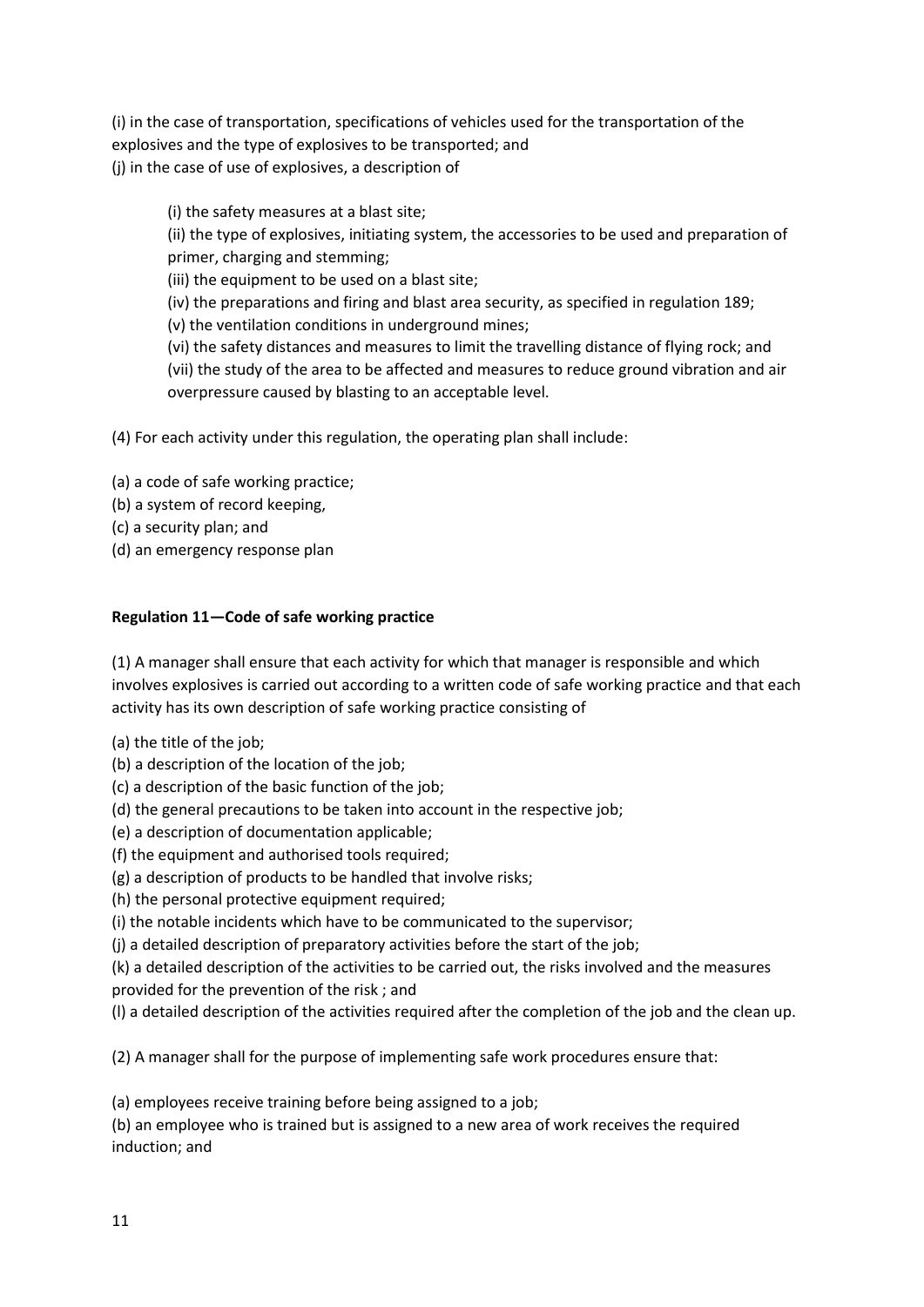(i) in the case of transportation, specifications of vehicles used for the transportation of the explosives and the type of explosives to be transported; and
(j) in the case of use of explosives, a description of

> (i) the safety measures at a blast site;
> (ii) the type of explosives, initiating system, the accessories to be used and preparation of primer, charging and stemming;
> (iii) the equipment to be used on a blast site;
> (iv) the preparations and firing and blast area security, as specified in regulation 189;
> (v) the ventilation conditions in underground mines;
> (vi) the safety distances and measures to limit the travelling distance of flying rock; and
> (vii) the study of the area to be affected and measures to reduce ground vibration and air overpressure caused by blasting to an acceptable level.

(4) For each activity under this regulation, the operating plan shall include:

(a) a code of safe working practice;
(b) a system of record keeping,
(c) a security plan; and
(d) an emergency response plan

**Regulation 11—Code of safe working practice**

(1) A manager shall ensure that each activity for which that manager is responsible and which involves explosives is carried out according to a written code of safe working practice and that each activity has its own description of safe working practice consisting of

(a) the title of the job;
(b) a description of the location of the job;
(c) a description of the basic function of the job;
(d) the general precautions to be taken into account in the respective job;
(e) a description of documentation applicable;
(f) the equipment and authorised tools required;
(g) a description of products to be handled that involve risks;
(h) the personal protective equipment required;
(i) the notable incidents which have to be communicated to the supervisor;
(j) a detailed description of preparatory activities before the start of the job;
(k) a detailed description of the activities to be carried out, the risks involved and the measures provided for the prevention of the risk ; and
(l) a detailed description of the activities required after the completion of the job and the clean up.

(2) A manager shall for the purpose of implementing safe work procedures ensure that:

(a) employees receive training before being assigned to a job;
(b) an employee who is trained but is assigned to a new area of work receives the required induction; and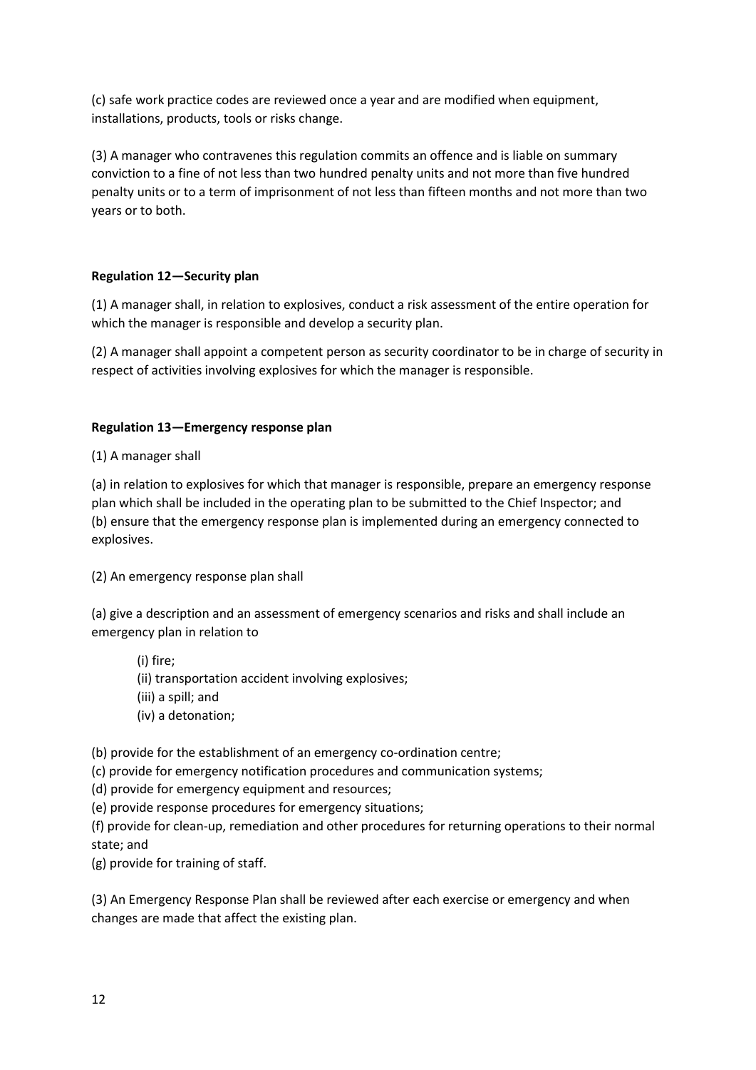(c) safe work practice codes are reviewed once a year and are modified when equipment, installations, products, tools or risks change.

(3) A manager who contravenes this regulation commits an offence and is liable on summary conviction to a fine of not less than two hundred penalty units and not more than five hundred penalty units or to a term of imprisonment of not less than fifteen months and not more than two years or to both.

**Regulation 12—Security plan**

(1) A manager shall, in relation to explosives, conduct a risk assessment of the entire operation for which the manager is responsible and develop a security plan.

(2) A manager shall appoint a competent person as security coordinator to be in charge of security in respect of activities involving explosives for which the manager is responsible.

**Regulation 13—Emergency response plan**

(1) A manager shall

(a) in relation to explosives for which that manager is responsible, prepare an emergency response plan which shall be included in the operating plan to be submitted to the Chief Inspector; and
(b) ensure that the emergency response plan is implemented during an emergency connected to explosives.

(2) An emergency response plan shall

(a) give a description and an assessment of emergency scenarios and risks and shall include an emergency plan in relation to

(i) fire;
(ii) transportation accident involving explosives;
(iii) a spill; and
(iv) a detonation;

(b) provide for the establishment of an emergency co-ordination centre;
(c) provide for emergency notification procedures and communication systems;
(d) provide for emergency equipment and resources;
(e) provide response procedures for emergency situations;
(f) provide for clean-up, remediation and other procedures for returning operations to their normal state; and
(g) provide for training of staff.

(3) An Emergency Response Plan shall be reviewed after each exercise or emergency and when changes are made that affect the existing plan.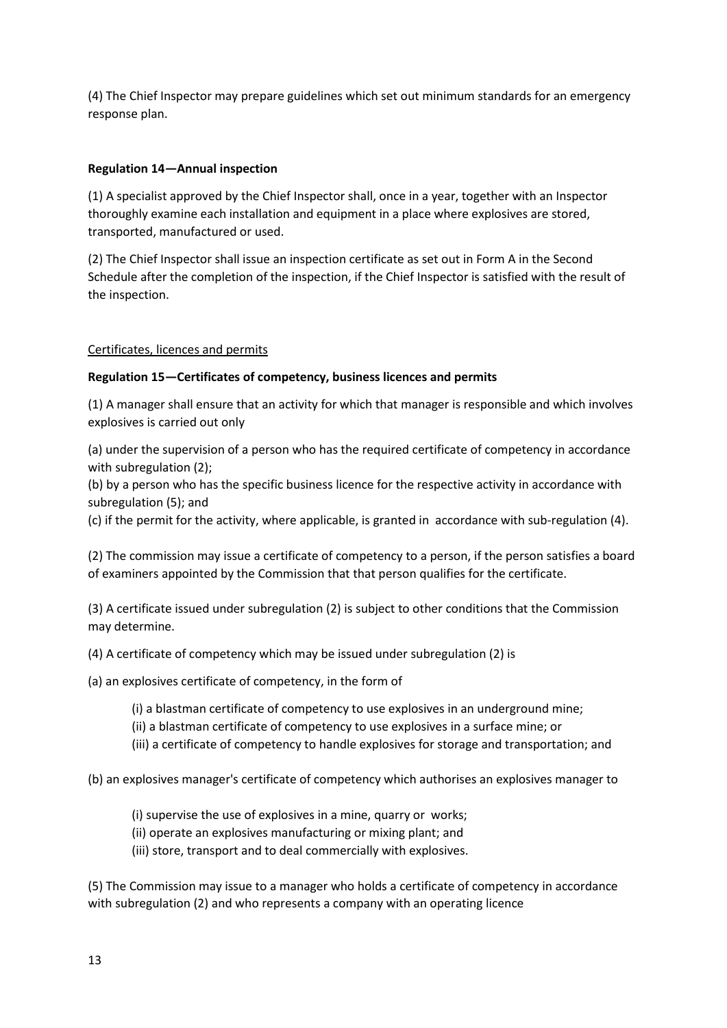(4) The Chief Inspector may prepare guidelines which set out minimum standards for an emergency response plan.

**Regulation 14—Annual inspection**

(1) A specialist approved by the Chief Inspector shall, once in a year, together with an Inspector thoroughly examine each installation and equipment in a place where explosives are stored, transported, manufactured or used.

(2) The Chief Inspector shall issue an inspection certificate as set out in Form A in the Second Schedule after the completion of the inspection, if the Chief Inspector is satisfied with the result of the inspection.

Certificates, licences and permits

**Regulation 15—Certificates of competency, business licences and permits**

(1) A manager shall ensure that an activity for which that manager is responsible and which involves explosives is carried out only

(a) under the supervision of a person who has the required certificate of competency in accordance with subregulation (2);
(b) by a person who has the specific business licence for the respective activity in accordance with subregulation (5); and
(c) if the permit for the activity, where applicable, is granted in accordance with sub-regulation (4).

(2) The commission may issue a certificate of competency to a person, if the person satisfies a board of examiners appointed by the Commission that that person qualifies for the certificate.

(3) A certificate issued under subregulation (2) is subject to other conditions that the Commission may determine.

(4) A certificate of competency which may be issued under subregulation (2) is

(a) an explosives certificate of competency, in the form of

(i) a blastman certificate of competency to use explosives in an underground mine;
(ii) a blastman certificate of competency to use explosives in a surface mine; or
(iii) a certificate of competency to handle explosives for storage and transportation; and

(b) an explosives manager's certificate of competency which authorises an explosives manager to

(i) supervise the use of explosives in a mine, quarry or works;
(ii) operate an explosives manufacturing or mixing plant; and
(iii) store, transport and to deal commercially with explosives.

(5) The Commission may issue to a manager who holds a certificate of competency in accordance with subregulation (2) and who represents a company with an operating licence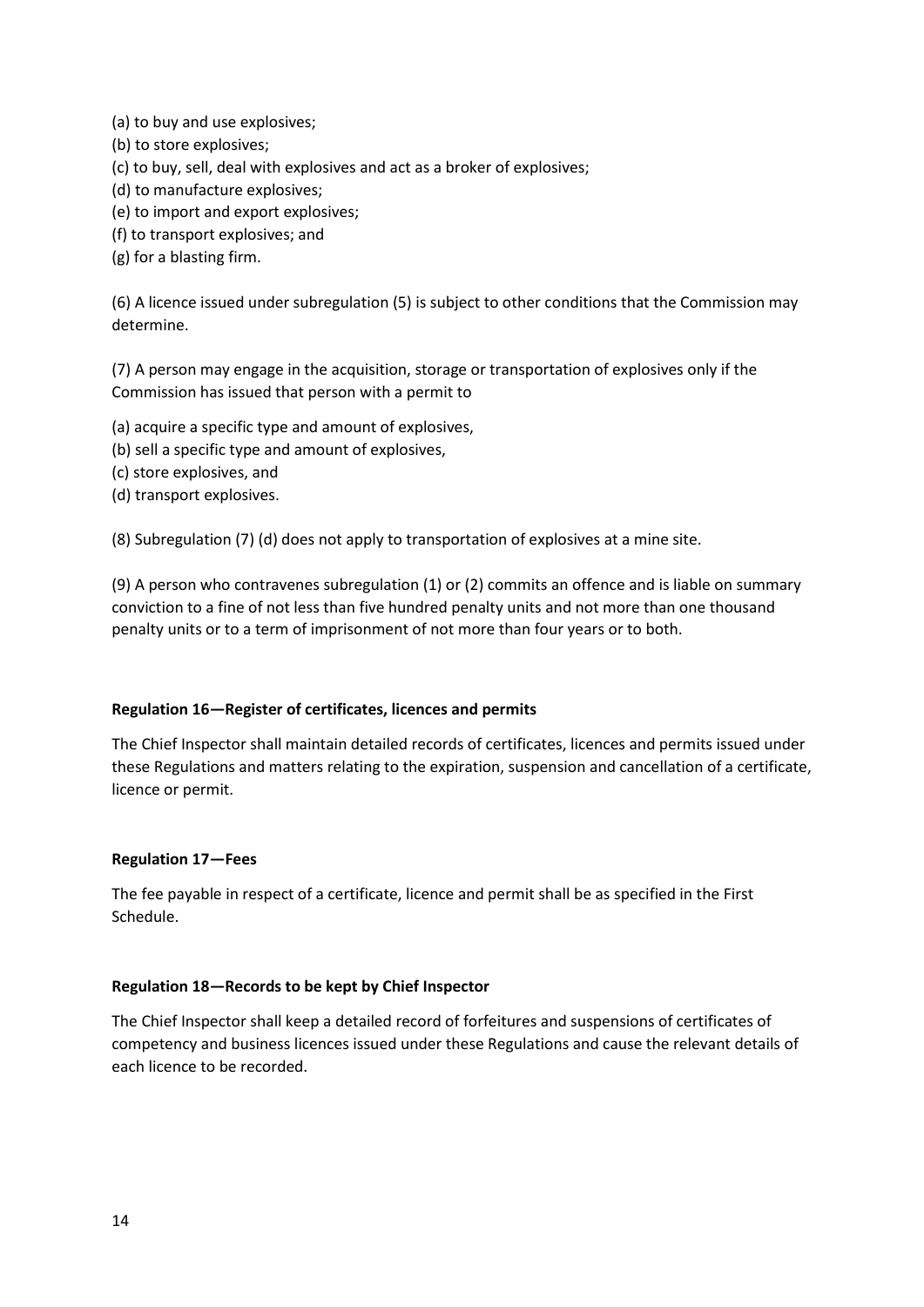(a) to buy and use explosives;
(b) to store explosives;
(c) to buy, sell, deal with explosives and act as a broker of explosives;
(d) to manufacture explosives;
(e) to import and export explosives;
(f) to transport explosives; and
(g) for a blasting firm.

(6) A licence issued under subregulation (5) is subject to other conditions that the Commission may determine.

(7) A person may engage in the acquisition, storage or transportation of explosives only if the Commission has issued that person with a permit to

(a) acquire a specific type and amount of explosives,
(b) sell a specific type and amount of explosives,
(c) store explosives, and
(d) transport explosives.

(8) Subregulation (7) (d) does not apply to transportation of explosives at a mine site.

(9) A person who contravenes subregulation (1) or (2) commits an offence and is liable on summary conviction to a fine of not less than five hundred penalty units and not more than one thousand penalty units or to a term of imprisonment of not more than four years or to both.

**Regulation 16—Register of certificates, licences and permits**

The Chief Inspector shall maintain detailed records of certificates, licences and permits issued under these Regulations and matters relating to the expiration, suspension and cancellation of a certificate, licence or permit.

**Regulation 17—Fees**

The fee payable in respect of a certificate, licence and permit shall be as specified in the First Schedule.

**Regulation 18—Records to be kept by Chief Inspector**

The Chief Inspector shall keep a detailed record of forfeitures and suspensions of certificates of competency and business licences issued under these Regulations and cause the relevant details of each licence to be recorded.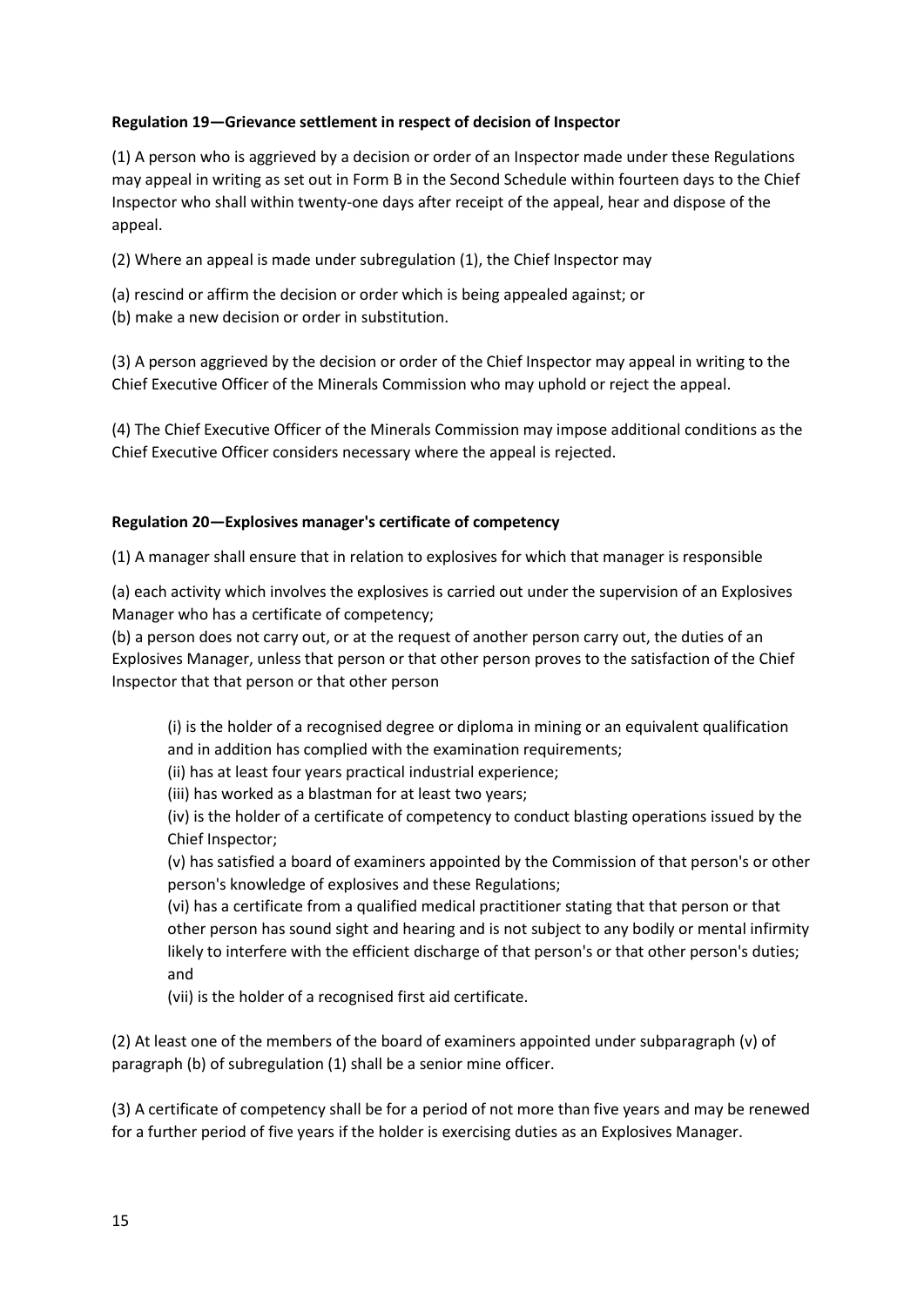**Regulation 19—Grievance settlement in respect of decision of Inspector**

(1) A person who is aggrieved by a decision or order of an Inspector made under these Regulations may appeal in writing as set out in Form B in the Second Schedule within fourteen days to the Chief Inspector who shall within twenty-one days after receipt of the appeal, hear and dispose of the appeal.

(2) Where an appeal is made under subregulation (1), the Chief Inspector may

(a) rescind or affirm the decision or order which is being appealed against; or
(b) make a new decision or order in substitution.

(3) A person aggrieved by the decision or order of the Chief Inspector may appeal in writing to the Chief Executive Officer of the Minerals Commission who may uphold or reject the appeal.

(4) The Chief Executive Officer of the Minerals Commission may impose additional conditions as the Chief Executive Officer considers necessary where the appeal is rejected.

**Regulation 20—Explosives manager's certificate of competency**

(1) A manager shall ensure that in relation to explosives for which that manager is responsible

(a) each activity which involves the explosives is carried out under the supervision of an Explosives Manager who has a certificate of competency;
(b) a person does not carry out, or at the request of another person carry out, the duties of an Explosives Manager, unless that person or that other person proves to the satisfaction of the Chief Inspector that that person or that other person

> (i) is the holder of a recognised degree or diploma in mining or an equivalent qualification and in addition has complied with the examination requirements;
> (ii) has at least four years practical industrial experience;
> (iii) has worked as a blastman for at least two years;
> (iv) is the holder of a certificate of competency to conduct blasting operations issued by the Chief Inspector;
> (v) has satisfied a board of examiners appointed by the Commission of that person's or other person's knowledge of explosives and these Regulations;
> (vi) has a certificate from a qualified medical practitioner stating that that person or that other person has sound sight and hearing and is not subject to any bodily or mental infirmity likely to interfere with the efficient discharge of that person's or that other person's duties; and
> (vii) is the holder of a recognised first aid certificate.

(2) At least one of the members of the board of examiners appointed under subparagraph (v) of paragraph (b) of subregulation (1) shall be a senior mine officer.

(3) A certificate of competency shall be for a period of not more than five years and may be renewed for a further period of five years if the holder is exercising duties as an Explosives Manager.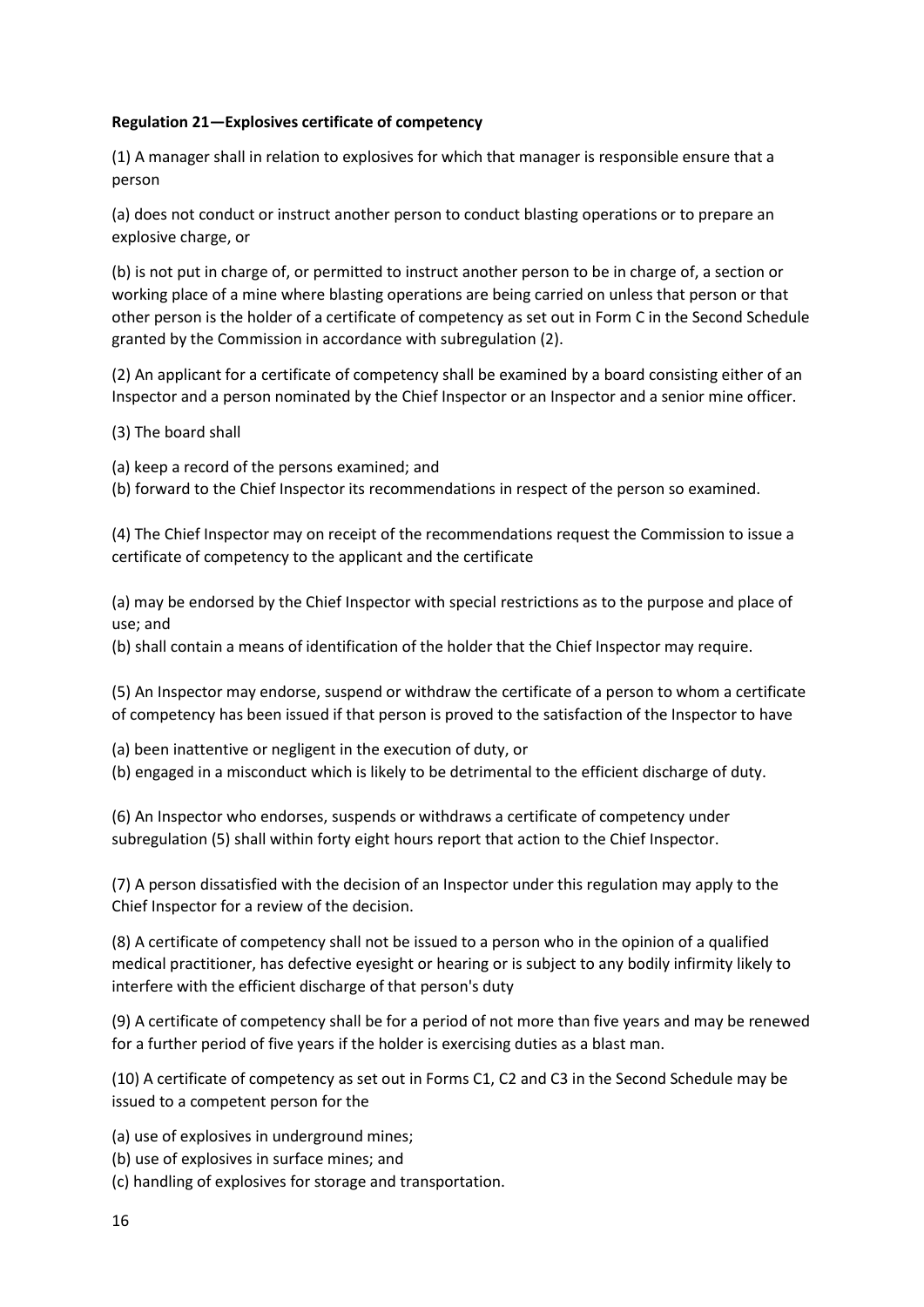**Regulation 21—Explosives certificate of competency**

(1) A manager shall in relation to explosives for which that manager is responsible ensure that a person

(a) does not conduct or instruct another person to conduct blasting operations or to prepare an explosive charge, or

(b) is not put in charge of, or permitted to instruct another person to be in charge of, a section or working place of a mine where blasting operations are being carried on unless that person or that other person is the holder of a certificate of competency as set out in Form C in the Second Schedule granted by the Commission in accordance with subregulation (2).

(2) An applicant for a certificate of competency shall be examined by a board consisting either of an Inspector and a person nominated by the Chief Inspector or an Inspector and a senior mine officer.

(3) The board shall

(a) keep a record of the persons examined; and
(b) forward to the Chief Inspector its recommendations in respect of the person so examined.

(4) The Chief Inspector may on receipt of the recommendations request the Commission to issue a certificate of competency to the applicant and the certificate

(a) may be endorsed by the Chief Inspector with special restrictions as to the purpose and place of use; and
(b) shall contain a means of identification of the holder that the Chief Inspector may require.

(5) An Inspector may endorse, suspend or withdraw the certificate of a person to whom a certificate of competency has been issued if that person is proved to the satisfaction of the Inspector to have

(a) been inattentive or negligent in the execution of duty, or
(b) engaged in a misconduct which is likely to be detrimental to the efficient discharge of duty.

(6) An Inspector who endorses, suspends or withdraws a certificate of competency under subregulation (5) shall within forty eight hours report that action to the Chief Inspector.

(7) A person dissatisfied with the decision of an Inspector under this regulation may apply to the Chief Inspector for a review of the decision.

(8) A certificate of competency shall not be issued to a person who in the opinion of a qualified medical practitioner, has defective eyesight or hearing or is subject to any bodily infirmity likely to interfere with the efficient discharge of that person's duty

(9) A certificate of competency shall be for a period of not more than five years and may be renewed for a further period of five years if the holder is exercising duties as a blast man.

(10) A certificate of competency as set out in Forms C1, C2 and C3 in the Second Schedule may be issued to a competent person for the

(a) use of explosives in underground mines;
(b) use of explosives in surface mines; and
(c) handling of explosives for storage and transportation.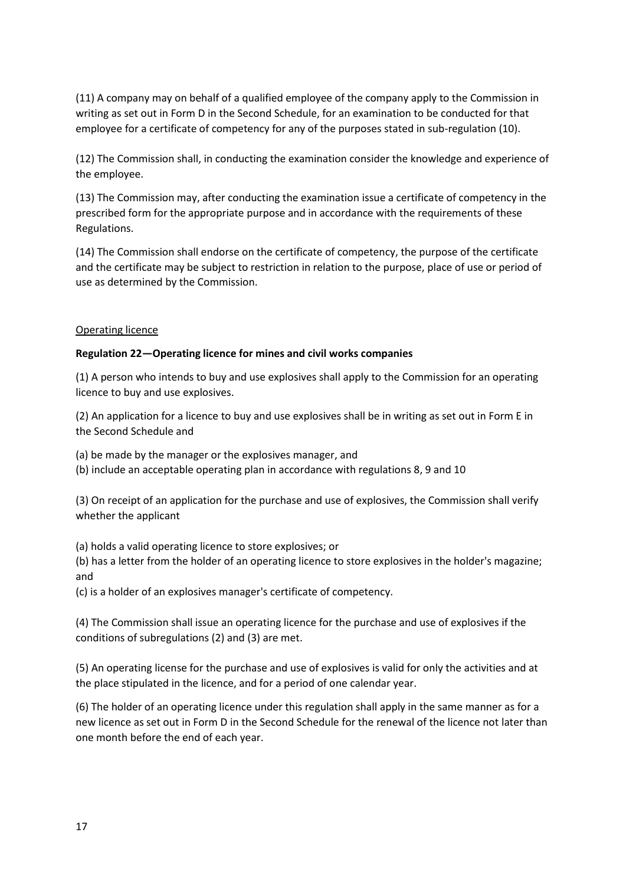(11) A company may on behalf of a qualified employee of the company apply to the Commission in writing as set out in Form D in the Second Schedule, for an examination to be conducted for that employee for a certificate of competency for any of the purposes stated in sub-regulation (10).

(12) The Commission shall, in conducting the examination consider the knowledge and experience of the employee.

(13) The Commission may, after conducting the examination issue a certificate of competency in the prescribed form for the appropriate purpose and in accordance with the requirements of these Regulations.

(14) The Commission shall endorse on the certificate of competency, the purpose of the certificate and the certificate may be subject to restriction in relation to the purpose, place of use or period of use as determined by the Commission.

Operating licence

**Regulation 22—Operating licence for mines and civil works companies**

(1) A person who intends to buy and use explosives shall apply to the Commission for an operating licence to buy and use explosives.

(2) An application for a licence to buy and use explosives shall be in writing as set out in Form E in the Second Schedule and

(a) be made by the manager or the explosives manager, and
(b) include an acceptable operating plan in accordance with regulations 8, 9 and 10

(3) On receipt of an application for the purchase and use of explosives, the Commission shall verify whether the applicant

(a) holds a valid operating licence to store explosives; or
(b) has a letter from the holder of an operating licence to store explosives in the holder's magazine; and
(c) is a holder of an explosives manager's certificate of competency.

(4) The Commission shall issue an operating licence for the purchase and use of explosives if the conditions of subregulations (2) and (3) are met.

(5) An operating license for the purchase and use of explosives is valid for only the activities and at the place stipulated in the licence, and for a period of one calendar year.

(6) The holder of an operating licence under this regulation shall apply in the same manner as for a new licence as set out in Form D in the Second Schedule for the renewal of the licence not later than one month before the end of each year.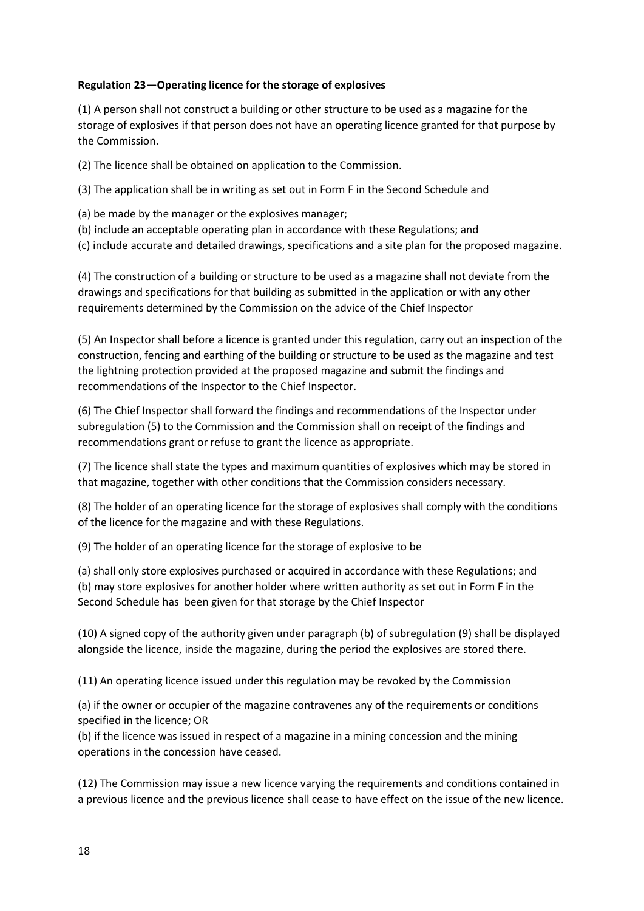**Regulation 23—Operating licence for the storage of explosives**

(1) A person shall not construct a building or other structure to be used as a magazine for the storage of explosives if that person does not have an operating licence granted for that purpose by the Commission.

(2) The licence shall be obtained on application to the Commission.

(3) The application shall be in writing as set out in Form F in the Second Schedule and

(a) be made by the manager or the explosives manager;
(b) include an acceptable operating plan in accordance with these Regulations; and
(c) include accurate and detailed drawings, specifications and a site plan for the proposed magazine.

(4) The construction of a building or structure to be used as a magazine shall not deviate from the drawings and specifications for that building as submitted in the application or with any other requirements determined by the Commission on the advice of the Chief Inspector

(5) An Inspector shall before a licence is granted under this regulation, carry out an inspection of the construction, fencing and earthing of the building or structure to be used as the magazine and test the lightning protection provided at the proposed magazine and submit the findings and recommendations of the Inspector to the Chief Inspector.

(6) The Chief Inspector shall forward the findings and recommendations of the Inspector under subregulation (5) to the Commission and the Commission shall on receipt of the findings and recommendations grant or refuse to grant the licence as appropriate.

(7) The licence shall state the types and maximum quantities of explosives which may be stored in that magazine, together with other conditions that the Commission considers necessary.

(8) The holder of an operating licence for the storage of explosives shall comply with the conditions of the licence for the magazine and with these Regulations.

(9) The holder of an operating licence for the storage of explosive to be

(a) shall only store explosives purchased or acquired in accordance with these Regulations; and
(b) may store explosives for another holder where written authority as set out in Form F in the Second Schedule has been given for that storage by the Chief Inspector

(10) A signed copy of the authority given under paragraph (b) of subregulation (9) shall be displayed alongside the licence, inside the magazine, during the period the explosives are stored there.

(11) An operating licence issued under this regulation may be revoked by the Commission

(a) if the owner or occupier of the magazine contravenes any of the requirements or conditions specified in the licence; OR
(b) if the licence was issued in respect of a magazine in a mining concession and the mining operations in the concession have ceased.

(12) The Commission may issue a new licence varying the requirements and conditions contained in a previous licence and the previous licence shall cease to have effect on the issue of the new licence.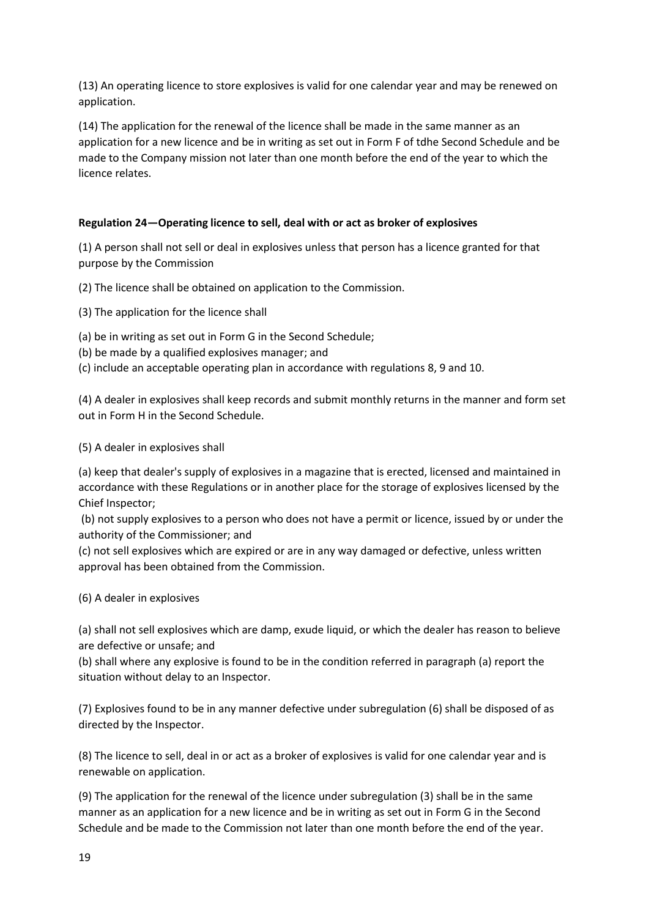(13) An operating licence to store explosives is valid for one calendar year and may be renewed on application.

(14) The application for the renewal of the licence shall be made in the same manner as an application for a new licence and be in writing as set out in Form F of tdhe Second Schedule and be made to the Company mission not later than one month before the end of the year to which the licence relates.

**Regulation 24—Operating licence to sell, deal with or act as broker of explosives**

(1) A person shall not sell or deal in explosives unless that person has a licence granted for that purpose by the Commission

(2) The licence shall be obtained on application to the Commission.

(3) The application for the licence shall

(a) be in writing as set out in Form G in the Second Schedule;
(b) be made by a qualified explosives manager; and
(c) include an acceptable operating plan in accordance with regulations 8, 9 and 10.

(4) A dealer in explosives shall keep records and submit monthly returns in the manner and form set out in Form H in the Second Schedule.

(5) A dealer in explosives shall

(a) keep that dealer's supply of explosives in a magazine that is erected, licensed and maintained in accordance with these Regulations or in another place for the storage of explosives licensed by the Chief Inspector;
(b) not supply explosives to a person who does not have a permit or licence, issued by or under the authority of the Commissioner; and
(c) not sell explosives which are expired or are in any way damaged or defective, unless written approval has been obtained from the Commission.

(6) A dealer in explosives

(a) shall not sell explosives which are damp, exude liquid, or which the dealer has reason to believe are defective or unsafe; and
(b) shall where any explosive is found to be in the condition referred in paragraph (a) report the situation without delay to an Inspector.

(7) Explosives found to be in any manner defective under subregulation (6) shall be disposed of as directed by the Inspector.

(8) The licence to sell, deal in or act as a broker of explosives is valid for one calendar year and is renewable on application.

(9) The application for the renewal of the licence under subregulation (3) shall be in the same manner as an application for a new licence and be in writing as set out in Form G in the Second Schedule and be made to the Commission not later than one month before the end of the year.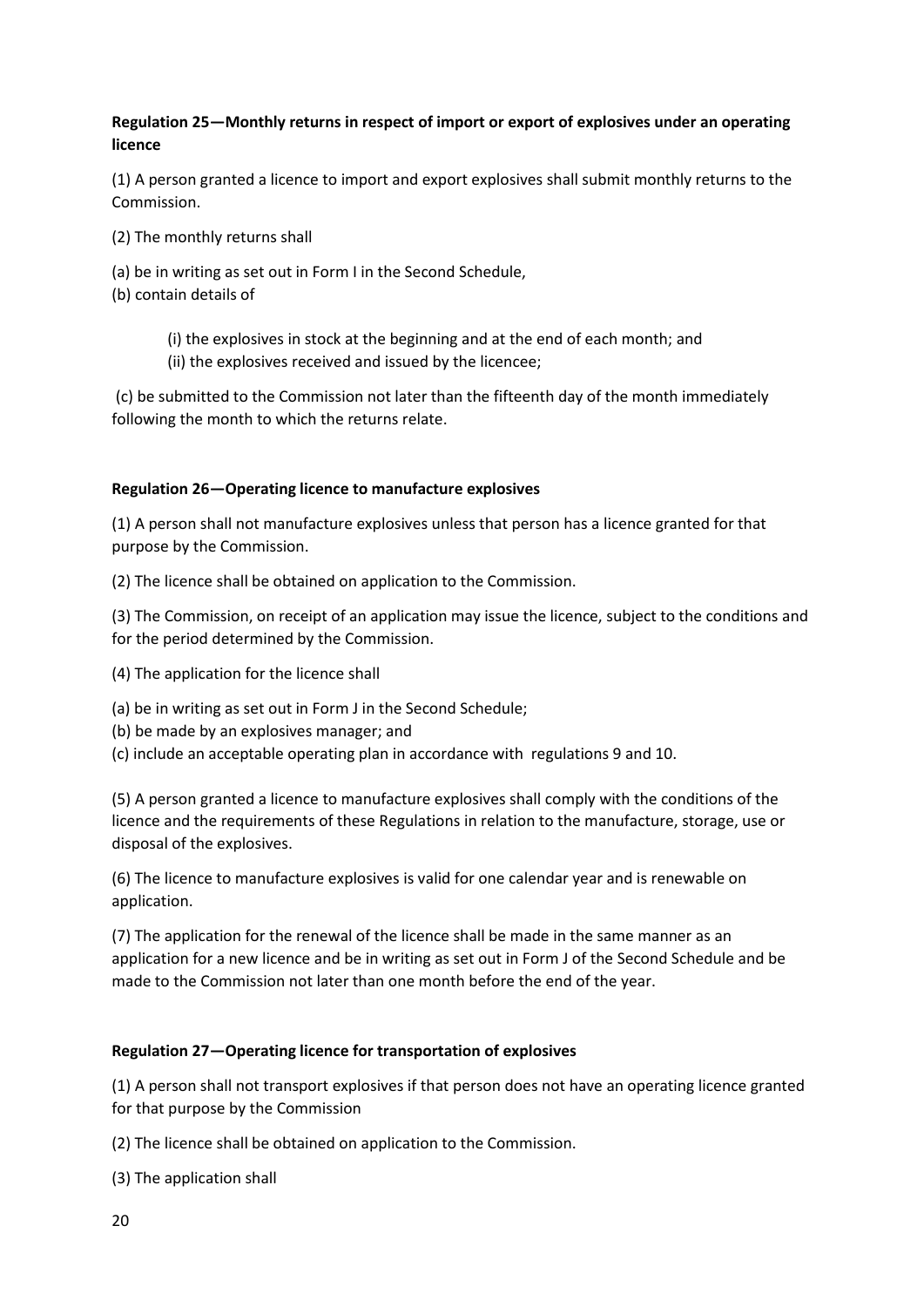**Regulation 25—Monthly returns in respect of import or export of explosives under an operating licence**

(1) A person granted a licence to import and export explosives shall submit monthly returns to the Commission.

(2) The monthly returns shall

(a) be in writing as set out in Form I in the Second Schedule,
(b) contain details of

(i) the explosives in stock at the beginning and at the end of each month; and
(ii) the explosives received and issued by the licencee;

(c) be submitted to the Commission not later than the fifteenth day of the month immediately following the month to which the returns relate.

**Regulation 26—Operating licence to manufacture explosives**

(1) A person shall not manufacture explosives unless that person has a licence granted for that purpose by the Commission.

(2) The licence shall be obtained on application to the Commission.

(3) The Commission, on receipt of an application may issue the licence, subject to the conditions and for the period determined by the Commission.

(4) The application for the licence shall

(a) be in writing as set out in Form J in the Second Schedule;
(b) be made by an explosives manager; and
(c) include an acceptable operating plan in accordance with regulations 9 and 10.

(5) A person granted a licence to manufacture explosives shall comply with the conditions of the licence and the requirements of these Regulations in relation to the manufacture, storage, use or disposal of the explosives.

(6) The licence to manufacture explosives is valid for one calendar year and is renewable on application.

(7) The application for the renewal of the licence shall be made in the same manner as an application for a new licence and be in writing as set out in Form J of the Second Schedule and be made to the Commission not later than one month before the end of the year.

**Regulation 27—Operating licence for transportation of explosives**

(1) A person shall not transport explosives if that person does not have an operating licence granted for that purpose by the Commission

(2) The licence shall be obtained on application to the Commission.

(3) The application shall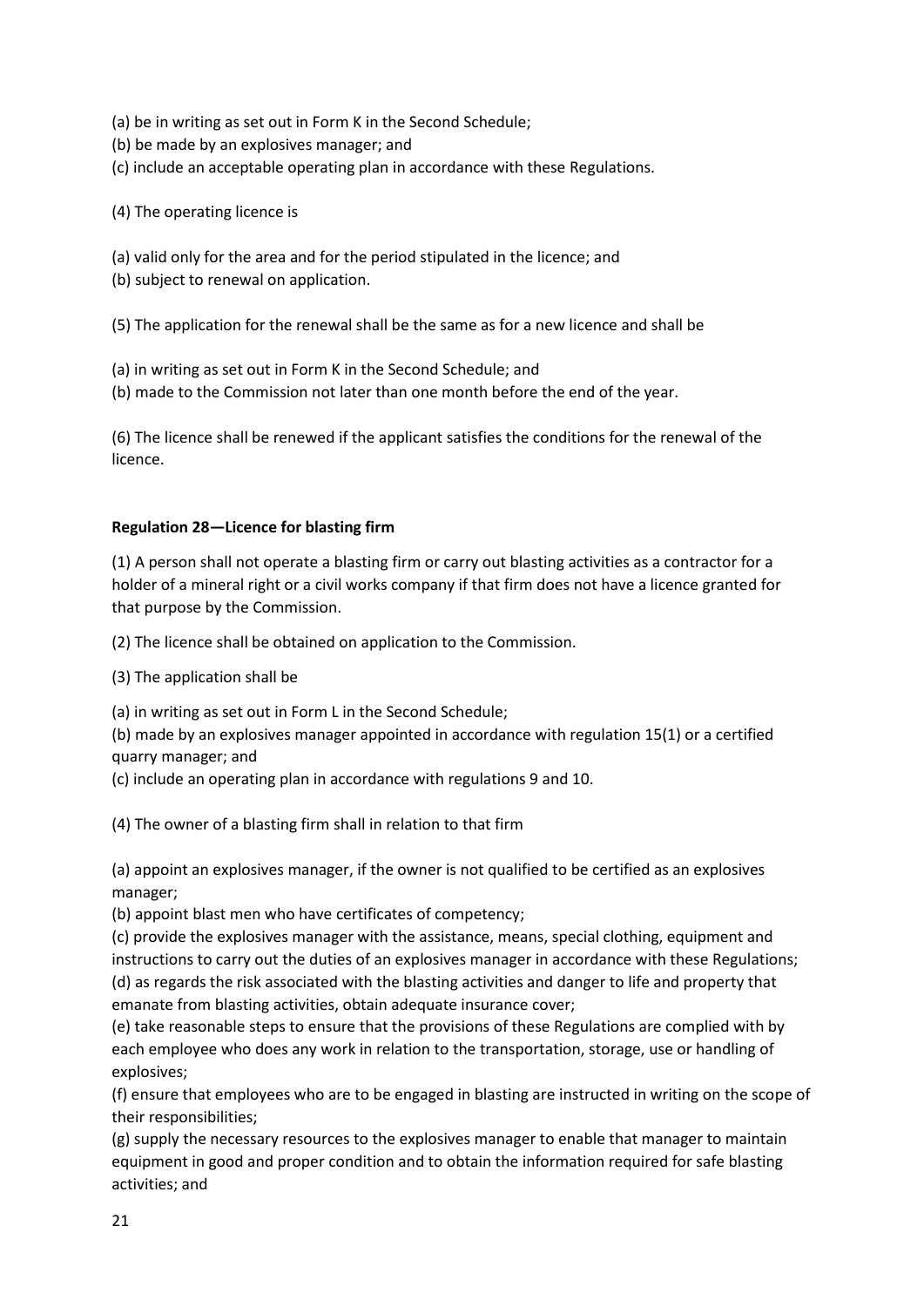(a) be in writing as set out in Form K in the Second Schedule;
(b) be made by an explosives manager; and
(c) include an acceptable operating plan in accordance with these Regulations.

(4) The operating licence is

(a) valid only for the area and for the period stipulated in the licence; and
(b) subject to renewal on application.

(5) The application for the renewal shall be the same as for a new licence and shall be

(a) in writing as set out in Form K in the Second Schedule; and
(b) made to the Commission not later than one month before the end of the year.

(6) The licence shall be renewed if the applicant satisfies the conditions for the renewal of the licence.

**Regulation 28—Licence for blasting firm**

(1) A person shall not operate a blasting firm or carry out blasting activities as a contractor for a holder of a mineral right or a civil works company if that firm does not have a licence granted for that purpose by the Commission.

(2) The licence shall be obtained on application to the Commission.

(3) The application shall be

(a) in writing as set out in Form L in the Second Schedule;
(b) made by an explosives manager appointed in accordance with regulation 15(1) or a certified quarry manager; and
(c) include an operating plan in accordance with regulations 9 and 10.

(4) The owner of a blasting firm shall in relation to that firm

(a) appoint an explosives manager, if the owner is not qualified to be certified as an explosives manager;
(b) appoint blast men who have certificates of competency;
(c) provide the explosives manager with the assistance, means, special clothing, equipment and instructions to carry out the duties of an explosives manager in accordance with these Regulations;
(d) as regards the risk associated with the blasting activities and danger to life and property that emanate from blasting activities, obtain adequate insurance cover;
(e) take reasonable steps to ensure that the provisions of these Regulations are complied with by each employee who does any work in relation to the transportation, storage, use or handling of explosives;
(f) ensure that employees who are to be engaged in blasting are instructed in writing on the scope of their responsibilities;
(g) supply the necessary resources to the explosives manager to enable that manager to maintain equipment in good and proper condition and to obtain the information required for safe blasting activities; and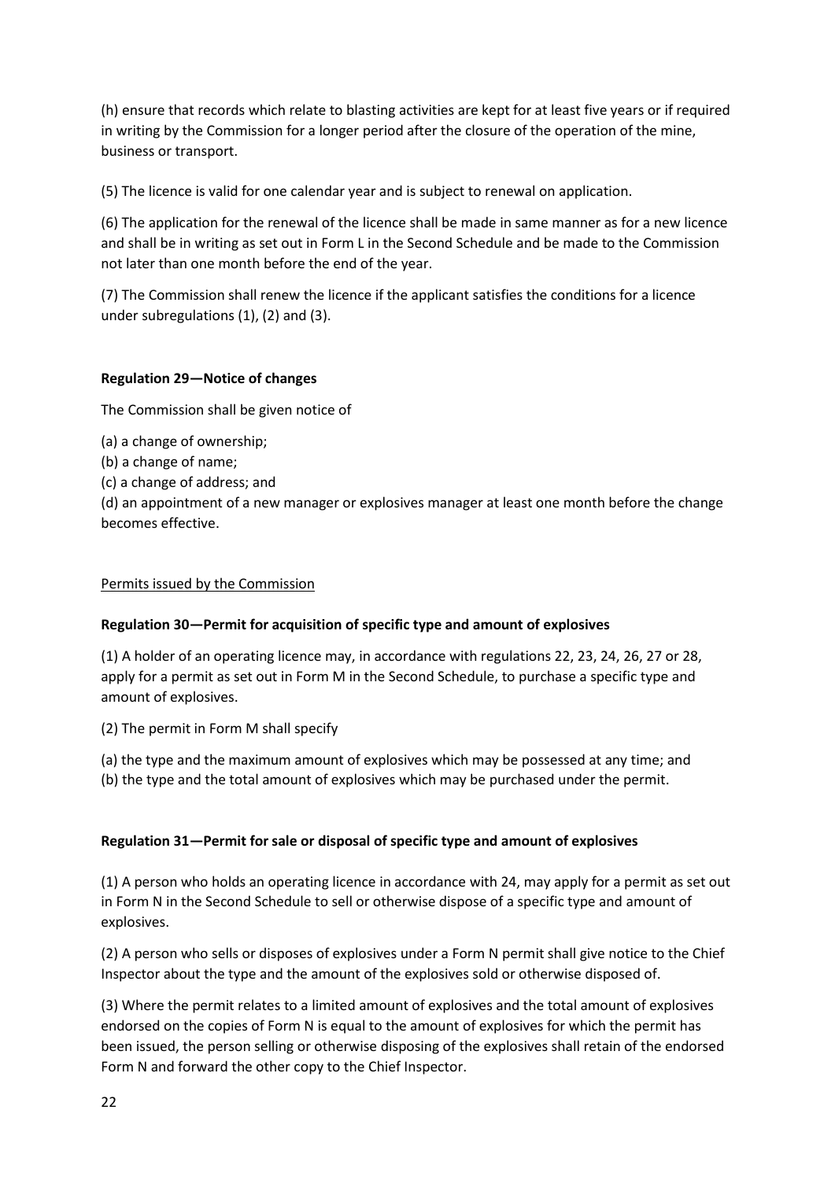(h) ensure that records which relate to blasting activities are kept for at least five years or if required in writing by the Commission for a longer period after the closure of the operation of the mine, business or transport.

(5) The licence is valid for one calendar year and is subject to renewal on application.

(6) The application for the renewal of the licence shall be made in same manner as for a new licence and shall be in writing as set out in Form L in the Second Schedule and be made to the Commission not later than one month before the end of the year.

(7) The Commission shall renew the licence if the applicant satisfies the conditions for a licence under subregulations (1), (2) and (3).

**Regulation 29—Notice of changes**

The Commission shall be given notice of

(a) a change of ownership;
(b) a change of name;
(c) a change of address; and
(d) an appointment of a new manager or explosives manager at least one month before the change becomes effective.

Permits issued by the Commission

**Regulation 30—Permit for acquisition of specific type and amount of explosives**

(1) A holder of an operating licence may, in accordance with regulations 22, 23, 24, 26, 27 or 28, apply for a permit as set out in Form M in the Second Schedule, to purchase a specific type and amount of explosives.

(2) The permit in Form M shall specify

(a) the type and the maximum amount of explosives which may be possessed at any time; and
(b) the type and the total amount of explosives which may be purchased under the permit.

**Regulation 31—Permit for sale or disposal of specific type and amount of explosives**

(1) A person who holds an operating licence in accordance with 24, may apply for a permit as set out in Form N in the Second Schedule to sell or otherwise dispose of a specific type and amount of explosives.

(2) A person who sells or disposes of explosives under a Form N permit shall give notice to the Chief Inspector about the type and the amount of the explosives sold or otherwise disposed of.

(3) Where the permit relates to a limited amount of explosives and the total amount of explosives endorsed on the copies of Form N is equal to the amount of explosives for which the permit has been issued, the person selling or otherwise disposing of the explosives shall retain of the endorsed Form N and forward the other copy to the Chief Inspector.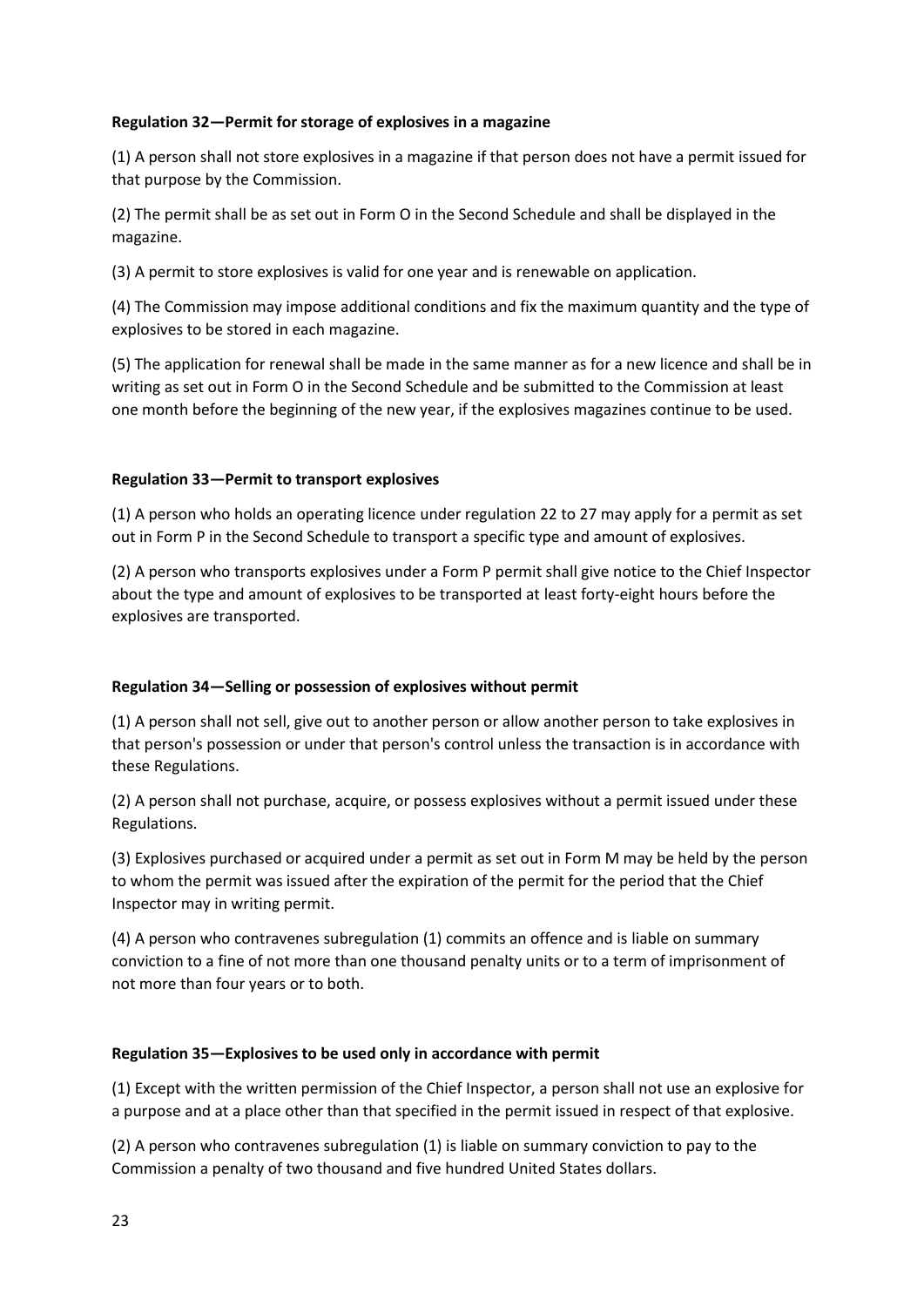**Regulation 32—Permit for storage of explosives in a magazine**

(1) A person shall not store explosives in a magazine if that person does not have a permit issued for that purpose by the Commission.

(2) The permit shall be as set out in Form O in the Second Schedule and shall be displayed in the magazine.

(3) A permit to store explosives is valid for one year and is renewable on application.

(4) The Commission may impose additional conditions and fix the maximum quantity and the type of explosives to be stored in each magazine.

(5) The application for renewal shall be made in the same manner as for a new licence and shall be in writing as set out in Form O in the Second Schedule and be submitted to the Commission at least one month before the beginning of the new year, if the explosives magazines continue to be used.

**Regulation 33—Permit to transport explosives**

(1) A person who holds an operating licence under regulation 22 to 27 may apply for a permit as set out in Form P in the Second Schedule to transport a specific type and amount of explosives.

(2) A person who transports explosives under a Form P permit shall give notice to the Chief Inspector about the type and amount of explosives to be transported at least forty-eight hours before the explosives are transported.

**Regulation 34—Selling or possession of explosives without permit**

(1) A person shall not sell, give out to another person or allow another person to take explosives in that person's possession or under that person's control unless the transaction is in accordance with these Regulations.

(2) A person shall not purchase, acquire, or possess explosives without a permit issued under these Regulations.

(3) Explosives purchased or acquired under a permit as set out in Form M may be held by the person to whom the permit was issued after the expiration of the permit for the period that the Chief Inspector may in writing permit.

(4) A person who contravenes subregulation (1) commits an offence and is liable on summary conviction to a fine of not more than one thousand penalty units or to a term of imprisonment of not more than four years or to both.

**Regulation 35—Explosives to be used only in accordance with permit**

(1) Except with the written permission of the Chief Inspector, a person shall not use an explosive for a purpose and at a place other than that specified in the permit issued in respect of that explosive.

(2) A person who contravenes subregulation (1) is liable on summary conviction to pay to the Commission a penalty of two thousand and five hundred United States dollars.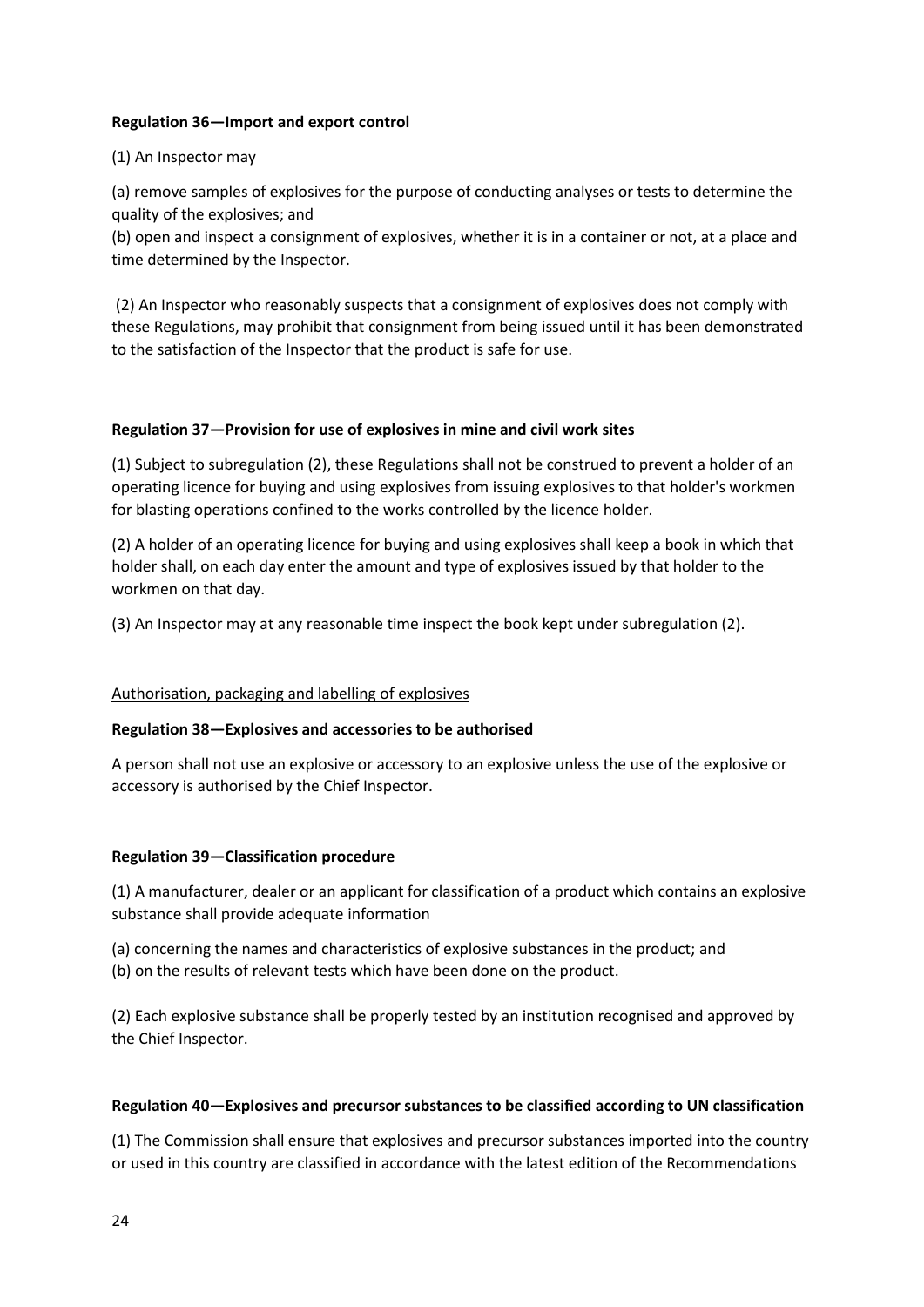**Regulation 36—Import and export control**

(1) An Inspector may

(a) remove samples of explosives for the purpose of conducting analyses or tests to determine the quality of the explosives; and
(b) open and inspect a consignment of explosives, whether it is in a container or not, at a place and time determined by the Inspector.

(2) An Inspector who reasonably suspects that a consignment of explosives does not comply with these Regulations, may prohibit that consignment from being issued until it has been demonstrated to the satisfaction of the Inspector that the product is safe for use.

**Regulation 37—Provision for use of explosives in mine and civil work sites**

(1) Subject to subregulation (2), these Regulations shall not be construed to prevent a holder of an operating licence for buying and using explosives from issuing explosives to that holder's workmen for blasting operations confined to the works controlled by the licence holder.

(2) A holder of an operating licence for buying and using explosives shall keep a book in which that holder shall, on each day enter the amount and type of explosives issued by that holder to the workmen on that day.

(3) An Inspector may at any reasonable time inspect the book kept under subregulation (2).

Authorisation, packaging and labelling of explosives

**Regulation 38—Explosives and accessories to be authorised**

A person shall not use an explosive or accessory to an explosive unless the use of the explosive or accessory is authorised by the Chief Inspector.

**Regulation 39—Classification procedure**

(1) A manufacturer, dealer or an applicant for classification of a product which contains an explosive substance shall provide adequate information

(a) concerning the names and characteristics of explosive substances in the product; and
(b) on the results of relevant tests which have been done on the product.

(2) Each explosive substance shall be properly tested by an institution recognised and approved by the Chief Inspector.

**Regulation 40—Explosives and precursor substances to be classified according to UN classification**

(1) The Commission shall ensure that explosives and precursor substances imported into the country or used in this country are classified in accordance with the latest edition of the Recommendations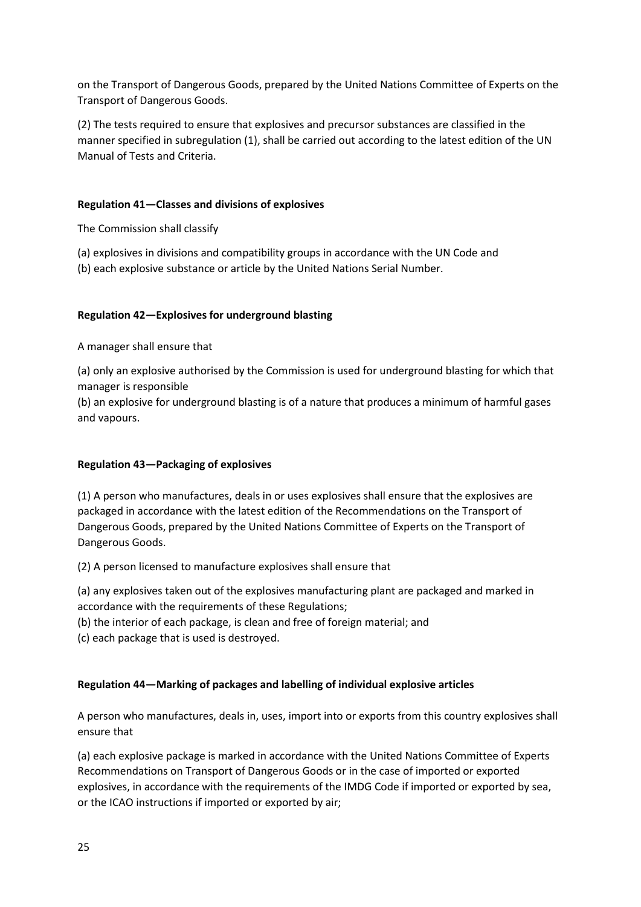on the Transport of Dangerous Goods, prepared by the United Nations Committee of Experts on the Transport of Dangerous Goods.

(2) The tests required to ensure that explosives and precursor substances are classified in the manner specified in subregulation (1), shall be carried out according to the latest edition of the UN Manual of Tests and Criteria.

**Regulation 41—Classes and divisions of explosives**

The Commission shall classify

(a) explosives in divisions and compatibility groups in accordance with the UN Code and
(b) each explosive substance or article by the United Nations Serial Number.

**Regulation 42—Explosives for underground blasting**

A manager shall ensure that

(a) only an explosive authorised by the Commission is used for underground blasting for which that manager is responsible
(b) an explosive for underground blasting is of a nature that produces a minimum of harmful gases and vapours.

**Regulation 43—Packaging of explosives**

(1) A person who manufactures, deals in or uses explosives shall ensure that the explosives are packaged in accordance with the latest edition of the Recommendations on the Transport of Dangerous Goods, prepared by the United Nations Committee of Experts on the Transport of Dangerous Goods.

(2) A person licensed to manufacture explosives shall ensure that

(a) any explosives taken out of the explosives manufacturing plant are packaged and marked in accordance with the requirements of these Regulations;
(b) the interior of each package, is clean and free of foreign material; and
(c) each package that is used is destroyed.

**Regulation 44—Marking of packages and labelling of individual explosive articles**

A person who manufactures, deals in, uses, import into or exports from this country explosives shall ensure that

(a) each explosive package is marked in accordance with the United Nations Committee of Experts Recommendations on Transport of Dangerous Goods or in the case of imported or exported explosives, in accordance with the requirements of the IMDG Code if imported or exported by sea, or the ICAO instructions if imported or exported by air;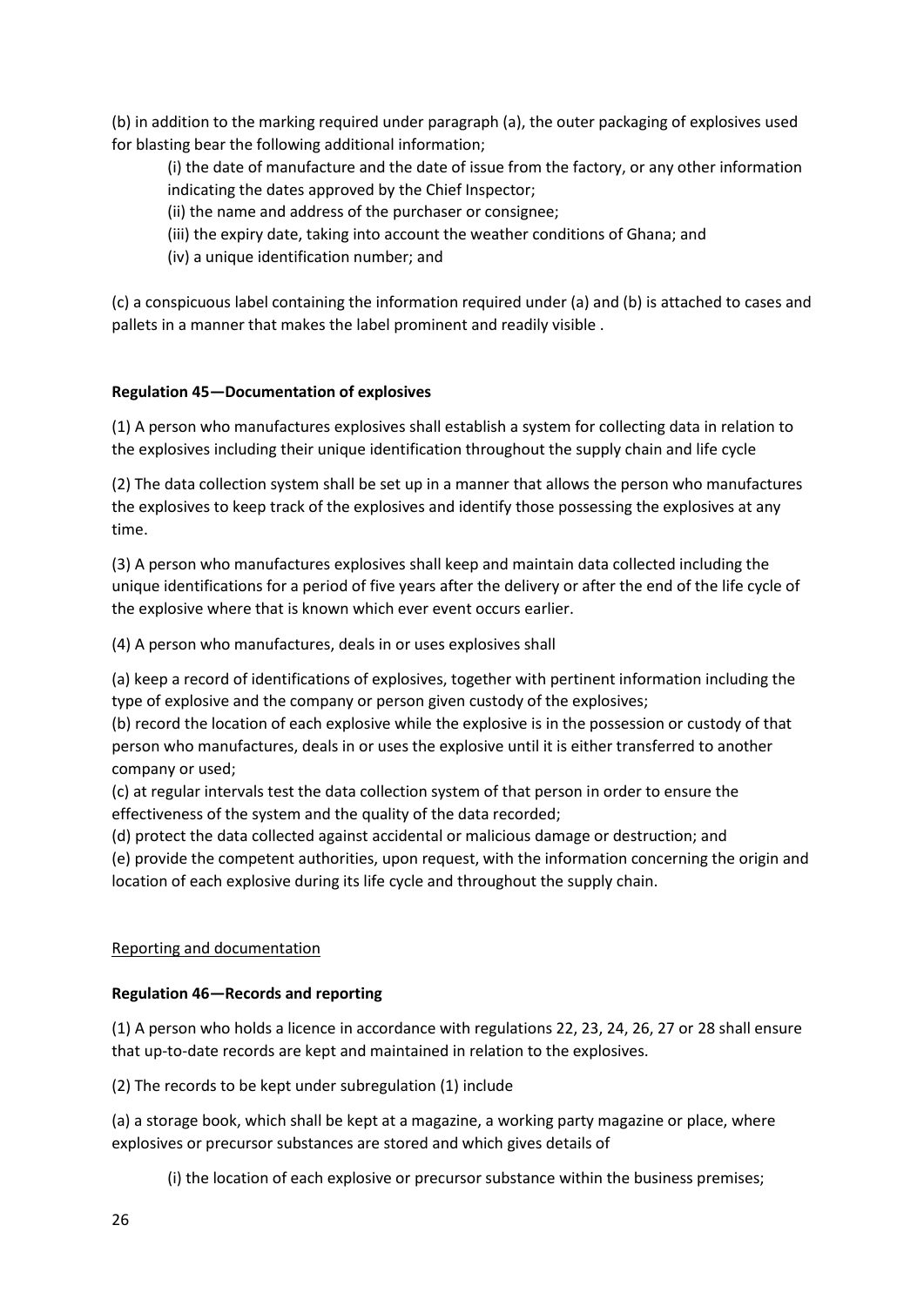(b) in addition to the marking required under paragraph (a), the outer packaging of explosives used for blasting bear the following additional information;

(i) the date of manufacture and the date of issue from the factory, or any other information indicating the dates approved by the Chief Inspector;

(ii) the name and address of the purchaser or consignee;

(iii) the expiry date, taking into account the weather conditions of Ghana; and

(iv) a unique identification number; and

(c) a conspicuous label containing the information required under (a) and (b) is attached to cases and pallets in a manner that makes the label prominent and readily visible .

**Regulation 45—Documentation of explosives**

(1) A person who manufactures explosives shall establish a system for collecting data in relation to the explosives including their unique identification throughout the supply chain and life cycle

(2) The data collection system shall be set up in a manner that allows the person who manufactures the explosives to keep track of the explosives and identify those possessing the explosives at any time.

(3) A person who manufactures explosives shall keep and maintain data collected including the unique identifications for a period of five years after the delivery or after the end of the life cycle of the explosive where that is known which ever event occurs earlier.

(4) A person who manufactures, deals in or uses explosives shall

(a) keep a record of identifications of explosives, together with pertinent information including the type of explosive and the company or person given custody of the explosives;

(b) record the location of each explosive while the explosive is in the possession or custody of that person who manufactures, deals in or uses the explosive until it is either transferred to another company or used;

(c) at regular intervals test the data collection system of that person in order to ensure the effectiveness of the system and the quality of the data recorded;

(d) protect the data collected against accidental or malicious damage or destruction; and

(e) provide the competent authorities, upon request, with the information concerning the origin and location of each explosive during its life cycle and throughout the supply chain.

Reporting and documentation

**Regulation 46—Records and reporting**

(1) A person who holds a licence in accordance with regulations 22, 23, 24, 26, 27 or 28 shall ensure that up-to-date records are kept and maintained in relation to the explosives.

(2) The records to be kept under subregulation (1) include

(a) a storage book, which shall be kept at a magazine, a working party magazine or place, where explosives or precursor substances are stored and which gives details of

(i) the location of each explosive or precursor substance within the business premises;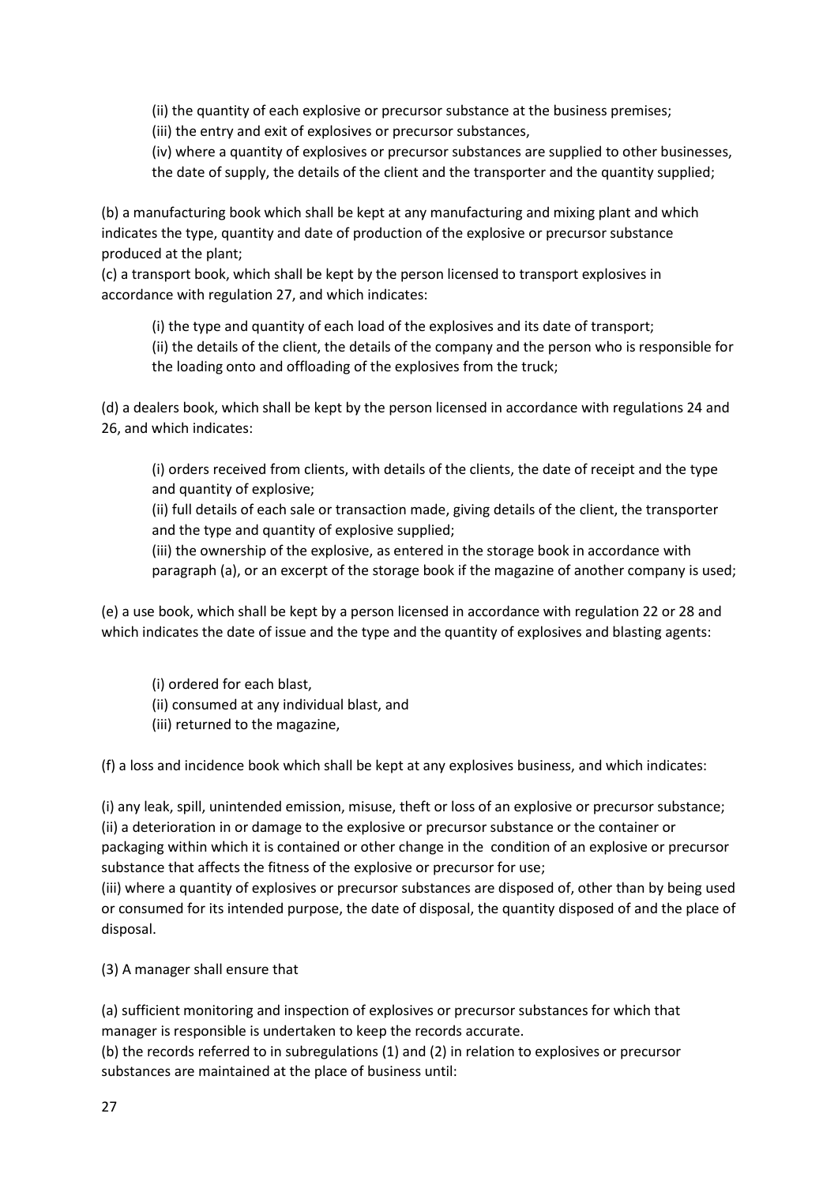(ii) the quantity of each explosive or precursor substance at the business premises;

(iii) the entry and exit of explosives or precursor substances,

(iv) where a quantity of explosives or precursor substances are supplied to other businesses, the date of supply, the details of the client and the transporter and the quantity supplied;

(b) a manufacturing book which shall be kept at any manufacturing and mixing plant and which indicates the type, quantity and date of production of the explosive or precursor substance produced at the plant;

(c) a transport book, which shall be kept by the person licensed to transport explosives in accordance with regulation 27, and which indicates:

(i) the type and quantity of each load of the explosives and its date of transport;

(ii) the details of the client, the details of the company and the person who is responsible for the loading onto and offloading of the explosives from the truck;

(d) a dealers book, which shall be kept by the person licensed in accordance with regulations 24 and 26, and which indicates:

(i) orders received from clients, with details of the clients, the date of receipt and the type and quantity of explosive;

(ii) full details of each sale or transaction made, giving details of the client, the transporter and the type and quantity of explosive supplied;

(iii) the ownership of the explosive, as entered in the storage book in accordance with paragraph (a), or an excerpt of the storage book if the magazine of another company is used;

(e) a use book, which shall be kept by a person licensed in accordance with regulation 22 or 28 and which indicates the date of issue and the type and the quantity of explosives and blasting agents:

(i) ordered for each blast,

(ii) consumed at any individual blast, and

(iii) returned to the magazine,

(f) a loss and incidence book which shall be kept at any explosives business, and which indicates:

(i) any leak, spill, unintended emission, misuse, theft or loss of an explosive or precursor substance;

(ii) a deterioration in or damage to the explosive or precursor substance or the container or packaging within which it is contained or other change in the condition of an explosive or precursor substance that affects the fitness of the explosive or precursor for use;

(iii) where a quantity of explosives or precursor substances are disposed of, other than by being used or consumed for its intended purpose, the date of disposal, the quantity disposed of and the place of disposal.

(3) A manager shall ensure that

(a) sufficient monitoring and inspection of explosives or precursor substances for which that manager is responsible is undertaken to keep the records accurate.

(b) the records referred to in subregulations (1) and (2) in relation to explosives or precursor substances are maintained at the place of business until: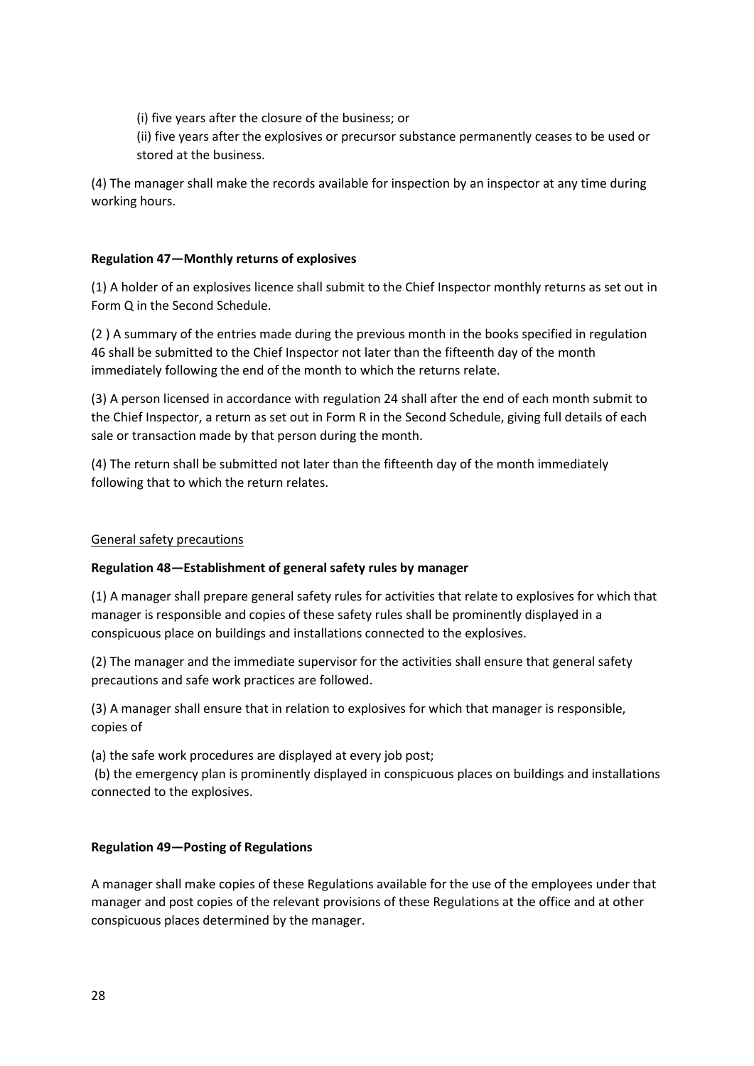(i) five years after the closure of the business; or

(ii) five years after the explosives or precursor substance permanently ceases to be used or stored at the business.

(4) The manager shall make the records available for inspection by an inspector at any time during working hours.

**Regulation 47—Monthly returns of explosives**

(1) A holder of an explosives licence shall submit to the Chief Inspector monthly returns as set out in Form Q in the Second Schedule.

(2 ) A summary of the entries made during the previous month in the books specified in regulation 46 shall be submitted to the Chief Inspector not later than the fifteenth day of the month immediately following the end of the month to which the returns relate.

(3) A person licensed in accordance with regulation 24 shall after the end of each month submit to the Chief Inspector, a return as set out in Form R in the Second Schedule, giving full details of each sale or transaction made by that person during the month.

(4) The return shall be submitted not later than the fifteenth day of the month immediately following that to which the return relates.

General safety precautions

**Regulation 48—Establishment of general safety rules by manager**

(1) A manager shall prepare general safety rules for activities that relate to explosives for which that manager is responsible and copies of these safety rules shall be prominently displayed in a conspicuous place on buildings and installations connected to the explosives.

(2) The manager and the immediate supervisor for the activities shall ensure that general safety precautions and safe work practices are followed.

(3) A manager shall ensure that in relation to explosives for which that manager is responsible, copies of

(a) the safe work procedures are displayed at every job post;

(b) the emergency plan is prominently displayed in conspicuous places on buildings and installations connected to the explosives.

**Regulation 49—Posting of Regulations**

A manager shall make copies of these Regulations available for the use of the employees under that manager and post copies of the relevant provisions of these Regulations at the office and at other conspicuous places determined by the manager.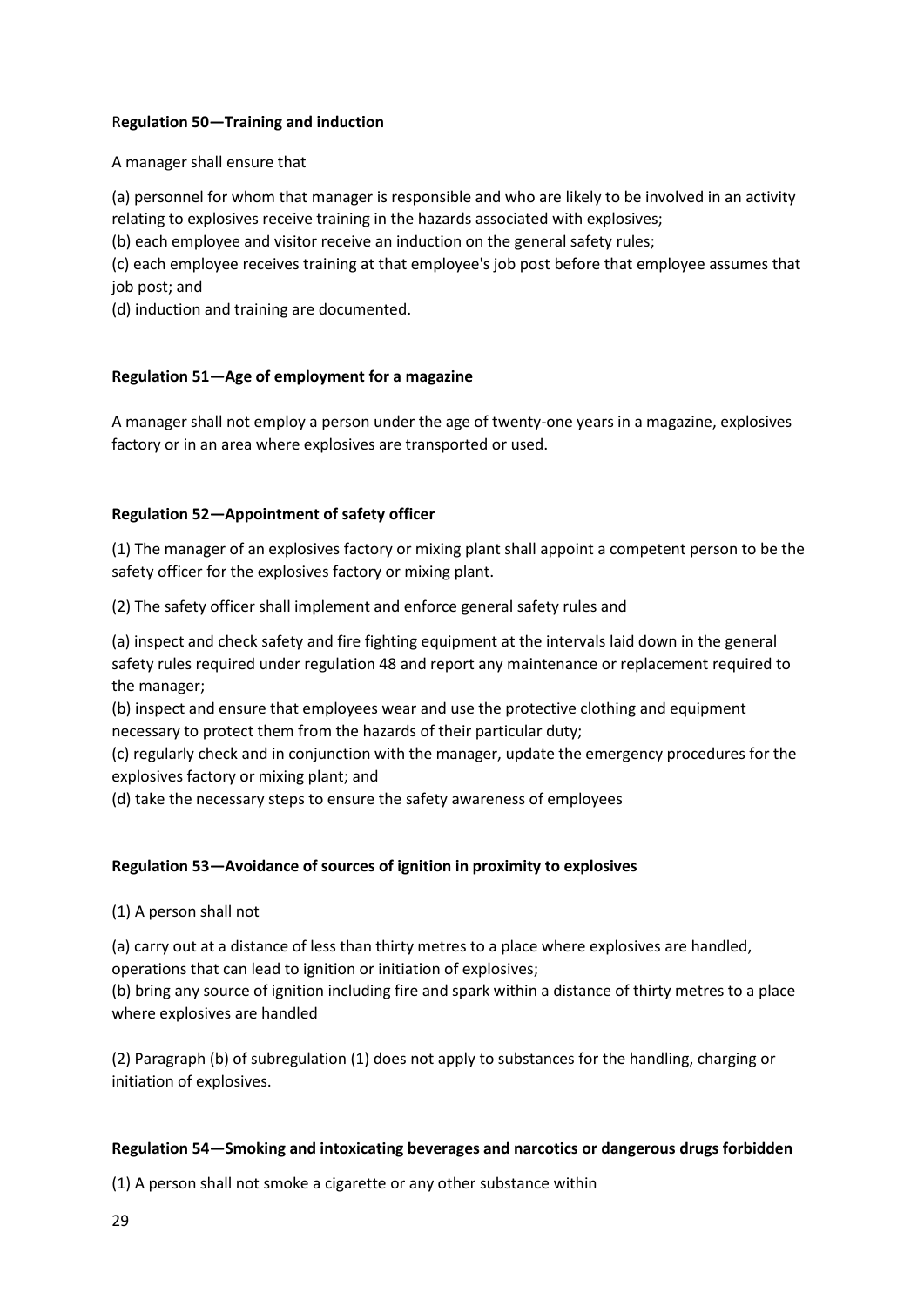**Regulation 50—Training and induction**

A manager shall ensure that

(a) personnel for whom that manager is responsible and who are likely to be involved in an activity relating to explosives receive training in the hazards associated with explosives;
(b) each employee and visitor receive an induction on the general safety rules;
(c) each employee receives training at that employee's job post before that employee assumes that job post; and
(d) induction and training are documented.

**Regulation 51—Age of employment for a magazine**

A manager shall not employ a person under the age of twenty-one years in a magazine, explosives factory or in an area where explosives are transported or used.

**Regulation 52—Appointment of safety officer**

(1) The manager of an explosives factory or mixing plant shall appoint a competent person to be the safety officer for the explosives factory or mixing plant.

(2) The safety officer shall implement and enforce general safety rules and

(a) inspect and check safety and fire fighting equipment at the intervals laid down in the general safety rules required under regulation 48 and report any maintenance or replacement required to the manager;
(b) inspect and ensure that employees wear and use the protective clothing and equipment necessary to protect them from the hazards of their particular duty;
(c) regularly check and in conjunction with the manager, update the emergency procedures for the explosives factory or mixing plant; and
(d) take the necessary steps to ensure the safety awareness of employees

**Regulation 53—Avoidance of sources of ignition in proximity to explosives**

(1) A person shall not

(a) carry out at a distance of less than thirty metres to a place where explosives are handled, operations that can lead to ignition or initiation of explosives;
(b) bring any source of ignition including fire and spark within a distance of thirty metres to a place where explosives are handled

(2) Paragraph (b) of subregulation (1) does not apply to substances for the handling, charging or initiation of explosives.

**Regulation 54—Smoking and intoxicating beverages and narcotics or dangerous drugs forbidden**

(1) A person shall not smoke a cigarette or any other substance within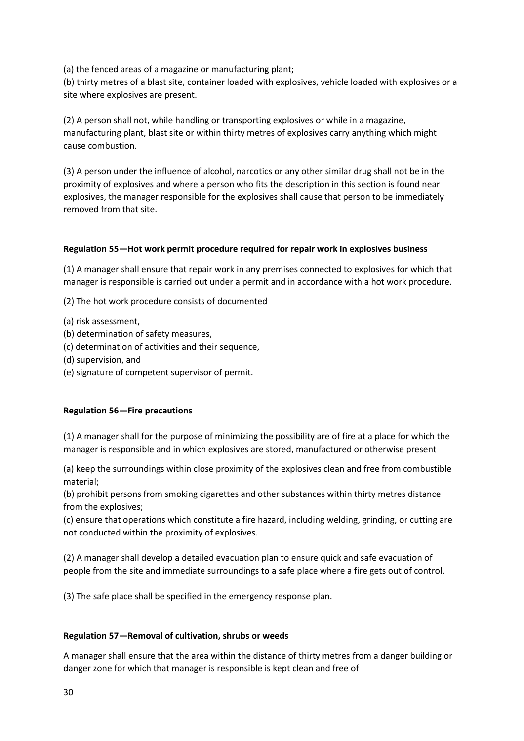(a) the fenced areas of a magazine or manufacturing plant;

(b) thirty metres of a blast site, container loaded with explosives, vehicle loaded with explosives or a site where explosives are present.

(2) A person shall not, while handling or transporting explosives or while in a magazine, manufacturing plant, blast site or within thirty metres of explosives carry anything which might cause combustion.

(3) A person under the influence of alcohol, narcotics or any other similar drug shall not be in the proximity of explosives and where a person who fits the description in this section is found near explosives, the manager responsible for the explosives shall cause that person to be immediately removed from that site.

**Regulation 55—Hot work permit procedure required for repair work in explosives business**

(1) A manager shall ensure that repair work in any premises connected to explosives for which that manager is responsible is carried out under a permit and in accordance with a hot work procedure.

(2) The hot work procedure consists of documented

(a) risk assessment,

(b) determination of safety measures,

(c) determination of activities and their sequence,

(d) supervision, and

(e) signature of competent supervisor of permit.

**Regulation 56—Fire precautions**

(1) A manager shall for the purpose of minimizing the possibility are of fire at a place for which the manager is responsible and in which explosives are stored, manufactured or otherwise present

(a) keep the surroundings within close proximity of the explosives clean and free from combustible material;

(b) prohibit persons from smoking cigarettes and other substances within thirty metres distance from the explosives;

(c) ensure that operations which constitute a fire hazard, including welding, grinding, or cutting are not conducted within the proximity of explosives.

(2) A manager shall develop a detailed evacuation plan to ensure quick and safe evacuation of people from the site and immediate surroundings to a safe place where a fire gets out of control.

(3) The safe place shall be specified in the emergency response plan.

**Regulation 57—Removal of cultivation, shrubs or weeds**

A manager shall ensure that the area within the distance of thirty metres from a danger building or danger zone for which that manager is responsible is kept clean and free of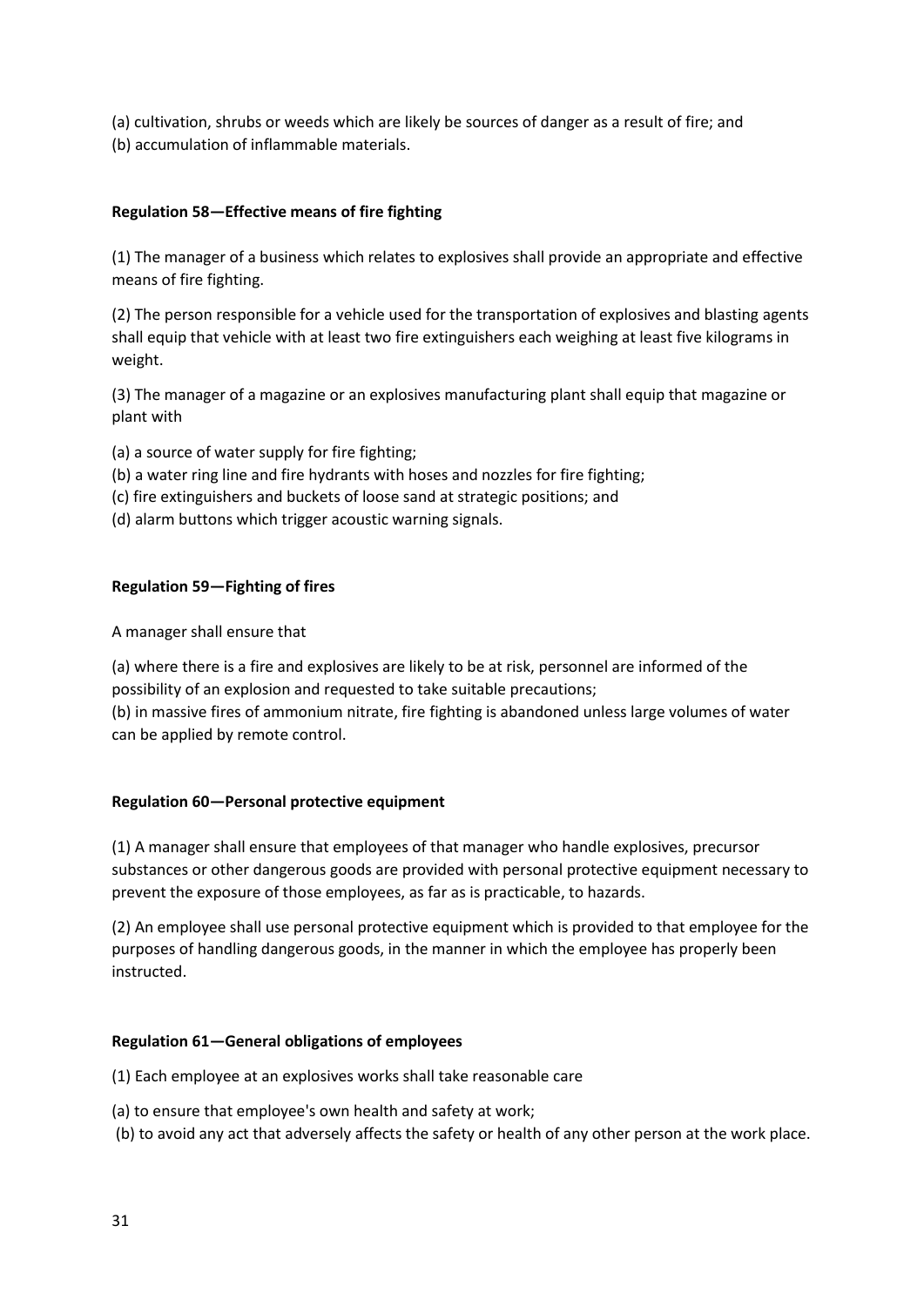(a) cultivation, shrubs or weeds which are likely be sources of danger as a result of fire; and
(b) accumulation of inflammable materials.

**Regulation 58—Effective means of fire fighting**

(1) The manager of a business which relates to explosives shall provide an appropriate and effective means of fire fighting.

(2) The person responsible for a vehicle used for the transportation of explosives and blasting agents shall equip that vehicle with at least two fire extinguishers each weighing at least five kilograms in weight.

(3) The manager of a magazine or an explosives manufacturing plant shall equip that magazine or plant with

(a) a source of water supply for fire fighting;
(b) a water ring line and fire hydrants with hoses and nozzles for fire fighting;
(c) fire extinguishers and buckets of loose sand at strategic positions; and
(d) alarm buttons which trigger acoustic warning signals.

**Regulation 59—Fighting of fires**

A manager shall ensure that

(a) where there is a fire and explosives are likely to be at risk, personnel are informed of the possibility of an explosion and requested to take suitable precautions;
(b) in massive fires of ammonium nitrate, fire fighting is abandoned unless large volumes of water can be applied by remote control.

**Regulation 60—Personal protective equipment**

(1) A manager shall ensure that employees of that manager who handle explosives, precursor substances or other dangerous goods are provided with personal protective equipment necessary to prevent the exposure of those employees, as far as is practicable, to hazards.

(2) An employee shall use personal protective equipment which is provided to that employee for the purposes of handling dangerous goods, in the manner in which the employee has properly been instructed.

**Regulation 61—General obligations of employees**

(1) Each employee at an explosives works shall take reasonable care

(a) to ensure that employee's own health and safety at work;
(b) to avoid any act that adversely affects the safety or health of any other person at the work place.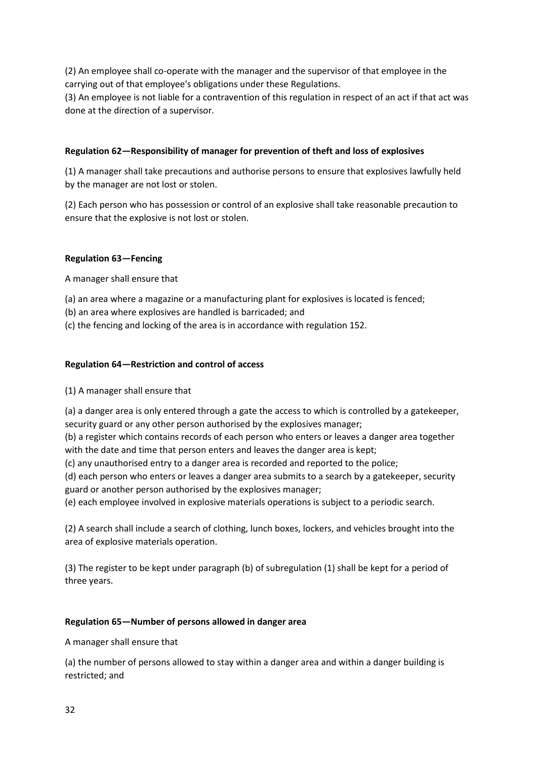(2) An employee shall co-operate with the manager and the supervisor of that employee in the carrying out of that employee's obligations under these Regulations.
(3) An employee is not liable for a contravention of this regulation in respect of an act if that act was done at the direction of a supervisor.

**Regulation 62—Responsibility of manager for prevention of theft and loss of explosives**

(1) A manager shall take precautions and authorise persons to ensure that explosives lawfully held by the manager are not lost or stolen.

(2) Each person who has possession or control of an explosive shall take reasonable precaution to ensure that the explosive is not lost or stolen.

**Regulation 63—Fencing**

A manager shall ensure that

(a) an area where a magazine or a manufacturing plant for explosives is located is fenced;
(b) an area where explosives are handled is barricaded; and
(c) the fencing and locking of the area is in accordance with regulation 152.

**Regulation 64—Restriction and control of access**

(1) A manager shall ensure that

(a) a danger area is only entered through a gate the access to which is controlled by a gatekeeper, security guard or any other person authorised by the explosives manager;
(b) a register which contains records of each person who enters or leaves a danger area together with the date and time that person enters and leaves the danger area is kept;
(c) any unauthorised entry to a danger area is recorded and reported to the police;
(d) each person who enters or leaves a danger area submits to a search by a gatekeeper, security guard or another person authorised by the explosives manager;
(e) each employee involved in explosive materials operations is subject to a periodic search.

(2) A search shall include a search of clothing, lunch boxes, lockers, and vehicles brought into the area of explosive materials operation.

(3) The register to be kept under paragraph (b) of subregulation (1) shall be kept for a period of three years.

**Regulation 65—Number of persons allowed in danger area**

A manager shall ensure that

(a) the number of persons allowed to stay within a danger area and within a danger building is restricted; and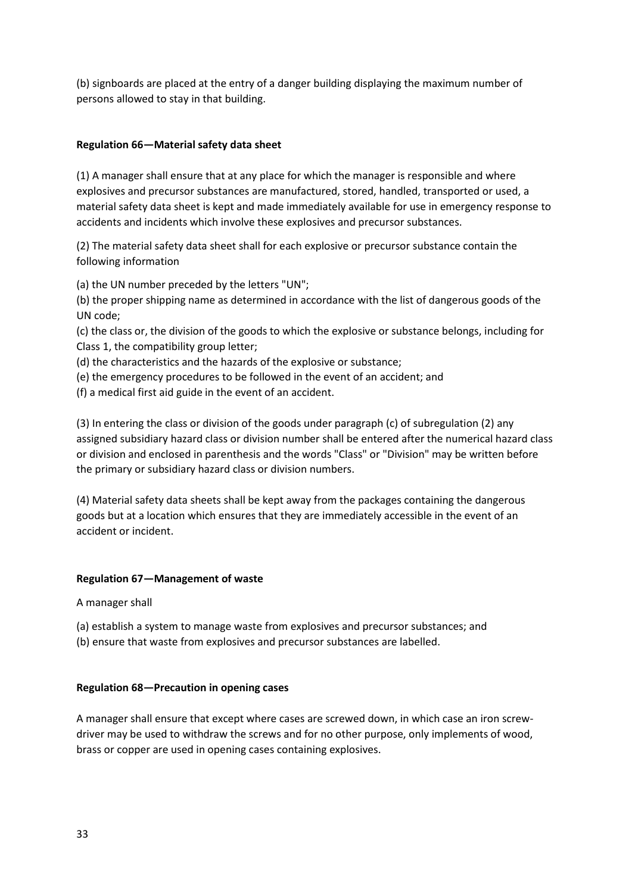(b) signboards are placed at the entry of a danger building displaying the maximum number of persons allowed to stay in that building.

**Regulation 66—Material safety data sheet**

(1) A manager shall ensure that at any place for which the manager is responsible and where explosives and precursor substances are manufactured, stored, handled, transported or used, a material safety data sheet is kept and made immediately available for use in emergency response to accidents and incidents which involve these explosives and precursor substances.

(2) The material safety data sheet shall for each explosive or precursor substance contain the following information

(a) the UN number preceded by the letters "UN";
(b) the proper shipping name as determined in accordance with the list of dangerous goods of the UN code;
(c) the class or, the division of the goods to which the explosive or substance belongs, including for Class 1, the compatibility group letter;
(d) the characteristics and the hazards of the explosive or substance;
(e) the emergency procedures to be followed in the event of an accident; and
(f) a medical first aid guide in the event of an accident.

(3) In entering the class or division of the goods under paragraph (c) of subregulation (2) any assigned subsidiary hazard class or division number shall be entered after the numerical hazard class or division and enclosed in parenthesis and the words "Class" or "Division" may be written before the primary or subsidiary hazard class or division numbers.

(4) Material safety data sheets shall be kept away from the packages containing the dangerous goods but at a location which ensures that they are immediately accessible in the event of an accident or incident.

**Regulation 67—Management of waste**

A manager shall

(a) establish a system to manage waste from explosives and precursor substances; and
(b) ensure that waste from explosives and precursor substances are labelled.

**Regulation 68—Precaution in opening cases**

A manager shall ensure that except where cases are screwed down, in which case an iron screw-driver may be used to withdraw the screws and for no other purpose, only implements of wood, brass or copper are used in opening cases containing explosives.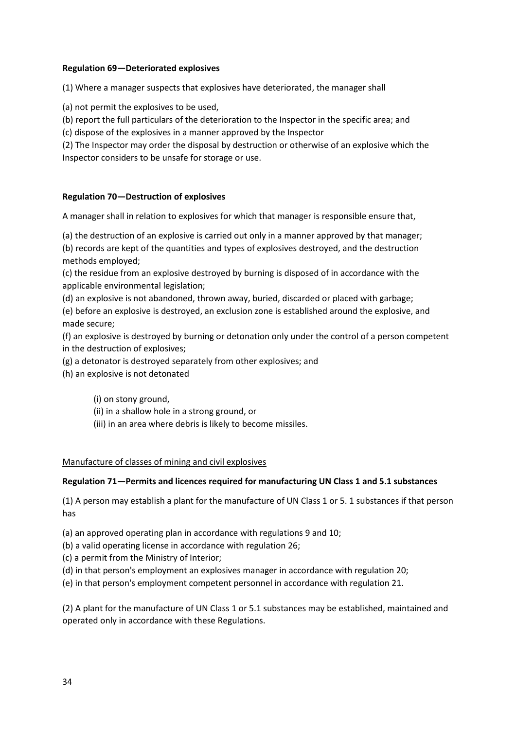**Regulation 69—Deteriorated explosives**

(1) Where a manager suspects that explosives have deteriorated, the manager shall

(a) not permit the explosives to be used,

(b) report the full particulars of the deterioration to the Inspector in the specific area; and

(c) dispose of the explosives in a manner approved by the Inspector

(2) The Inspector may order the disposal by destruction or otherwise of an explosive which the Inspector considers to be unsafe for storage or use.

**Regulation 70—Destruction of explosives**

A manager shall in relation to explosives for which that manager is responsible ensure that,

(a) the destruction of an explosive is carried out only in a manner approved by that manager;

(b) records are kept of the quantities and types of explosives destroyed, and the destruction methods employed;

(c) the residue from an explosive destroyed by burning is disposed of in accordance with the applicable environmental legislation;

(d) an explosive is not abandoned, thrown away, buried, discarded or placed with garbage;

(e) before an explosive is destroyed, an exclusion zone is established around the explosive, and made secure;

(f) an explosive is destroyed by burning or detonation only under the control of a person competent in the destruction of explosives;

(g) a detonator is destroyed separately from other explosives; and

(h) an explosive is not detonated

(i) on stony ground,

(ii) in a shallow hole in a strong ground, or

(iii) in an area where debris is likely to become missiles.

<u>Manufacture of classes of mining and civil explosives</u>

**Regulation 71—Permits and licences required for manufacturing UN Class 1 and 5.1 substances**

(1) A person may establish a plant for the manufacture of UN Class 1 or 5. 1 substances if that person has

(a) an approved operating plan in accordance with regulations 9 and 10;

(b) a valid operating license in accordance with regulation 26;

(c) a permit from the Ministry of Interior;

(d) in that person's employment an explosives manager in accordance with regulation 20;

(e) in that person's employment competent personnel in accordance with regulation 21.

(2) A plant for the manufacture of UN Class 1 or 5.1 substances may be established, maintained and operated only in accordance with these Regulations.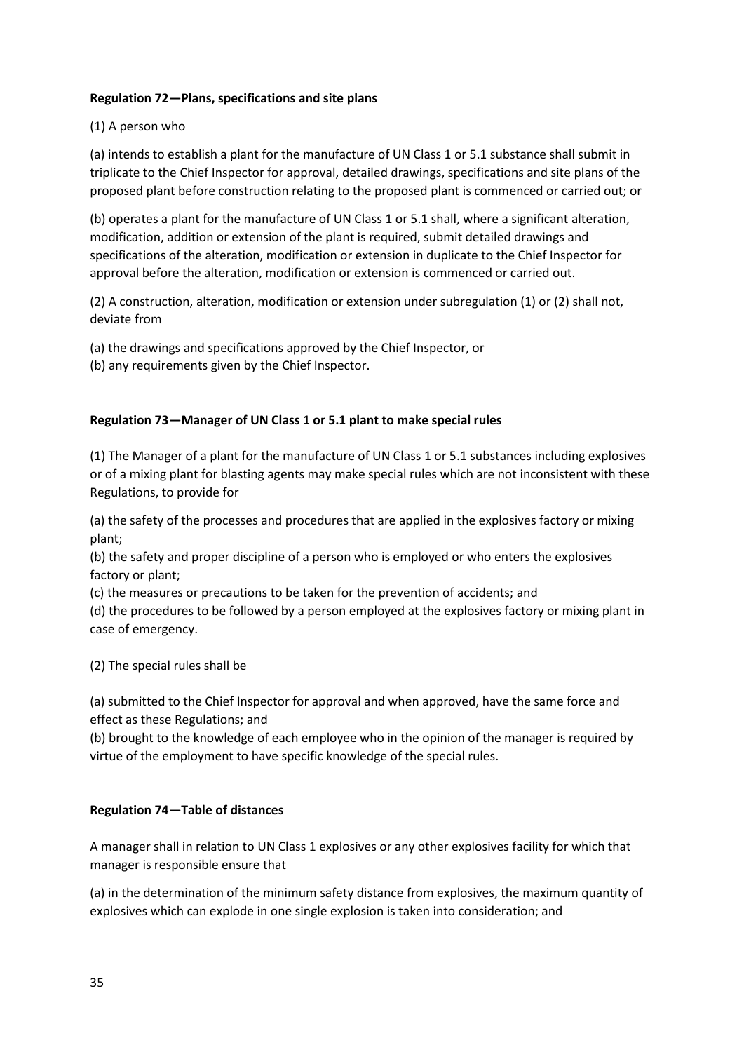**Regulation 72—Plans, specifications and site plans**

(1) A person who

(a) intends to establish a plant for the manufacture of UN Class 1 or 5.1 substance shall submit in triplicate to the Chief Inspector for approval, detailed drawings, specifications and site plans of the proposed plant before construction relating to the proposed plant is commenced or carried out; or

(b) operates a plant for the manufacture of UN Class 1 or 5.1 shall, where a significant alteration, modification, addition or extension of the plant is required, submit detailed drawings and specifications of the alteration, modification or extension in duplicate to the Chief Inspector for approval before the alteration, modification or extension is commenced or carried out.

(2) A construction, alteration, modification or extension under subregulation (1) or (2) shall not, deviate from

(a) the drawings and specifications approved by the Chief Inspector, or
(b) any requirements given by the Chief Inspector.

**Regulation 73—Manager of UN Class 1 or 5.1 plant to make special rules**

(1) The Manager of a plant for the manufacture of UN Class 1 or 5.1 substances including explosives or of a mixing plant for blasting agents may make special rules which are not inconsistent with these Regulations, to provide for

(a) the safety of the processes and procedures that are applied in the explosives factory or mixing plant;
(b) the safety and proper discipline of a person who is employed or who enters the explosives factory or plant;
(c) the measures or precautions to be taken for the prevention of accidents; and
(d) the procedures to be followed by a person employed at the explosives factory or mixing plant in case of emergency.

(2) The special rules shall be

(a) submitted to the Chief Inspector for approval and when approved, have the same force and effect as these Regulations; and
(b) brought to the knowledge of each employee who in the opinion of the manager is required by virtue of the employment to have specific knowledge of the special rules.

**Regulation 74—Table of distances**

A manager shall in relation to UN Class 1 explosives or any other explosives facility for which that manager is responsible ensure that

(a) in the determination of the minimum safety distance from explosives, the maximum quantity of explosives which can explode in one single explosion is taken into consideration; and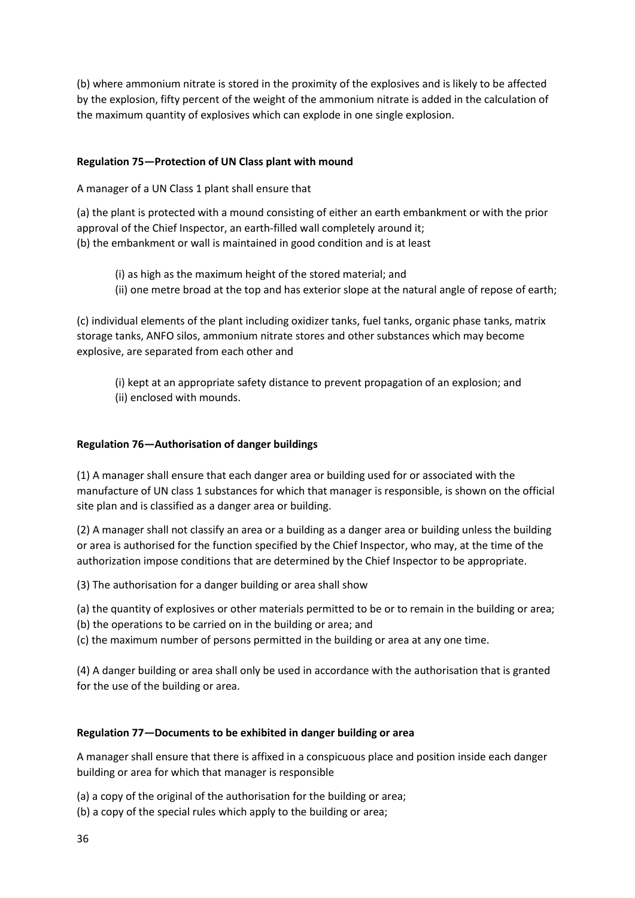(b) where ammonium nitrate is stored in the proximity of the explosives and is likely to be affected by the explosion, fifty percent of the weight of the ammonium nitrate is added in the calculation of the maximum quantity of explosives which can explode in one single explosion.

**Regulation 75—Protection of UN Class plant with mound**

A manager of a UN Class 1 plant shall ensure that

(a) the plant is protected with a mound consisting of either an earth embankment or with the prior approval of the Chief Inspector, an earth-filled wall completely around it;
(b) the embankment or wall is maintained in good condition and is at least

> (i) as high as the maximum height of the stored material; and
> (ii) one metre broad at the top and has exterior slope at the natural angle of repose of earth;

(c) individual elements of the plant including oxidizer tanks, fuel tanks, organic phase tanks, matrix storage tanks, ANFO silos, ammonium nitrate stores and other substances which may become explosive, are separated from each other and

> (i) kept at an appropriate safety distance to prevent propagation of an explosion; and
> (ii) enclosed with mounds.

**Regulation 76—Authorisation of danger buildings**

(1) A manager shall ensure that each danger area or building used for or associated with the manufacture of UN class 1 substances for which that manager is responsible, is shown on the official site plan and is classified as a danger area or building.

(2) A manager shall not classify an area or a building as a danger area or building unless the building or area is authorised for the function specified by the Chief Inspector, who may, at the time of the authorization impose conditions that are determined by the Chief Inspector to be appropriate.

(3) The authorisation for a danger building or area shall show

(a) the quantity of explosives or other materials permitted to be or to remain in the building or area;
(b) the operations to be carried on in the building or area; and
(c) the maximum number of persons permitted in the building or area at any one time.

(4) A danger building or area shall only be used in accordance with the authorisation that is granted for the use of the building or area.

**Regulation 77—Documents to be exhibited in danger building or area**

A manager shall ensure that there is affixed in a conspicuous place and position inside each danger building or area for which that manager is responsible

(a) a copy of the original of the authorisation for the building or area;
(b) a copy of the special rules which apply to the building or area;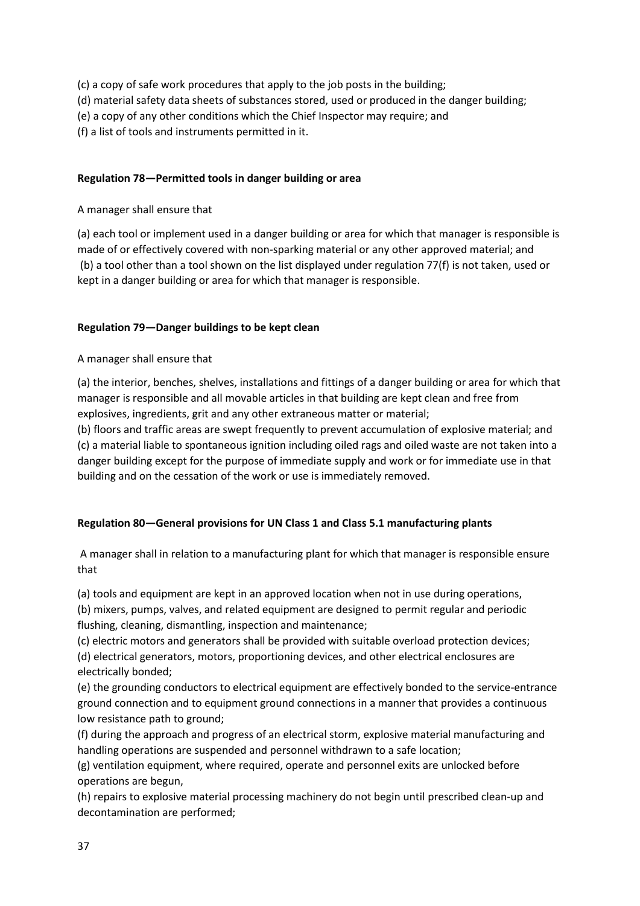(c) a copy of safe work procedures that apply to the job posts in the building;
(d) material safety data sheets of substances stored, used or produced in the danger building;
(e) a copy of any other conditions which the Chief Inspector may require; and
(f) a list of tools and instruments permitted in it.

**Regulation 78—Permitted tools in danger building or area**

A manager shall ensure that

(a) each tool or implement used in a danger building or area for which that manager is responsible is made of or effectively covered with non-sparking material or any other approved material; and
(b) a tool other than a tool shown on the list displayed under regulation 77(f) is not taken, used or kept in a danger building or area for which that manager is responsible.

**Regulation 79—Danger buildings to be kept clean**

A manager shall ensure that

(a) the interior, benches, shelves, installations and fittings of a danger building or area for which that manager is responsible and all movable articles in that building are kept clean and free from explosives, ingredients, grit and any other extraneous matter or material;
(b) floors and traffic areas are swept frequently to prevent accumulation of explosive material; and
(c) a material liable to spontaneous ignition including oiled rags and oiled waste are not taken into a danger building except for the purpose of immediate supply and work or for immediate use in that building and on the cessation of the work or use is immediately removed.

**Regulation 80—General provisions for UN Class 1 and Class 5.1 manufacturing plants**

A manager shall in relation to a manufacturing plant for which that manager is responsible ensure that

(a) tools and equipment are kept in an approved location when not in use during operations,
(b) mixers, pumps, valves, and related equipment are designed to permit regular and periodic flushing, cleaning, dismantling, inspection and maintenance;
(c) electric motors and generators shall be provided with suitable overload protection devices;
(d) electrical generators, motors, proportioning devices, and other electrical enclosures are electrically bonded;
(e) the grounding conductors to electrical equipment are effectively bonded to the service-entrance ground connection and to equipment ground connections in a manner that provides a continuous low resistance path to ground;
(f) during the approach and progress of an electrical storm, explosive material manufacturing and handling operations are suspended and personnel withdrawn to a safe location;
(g) ventilation equipment, where required, operate and personnel exits are unlocked before operations are begun,
(h) repairs to explosive material processing machinery do not begin until prescribed clean-up and decontamination are performed;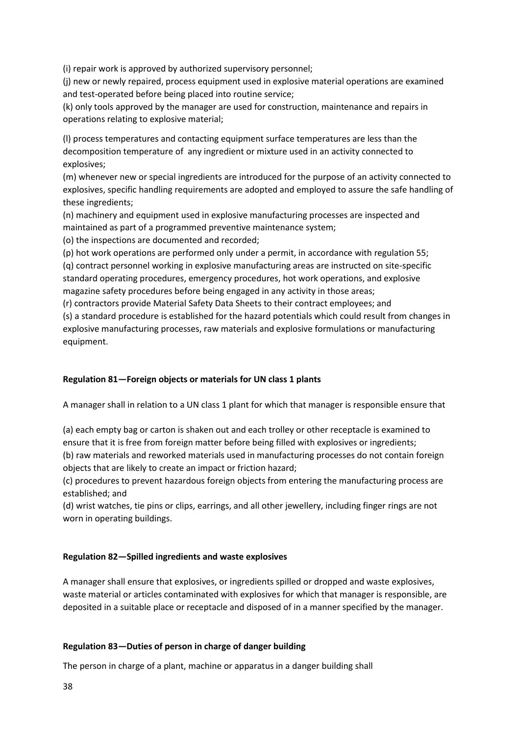(i) repair work is approved by authorized supervisory personnel;

(j) new or newly repaired, process equipment used in explosive material operations are examined and test-operated before being placed into routine service;

(k) only tools approved by the manager are used for construction, maintenance and repairs in operations relating to explosive material;

(l) process temperatures and contacting equipment surface temperatures are less than the decomposition temperature of any ingredient or mixture used in an activity connected to explosives;

(m) whenever new or special ingredients are introduced for the purpose of an activity connected to explosives, specific handling requirements are adopted and employed to assure the safe handling of these ingredients;

(n) machinery and equipment used in explosive manufacturing processes are inspected and maintained as part of a programmed preventive maintenance system;

(o) the inspections are documented and recorded;

(p) hot work operations are performed only under a permit, in accordance with regulation 55;

(q) contract personnel working in explosive manufacturing areas are instructed on site-specific standard operating procedures, emergency procedures, hot work operations, and explosive magazine safety procedures before being engaged in any activity in those areas;

(r) contractors provide Material Safety Data Sheets to their contract employees; and

(s) a standard procedure is established for the hazard potentials which could result from changes in explosive manufacturing processes, raw materials and explosive formulations or manufacturing equipment.

**Regulation 81—Foreign objects or materials for UN class 1 plants**

A manager shall in relation to a UN class 1 plant for which that manager is responsible ensure that

(a) each empty bag or carton is shaken out and each trolley or other receptacle is examined to ensure that it is free from foreign matter before being filled with explosives or ingredients;

(b) raw materials and reworked materials used in manufacturing processes do not contain foreign objects that are likely to create an impact or friction hazard;

(c) procedures to prevent hazardous foreign objects from entering the manufacturing process are established; and

(d) wrist watches, tie pins or clips, earrings, and all other jewellery, including finger rings are not worn in operating buildings.

**Regulation 82—Spilled ingredients and waste explosives**

A manager shall ensure that explosives, or ingredients spilled or dropped and waste explosives, waste material or articles contaminated with explosives for which that manager is responsible, are deposited in a suitable place or receptacle and disposed of in a manner specified by the manager.

**Regulation 83—Duties of person in charge of danger building**

The person in charge of a plant, machine or apparatus in a danger building shall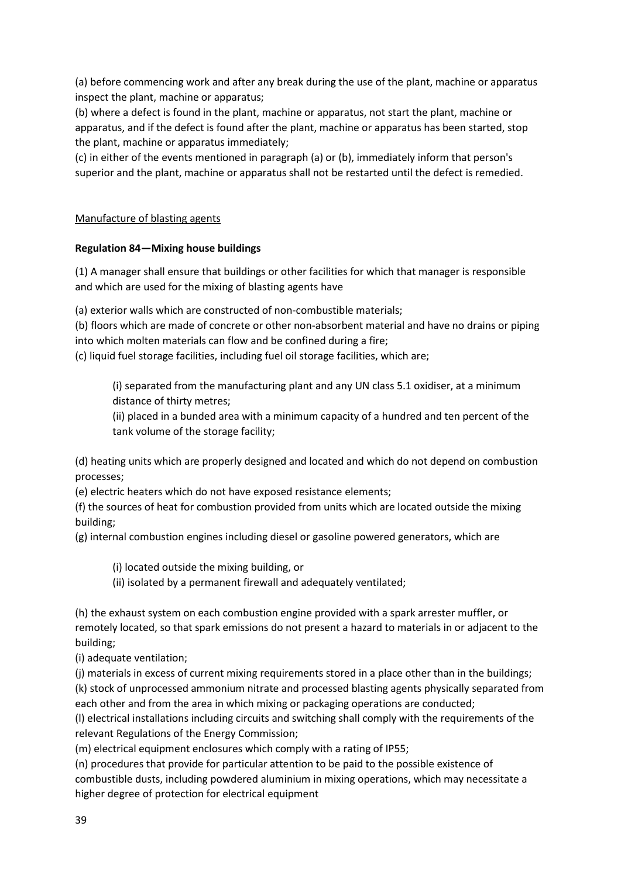(a) before commencing work and after any break during the use of the plant, machine or apparatus inspect the plant, machine or apparatus;
(b) where a defect is found in the plant, machine or apparatus, not start the plant, machine or apparatus, and if the defect is found after the plant, machine or apparatus has been started, stop the plant, machine or apparatus immediately;
(c) in either of the events mentioned in paragraph (a) or (b), immediately inform that person's superior and the plant, machine or apparatus shall not be restarted until the defect is remedied.

<u>Manufacture of blasting agents</u>

**Regulation 84—Mixing house buildings**

(1) A manager shall ensure that buildings or other facilities for which that manager is responsible and which are used for the mixing of blasting agents have

(a) exterior walls which are constructed of non-combustible materials;
(b) floors which are made of concrete or other non-absorbent material and have no drains or piping into which molten materials can flow and be confined during a fire;
(c) liquid fuel storage facilities, including fuel oil storage facilities, which are;

> (i) separated from the manufacturing plant and any UN class 5.1 oxidiser, at a minimum distance of thirty metres;
> (ii) placed in a bunded area with a minimum capacity of a hundred and ten percent of the tank volume of the storage facility;

(d) heating units which are properly designed and located and which do not depend on combustion processes;
(e) electric heaters which do not have exposed resistance elements;
(f) the sources of heat for combustion provided from units which are located outside the mixing building;
(g) internal combustion engines including diesel or gasoline powered generators, which are

> (i) located outside the mixing building, or
> (ii) isolated by a permanent firewall and adequately ventilated;

(h) the exhaust system on each combustion engine provided with a spark arrester muffler, or remotely located, so that spark emissions do not present a hazard to materials in or adjacent to the building;
(i) adequate ventilation;
(j) materials in excess of current mixing requirements stored in a place other than in the buildings;
(k) stock of unprocessed ammonium nitrate and processed blasting agents physically separated from each other and from the area in which mixing or packaging operations are conducted;
(l) electrical installations including circuits and switching shall comply with the requirements of the relevant Regulations of the Energy Commission;
(m) electrical equipment enclosures which comply with a rating of IP55;
(n) procedures that provide for particular attention to be paid to the possible existence of combustible dusts, including powdered aluminium in mixing operations, which may necessitate a higher degree of protection for electrical equipment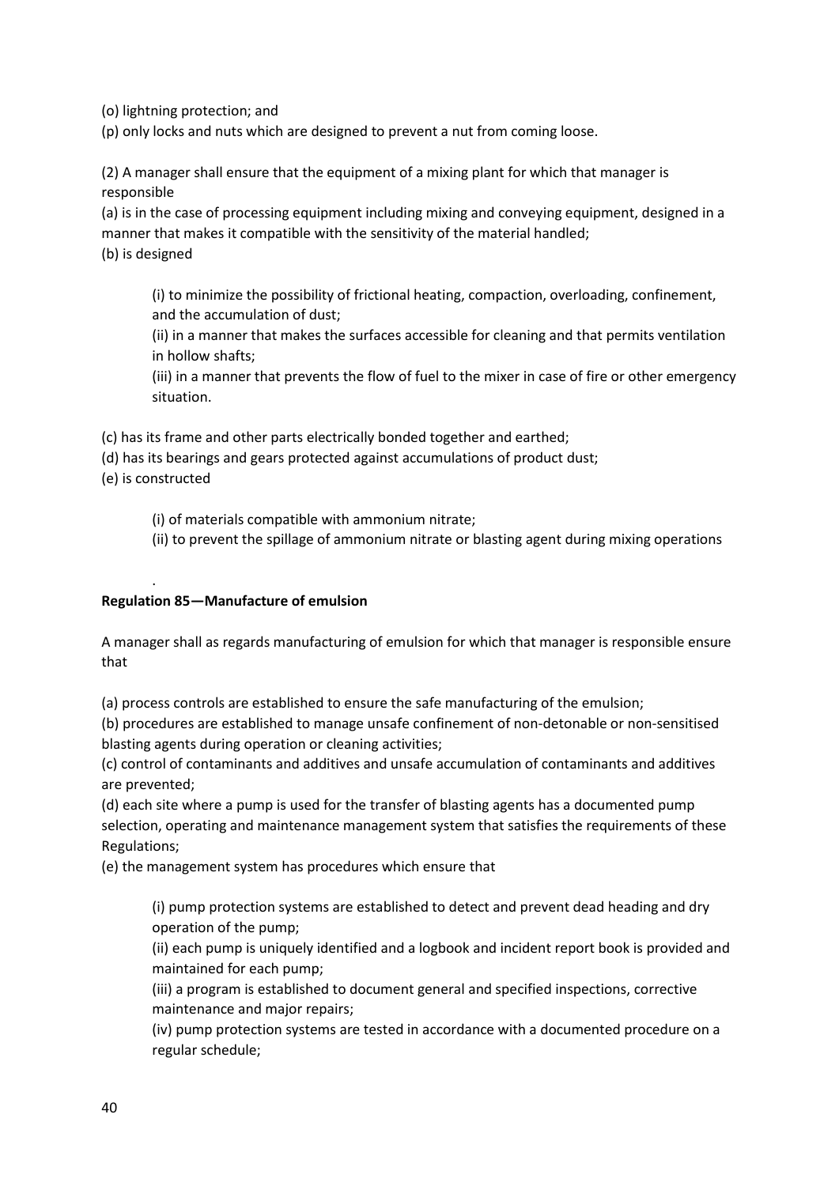(o) lightning protection; and

(p) only locks and nuts which are designed to prevent a nut from coming loose.

(2) A manager shall ensure that the equipment of a mixing plant for which that manager is responsible

(a) is in the case of processing equipment including mixing and conveying equipment, designed in a manner that makes it compatible with the sensitivity of the material handled;

(b) is designed

> (i) to minimize the possibility of frictional heating, compaction, overloading, confinement, and the accumulation of dust;
>
> (ii) in a manner that makes the surfaces accessible for cleaning and that permits ventilation in hollow shafts;
>
> (iii) in a manner that prevents the flow of fuel to the mixer in case of fire or other emergency situation.

(c) has its frame and other parts electrically bonded together and earthed;

(d) has its bearings and gears protected against accumulations of product dust;

(e) is constructed

> (i) of materials compatible with ammonium nitrate;
>
> (ii) to prevent the spillage of ammonium nitrate or blasting agent during mixing operations

.

**Regulation 85—Manufacture of emulsion**

A manager shall as regards manufacturing of emulsion for which that manager is responsible ensure that

(a) process controls are established to ensure the safe manufacturing of the emulsion;

(b) procedures are established to manage unsafe confinement of non-detonable or non-sensitised blasting agents during operation or cleaning activities;

(c) control of contaminants and additives and unsafe accumulation of contaminants and additives are prevented;

(d) each site where a pump is used for the transfer of blasting agents has a documented pump selection, operating and maintenance management system that satisfies the requirements of these Regulations;

(e) the management system has procedures which ensure that

> (i) pump protection systems are established to detect and prevent dead heading and dry operation of the pump;
>
> (ii) each pump is uniquely identified and a logbook and incident report book is provided and maintained for each pump;
>
> (iii) a program is established to document general and specified inspections, corrective maintenance and major repairs;
>
> (iv) pump protection systems are tested in accordance with a documented procedure on a regular schedule;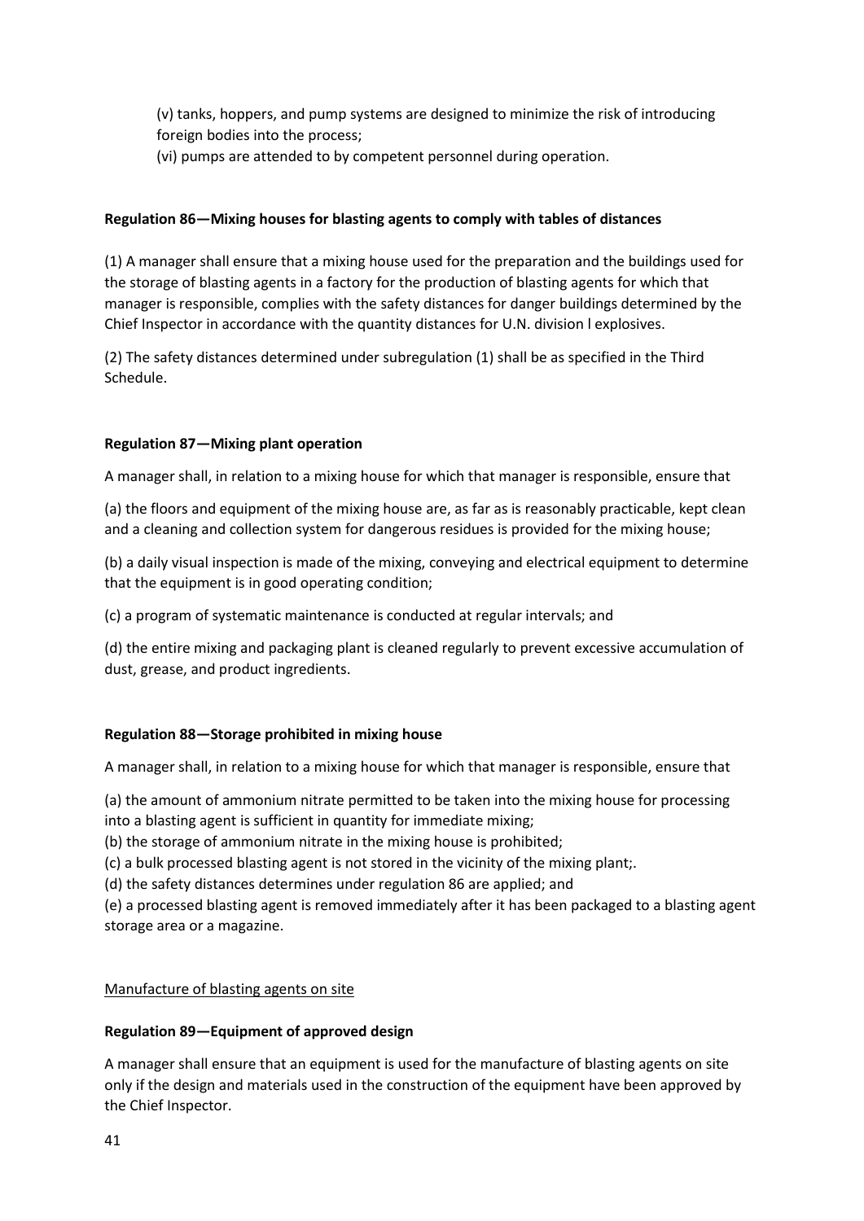(v) tanks, hoppers, and pump systems are designed to minimize the risk of introducing foreign bodies into the process;
(vi) pumps are attended to by competent personnel during operation.

**Regulation 86—Mixing houses for blasting agents to comply with tables of distances**

(1) A manager shall ensure that a mixing house used for the preparation and the buildings used for the storage of blasting agents in a factory for the production of blasting agents for which that manager is responsible, complies with the safety distances for danger buildings determined by the Chief Inspector in accordance with the quantity distances for U.N. division l explosives.

(2) The safety distances determined under subregulation (1) shall be as specified in the Third Schedule.

**Regulation 87—Mixing plant operation**

A manager shall, in relation to a mixing house for which that manager is responsible, ensure that

(a) the floors and equipment of the mixing house are, as far as is reasonably practicable, kept clean and a cleaning and collection system for dangerous residues is provided for the mixing house;

(b) a daily visual inspection is made of the mixing, conveying and electrical equipment to determine that the equipment is in good operating condition;

(c) a program of systematic maintenance is conducted at regular intervals; and

(d) the entire mixing and packaging plant is cleaned regularly to prevent excessive accumulation of dust, grease, and product ingredients.

**Regulation 88—Storage prohibited in mixing house**

A manager shall, in relation to a mixing house for which that manager is responsible, ensure that

(a) the amount of ammonium nitrate permitted to be taken into the mixing house for processing into a blasting agent is sufficient in quantity for immediate mixing;
(b) the storage of ammonium nitrate in the mixing house is prohibited;
(c) a bulk processed blasting agent is not stored in the vicinity of the mixing plant;.
(d) the safety distances determines under regulation 86 are applied; and
(e) a processed blasting agent is removed immediately after it has been packaged to a blasting agent storage area or a magazine.

<u>Manufacture of blasting agents on site</u>

**Regulation 89—Equipment of approved design**

A manager shall ensure that an equipment is used for the manufacture of blasting agents on site only if the design and materials used in the construction of the equipment have been approved by the Chief Inspector.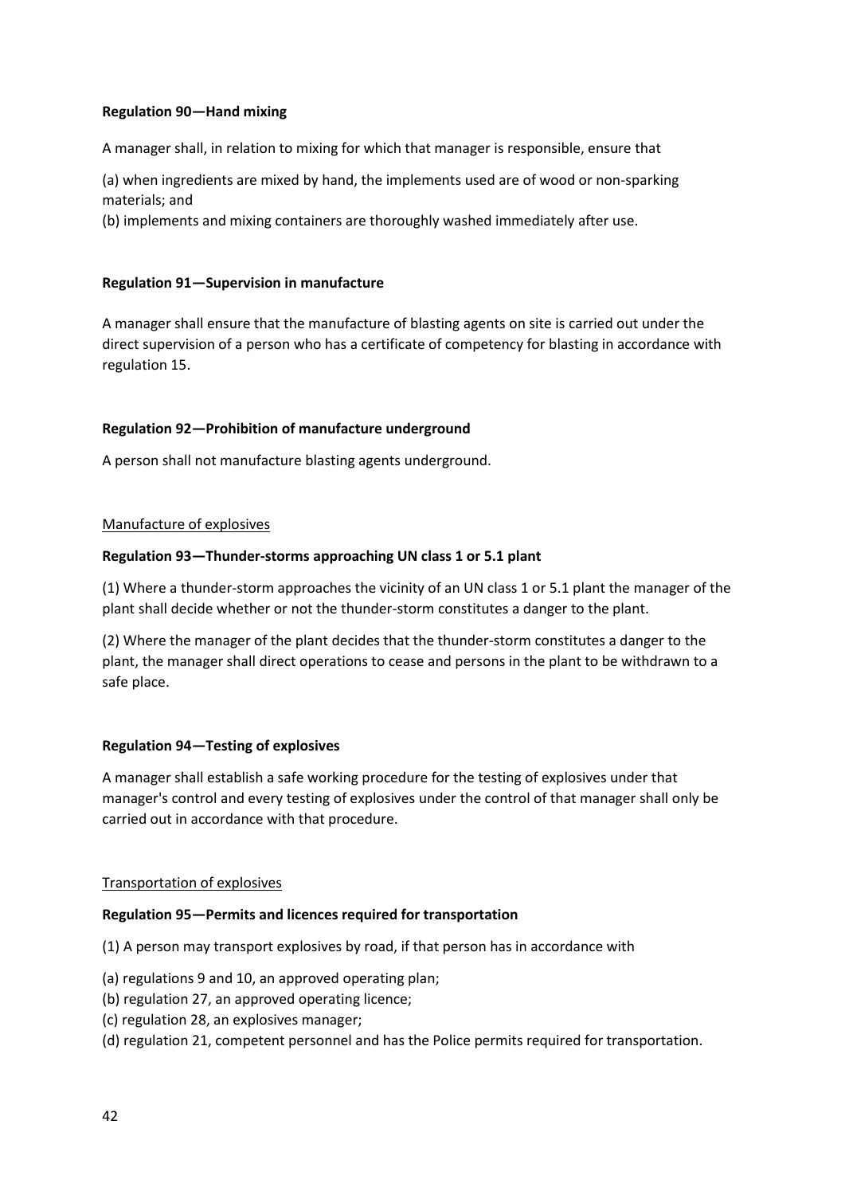**Regulation 90—Hand mixing**

A manager shall, in relation to mixing for which that manager is responsible, ensure that

(a) when ingredients are mixed by hand, the implements used are of wood or non-sparking materials; and
(b) implements and mixing containers are thoroughly washed immediately after use.

**Regulation 91—Supervision in manufacture**

A manager shall ensure that the manufacture of blasting agents on site is carried out under the direct supervision of a person who has a certificate of competency for blasting in accordance with regulation 15.

**Regulation 92—Prohibition of manufacture underground**

A person shall not manufacture blasting agents underground.

<u>Manufacture of explosives</u>

**Regulation 93—Thunder-storms approaching UN class 1 or 5.1 plant**

(1) Where a thunder-storm approaches the vicinity of an UN class 1 or 5.1 plant the manager of the plant shall decide whether or not the thunder-storm constitutes a danger to the plant.

(2) Where the manager of the plant decides that the thunder-storm constitutes a danger to the plant, the manager shall direct operations to cease and persons in the plant to be withdrawn to a safe place.

**Regulation 94—Testing of explosives**

A manager shall establish a safe working procedure for the testing of explosives under that manager's control and every testing of explosives under the control of that manager shall only be carried out in accordance with that procedure.

<u>Transportation of explosives</u>

**Regulation 95—Permits and licences required for transportation**

(1) A person may transport explosives by road, if that person has in accordance with

(a) regulations 9 and 10, an approved operating plan;
(b) regulation 27, an approved operating licence;
(c) regulation 28, an explosives manager;
(d) regulation 21, competent personnel and has the Police permits required for transportation.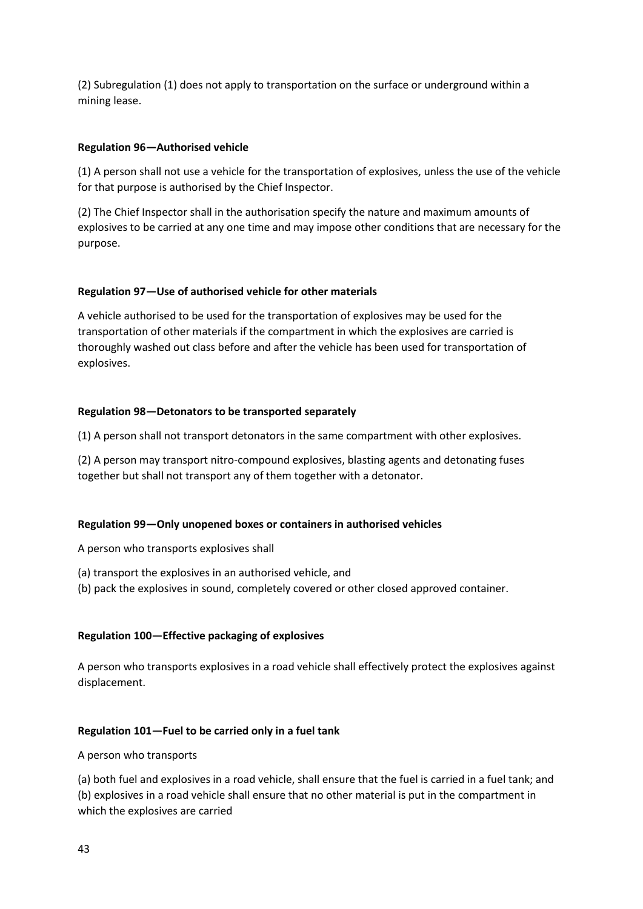(2) Subregulation (1) does not apply to transportation on the surface or underground within a mining lease.

**Regulation 96—Authorised vehicle**

(1) A person shall not use a vehicle for the transportation of explosives, unless the use of the vehicle for that purpose is authorised by the Chief Inspector.

(2) The Chief Inspector shall in the authorisation specify the nature and maximum amounts of explosives to be carried at any one time and may impose other conditions that are necessary for the purpose.

**Regulation 97—Use of authorised vehicle for other materials**

A vehicle authorised to be used for the transportation of explosives may be used for the transportation of other materials if the compartment in which the explosives are carried is thoroughly washed out class before and after the vehicle has been used for transportation of explosives.

**Regulation 98—Detonators to be transported separately**

(1) A person shall not transport detonators in the same compartment with other explosives.

(2) A person may transport nitro-compound explosives, blasting agents and detonating fuses together but shall not transport any of them together with a detonator.

**Regulation 99—Only unopened boxes or containers in authorised vehicles**

A person who transports explosives shall

(a) transport the explosives in an authorised vehicle, and
(b) pack the explosives in sound, completely covered or other closed approved container.

**Regulation 100—Effective packaging of explosives**

A person who transports explosives in a road vehicle shall effectively protect the explosives against displacement.

**Regulation 101—Fuel to be carried only in a fuel tank**

A person who transports

(a) both fuel and explosives in a road vehicle, shall ensure that the fuel is carried in a fuel tank; and
(b) explosives in a road vehicle shall ensure that no other material is put in the compartment in which the explosives are carried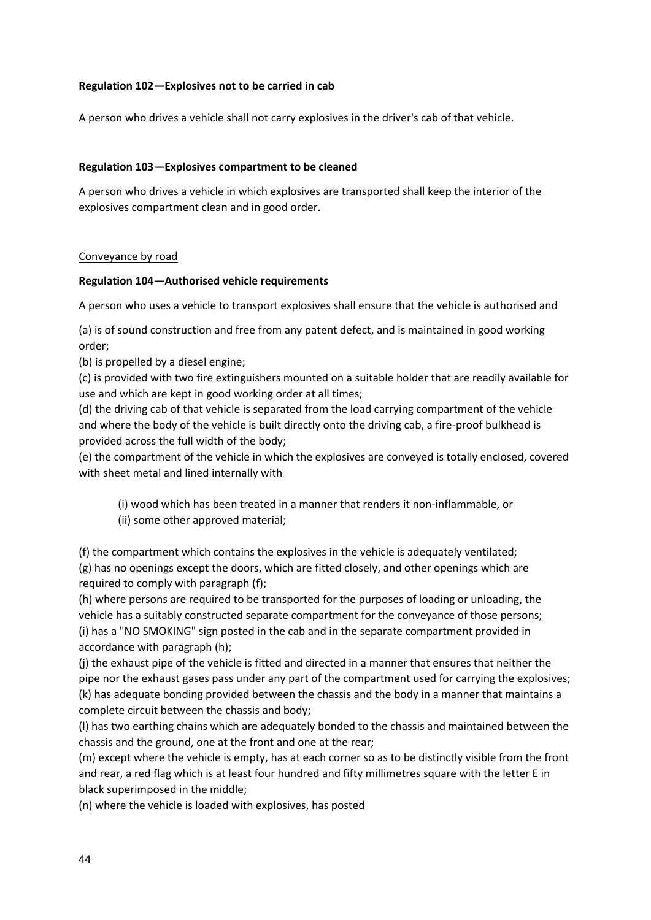**Regulation 102—Explosives not to be carried in cab**

A person who drives a vehicle shall not carry explosives in the driver's cab of that vehicle.

**Regulation 103—Explosives compartment to be cleaned**

A person who drives a vehicle in which explosives are transported shall keep the interior of the explosives compartment clean and in good order.

Conveyance by road

**Regulation 104—Authorised vehicle requirements**

A person who uses a vehicle to transport explosives shall ensure that the vehicle is authorised and

(a) is of sound construction and free from any patent defect, and is maintained in good working order;
(b) is propelled by a diesel engine;
(c) is provided with two fire extinguishers mounted on a suitable holder that are readily available for use and which are kept in good working order at all times;
(d) the driving cab of that vehicle is separated from the load carrying compartment of the vehicle and where the body of the vehicle is built directly onto the driving cab, a fire-proof bulkhead is provided across the full width of the body;
(e) the compartment of the vehicle in which the explosives are conveyed is totally enclosed, covered with sheet metal and lined internally with

> (i) wood which has been treated in a manner that renders it non-inflammable, or
> (ii) some other approved material;

(f) the compartment which contains the explosives in the vehicle is adequately ventilated;
(g) has no openings except the doors, which are fitted closely, and other openings which are required to comply with paragraph (f);
(h) where persons are required to be transported for the purposes of loading or unloading, the vehicle has a suitably constructed separate compartment for the conveyance of those persons;
(i) has a "NO SMOKING" sign posted in the cab and in the separate compartment provided in accordance with paragraph (h);
(j) the exhaust pipe of the vehicle is fitted and directed in a manner that ensures that neither the pipe nor the exhaust gases pass under any part of the compartment used for carrying the explosives;
(k) has adequate bonding provided between the chassis and the body in a manner that maintains a complete circuit between the chassis and body;
(l) has two earthing chains which are adequately bonded to the chassis and maintained between the chassis and the ground, one at the front and one at the rear;
(m) except where the vehicle is empty, has at each corner so as to be distinctly visible from the front and rear, a red flag which is at least four hundred and fifty millimetres square with the letter E in black superimposed in the middle;
(n) where the vehicle is loaded with explosives, has posted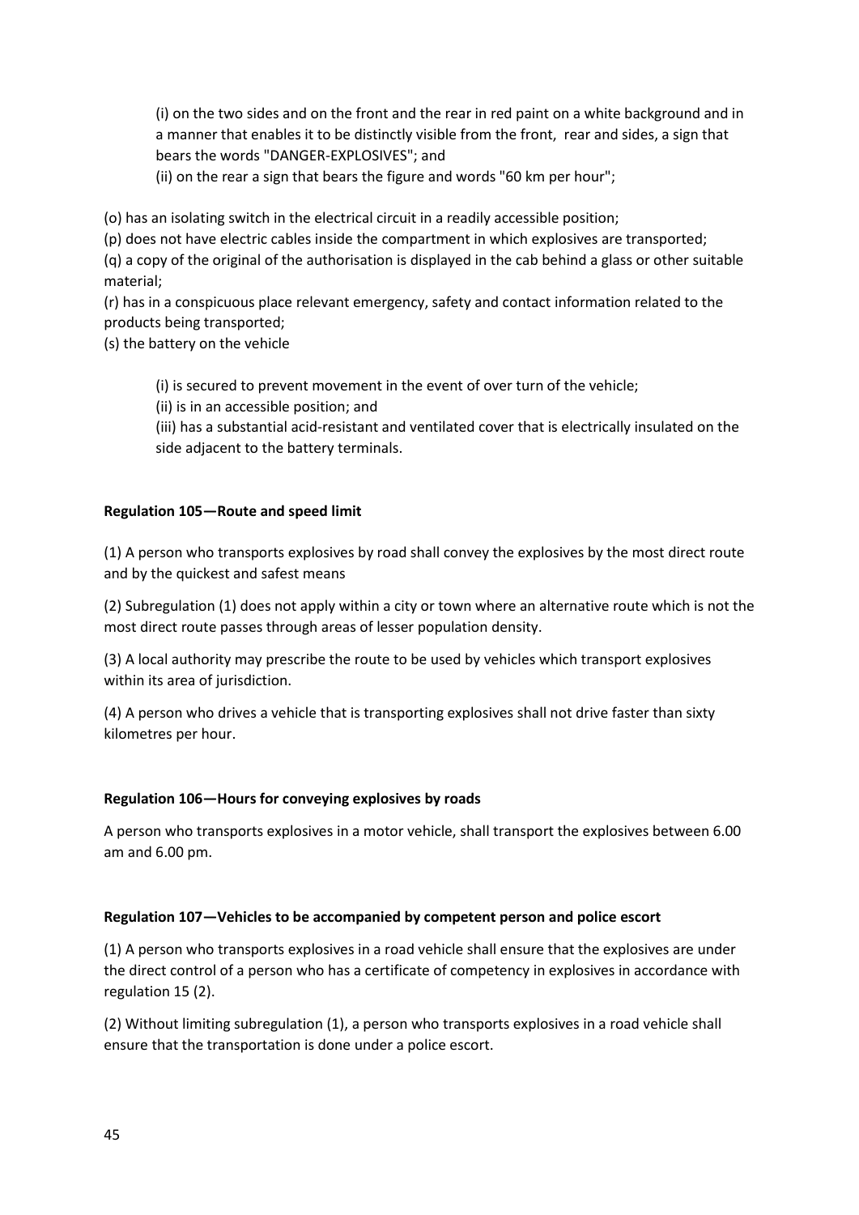(i) on the two sides and on the front and the rear in red paint on a white background and in a manner that enables it to be distinctly visible from the front, rear and sides, a sign that bears the words "DANGER-EXPLOSIVES"; and

(ii) on the rear a sign that bears the figure and words "60 km per hour";

(o) has an isolating switch in the electrical circuit in a readily accessible position;

(p) does not have electric cables inside the compartment in which explosives are transported;

(q) a copy of the original of the authorisation is displayed in the cab behind a glass or other suitable material;

(r) has in a conspicuous place relevant emergency, safety and contact information related to the products being transported;

(s) the battery on the vehicle

(i) is secured to prevent movement in the event of over turn of the vehicle;

(ii) is in an accessible position; and

(iii) has a substantial acid-resistant and ventilated cover that is electrically insulated on the side adjacent to the battery terminals.

**Regulation 105—Route and speed limit**

(1) A person who transports explosives by road shall convey the explosives by the most direct route and by the quickest and safest means

(2) Subregulation (1) does not apply within a city or town where an alternative route which is not the most direct route passes through areas of lesser population density.

(3) A local authority may prescribe the route to be used by vehicles which transport explosives within its area of jurisdiction.

(4) A person who drives a vehicle that is transporting explosives shall not drive faster than sixty kilometres per hour.

**Regulation 106—Hours for conveying explosives by roads**

A person who transports explosives in a motor vehicle, shall transport the explosives between 6.00 am and 6.00 pm.

**Regulation 107—Vehicles to be accompanied by competent person and police escort**

(1) A person who transports explosives in a road vehicle shall ensure that the explosives are under the direct control of a person who has a certificate of competency in explosives in accordance with regulation 15 (2).

(2) Without limiting subregulation (1), a person who transports explosives in a road vehicle shall ensure that the transportation is done under a police escort.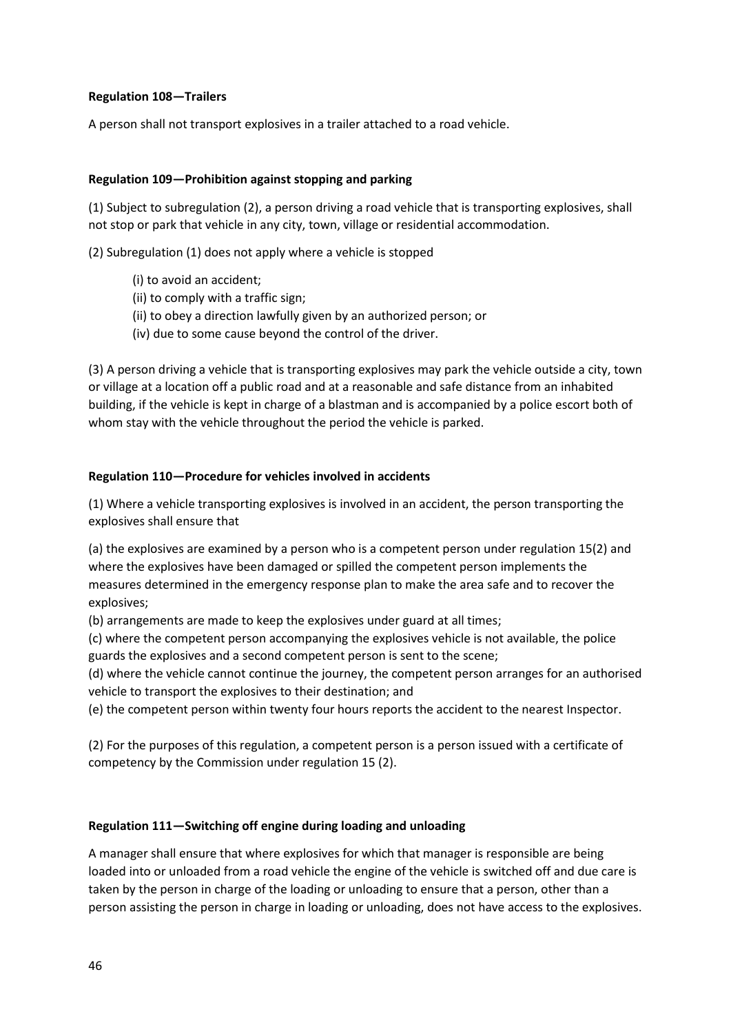**Regulation 108—Trailers**

A person shall not transport explosives in a trailer attached to a road vehicle.

**Regulation 109—Prohibition against stopping and parking**

(1) Subject to subregulation (2), a person driving a road vehicle that is transporting explosives, shall not stop or park that vehicle in any city, town, village or residential accommodation.

(2) Subregulation (1) does not apply where a vehicle is stopped

- (i) to avoid an accident;
- (ii) to comply with a traffic sign;
- (ii) to obey a direction lawfully given by an authorized person; or
- (iv) due to some cause beyond the control of the driver.

(3) A person driving a vehicle that is transporting explosives may park the vehicle outside a city, town or village at a location off a public road and at a reasonable and safe distance from an inhabited building, if the vehicle is kept in charge of a blastman and is accompanied by a police escort both of whom stay with the vehicle throughout the period the vehicle is parked.

**Regulation 110—Procedure for vehicles involved in accidents**

(1) Where a vehicle transporting explosives is involved in an accident, the person transporting the explosives shall ensure that

(a) the explosives are examined by a person who is a competent person under regulation 15(2) and where the explosives have been damaged or spilled the competent person implements the measures determined in the emergency response plan to make the area safe and to recover the explosives;
(b) arrangements are made to keep the explosives under guard at all times;
(c) where the competent person accompanying the explosives vehicle is not available, the police guards the explosives and a second competent person is sent to the scene;
(d) where the vehicle cannot continue the journey, the competent person arranges for an authorised vehicle to transport the explosives to their destination; and
(e) the competent person within twenty four hours reports the accident to the nearest Inspector.

(2) For the purposes of this regulation, a competent person is a person issued with a certificate of competency by the Commission under regulation 15 (2).

**Regulation 111—Switching off engine during loading and unloading**

A manager shall ensure that where explosives for which that manager is responsible are being loaded into or unloaded from a road vehicle the engine of the vehicle is switched off and due care is taken by the person in charge of the loading or unloading to ensure that a person, other than a person assisting the person in charge in loading or unloading, does not have access to the explosives.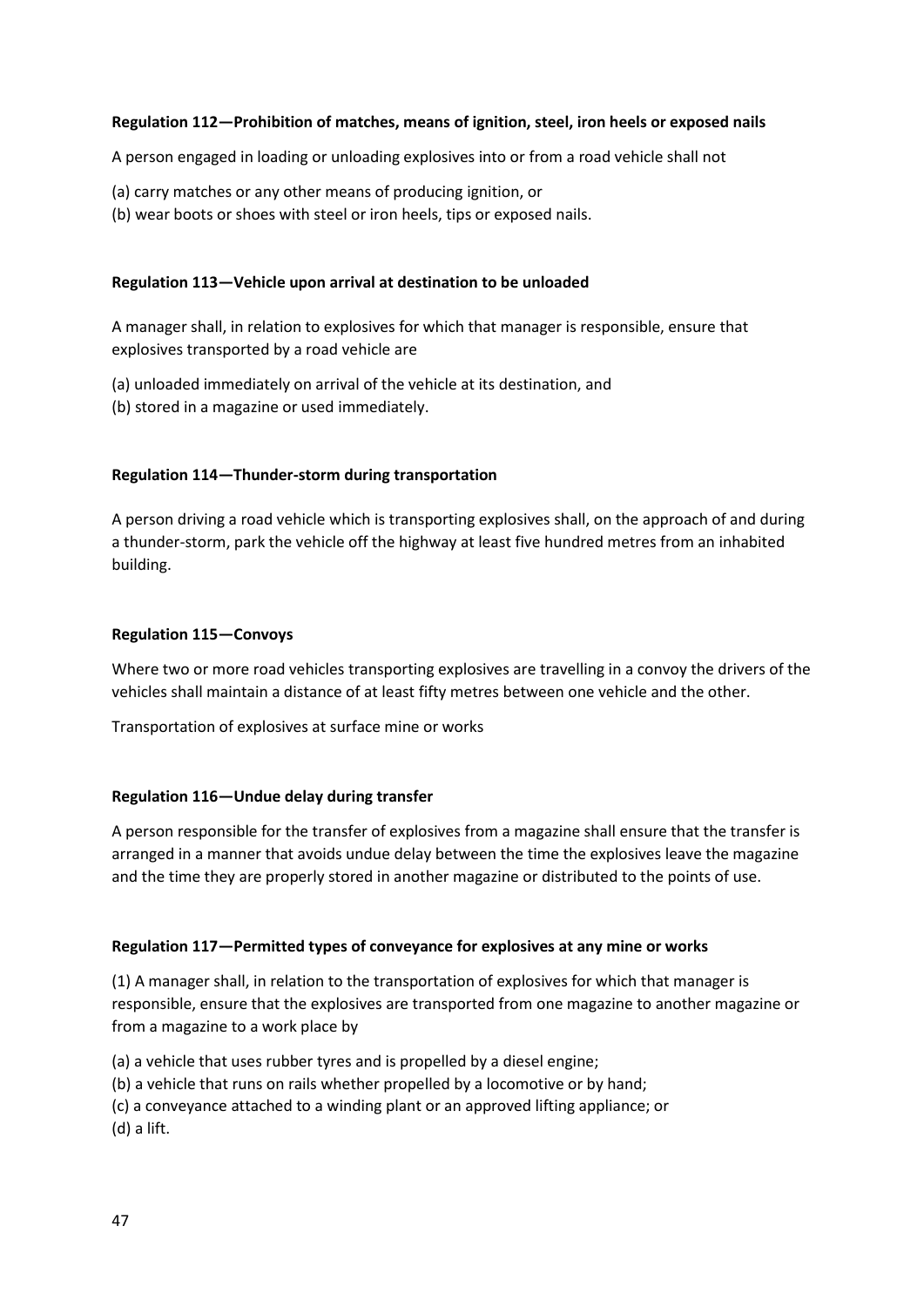**Regulation 112—Prohibition of matches, means of ignition, steel, iron heels or exposed nails**

A person engaged in loading or unloading explosives into or from a road vehicle shall not

(a) carry matches or any other means of producing ignition, or
(b) wear boots or shoes with steel or iron heels, tips or exposed nails.

**Regulation 113—Vehicle upon arrival at destination to be unloaded**

A manager shall, in relation to explosives for which that manager is responsible, ensure that explosives transported by a road vehicle are

(a) unloaded immediately on arrival of the vehicle at its destination, and
(b) stored in a magazine or used immediately.

**Regulation 114—Thunder-storm during transportation**

A person driving a road vehicle which is transporting explosives shall, on the approach of and during a thunder-storm, park the vehicle off the highway at least five hundred metres from an inhabited building.

**Regulation 115—Convoys**

Where two or more road vehicles transporting explosives are travelling in a convoy the drivers of the vehicles shall maintain a distance of at least fifty metres between one vehicle and the other.

Transportation of explosives at surface mine or works

**Regulation 116—Undue delay during transfer**

A person responsible for the transfer of explosives from a magazine shall ensure that the transfer is arranged in a manner that avoids undue delay between the time the explosives leave the magazine and the time they are properly stored in another magazine or distributed to the points of use.

**Regulation 117—Permitted types of conveyance for explosives at any mine or works**

(1) A manager shall, in relation to the transportation of explosives for which that manager is responsible, ensure that the explosives are transported from one magazine to another magazine or from a magazine to a work place by

(a) a vehicle that uses rubber tyres and is propelled by a diesel engine;
(b) a vehicle that runs on rails whether propelled by a locomotive or by hand;
(c) a conveyance attached to a winding plant or an approved lifting appliance; or
(d) a lift.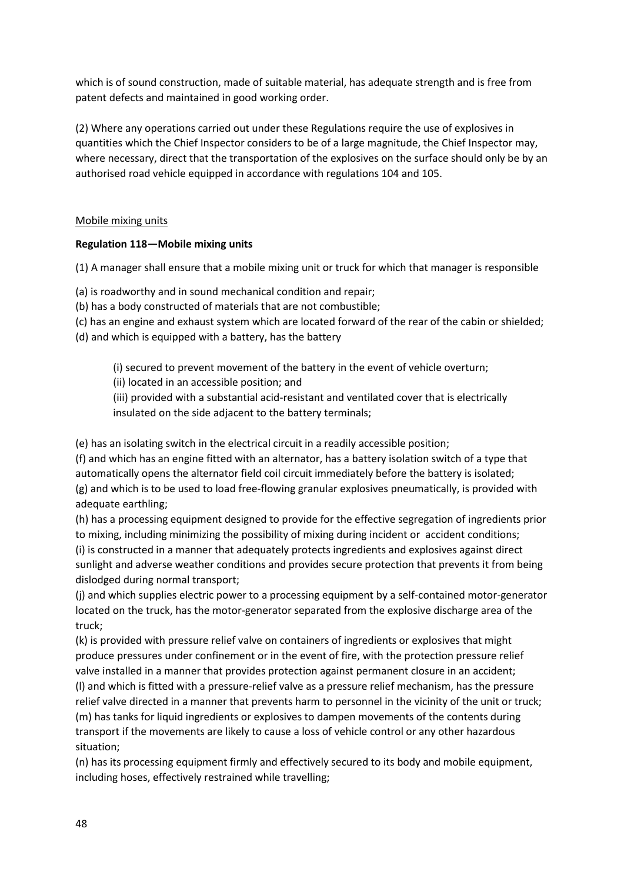which is of sound construction, made of suitable material, has adequate strength and is free from patent defects and maintained in good working order.

(2) Where any operations carried out under these Regulations require the use of explosives in quantities which the Chief Inspector considers to be of a large magnitude, the Chief Inspector may, where necessary, direct that the transportation of the explosives on the surface should only be by an authorised road vehicle equipped in accordance with regulations 104 and 105.

Mobile mixing units

**Regulation 118—Mobile mixing units**

(1) A manager shall ensure that a mobile mixing unit or truck for which that manager is responsible

(a) is roadworthy and in sound mechanical condition and repair;
(b) has a body constructed of materials that are not combustible;
(c) has an engine and exhaust system which are located forward of the rear of the cabin or shielded;
(d) and which is equipped with a battery, has the battery

> (i) secured to prevent movement of the battery in the event of vehicle overturn;
> (ii) located in an accessible position; and
> (iii) provided with a substantial acid-resistant and ventilated cover that is electrically insulated on the side adjacent to the battery terminals;

(e) has an isolating switch in the electrical circuit in a readily accessible position;
(f) and which has an engine fitted with an alternator, has a battery isolation switch of a type that automatically opens the alternator field coil circuit immediately before the battery is isolated;
(g) and which is to be used to load free-flowing granular explosives pneumatically, is provided with adequate earthling;
(h) has a processing equipment designed to provide for the effective segregation of ingredients prior to mixing, including minimizing the possibility of mixing during incident or accident conditions;
(i) is constructed in a manner that adequately protects ingredients and explosives against direct sunlight and adverse weather conditions and provides secure protection that prevents it from being dislodged during normal transport;
(j) and which supplies electric power to a processing equipment by a self-contained motor-generator located on the truck, has the motor-generator separated from the explosive discharge area of the truck;
(k) is provided with pressure relief valve on containers of ingredients or explosives that might produce pressures under confinement or in the event of fire, with the protection pressure relief valve installed in a manner that provides protection against permanent closure in an accident;
(l) and which is fitted with a pressure-relief valve as a pressure relief mechanism, has the pressure relief valve directed in a manner that prevents harm to personnel in the vicinity of the unit or truck;
(m) has tanks for liquid ingredients or explosives to dampen movements of the contents during transport if the movements are likely to cause a loss of vehicle control or any other hazardous situation;
(n) has its processing equipment firmly and effectively secured to its body and mobile equipment, including hoses, effectively restrained while travelling;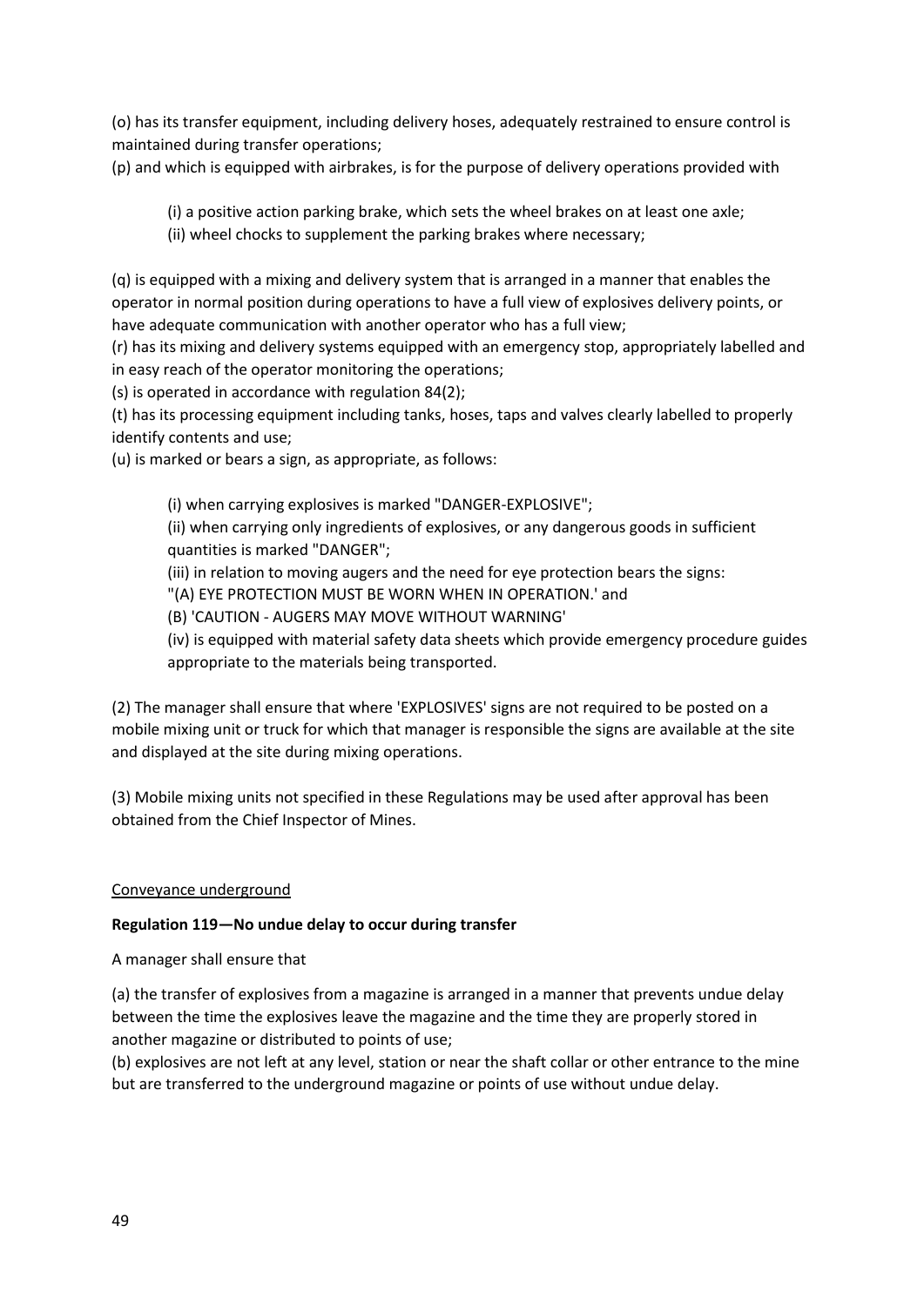(o) has its transfer equipment, including delivery hoses, adequately restrained to ensure control is maintained during transfer operations;

(p) and which is equipped with airbrakes, is for the purpose of delivery operations provided with

> (i) a positive action parking brake, which sets the wheel brakes on at least one axle;
> (ii) wheel chocks to supplement the parking brakes where necessary;

(q) is equipped with a mixing and delivery system that is arranged in a manner that enables the operator in normal position during operations to have a full view of explosives delivery points, or have adequate communication with another operator who has a full view;

(r) has its mixing and delivery systems equipped with an emergency stop, appropriately labelled and in easy reach of the operator monitoring the operations;

(s) is operated in accordance with regulation 84(2);

(t) has its processing equipment including tanks, hoses, taps and valves clearly labelled to properly identify contents and use;

(u) is marked or bears a sign, as appropriate, as follows:

> (i) when carrying explosives is marked "DANGER-EXPLOSIVE";
> (ii) when carrying only ingredients of explosives, or any dangerous goods in sufficient quantities is marked "DANGER";
> (iii) in relation to moving augers and the need for eye protection bears the signs:
> "(A) EYE PROTECTION MUST BE WORN WHEN IN OPERATION.' and
> (B) 'CAUTION - AUGERS MAY MOVE WITHOUT WARNING'
> (iv) is equipped with material safety data sheets which provide emergency procedure guides appropriate to the materials being transported.

(2) The manager shall ensure that where 'EXPLOSIVES' signs are not required to be posted on a mobile mixing unit or truck for which that manager is responsible the signs are available at the site and displayed at the site during mixing operations.

(3) Mobile mixing units not specified in these Regulations may be used after approval has been obtained from the Chief Inspector of Mines.

Conveyance underground

**Regulation 119—No undue delay to occur during transfer**

A manager shall ensure that

(a) the transfer of explosives from a magazine is arranged in a manner that prevents undue delay between the time the explosives leave the magazine and the time they are properly stored in another magazine or distributed to points of use;

(b) explosives are not left at any level, station or near the shaft collar or other entrance to the mine but are transferred to the underground magazine or points of use without undue delay.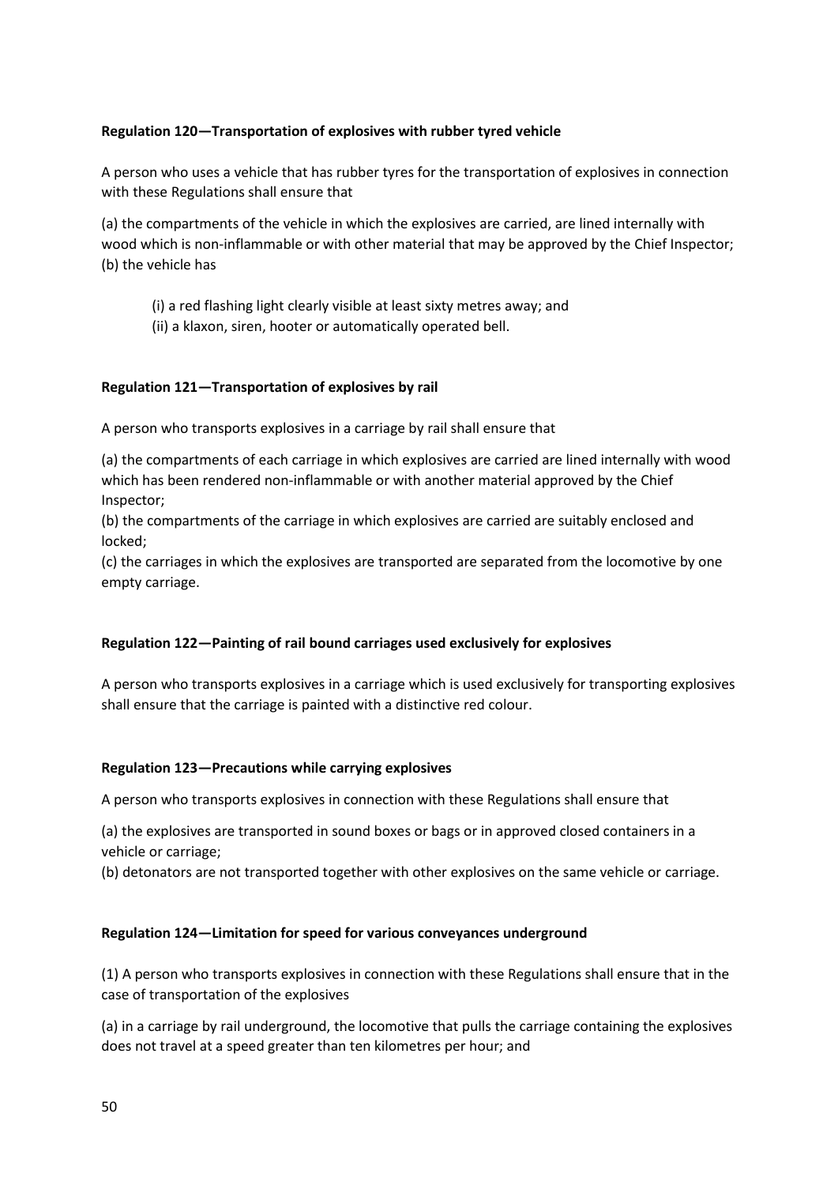**Regulation 120—Transportation of explosives with rubber tyred vehicle**

A person who uses a vehicle that has rubber tyres for the transportation of explosives in connection with these Regulations shall ensure that

(a) the compartments of the vehicle in which the explosives are carried, are lined internally with wood which is non-inflammable or with other material that may be approved by the Chief Inspector;
(b) the vehicle has

(i) a red flashing light clearly visible at least sixty metres away; and
(ii) a klaxon, siren, hooter or automatically operated bell.

**Regulation 121—Transportation of explosives by rail**

A person who transports explosives in a carriage by rail shall ensure that

(a) the compartments of each carriage in which explosives are carried are lined internally with wood which has been rendered non-inflammable or with another material approved by the Chief Inspector;
(b) the compartments of the carriage in which explosives are carried are suitably enclosed and locked;
(c) the carriages in which the explosives are transported are separated from the locomotive by one empty carriage.

**Regulation 122—Painting of rail bound carriages used exclusively for explosives**

A person who transports explosives in a carriage which is used exclusively for transporting explosives shall ensure that the carriage is painted with a distinctive red colour.

**Regulation 123—Precautions while carrying explosives**

A person who transports explosives in connection with these Regulations shall ensure that

(a) the explosives are transported in sound boxes or bags or in approved closed containers in a vehicle or carriage;
(b) detonators are not transported together with other explosives on the same vehicle or carriage.

**Regulation 124—Limitation for speed for various conveyances underground**

(1) A person who transports explosives in connection with these Regulations shall ensure that in the case of transportation of the explosives

(a) in a carriage by rail underground, the locomotive that pulls the carriage containing the explosives does not travel at a speed greater than ten kilometres per hour; and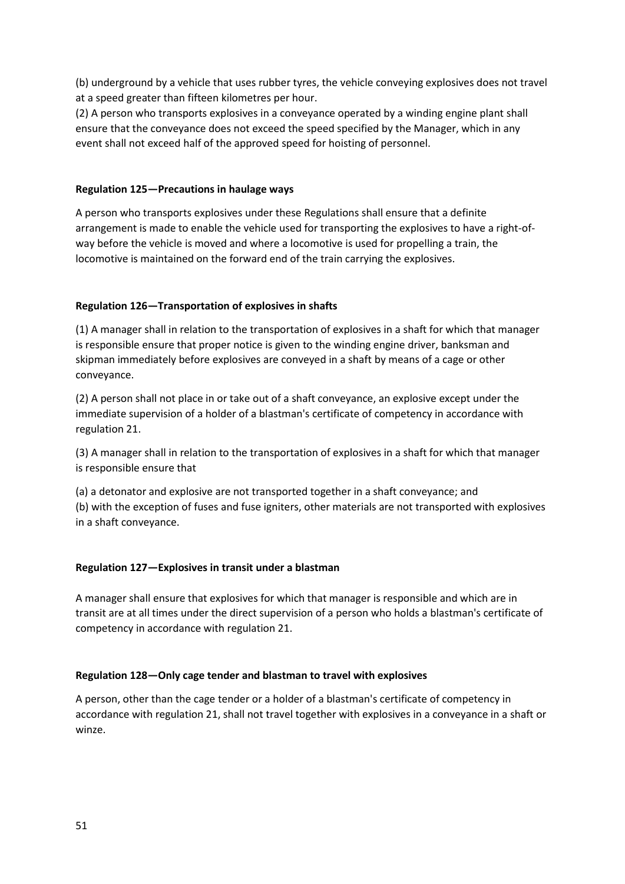(b) underground by a vehicle that uses rubber tyres, the vehicle conveying explosives does not travel at a speed greater than fifteen kilometres per hour.
(2) A person who transports explosives in a conveyance operated by a winding engine plant shall ensure that the conveyance does not exceed the speed specified by the Manager, which in any event shall not exceed half of the approved speed for hoisting of personnel.

**Regulation 125—Precautions in haulage ways**

A person who transports explosives under these Regulations shall ensure that a definite arrangement is made to enable the vehicle used for transporting the explosives to have a right-of-way before the vehicle is moved and where a locomotive is used for propelling a train, the locomotive is maintained on the forward end of the train carrying the explosives.

**Regulation 126—Transportation of explosives in shafts**

(1) A manager shall in relation to the transportation of explosives in a shaft for which that manager is responsible ensure that proper notice is given to the winding engine driver, banksman and skipman immediately before explosives are conveyed in a shaft by means of a cage or other conveyance.

(2) A person shall not place in or take out of a shaft conveyance, an explosive except under the immediate supervision of a holder of a blastman's certificate of competency in accordance with regulation 21.

(3) A manager shall in relation to the transportation of explosives in a shaft for which that manager is responsible ensure that

(a) a detonator and explosive are not transported together in a shaft conveyance; and
(b) with the exception of fuses and fuse igniters, other materials are not transported with explosives in a shaft conveyance.

**Regulation 127—Explosives in transit under a blastman**

A manager shall ensure that explosives for which that manager is responsible and which are in transit are at all times under the direct supervision of a person who holds a blastman's certificate of competency in accordance with regulation 21.

**Regulation 128—Only cage tender and blastman to travel with explosives**

A person, other than the cage tender or a holder of a blastman's certificate of competency in accordance with regulation 21, shall not travel together with explosives in a conveyance in a shaft or winze.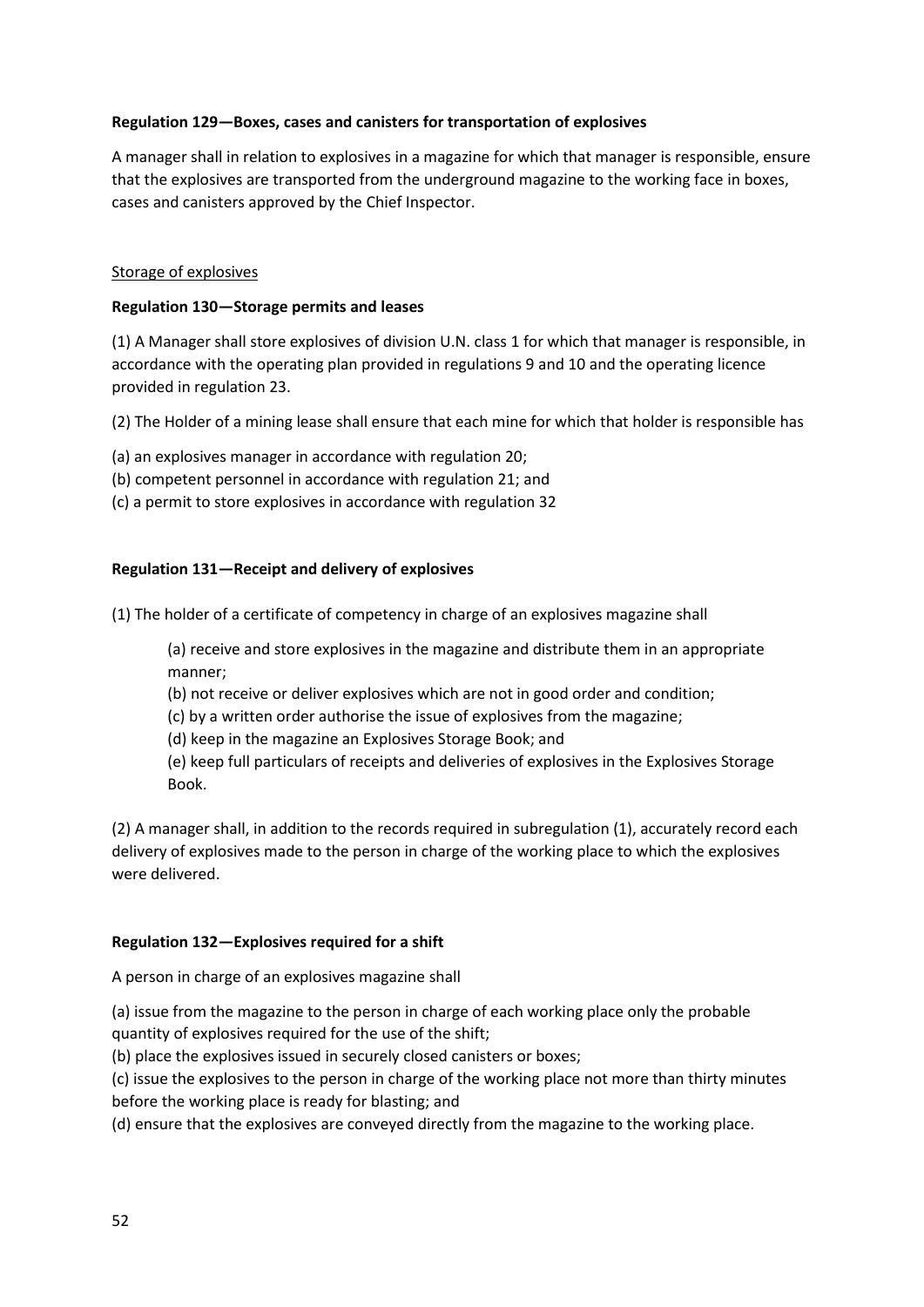**Regulation 129—Boxes, cases and canisters for transportation of explosives**

A manager shall in relation to explosives in a magazine for which that manager is responsible, ensure that the explosives are transported from the underground magazine to the working face in boxes, cases and canisters approved by the Chief Inspector.

Storage of explosives

**Regulation 130—Storage permits and leases**

(1) A Manager shall store explosives of division U.N. class 1 for which that manager is responsible, in accordance with the operating plan provided in regulations 9 and 10 and the operating licence provided in regulation 23.

(2) The Holder of a mining lease shall ensure that each mine for which that holder is responsible has

(a) an explosives manager in accordance with regulation 20;
(b) competent personnel in accordance with regulation 21; and
(c) a permit to store explosives in accordance with regulation 32

**Regulation 131—Receipt and delivery of explosives**

(1) The holder of a certificate of competency in charge of an explosives magazine shall

> (a) receive and store explosives in the magazine and distribute them in an appropriate manner;
> (b) not receive or deliver explosives which are not in good order and condition;
> (c) by a written order authorise the issue of explosives from the magazine;
> (d) keep in the magazine an Explosives Storage Book; and
> (e) keep full particulars of receipts and deliveries of explosives in the Explosives Storage Book.

(2) A manager shall, in addition to the records required in subregulation (1), accurately record each delivery of explosives made to the person in charge of the working place to which the explosives were delivered.

**Regulation 132—Explosives required for a shift**

A person in charge of an explosives magazine shall

(a) issue from the magazine to the person in charge of each working place only the probable quantity of explosives required for the use of the shift;
(b) place the explosives issued in securely closed canisters or boxes;
(c) issue the explosives to the person in charge of the working place not more than thirty minutes before the working place is ready for blasting; and
(d) ensure that the explosives are conveyed directly from the magazine to the working place.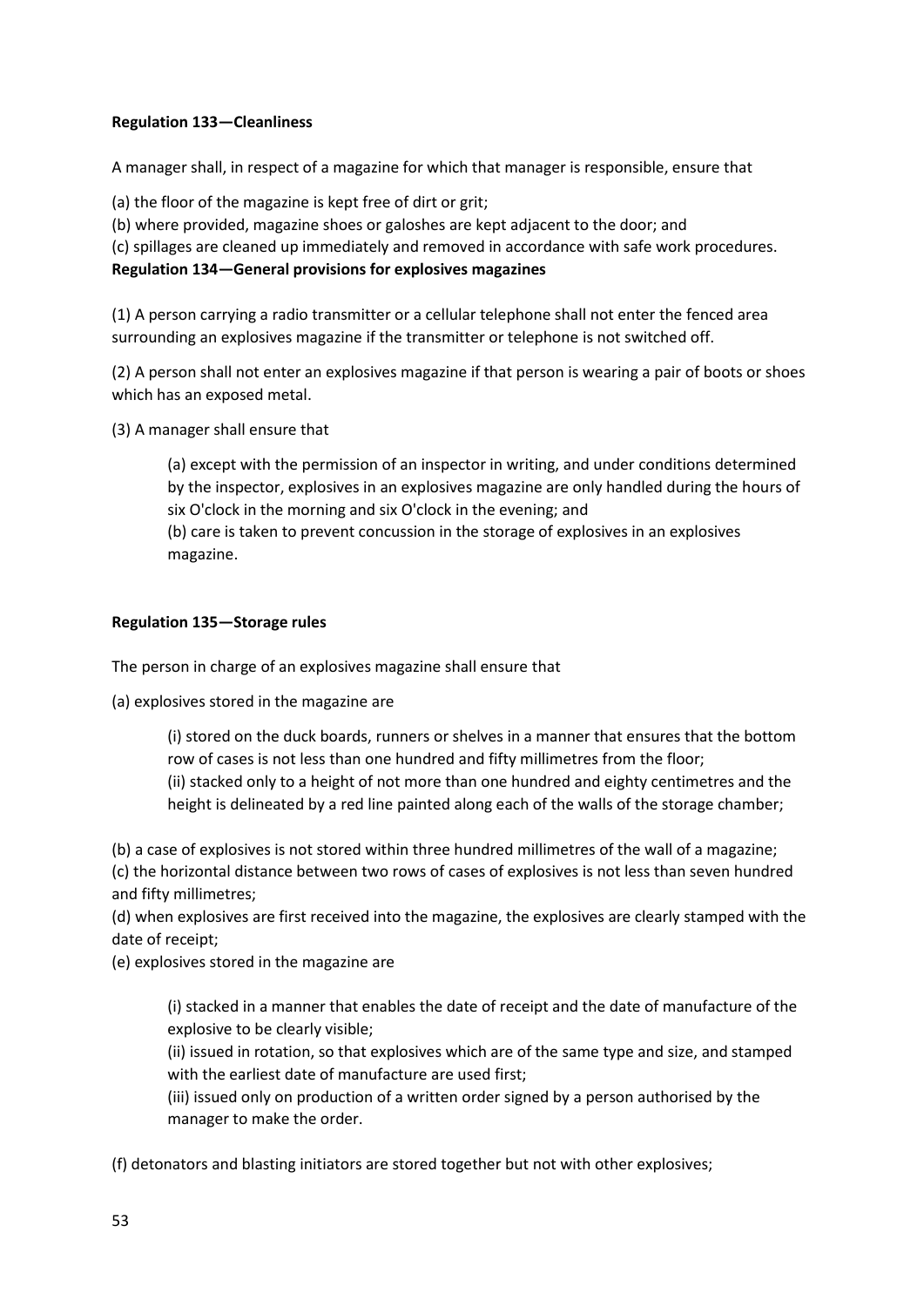**Regulation 133—Cleanliness**

A manager shall, in respect of a magazine for which that manager is responsible, ensure that

(a) the floor of the magazine is kept free of dirt or grit;
(b) where provided, magazine shoes or galoshes are kept adjacent to the door; and
(c) spillages are cleaned up immediately and removed in accordance with safe work procedures.

**Regulation 134—General provisions for explosives magazines**

(1) A person carrying a radio transmitter or a cellular telephone shall not enter the fenced area surrounding an explosives magazine if the transmitter or telephone is not switched off.

(2) A person shall not enter an explosives magazine if that person is wearing a pair of boots or shoes which has an exposed metal.

(3) A manager shall ensure that

> (a) except with the permission of an inspector in writing, and under conditions determined by the inspector, explosives in an explosives magazine are only handled during the hours of six O'clock in the morning and six O'clock in the evening; and
> (b) care is taken to prevent concussion in the storage of explosives in an explosives magazine.

**Regulation 135—Storage rules**

The person in charge of an explosives magazine shall ensure that

(a) explosives stored in the magazine are

> (i) stored on the duck boards, runners or shelves in a manner that ensures that the bottom row of cases is not less than one hundred and fifty millimetres from the floor;
> (ii) stacked only to a height of not more than one hundred and eighty centimetres and the height is delineated by a red line painted along each of the walls of the storage chamber;

(b) a case of explosives is not stored within three hundred millimetres of the wall of a magazine;
(c) the horizontal distance between two rows of cases of explosives is not less than seven hundred and fifty millimetres;
(d) when explosives are first received into the magazine, the explosives are clearly stamped with the date of receipt;
(e) explosives stored in the magazine are

> (i) stacked in a manner that enables the date of receipt and the date of manufacture of the explosive to be clearly visible;
> (ii) issued in rotation, so that explosives which are of the same type and size, and stamped with the earliest date of manufacture are used first;
> (iii) issued only on production of a written order signed by a person authorised by the manager to make the order.

(f) detonators and blasting initiators are stored together but not with other explosives;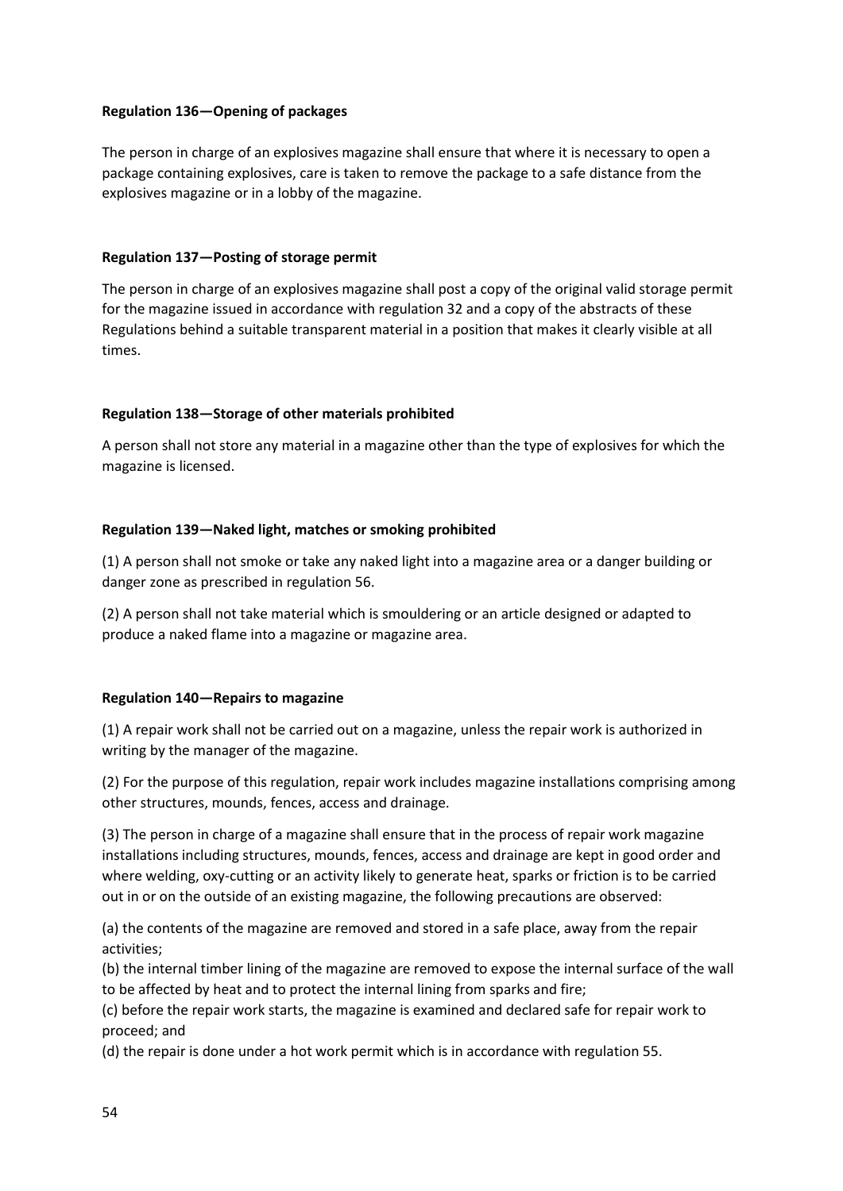**Regulation 136—Opening of packages**

The person in charge of an explosives magazine shall ensure that where it is necessary to open a package containing explosives, care is taken to remove the package to a safe distance from the explosives magazine or in a lobby of the magazine.

**Regulation 137—Posting of storage permit**

The person in charge of an explosives magazine shall post a copy of the original valid storage permit for the magazine issued in accordance with regulation 32 and a copy of the abstracts of these Regulations behind a suitable transparent material in a position that makes it clearly visible at all times.

**Regulation 138—Storage of other materials prohibited**

A person shall not store any material in a magazine other than the type of explosives for which the magazine is licensed.

**Regulation 139—Naked light, matches or smoking prohibited**

(1) A person shall not smoke or take any naked light into a magazine area or a danger building or danger zone as prescribed in regulation 56.

(2) A person shall not take material which is smouldering or an article designed or adapted to produce a naked flame into a magazine or magazine area.

**Regulation 140—Repairs to magazine**

(1) A repair work shall not be carried out on a magazine, unless the repair work is authorized in writing by the manager of the magazine.

(2) For the purpose of this regulation, repair work includes magazine installations comprising among other structures, mounds, fences, access and drainage.

(3) The person in charge of a magazine shall ensure that in the process of repair work magazine installations including structures, mounds, fences, access and drainage are kept in good order and where welding, oxy-cutting or an activity likely to generate heat, sparks or friction is to be carried out in or on the outside of an existing magazine, the following precautions are observed:

(a) the contents of the magazine are removed and stored in a safe place, away from the repair activities;
(b) the internal timber lining of the magazine are removed to expose the internal surface of the wall to be affected by heat and to protect the internal lining from sparks and fire;
(c) before the repair work starts, the magazine is examined and declared safe for repair work to proceed; and
(d) the repair is done under a hot work permit which is in accordance with regulation 55.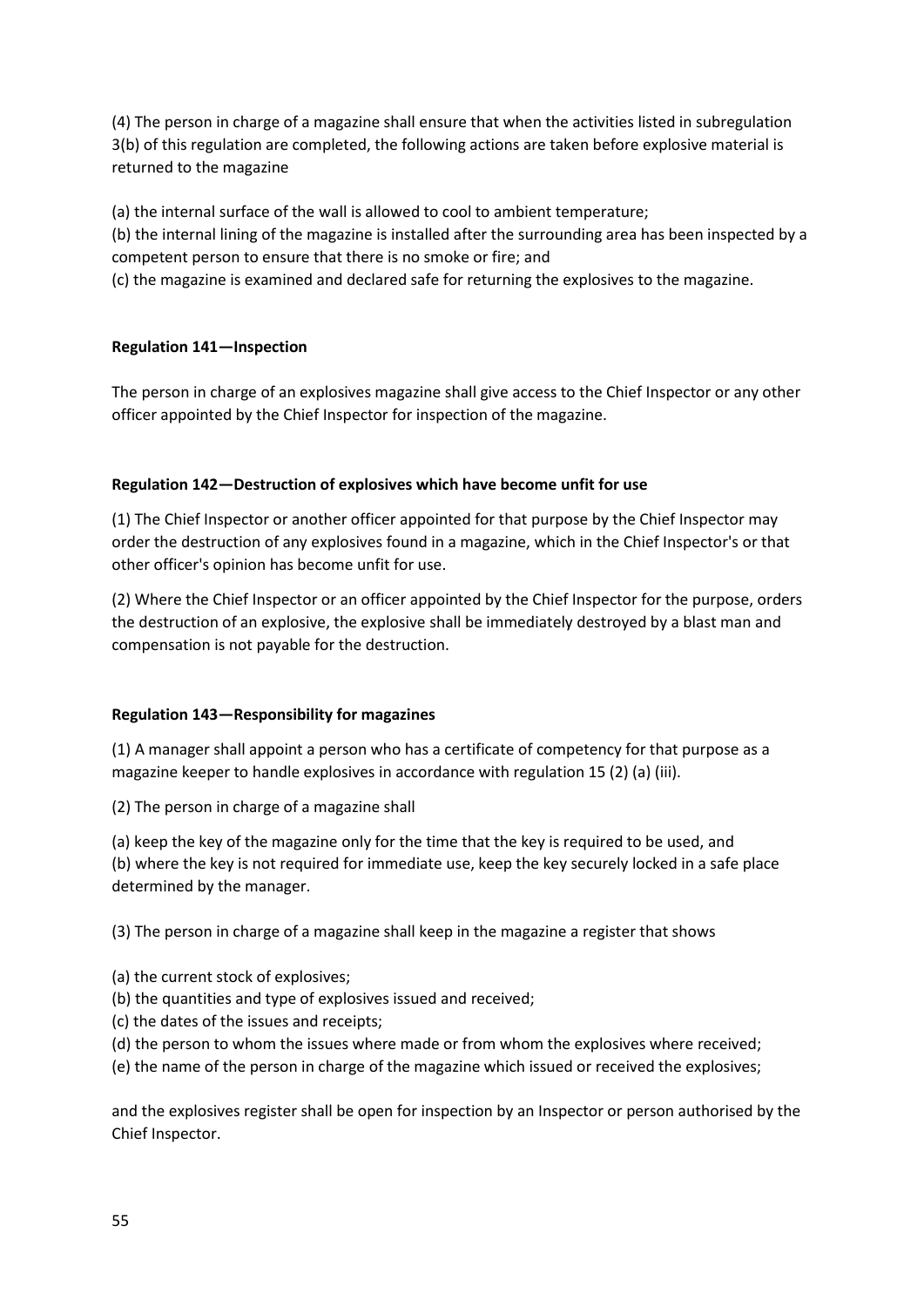(4) The person in charge of a magazine shall ensure that when the activities listed in subregulation 3(b) of this regulation are completed, the following actions are taken before explosive material is returned to the magazine

(a) the internal surface of the wall is allowed to cool to ambient temperature;
(b) the internal lining of the magazine is installed after the surrounding area has been inspected by a competent person to ensure that there is no smoke or fire; and
(c) the magazine is examined and declared safe for returning the explosives to the magazine.

**Regulation 141—Inspection**

The person in charge of an explosives magazine shall give access to the Chief Inspector or any other officer appointed by the Chief Inspector for inspection of the magazine.

**Regulation 142—Destruction of explosives which have become unfit for use**

(1) The Chief Inspector or another officer appointed for that purpose by the Chief Inspector may order the destruction of any explosives found in a magazine, which in the Chief Inspector's or that other officer's opinion has become unfit for use.

(2) Where the Chief Inspector or an officer appointed by the Chief Inspector for the purpose, orders the destruction of an explosive, the explosive shall be immediately destroyed by a blast man and compensation is not payable for the destruction.

**Regulation 143—Responsibility for magazines**

(1) A manager shall appoint a person who has a certificate of competency for that purpose as a magazine keeper to handle explosives in accordance with regulation 15 (2) (a) (iii).

(2) The person in charge of a magazine shall

(a) keep the key of the magazine only for the time that the key is required to be used, and
(b) where the key is not required for immediate use, keep the key securely locked in a safe place determined by the manager.

(3) The person in charge of a magazine shall keep in the magazine a register that shows

(a) the current stock of explosives;
(b) the quantities and type of explosives issued and received;
(c) the dates of the issues and receipts;
(d) the person to whom the issues where made or from whom the explosives where received;
(e) the name of the person in charge of the magazine which issued or received the explosives;

and the explosives register shall be open for inspection by an Inspector or person authorised by the Chief Inspector.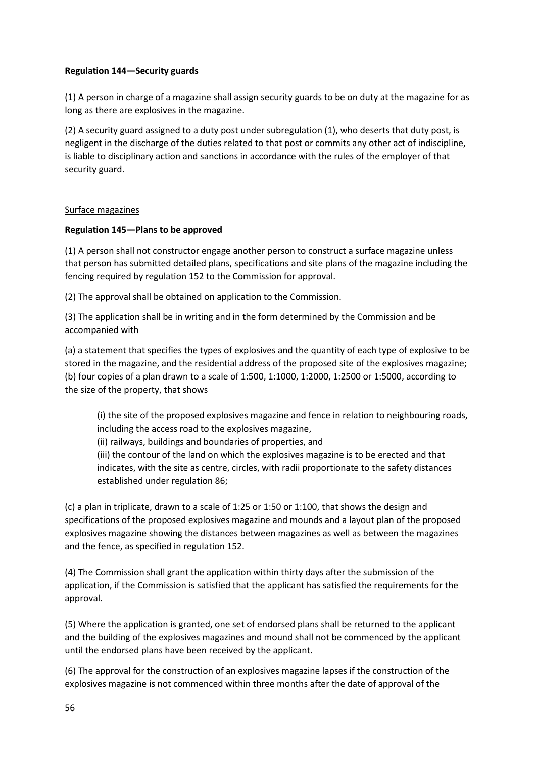**Regulation 144—Security guards**

(1) A person in charge of a magazine shall assign security guards to be on duty at the magazine for as long as there are explosives in the magazine.

(2) A security guard assigned to a duty post under subregulation (1), who deserts that duty post, is negligent in the discharge of the duties related to that post or commits any other act of indiscipline, is liable to disciplinary action and sanctions in accordance with the rules of the employer of that security guard.

<u>Surface magazines</u>

**Regulation 145—Plans to be approved**

(1) A person shall not constructor engage another person to construct a surface magazine unless that person has submitted detailed plans, specifications and site plans of the magazine including the fencing required by regulation 152 to the Commission for approval.

(2) The approval shall be obtained on application to the Commission.

(3) The application shall be in writing and in the form determined by the Commission and be accompanied with

(a) a statement that specifies the types of explosives and the quantity of each type of explosive to be stored in the magazine, and the residential address of the proposed site of the explosives magazine;
(b) four copies of a plan drawn to a scale of 1:500, 1:1000, 1:2000, 1:2500 or 1:5000, according to the size of the property, that shows

> (i) the site of the proposed explosives magazine and fence in relation to neighbouring roads, including the access road to the explosives magazine,
> (ii) railways, buildings and boundaries of properties, and
> (iii) the contour of the land on which the explosives magazine is to be erected and that indicates, with the site as centre, circles, with radii proportionate to the safety distances established under regulation 86;

(c) a plan in triplicate, drawn to a scale of 1:25 or 1:50 or 1:100, that shows the design and specifications of the proposed explosives magazine and mounds and a layout plan of the proposed explosives magazine showing the distances between magazines as well as between the magazines and the fence, as specified in regulation 152.

(4) The Commission shall grant the application within thirty days after the submission of the application, if the Commission is satisfied that the applicant has satisfied the requirements for the approval.

(5) Where the application is granted, one set of endorsed plans shall be returned to the applicant and the building of the explosives magazines and mound shall not be commenced by the applicant until the endorsed plans have been received by the applicant.

(6) The approval for the construction of an explosives magazine lapses if the construction of the explosives magazine is not commenced within three months after the date of approval of the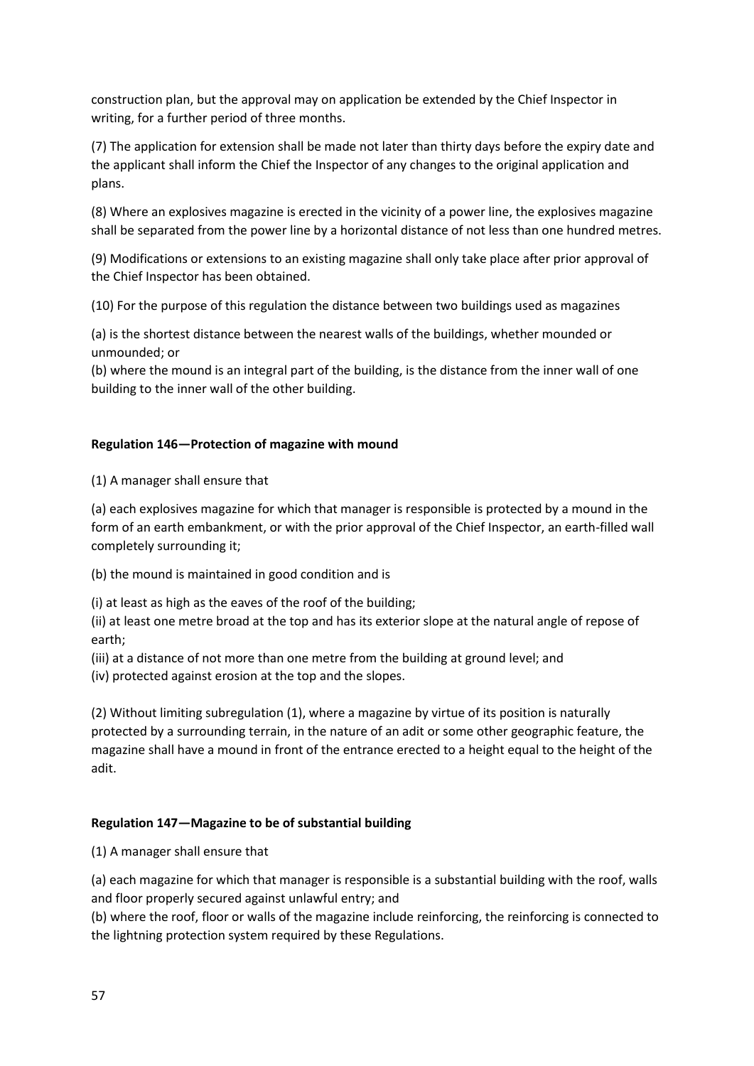construction plan, but the approval may on application be extended by the Chief Inspector in writing, for a further period of three months.

(7) The application for extension shall be made not later than thirty days before the expiry date and the applicant shall inform the Chief the Inspector of any changes to the original application and plans.

(8) Where an explosives magazine is erected in the vicinity of a power line, the explosives magazine shall be separated from the power line by a horizontal distance of not less than one hundred metres.

(9) Modifications or extensions to an existing magazine shall only take place after prior approval of the Chief Inspector has been obtained.

(10) For the purpose of this regulation the distance between two buildings used as magazines

(a) is the shortest distance between the nearest walls of the buildings, whether mounded or unmounded; or
(b) where the mound is an integral part of the building, is the distance from the inner wall of one building to the inner wall of the other building.

**Regulation 146—Protection of magazine with mound**

(1) A manager shall ensure that

(a) each explosives magazine for which that manager is responsible is protected by a mound in the form of an earth embankment, or with the prior approval of the Chief Inspector, an earth-filled wall completely surrounding it;

(b) the mound is maintained in good condition and is

(i) at least as high as the eaves of the roof of the building;
(ii) at least one metre broad at the top and has its exterior slope at the natural angle of repose of earth;
(iii) at a distance of not more than one metre from the building at ground level; and
(iv) protected against erosion at the top and the slopes.

(2) Without limiting subregulation (1), where a magazine by virtue of its position is naturally protected by a surrounding terrain, in the nature of an adit or some other geographic feature, the magazine shall have a mound in front of the entrance erected to a height equal to the height of the adit.

**Regulation 147—Magazine to be of substantial building**

(1) A manager shall ensure that

(a) each magazine for which that manager is responsible is a substantial building with the roof, walls and floor properly secured against unlawful entry; and
(b) where the roof, floor or walls of the magazine include reinforcing, the reinforcing is connected to the lightning protection system required by these Regulations.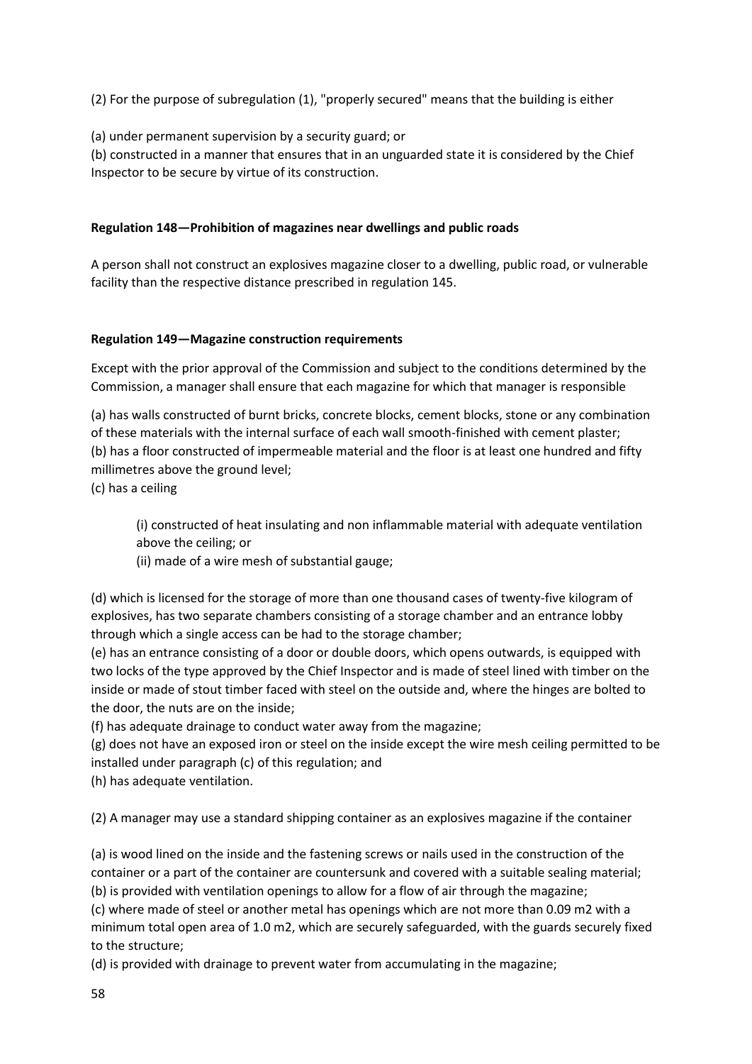(2) For the purpose of subregulation (1), "properly secured" means that the building is either

(a) under permanent supervision by a security guard; or
(b) constructed in a manner that ensures that in an unguarded state it is considered by the Chief Inspector to be secure by virtue of its construction.

**Regulation 148—Prohibition of magazines near dwellings and public roads**

A person shall not construct an explosives magazine closer to a dwelling, public road, or vulnerable facility than the respective distance prescribed in regulation 145.

**Regulation 149—Magazine construction requirements**

Except with the prior approval of the Commission and subject to the conditions determined by the Commission, a manager shall ensure that each magazine for which that manager is responsible

(a) has walls constructed of burnt bricks, concrete blocks, cement blocks, stone or any combination of these materials with the internal surface of each wall smooth-finished with cement plaster;
(b) has a floor constructed of impermeable material and the floor is at least one hundred and fifty millimetres above the ground level;
(c) has a ceiling

> (i) constructed of heat insulating and non inflammable material with adequate ventilation above the ceiling; or
> (ii) made of a wire mesh of substantial gauge;

(d) which is licensed for the storage of more than one thousand cases of twenty-five kilogram of explosives, has two separate chambers consisting of a storage chamber and an entrance lobby through which a single access can be had to the storage chamber;
(e) has an entrance consisting of a door or double doors, which opens outwards, is equipped with two locks of the type approved by the Chief Inspector and is made of steel lined with timber on the inside or made of stout timber faced with steel on the outside and, where the hinges are bolted to the door, the nuts are on the inside;
(f) has adequate drainage to conduct water away from the magazine;
(g) does not have an exposed iron or steel on the inside except the wire mesh ceiling permitted to be installed under paragraph (c) of this regulation; and
(h) has adequate ventilation.

(2) A manager may use a standard shipping container as an explosives magazine if the container

(a) is wood lined on the inside and the fastening screws or nails used in the construction of the container or a part of the container are countersunk and covered with a suitable sealing material;
(b) is provided with ventilation openings to allow for a flow of air through the magazine;
(c) where made of steel or another metal has openings which are not more than 0.09 m2 with a minimum total open area of 1.0 m2, which are securely safeguarded, with the guards securely fixed to the structure;
(d) is provided with drainage to prevent water from accumulating in the magazine;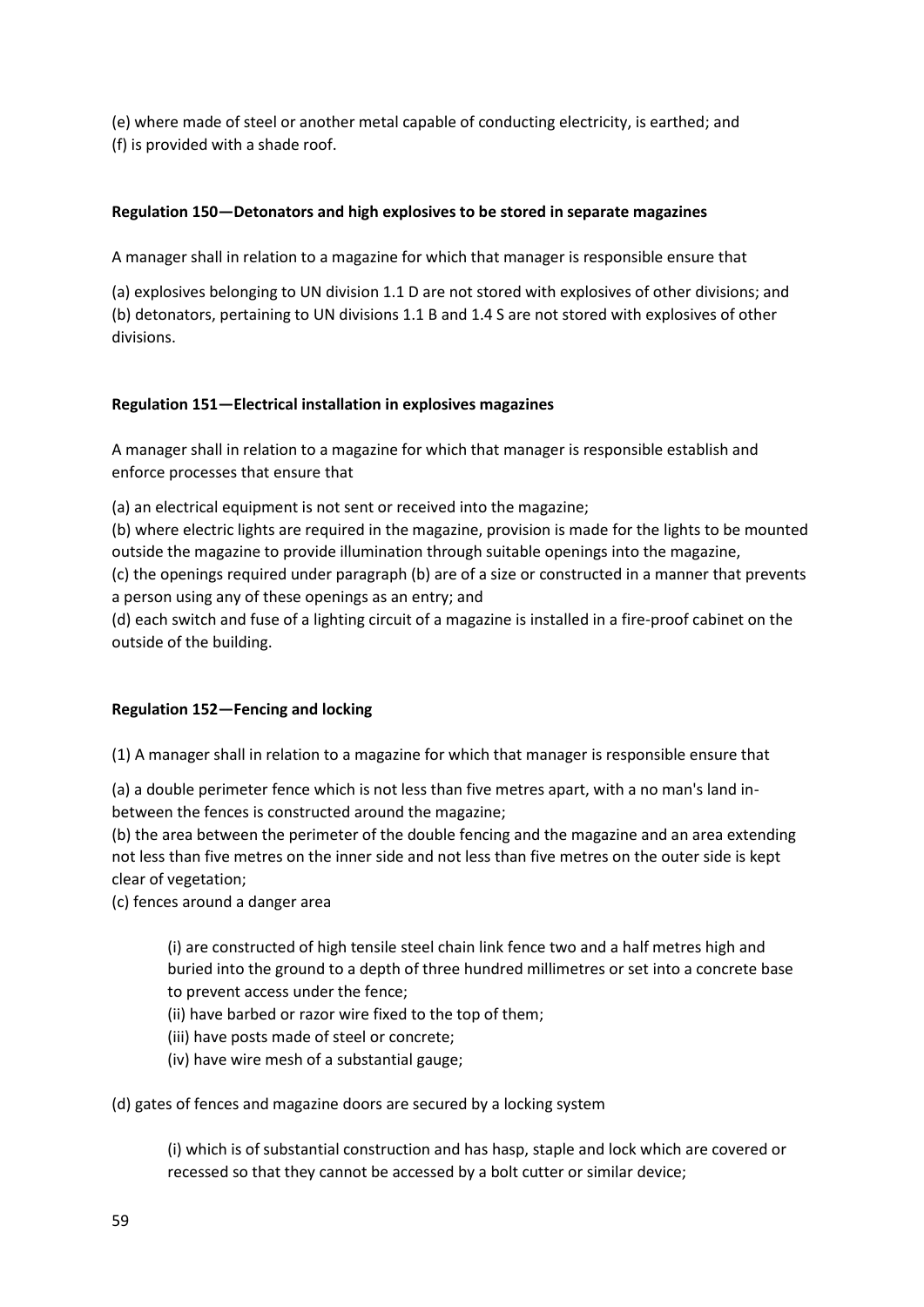(e) where made of steel or another metal capable of conducting electricity, is earthed; and
(f) is provided with a shade roof.

**Regulation 150—Detonators and high explosives to be stored in separate magazines**

A manager shall in relation to a magazine for which that manager is responsible ensure that

(a) explosives belonging to UN division 1.1 D are not stored with explosives of other divisions; and
(b) detonators, pertaining to UN divisions 1.1 B and 1.4 S are not stored with explosives of other divisions.

**Regulation 151—Electrical installation in explosives magazines**

A manager shall in relation to a magazine for which that manager is responsible establish and enforce processes that ensure that

(a) an electrical equipment is not sent or received into the magazine;
(b) where electric lights are required in the magazine, provision is made for the lights to be mounted outside the magazine to provide illumination through suitable openings into the magazine,
(c) the openings required under paragraph (b) are of a size or constructed in a manner that prevents a person using any of these openings as an entry; and
(d) each switch and fuse of a lighting circuit of a magazine is installed in a fire-proof cabinet on the outside of the building.

**Regulation 152—Fencing and locking**

(1) A manager shall in relation to a magazine for which that manager is responsible ensure that

(a) a double perimeter fence which is not less than five metres apart, with a no man's land in-between the fences is constructed around the magazine;
(b) the area between the perimeter of the double fencing and the magazine and an area extending not less than five metres on the inner side and not less than five on the outer side is kept clear of vegetation;
(c) fences around a danger area

> (i) are constructed of high tensile steel chain link fence two and a half metres high and buried into the ground to a depth of three hundred millimetres or set into a concrete base to prevent access under the fence;
> (ii) have barbed or razor wire fixed to the top of them;
> (iii) have posts made of steel or concrete;
> (iv) have wire mesh of a substantial gauge;

(d) gates of fences and magazine doors are secured by a locking system

> (i) which is of substantial construction and has hasp, staple and lock which are covered or recessed so that they cannot be accessed by a bolt cutter or similar device;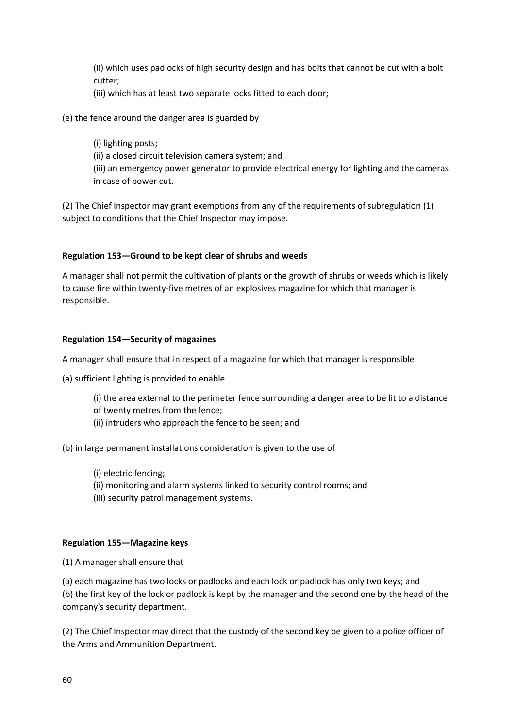(ii) which uses padlocks of high security design and has bolts that cannot be cut with a bolt cutter;

(iii) which has at least two separate locks fitted to each door;

(e) the fence around the danger area is guarded by

(i) lighting posts;

(ii) a closed circuit television camera system; and

(iii) an emergency power generator to provide electrical energy for lighting and the cameras in case of power cut.

(2) The Chief Inspector may grant exemptions from any of the requirements of subregulation (1) subject to conditions that the Chief Inspector may impose.

**Regulation 153—Ground to be kept clear of shrubs and weeds**

A manager shall not permit the cultivation of plants or the growth of shrubs or weeds which is likely to cause fire within twenty-five metres of an explosives magazine for which that manager is responsible.

**Regulation 154—Security of magazines**

A manager shall ensure that in respect of a magazine for which that manager is responsible

(a) sufficient lighting is provided to enable

(i) the area external to the perimeter fence surrounding a danger area to be lit to a distance of twenty metres from the fence;

(ii) intruders who approach the fence to be seen; and

(b) in large permanent installations consideration is given to the use of

(i) electric fencing;

(ii) monitoring and alarm systems linked to security control rooms; and

(iii) security patrol management systems.

**Regulation 155—Magazine keys**

(1) A manager shall ensure that

(a) each magazine has two locks or padlocks and each lock or padlock has only two keys; and

(b) the first key of the lock or padlock is kept by the manager and the second one by the head of the company's security department.

(2) The Chief Inspector may direct that the custody of the second key be given to a police officer of the Arms and Ammunition Department.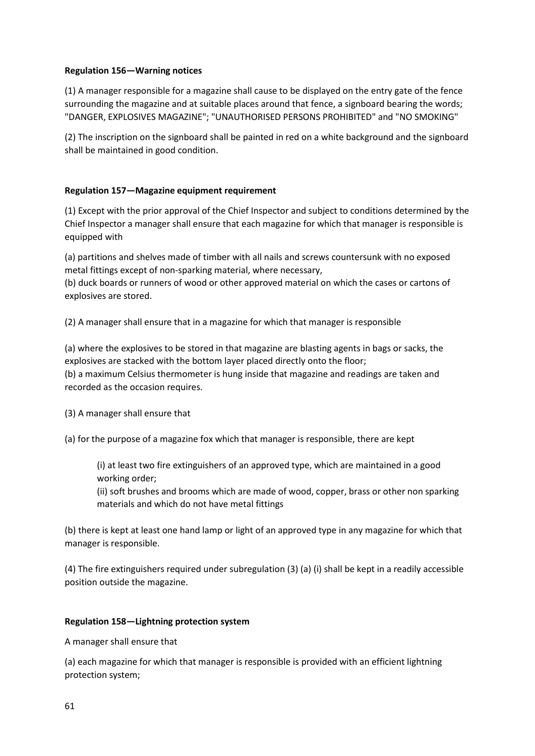**Regulation 156—Warning notices**

(1) A manager responsible for a magazine shall cause to be displayed on the entry gate of the fence surrounding the magazine and at suitable places around that fence, a signboard bearing the words; "DANGER, EXPLOSIVES MAGAZINE"; "UNAUTHORISED PERSONS PROHIBITED" and "NO SMOKING"

(2) The inscription on the signboard shall be painted in red on a white background and the signboard shall be maintained in good condition.

**Regulation 157—Magazine equipment requirement**

(1) Except with the prior approval of the Chief Inspector and subject to conditions determined by the Chief Inspector a manager shall ensure that each magazine for which that manager is responsible is equipped with

(a) partitions and shelves made of timber with all nails and screws countersunk with no exposed metal fittings except of non-sparking material, where necessary,
(b) duck boards or runners of wood or other approved material on which the cases or cartons of explosives are stored.

(2) A manager shall ensure that in a magazine for which that manager is responsible

(a) where the explosives to be stored in that magazine are blasting agents in bags or sacks, the explosives are stacked with the bottom layer placed directly onto the floor;
(b) a maximum Celsius thermometer is hung inside that magazine and readings are taken and recorded as the occasion requires.

(3) A manager shall ensure that

(a) for the purpose of a magazine fox which that manager is responsible, there are kept

> (i) at least two fire extinguishers of an approved type, which are maintained in a good working order;
> (ii) soft brushes and brooms which are made of wood, copper, brass or other non sparking materials and which do not have metal fittings

(b) there is kept at least one hand lamp or light of an approved type in any magazine for which that manager is responsible.

(4) The fire extinguishers required under subregulation (3) (a) (i) shall be kept in a readily accessible position outside the magazine.

**Regulation 158—Lightning protection system**

A manager shall ensure that

(a) each magazine for which that manager is responsible is provided with an efficient lightning protection system;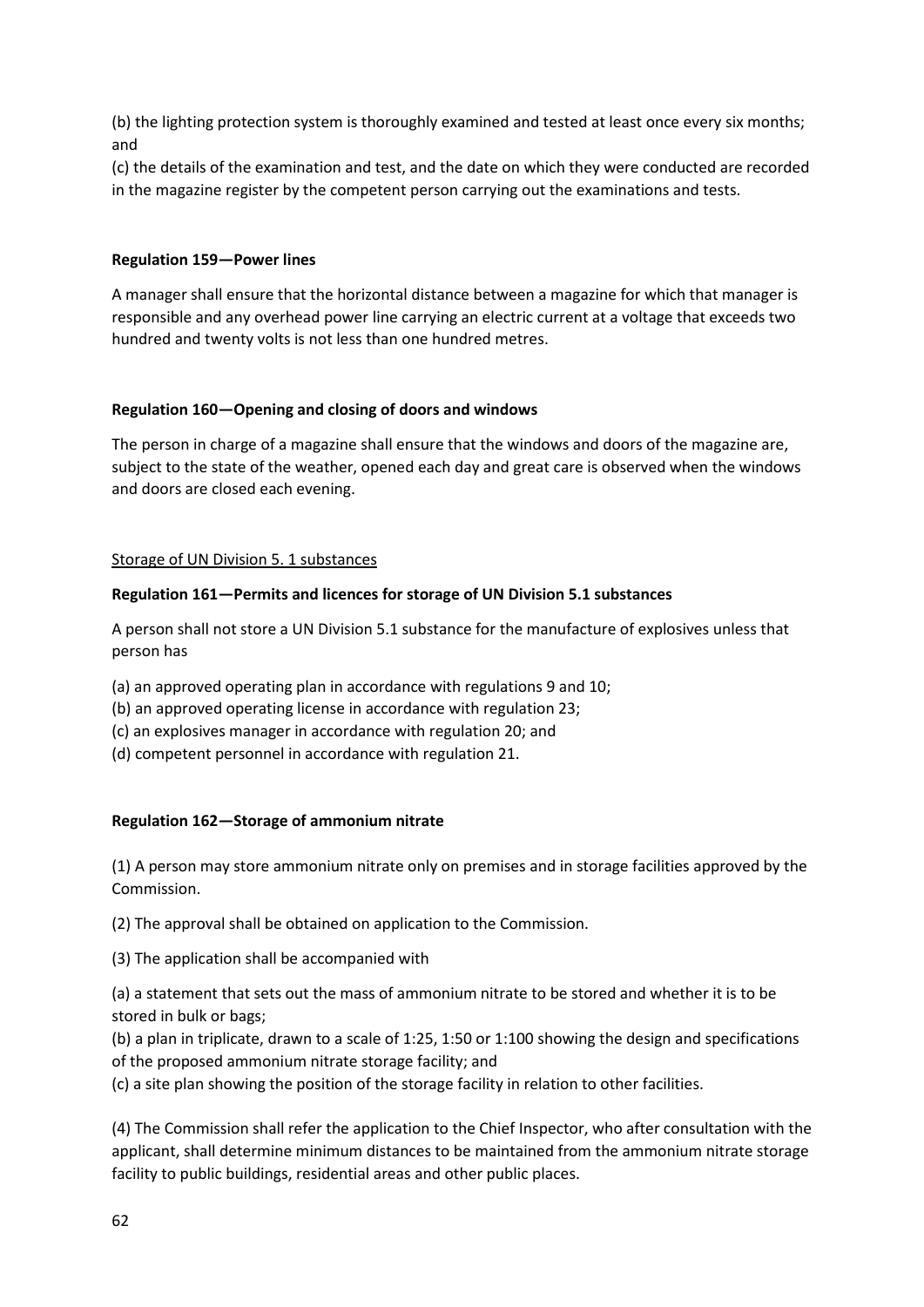(b) the lighting protection system is thoroughly examined and tested at least once every six months; and

(c) the details of the examination and test, and the date on which they were conducted are recorded in the magazine register by the competent person carrying out the examinations and tests.

**Regulation 159—Power lines**

A manager shall ensure that the horizontal distance between a magazine for which that manager is responsible and any overhead power line carrying an electric current at a voltage that exceeds two hundred and twenty volts is not less than one hundred metres.

**Regulation 160—Opening and closing of doors and windows**

The person in charge of a magazine shall ensure that the windows and doors of the magazine are, subject to the state of the weather, opened each day and great care is observed when the windows and doors are closed each evening.

<u>Storage of UN Division 5. 1 substances</u>

**Regulation 161—Permits and licences for storage of UN Division 5.1 substances**

A person shall not store a UN Division 5.1 substance for the manufacture of explosives unless that person has

(a) an approved operating plan in accordance with regulations 9 and 10;

(b) an approved operating license in accordance with regulation 23;

(c) an explosives manager in accordance with regulation 20; and

(d) competent personnel in accordance with regulation 21.

**Regulation 162—Storage of ammonium nitrate**

(1) A person may store ammonium nitrate only on premises and in storage facilities approved by the Commission.

(2) The approval shall be obtained on application to the Commission.

(3) The application shall be accompanied with

(a) a statement that sets out the mass of ammonium nitrate to be stored and whether it is to be stored in bulk or bags;

(b) a plan in triplicate, drawn to a scale of 1:25, 1:50 or 1:100 showing the design and specifications of the proposed ammonium nitrate storage facility; and

(c) a site plan showing the position of the storage facility in relation to other facilities.

(4) The Commission shall refer the application to the Chief Inspector, who after consultation with the applicant, shall determine minimum distances to be maintained from the ammonium nitrate storage facility to public buildings, residential areas and other public places.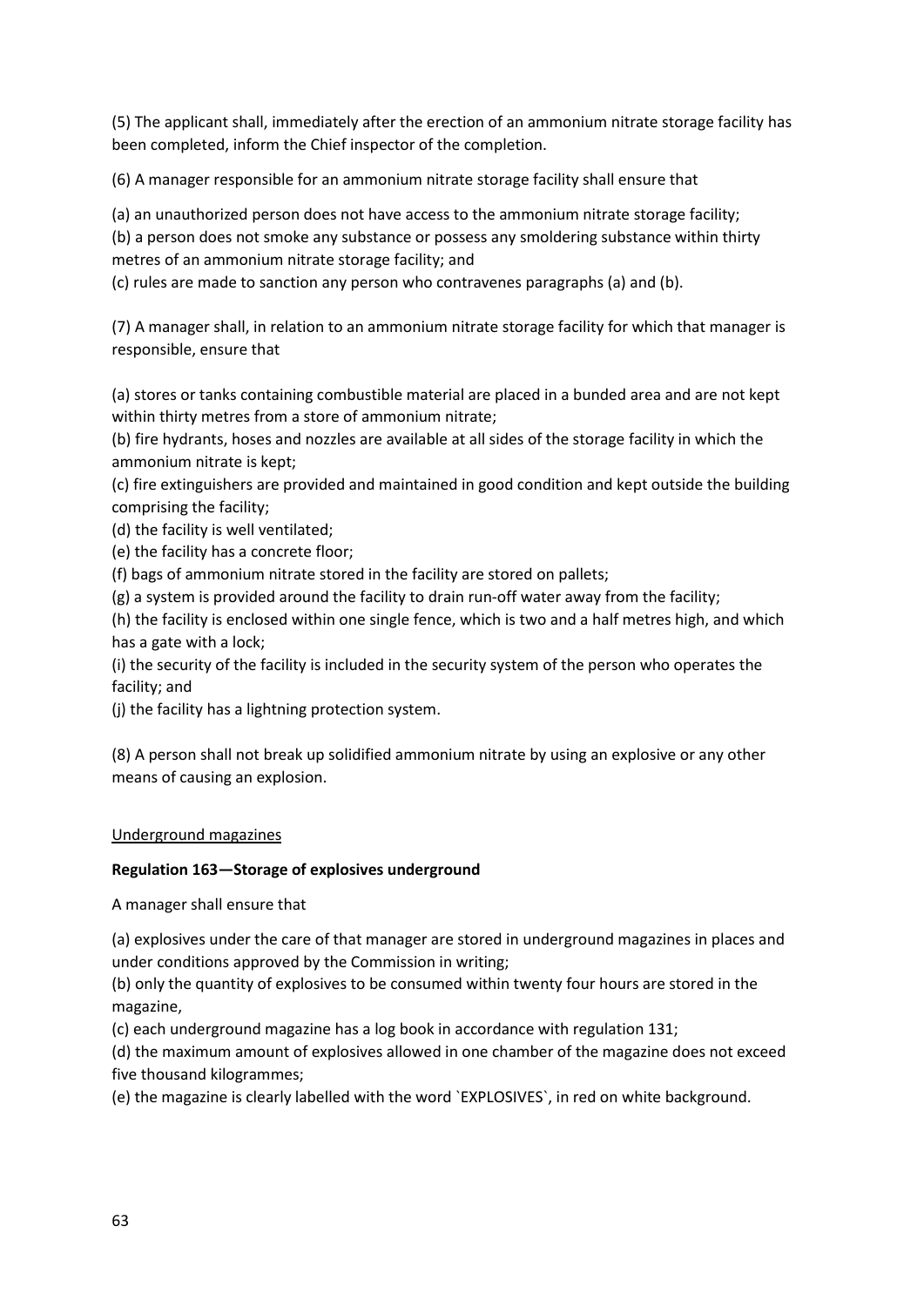(5) The applicant shall, immediately after the erection of an ammonium nitrate storage facility has been completed, inform the Chief inspector of the completion.

(6) A manager responsible for an ammonium nitrate storage facility shall ensure that

(a) an unauthorized person does not have access to the ammonium nitrate storage facility;
(b) a person does not smoke any substance or possess any smoldering substance within thirty metres of an ammonium nitrate storage facility; and
(c) rules are made to sanction any person who contravenes paragraphs (a) and (b).

(7) A manager shall, in relation to an ammonium nitrate storage facility for which that manager is responsible, ensure that

(a) stores or tanks containing combustible material are placed in a bunded area and are not kept within thirty metres from a store of ammonium nitrate;
(b) fire hydrants, hoses and nozzles are available at all sides of the storage facility in which the ammonium nitrate is kept;
(c) fire extinguishers are provided and maintained in good condition and kept outside the building comprising the facility;
(d) the facility is well ventilated;
(e) the facility has a concrete floor;
(f) bags of ammonium nitrate stored in the facility are stored on pallets;
(g) a system is provided around the facility to drain run-off water away from the facility;
(h) the facility is enclosed within one single fence, which is two and a half metres high, and which has a gate with a lock;
(i) the security of the facility is included in the security system of the person who operates the facility; and
(j) the facility has a lightning protection system.

(8) A person shall not break up solidified ammonium nitrate by using an explosive or any other means of causing an explosion.

Underground magazines

**Regulation 163—Storage of explosives underground**

A manager shall ensure that

(a) explosives under the care of that manager are stored in underground magazines in places and under conditions approved by the Commission in writing;
(b) only the quantity of explosives to be consumed within twenty four hours are stored in the magazine,
(c) each underground magazine has a log book in accordance with regulation 131;
(d) the maximum amount of explosives allowed in one chamber of the magazine does not exceed five thousand kilogrammes;
(e) the magazine is clearly labelled with the word `EXPLOSIVES`, in red on white background.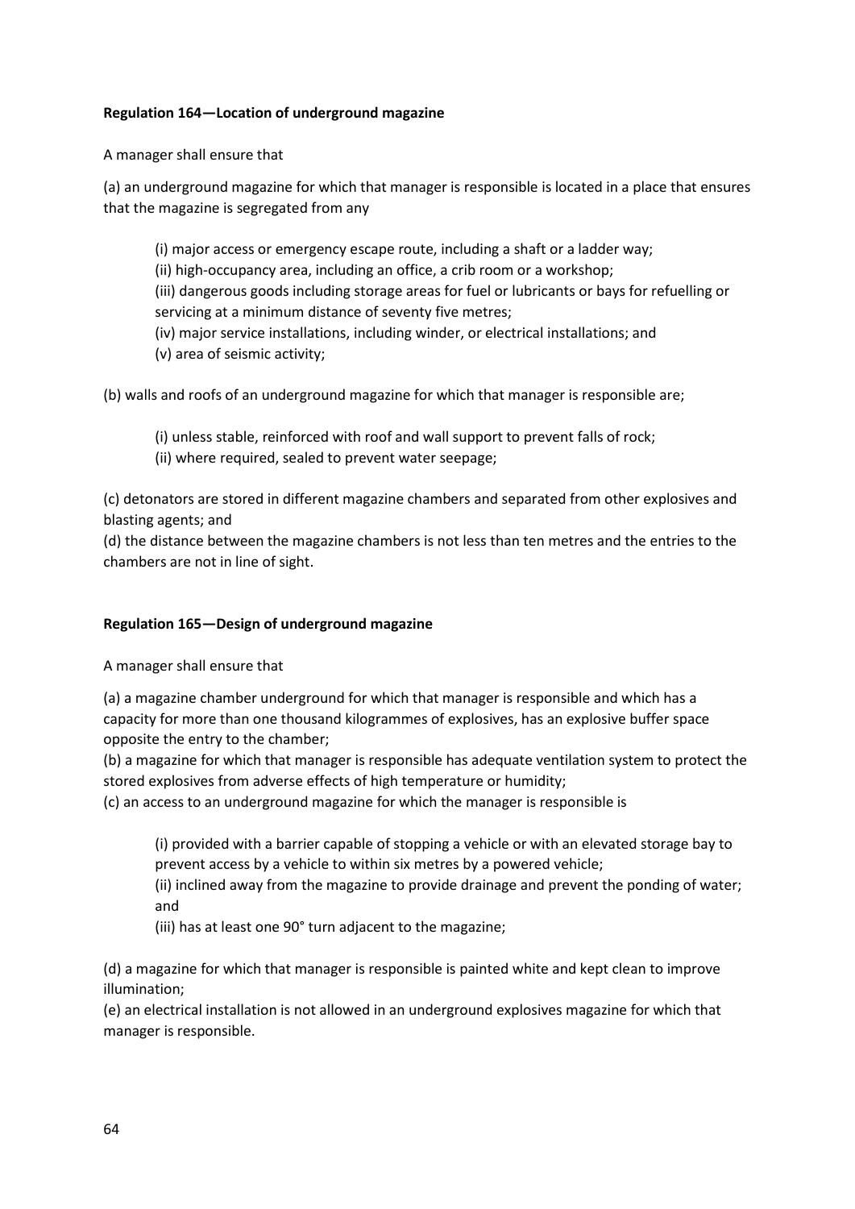**Regulation 164—Location of underground magazine**

A manager shall ensure that

(a) an underground magazine for which that manager is responsible is located in a place that ensures that the magazine is segregated from any

> (i) major access or emergency escape route, including a shaft or a ladder way;
> (ii) high-occupancy area, including an office, a crib room or a workshop;
> (iii) dangerous goods including storage areas for fuel or lubricants or bays for refuelling or servicing at a minimum distance of seventy five metres;
> (iv) major service installations, including winder, or electrical installations; and
> (v) area of seismic activity;

(b) walls and roofs of an underground magazine for which that manager is responsible are;

> (i) unless stable, reinforced with roof and wall support to prevent falls of rock;
> (ii) where required, sealed to prevent water seepage;

(c) detonators are stored in different magazine chambers and separated from other explosives and blasting agents; and
(d) the distance between the magazine chambers is not less than ten metres and the entries to the chambers are not in line of sight.

**Regulation 165—Design of underground magazine**

A manager shall ensure that

(a) a magazine chamber underground for which that manager is responsible and which has a capacity for more than one thousand kilogrammes of explosives, has an explosive buffer space opposite the entry to the chamber;
(b) a magazine for which that manager is responsible has adequate ventilation system to protect the stored explosives from adverse effects of high temperature or humidity;
(c) an access to an underground magazine for which the manager is responsible is

> (i) provided with a barrier capable of stopping a vehicle or with an elevated storage bay to prevent access by a vehicle to within six metres by a powered vehicle;
> (ii) inclined away from the magazine to provide drainage and prevent the ponding of water; and
> (iii) has at least one 90° turn adjacent to the magazine;

(d) a magazine for which that manager is responsible is painted white and kept clean to improve illumination;
(e) an electrical installation is not allowed in an underground explosives magazine for which that manager is responsible.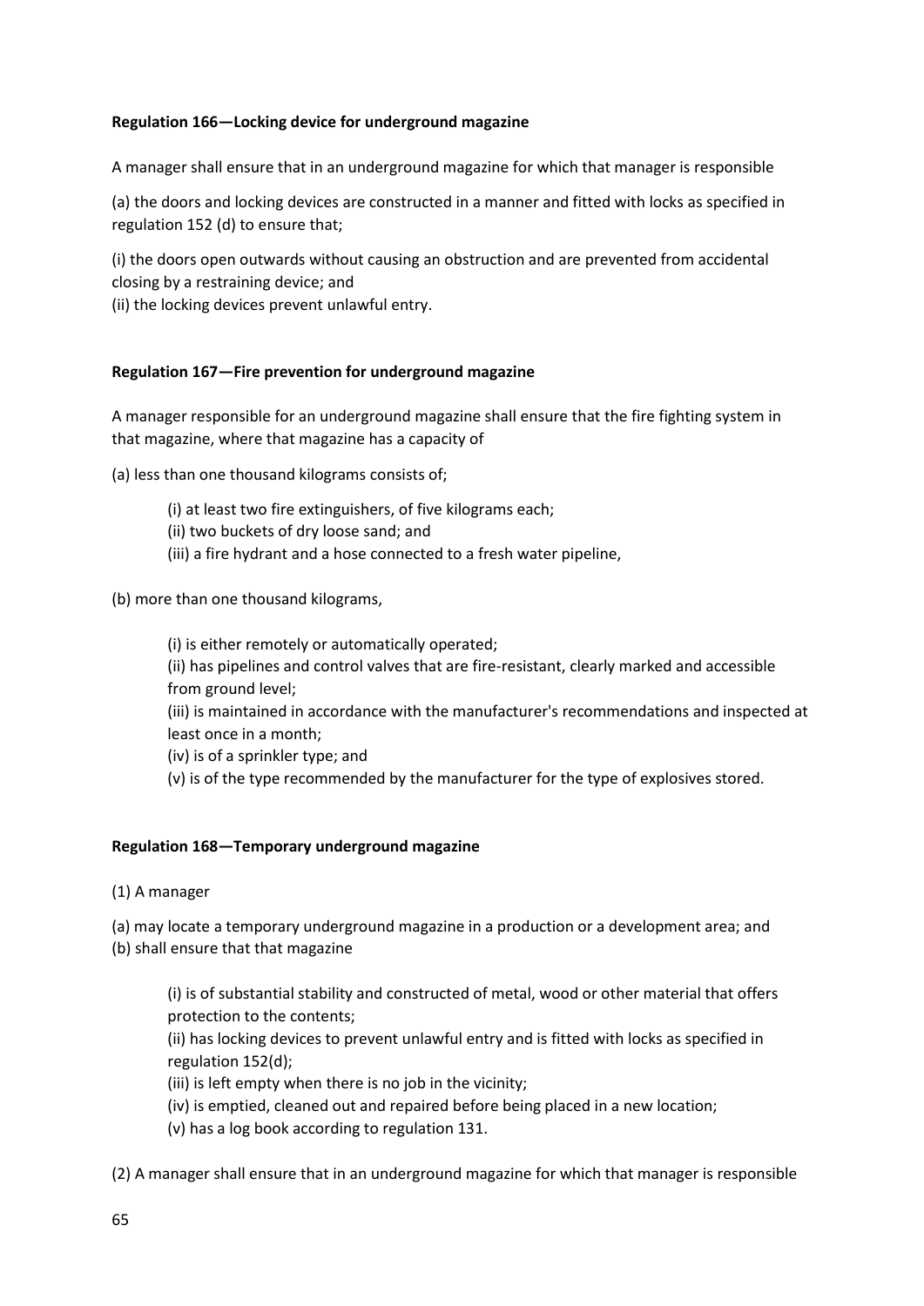**Regulation 166—Locking device for underground magazine**

A manager shall ensure that in an underground magazine for which that manager is responsible

(a) the doors and locking devices are constructed in a manner and fitted with locks as specified in regulation 152 (d) to ensure that;

(i) the doors open outwards without causing an obstruction and are prevented from accidental closing by a restraining device; and
(ii) the locking devices prevent unlawful entry.

**Regulation 167—Fire prevention for underground magazine**

A manager responsible for an underground magazine shall ensure that the fire fighting system in that magazine, where that magazine has a capacity of

(a) less than one thousand kilograms consists of;

> (i) at least two fire extinguishers, of five kilograms each;
> (ii) two buckets of dry loose sand; and
> (iii) a fire hydrant and a hose connected to a fresh water pipeline,

(b) more than one thousand kilograms,

> (i) is either remotely or automatically operated;
> (ii) has pipelines and control valves that are fire-resistant, clearly marked and accessible from ground level;
> (iii) is maintained in accordance with the manufacturer's recommendations and inspected at least once in a month;
> (iv) is of a sprinkler type; and
> (v) is of the type recommended by the manufacturer for the type of explosives stored.

**Regulation 168—Temporary underground magazine**

(1) A manager

(a) may locate a temporary underground magazine in a production or a development area; and
(b) shall ensure that that magazine

> (i) is of substantial stability and constructed of metal, wood or other material that offers protection to the contents;
> (ii) has locking devices to prevent unlawful entry and is fitted with locks as specified in regulation 152(d);
> (iii) is left empty when there is no job in the vicinity;
> (iv) is emptied, cleaned out and repaired before being placed in a new location;
> (v) has a log book according to regulation 131.

(2) A manager shall ensure that in an underground magazine for which that manager is responsible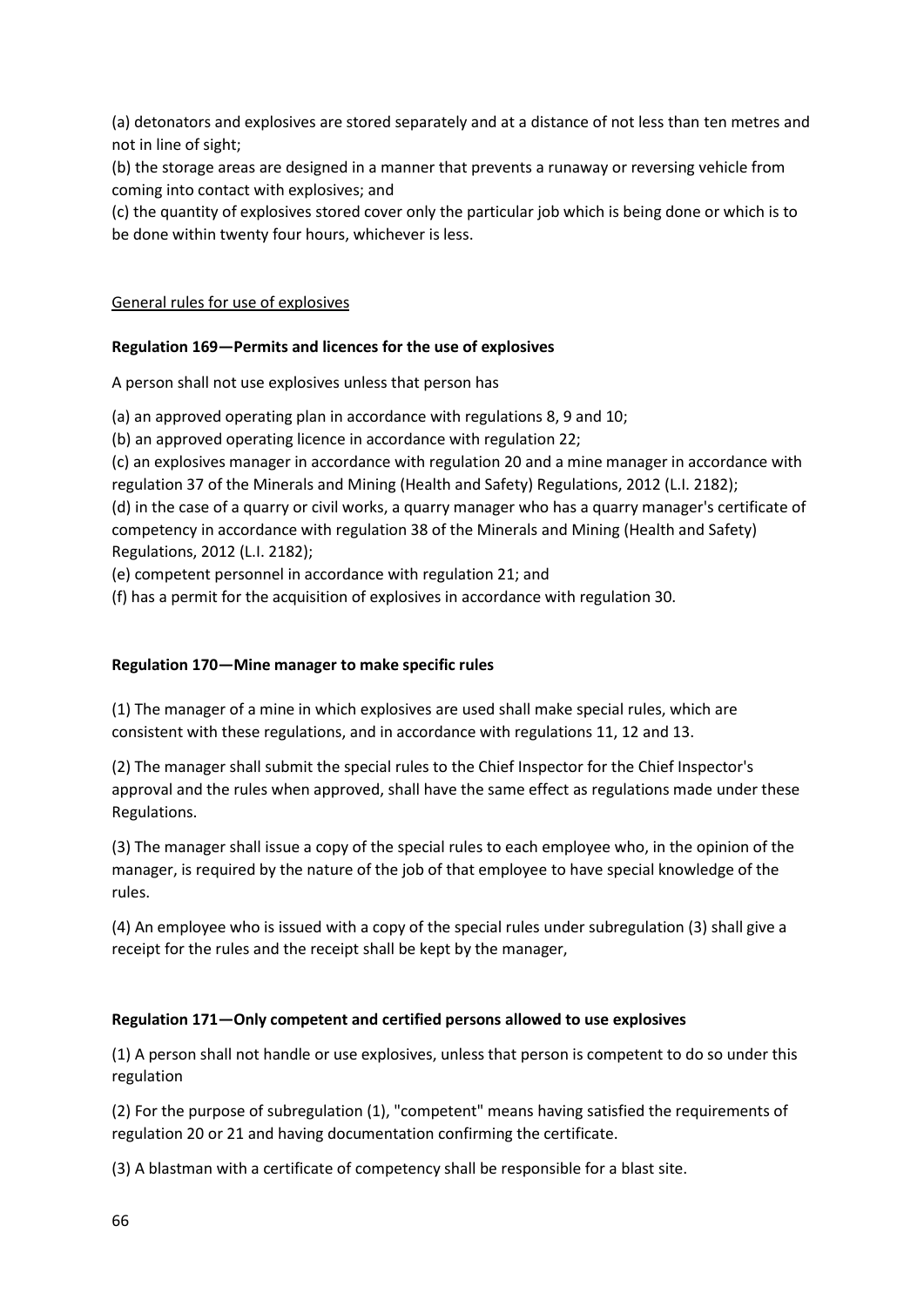(a) detonators and explosives are stored separately and at a distance of not less than ten metres and not in line of sight;

(b) the storage areas are designed in a manner that prevents a runaway or reversing vehicle from coming into contact with explosives; and

(c) the quantity of explosives stored cover only the particular job which is being done or which is to be done within twenty four hours, whichever is less.

<u>General rules for use of explosives</u>

**Regulation 169—Permits and licences for the use of explosives**

A person shall not use explosives unless that person has

(a) an approved operating plan in accordance with regulations 8, 9 and 10;

(b) an approved operating licence in accordance with regulation 22;

(c) an explosives manager in accordance with regulation 20 and a mine manager in accordance with regulation 37 of the Minerals and Mining (Health and Safety) Regulations, 2012 (L.I. 2182);

(d) in the case of a quarry or civil works, a quarry manager who has a quarry manager's certificate of competency in accordance with regulation 38 of the Minerals and Mining (Health and Safety) Regulations, 2012 (L.I. 2182);

(e) competent personnel in accordance with regulation 21; and

(f) has a permit for the acquisition of explosives in accordance with regulation 30.

**Regulation 170—Mine manager to make specific rules**

(1) The manager of a mine in which explosives are used shall make special rules, which are consistent with these regulations, and in accordance with regulations 11, 12 and 13.

(2) The manager shall submit the special rules to the Chief Inspector for the Chief Inspector's approval and the rules when approved, shall have the same effect as regulations made under these Regulations.

(3) The manager shall issue a copy of the special rules to each employee who, in the opinion of the manager, is required by the nature of the job of that employee to have special knowledge of the rules.

(4) An employee who is issued with a copy of the special rules under subregulation (3) shall give a receipt for the rules and the receipt shall be kept by the manager,

**Regulation 171—Only competent and certified persons allowed to use explosives**

(1) A person shall not handle or use explosives, unless that person is competent to do so under this regulation

(2) For the purpose of subregulation (1), "competent" means having satisfied the requirements of regulation 20 or 21 and having documentation confirming the certificate.

(3) A blastman with a certificate of competency shall be responsible for a blast site.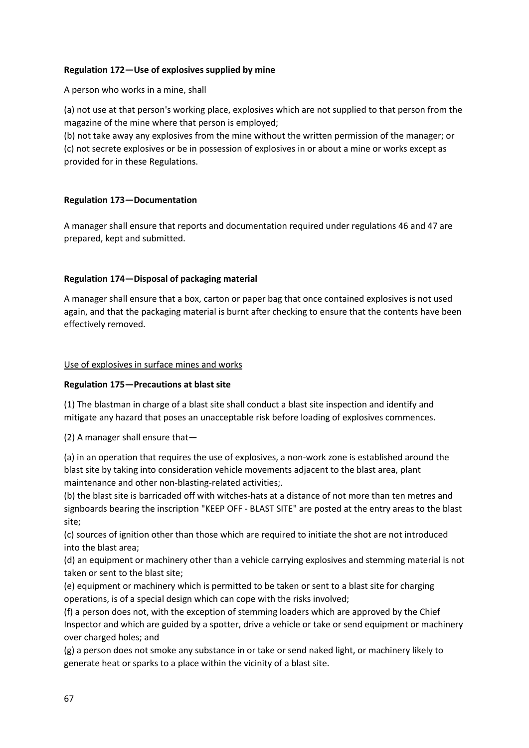**Regulation 172—Use of explosives supplied by mine**

A person who works in a mine, shall

(a) not use at that person's working place, explosives which are not supplied to that person from the magazine of the mine where that person is employed;
(b) not take away any explosives from the mine without the written permission of the manager; or
(c) not secrete explosives or be in possession of explosives in or about a mine or works except as provided for in these Regulations.

**Regulation 173—Documentation**

A manager shall ensure that reports and documentation required under regulations 46 and 47 are prepared, kept and submitted.

**Regulation 174—Disposal of packaging material**

A manager shall ensure that a box, carton or paper bag that once contained explosives is not used again, and that the packaging material is burnt after checking to ensure that the contents have been effectively removed.

<u>Use of explosives in surface mines and works</u>

**Regulation 175—Precautions at blast site**

(1) The blastman in charge of a blast site shall conduct a blast site inspection and identify and mitigate any hazard that poses an unacceptable risk before loading of explosives commences.

(2) A manager shall ensure that—

(a) in an operation that requires the use of explosives, a non-work zone is established around the blast site by taking into consideration vehicle movements adjacent to the blast area, plant maintenance and other non-blasting-related activities;.
(b) the blast site is barricaded off with witches-hats at a distance of not more than ten metres and signboards bearing the inscription "KEEP OFF - BLAST SITE" are posted at the entry areas to the blast site;
(c) sources of ignition other than those which are required to initiate the shot are not introduced into the blast area;
(d) an equipment or machinery other than a vehicle carrying explosives and stemming material is not taken or sent to the blast site;
(e) equipment or machinery which is permitted to be taken or sent to a blast site for charging operations, is of a special design which can cope with the risks involved;
(f) a person does not, with the exception of stemming loaders which are approved by the Chief Inspector and which are guided by a spotter, drive a vehicle or take or send equipment or machinery over charged holes; and
(g) a person does not smoke any substance in or take or send naked light, or machinery likely to generate heat or sparks to a place within the vicinity of a blast site.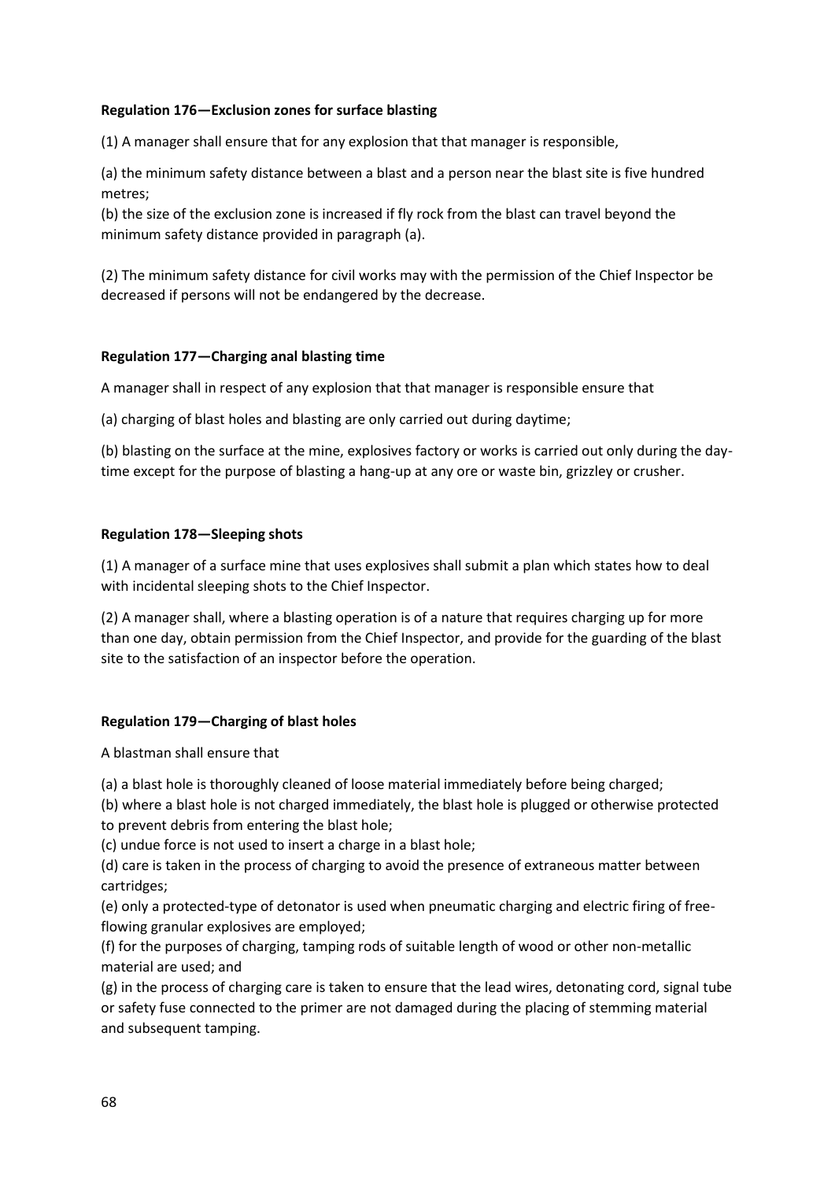**Regulation 176—Exclusion zones for surface blasting**

(1) A manager shall ensure that for any explosion that that manager is responsible,

(a) the minimum safety distance between a blast and a person near the blast site is five hundred metres;
(b) the size of the exclusion zone is increased if fly rock from the blast can travel beyond the minimum safety distance provided in paragraph (a).

(2) The minimum safety distance for civil works may with the permission of the Chief Inspector be decreased if persons will not be endangered by the decrease.

**Regulation 177—Charging anal blasting time**

A manager shall in respect of any explosion that that manager is responsible ensure that

(a) charging of blast holes and blasting are only carried out during daytime;

(b) blasting on the surface at the mine, explosives factory or works is carried out only during the day-time except for the purpose of blasting a hang-up at any ore or waste bin, grizzley or crusher.

**Regulation 178—Sleeping shots**

(1) A manager of a surface mine that uses explosives shall submit a plan which states how to deal with incidental sleeping shots to the Chief Inspector.

(2) A manager shall, where a blasting operation is of a nature that requires charging up for more than one day, obtain permission from the Chief Inspector, and provide for the guarding of the blast site to the satisfaction of an inspector before the operation.

**Regulation 179—Charging of blast holes**

A blastman shall ensure that

(a) a blast hole is thoroughly cleaned of loose material immediately before being charged;
(b) where a blast hole is not charged immediately, the blast hole is plugged or otherwise protected to prevent debris from entering the blast hole;
(c) undue force is not used to insert a charge in a blast hole;
(d) care is taken in the process of charging to avoid the presence of extraneous matter between cartridges;
(e) only a protected-type of detonator is used when pneumatic charging and electric firing of free-flowing granular explosives are employed;
(f) for the purposes of charging, tamping rods of suitable length of wood or other non-metallic material are used; and
(g) in the process of charging care is taken to ensure that the lead wires, detonating cord, signal tube or safety fuse connected to the primer are not damaged during the placing of stemming material and subsequent tamping.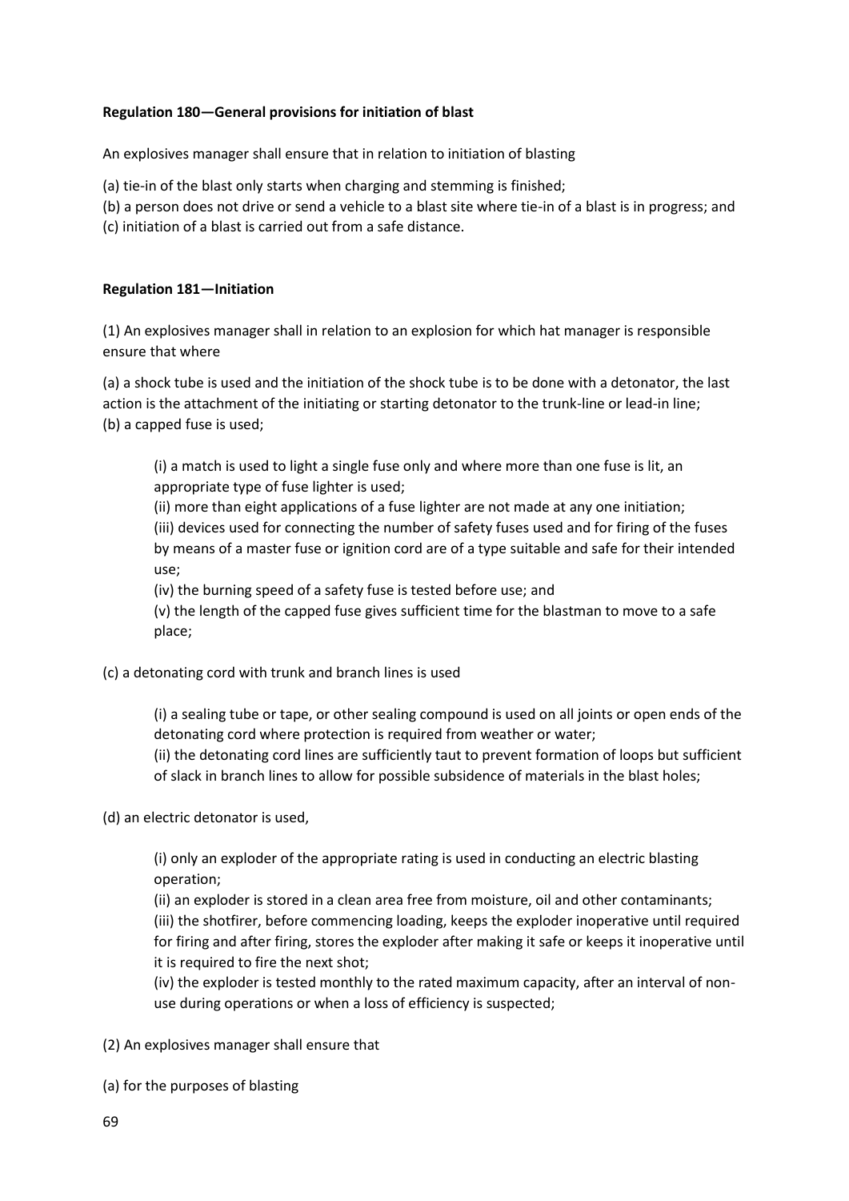**Regulation 180—General provisions for initiation of blast**

An explosives manager shall ensure that in relation to initiation of blasting

(a) tie-in of the blast only starts when charging and stemming is finished;
(b) a person does not drive or send a vehicle to a blast site where tie-in of a blast is in progress; and
(c) initiation of a blast is carried out from a safe distance.

**Regulation 181—Initiation**

(1) An explosives manager shall in relation to an explosion for which hat manager is responsible ensure that where

(a) a shock tube is used and the initiation of the shock tube is to be done with a detonator, the last action is the attachment of the initiating or starting detonator to the trunk-line or lead-in line;
(b) a capped fuse is used;

> (i) a match is used to light a single fuse only and where more than one fuse is lit, an appropriate type of fuse lighter is used;
> (ii) more than eight applications of a fuse lighter are not made at any one initiation;
> (iii) devices used for connecting the number of safety fuses used and for firing of the fuses by means of a master fuse or ignition cord are of a type suitable and safe for their intended use;
> (iv) the burning speed of a safety fuse is tested before use; and
> (v) the length of the capped fuse gives sufficient time for the blastman to move to a safe place;

(c) a detonating cord with trunk and branch lines is used

> (i) a sealing tube or tape, or other sealing compound is used on all joints or open ends of the detonating cord where protection is required from weather or water;
> (ii) the detonating cord lines are sufficiently taut to prevent formation of loops but sufficient of slack in branch lines to allow for possible subsidence of materials in the blast holes;

(d) an electric detonator is used,

> (i) only an exploder of the appropriate rating is used in conducting an electric blasting operation;
> (ii) an exploder is stored in a clean area free from moisture, oil and other contaminants;
> (iii) the shotfirer, before commencing loading, keeps the exploder inoperative until required for firing and after firing, stores the exploder after making it safe or keeps it inoperative until it is required to fire the next shot;
> (iv) the exploder is tested monthly to the rated maximum capacity, after an interval of non-use during operations or when a loss of efficiency is suspected;

(2) An explosives manager shall ensure that

(a) for the purposes of blasting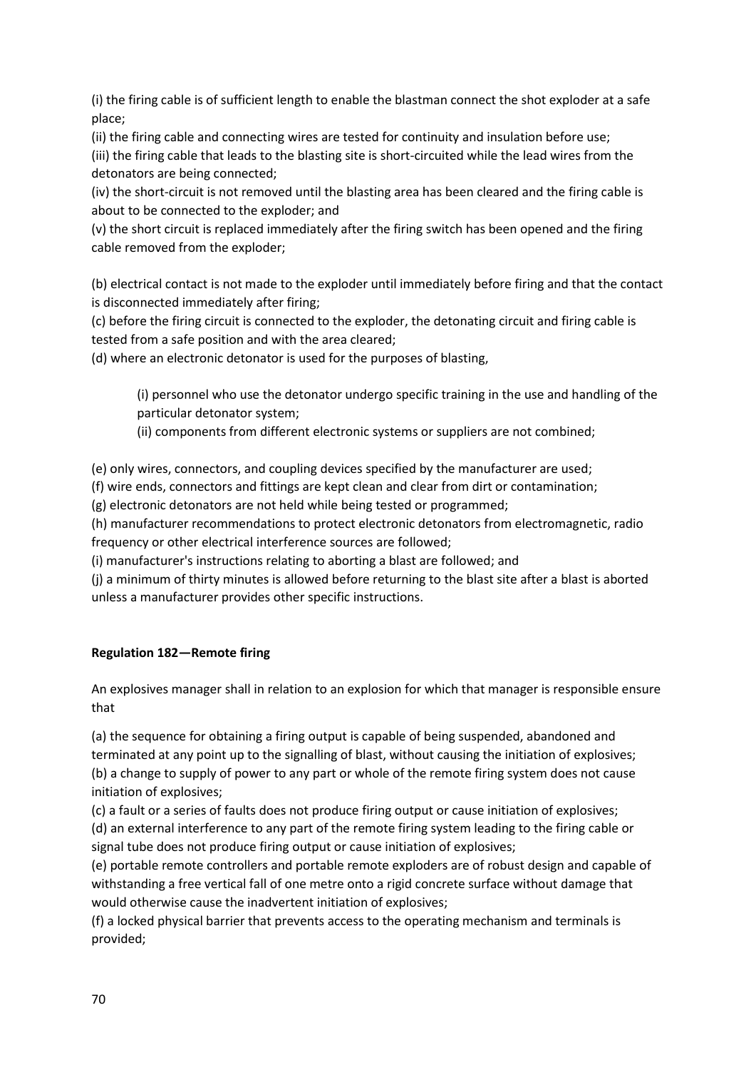(i) the firing cable is of sufficient length to enable the blastman connect the shot exploder at a safe place;

(ii) the firing cable and connecting wires are tested for continuity and insulation before use;

(iii) the firing cable that leads to the blasting site is short-circuited while the lead wires from the detonators are being connected;

(iv) the short-circuit is not removed until the blasting area has been cleared and the firing cable is about to be connected to the exploder; and

(v) the short circuit is replaced immediately after the firing switch has been opened and the firing cable removed from the exploder;

(b) electrical contact is not made to the exploder until immediately before firing and that the contact is disconnected immediately after firing;

(c) before the firing circuit is connected to the exploder, the detonating circuit and firing cable is tested from a safe position and with the area cleared;

(d) where an electronic detonator is used for the purposes of blasting,

> (i) personnel who use the detonator undergo specific training in the use and handling of the particular detonator system;
>
> (ii) components from different electronic systems or suppliers are not combined;

(e) only wires, connectors, and coupling devices specified by the manufacturer are used;

(f) wire ends, connectors and fittings are kept clean and clear from dirt or contamination;

(g) electronic detonators are not held while being tested or programmed;

(h) manufacturer recommendations to protect electronic detonators from electromagnetic, radio frequency or other electrical interference sources are followed;

(i) manufacturer's instructions relating to aborting a blast are followed; and

(j) a minimum of thirty minutes is allowed before returning to the blast site after a blast is aborted unless a manufacturer provides other specific instructions.

**Regulation 182—Remote firing**

An explosives manager shall in relation to an explosion for which that manager is responsible ensure that

(a) the sequence for obtaining a firing output is capable of being suspended, abandoned and terminated at any point up to the signalling of blast, without causing the initiation of explosives;

(b) a change to supply of power to any part or whole of the remote firing system does not cause initiation of explosives;

(c) a fault or a series of faults does not produce firing output or cause initiation of explosives;

(d) an external interference to any part of the remote firing system leading to the firing cable or signal tube does not produce firing output or cause initiation of explosives;

(e) portable remote controllers and portable remote exploders are of robust design and capable of withstanding a free vertical fall of one metre onto a rigid concrete surface without damage that would otherwise cause the inadvertent initiation of explosives;

(f) a locked physical barrier that prevents access to the operating mechanism and terminals is provided;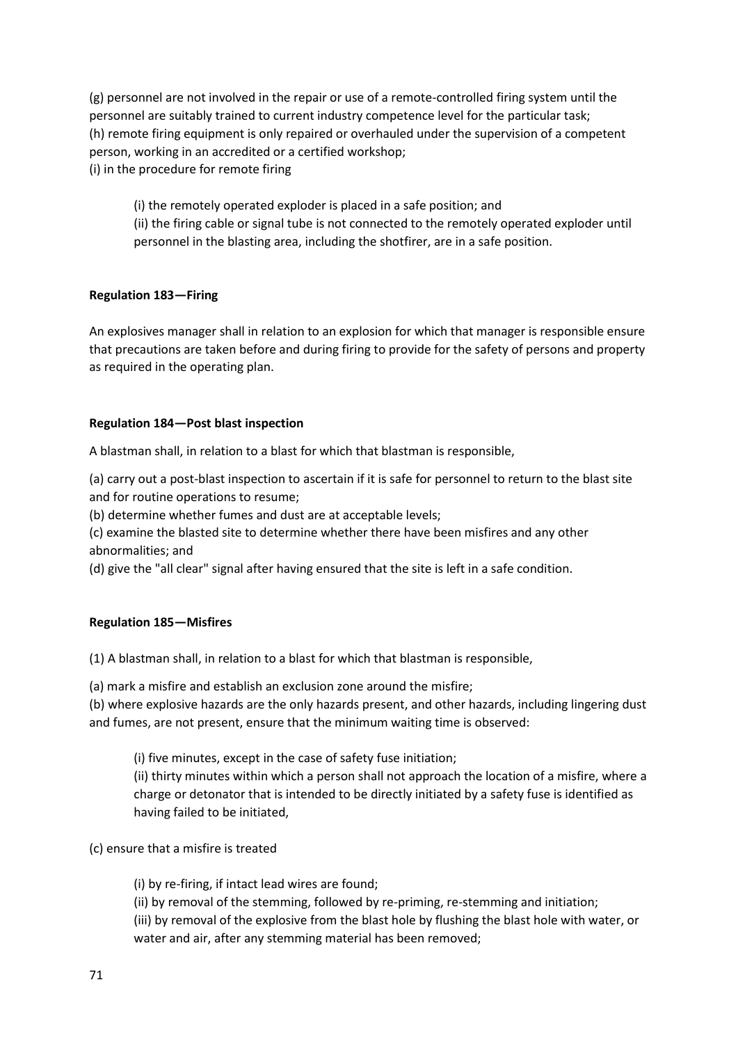(g) personnel are not involved in the repair or use of a remote-controlled firing system until the personnel are suitably trained to current industry competence level for the particular task;
(h) remote firing equipment is only repaired or overhauled under the supervision of a competent person, working in an accredited or a certified workshop;
(i) in the procedure for remote firing

> (i) the remotely operated exploder is placed in a safe position; and
> (ii) the firing cable or signal tube is not connected to the remotely operated exploder until personnel in the blasting area, including the shotfirer, are in a safe position.

**Regulation 183—Firing**

An explosives manager shall in relation to an explosion for which that manager is responsible ensure that precautions are taken before and during firing to provide for the safety of persons and property as required in the operating plan.

**Regulation 184—Post blast inspection**

A blastman shall, in relation to a blast for which that blastman is responsible,

(a) carry out a post-blast inspection to ascertain if it is safe for personnel to return to the blast site and for routine operations to resume;
(b) determine whether fumes and dust are at acceptable levels;
(c) examine the blasted site to determine whether there have been misfires and any other abnormalities; and
(d) give the "all clear" signal after having ensured that the site is left in a safe condition.

**Regulation 185—Misfires**

(1) A blastman shall, in relation to a blast for which that blastman is responsible,

(a) mark a misfire and establish an exclusion zone around the misfire;
(b) where explosive hazards are the only hazards present, and other hazards, including lingering dust and fumes, are not present, ensure that the minimum waiting time is observed:

> (i) five minutes, except in the case of safety fuse initiation;
> (ii) thirty minutes within which a person shall not approach the location of a misfire, where a charge or detonator that is intended to be directly initiated by a safety fuse is identified as having failed to be initiated,

(c) ensure that a misfire is treated

> (i) by re-firing, if intact lead wires are found;
> (ii) by removal of the stemming, followed by re-priming, re-stemming and initiation;
> (iii) by removal of the explosive from the blast hole by flushing the blast hole with water, or water and air, after any stemming material has been removed;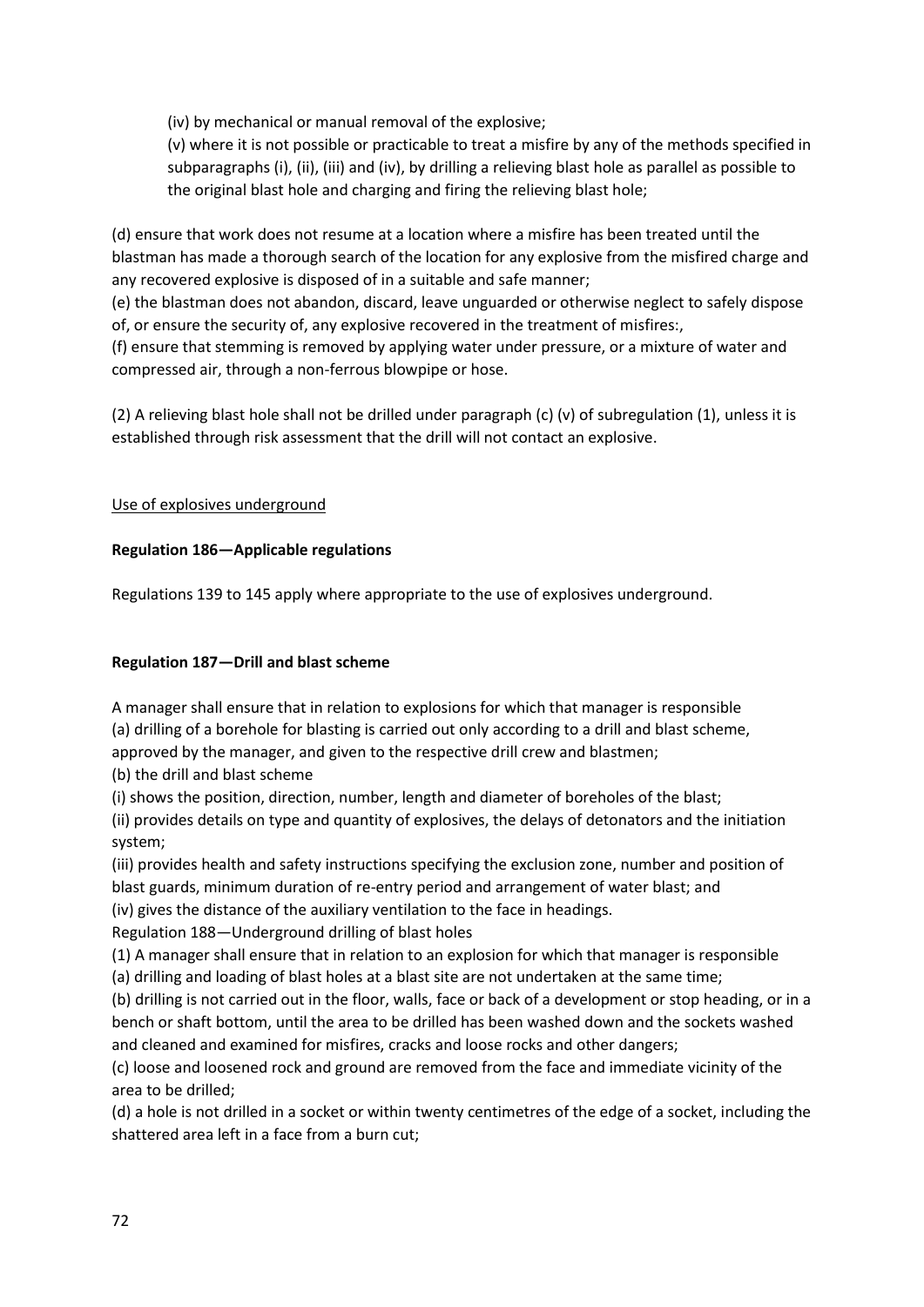(iv) by mechanical or manual removal of the explosive;

(v) where it is not possible or practicable to treat a misfire by any of the methods specified in subparagraphs (i), (ii), (iii) and (iv), by drilling a relieving blast hole as parallel as possible to the original blast hole and charging and firing the relieving blast hole;

(d) ensure that work does not resume at a location where a misfire has been treated until the blastman has made a thorough search of the location for any explosive from the misfired charge and any recovered explosive is disposed of in a suitable and safe manner;

(e) the blastman does not abandon, discard, leave unguarded or otherwise neglect to safely dispose of, or ensure the security of, any explosive recovered in the treatment of misfires:,

(f) ensure that stemming is removed by applying water under pressure, or a mixture of water and compressed air, through a non-ferrous blowpipe or hose.

(2) A relieving blast hole shall not be drilled under paragraph (c) (v) of subregulation (1), unless it is established through risk assessment that the drill will not contact an explosive.

Use of explosives underground

**Regulation 186—Applicable regulations**

Regulations 139 to 145 apply where appropriate to the use of explosives underground.

**Regulation 187—Drill and blast scheme**

A manager shall ensure that in relation to explosions for which that manager is responsible

(a) drilling of a borehole for blasting is carried out only according to a drill and blast scheme, approved by the manager, and given to the respective drill crew and blastmen;

(b) the drill and blast scheme

(i) shows the position, direction, number, length and diameter of boreholes of the blast;

(ii) provides details on type and quantity of explosives, the delays of detonators and the initiation system;

(iii) provides health and safety instructions specifying the exclusion zone, number and position of blast guards, minimum duration of re-entry period and arrangement of water blast; and

(iv) gives the distance of the auxiliary ventilation to the face in headings.

Regulation 188—Underground drilling of blast holes

(1) A manager shall ensure that in relation to an explosion for which that manager is responsible

(a) drilling and loading of blast holes at a blast site are not undertaken at the same time;

(b) drilling is not carried out in the floor, walls, face or back of a development or stop heading, or in a bench or shaft bottom, until the area to be drilled has been washed down and the sockets washed and cleaned and examined for misfires, cracks and loose rocks and other dangers;

(c) loose and loosened rock and ground are removed from the face and immediate vicinity of the area to be drilled;

(d) a hole is not drilled in a socket or within twenty centimetres of the edge of a socket, including the shattered area left in a face from a burn cut;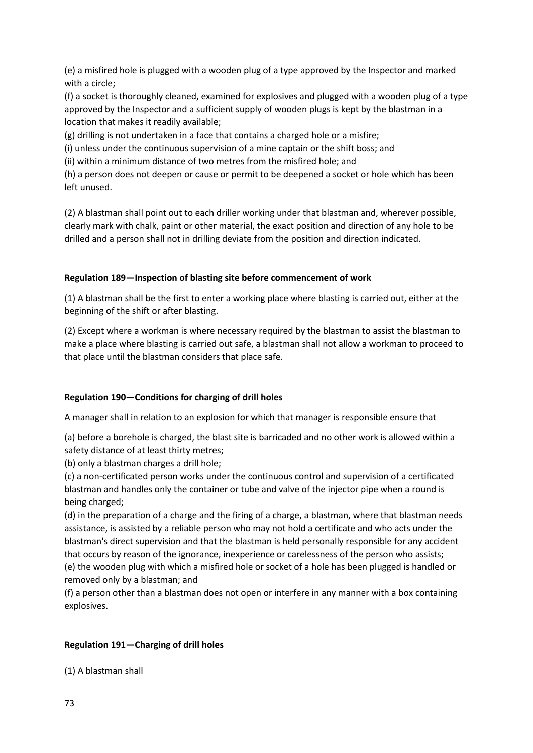(e) a misfired hole is plugged with a wooden plug of a type approved by the Inspector and marked with a circle;

(f) a socket is thoroughly cleaned, examined for explosives and plugged with a wooden plug of a type approved by the Inspector and a sufficient supply of wooden plugs is kept by the blastman in a location that makes it readily available;

(g) drilling is not undertaken in a face that contains a charged hole or a misfire;

(i) unless under the continuous supervision of a mine captain or the shift boss; and

(ii) within a minimum distance of two metres from the misfired hole; and

(h) a person does not deepen or cause or permit to be deepened a socket or hole which has been left unused.

(2) A blastman shall point out to each driller working under that blastman and, wherever possible, clearly mark with chalk, paint or other material, the exact position and direction of any hole to be drilled and a person shall not in drilling deviate from the position and direction indicated.

**Regulation 189—Inspection of blasting site before commencement of work**

(1) A blastman shall be the first to enter a working place where blasting is carried out, either at the beginning of the shift or after blasting.

(2) Except where a workman is where necessary required by the blastman to assist the blastman to make a place where blasting is carried out safe, a blastman shall not allow a workman to proceed to that place until the blastman considers that place safe.

**Regulation 190—Conditions for charging of drill holes**

A manager shall in relation to an explosion for which that manager is responsible ensure that

(a) before a borehole is charged, the blast site is barricaded and no other work is allowed within a safety distance of at least thirty metres;

(b) only a blastman charges a drill hole;

(c) a non-certificated person works under the continuous control and supervision of a certificated blastman and handles only the container or tube and valve of the injector pipe when a round is being charged;

(d) in the preparation of a charge and the firing of a charge, a blastman, where that blastman needs assistance, is assisted by a reliable person who may not hold a certificate and who acts under the blastman's direct supervision and that the blastman is held personally responsible for any accident that occurs by reason of the ignorance, inexperience or carelessness of the person who assists;

(e) the wooden plug with which a misfired hole or socket of a hole has been plugged is handled or removed only by a blastman; and

(f) a person other than a blastman does not open or interfere in any manner with a box containing explosives.

**Regulation 191—Charging of drill holes**

(1) A blastman shall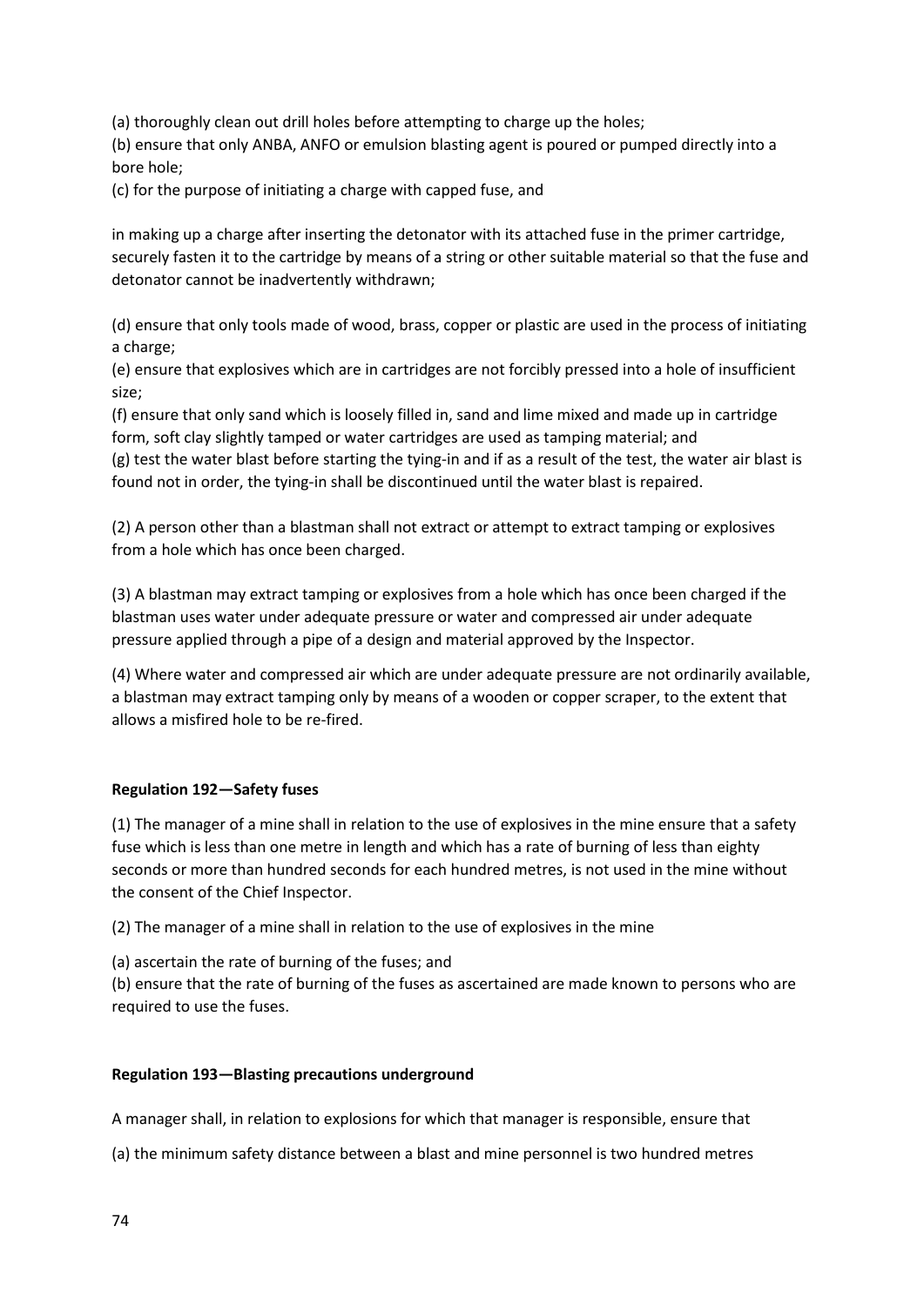(a) thoroughly clean out drill holes before attempting to charge up the holes;
(b) ensure that only ANBA, ANFO or emulsion blasting agent is poured or pumped directly into a bore hole;
(c) for the purpose of initiating a charge with capped fuse, and

in making up a charge after inserting the detonator with its attached fuse in the primer cartridge, securely fasten it to the cartridge by means of a string or other suitable material so that the fuse and detonator cannot be inadvertently withdrawn;

(d) ensure that only tools made of wood, brass, copper or plastic are used in the process of initiating a charge;
(e) ensure that explosives which are in cartridges are not forcibly pressed into a hole of insufficient size;
(f) ensure that only sand which is loosely filled in, sand and lime mixed and made up in cartridge form, soft clay slightly tamped or water cartridges are used as tamping material; and
(g) test the water blast before starting the tying-in and if as a result of the test, the water air blast is found not in order, the tying-in shall be discontinued until the water blast is repaired.

(2) A person other than a blastman shall not extract or attempt to extract tamping or explosives from a hole which has once been charged.

(3) A blastman may extract tamping or explosives from a hole which has once been charged if the blastman uses water under adequate pressure or water and compressed air under adequate pressure applied through a pipe of a design and material approved by the Inspector.

(4) Where water and compressed air which are under adequate pressure are not ordinarily available, a blastman may extract tamping only by means of a wooden or copper scraper, to the extent that allows a misfired hole to be re-fired.

**Regulation 192—Safety fuses**

(1) The manager of a mine shall in relation to the use of explosives in the mine ensure that a safety fuse which is less than one metre in length and which has a rate of burning of less than eighty seconds or more than hundred seconds for each hundred metres, is not used in the mine without the consent of the Chief Inspector.

(2) The manager of a mine shall in relation to the use of explosives in the mine

(a) ascertain the rate of burning of the fuses; and
(b) ensure that the rate of burning of the fuses as ascertained are made known to persons who are required to use the fuses.

**Regulation 193—Blasting precautions underground**

A manager shall, in relation to explosions for which that manager is responsible, ensure that

(a) the minimum safety distance between a blast and mine personnel is two hundred metres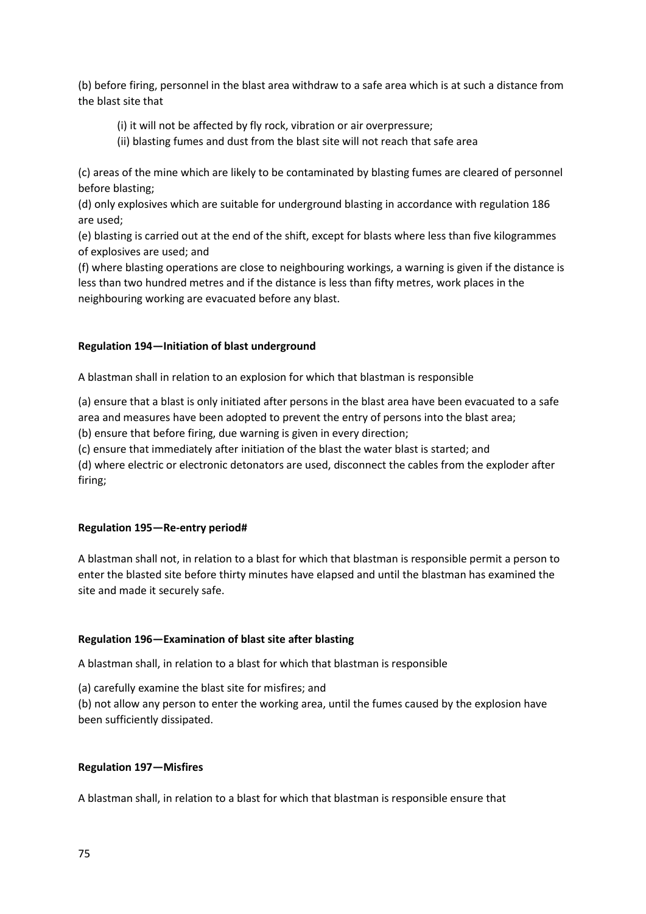(b) before firing, personnel in the blast area withdraw to a safe area which is at such a distance from the blast site that

(i) it will not be affected by fly rock, vibration or air overpressure;

(ii) blasting fumes and dust from the blast site will not reach that safe area

(c) areas of the mine which are likely to be contaminated by blasting fumes are cleared of personnel before blasting;

(d) only explosives which are suitable for underground blasting in accordance with regulation 186 are used;

(e) blasting is carried out at the end of the shift, except for blasts where less than five kilogrammes of explosives are used; and

(f) where blasting operations are close to neighbouring workings, a warning is given if the distance is less than two hundred metres and if the distance is less than fifty metres, work places in the neighbouring working are evacuated before any blast.

**Regulation 194—Initiation of blast underground**

A blastman shall in relation to an explosion for which that blastman is responsible

(a) ensure that a blast is only initiated after persons in the blast area have been evacuated to a safe area and measures have been adopted to prevent the entry of persons into the blast area;

(b) ensure that before firing, due warning is given in every direction;

(c) ensure that immediately after initiation of the blast the water blast is started; and

(d) where electric or electronic detonators are used, disconnect the cables from the exploder after firing;

**Regulation 195—Re-entry period#**

A blastman shall not, in relation to a blast for which that blastman is responsible permit a person to enter the blasted site before thirty minutes have elapsed and until the blastman has examined the site and made it securely safe.

**Regulation 196—Examination of blast site after blasting**

A blastman shall, in relation to a blast for which that blastman is responsible

(a) carefully examine the blast site for misfires; and

(b) not allow any person to enter the working area, until the fumes caused by the explosion have been sufficiently dissipated.

**Regulation 197—Misfires**

A blastman shall, in relation to a blast for which that blastman is responsible ensure that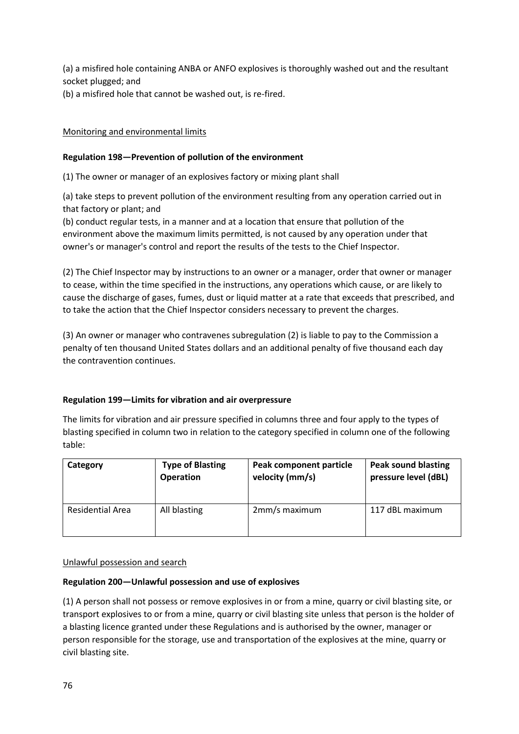(a) a misfired hole containing ANBA or ANFO explosives is thoroughly washed out and the resultant socket plugged; and
(b) a misfired hole that cannot be washed out, is re-fired.

Monitoring and environmental limits

**Regulation 198—Prevention of pollution of the environment**

(1) The owner or manager of an explosives factory or mixing plant shall

(a) take steps to prevent pollution of the environment resulting from any operation carried out in that factory or plant; and
(b) conduct regular tests, in a manner and at a location that ensure that pollution of the environment above the maximum limits permitted, is not caused by any operation under that owner's or manager's control and report the results of the tests to the Chief Inspector.

(2) The Chief Inspector may by instructions to an owner or a manager, order that owner or manager to cease, within the time specified in the instructions, any operations which cause, or are likely to cause the discharge of gases, fumes, dust or liquid matter at a rate that exceeds that prescribed, and to take the action that the Chief Inspector considers necessary to prevent the charges.

(3) An owner or manager who contravenes subregulation (2) is liable to pay to the Commission a penalty of ten thousand United States dollars and an additional penalty of five thousand each day the contravention continues.

**Regulation 199—Limits for vibration and air overpressure**

The limits for vibration and air pressure specified in columns three and four apply to the types of blasting specified in column two in relation to the category specified in column one of the following table:

| Category | Type of Blasting Operation | Peak component particle velocity (mm/s) | Peak sound blasting pressure level (dBL) |
|---|---|---|---|
| Residential Area | All blasting | 2mm/s maximum | 117 dBL maximum |

Unlawful possession and search

**Regulation 200—Unlawful possession and use of explosives**

(1) A person shall not possess or remove explosives in or from a mine, quarry or civil blasting site, or transport explosives to or from a mine, quarry or civil blasting site unless that person is the holder of a blasting licence granted under these Regulations and is authorised by the owner, manager or person responsible for the storage, use and transportation of the explosives at the mine, quarry or civil blasting site.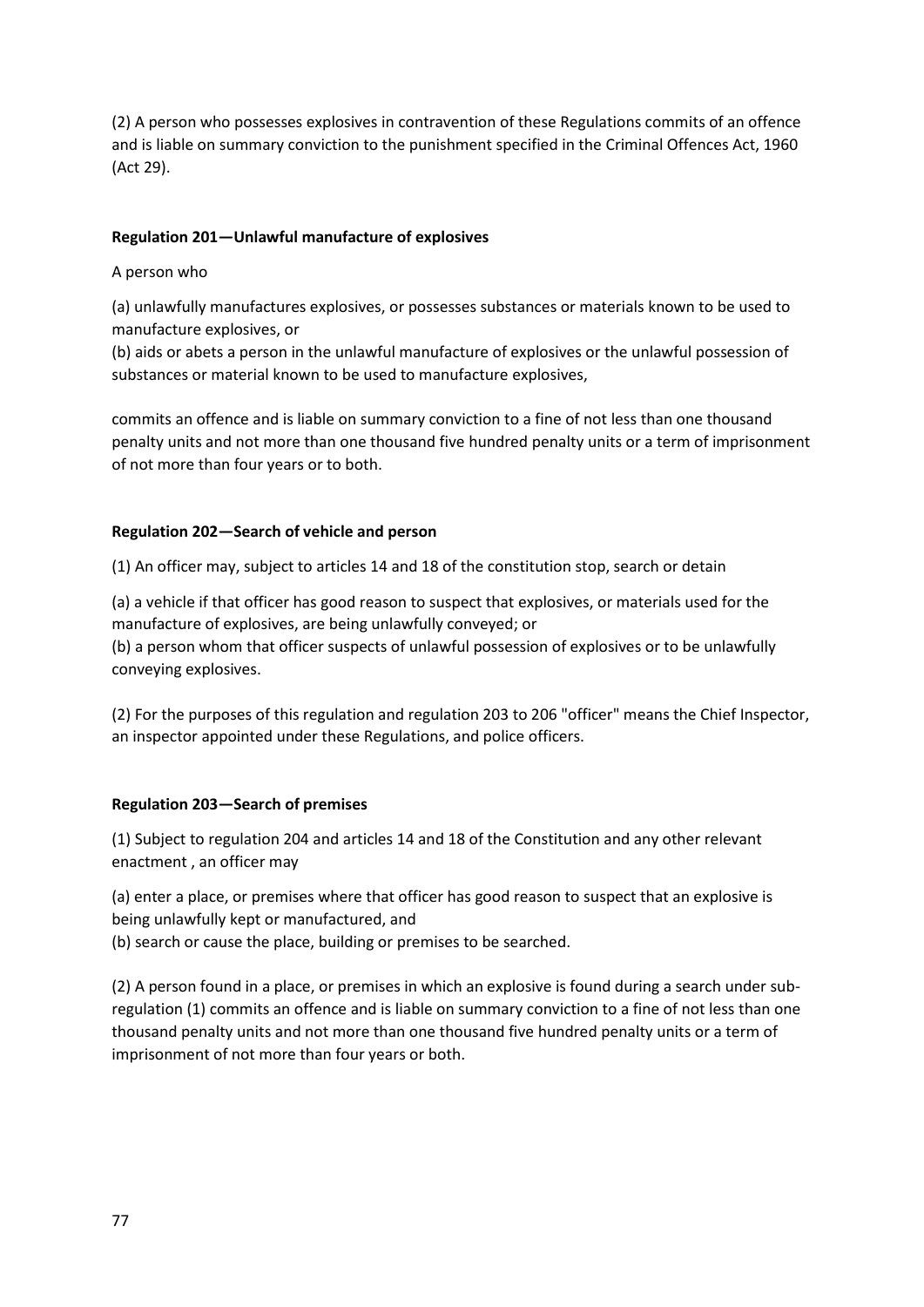(2) A person who possesses explosives in contravention of these Regulations commits of an offence and is liable on summary conviction to the punishment specified in the Criminal Offences Act, 1960 (Act 29).

**Regulation 201—Unlawful manufacture of explosives**

A person who

(a) unlawfully manufactures explosives, or possesses substances or materials known to be used to manufacture explosives, or
(b) aids or abets a person in the unlawful manufacture of explosives or the unlawful possession of substances or material known to be used to manufacture explosives,

commits an offence and is liable on summary conviction to a fine of not less than one thousand penalty units and not more than one thousand five hundred penalty units or a term of imprisonment of not more than four years or to both.

**Regulation 202—Search of vehicle and person**

(1) An officer may, subject to articles 14 and 18 of the constitution stop, search or detain

(a) a vehicle if that officer has good reason to suspect that explosives, or materials used for the manufacture of explosives, are being unlawfully conveyed; or
(b) a person whom that officer suspects of unlawful possession of explosives or to be unlawfully conveying explosives.

(2) For the purposes of this regulation and regulation 203 to 206 "officer" means the Chief Inspector, an inspector appointed under these Regulations, and police officers.

**Regulation 203—Search of premises**

(1) Subject to regulation 204 and articles 14 and 18 of the Constitution and any other relevant enactment , an officer may

(a) enter a place, or premises where that officer has good reason to suspect that an explosive is being unlawfully kept or manufactured, and
(b) search or cause the place, building or premises to be searched.

(2) A person found in a place, or premises in which an explosive is found during a search under sub-regulation (1) commits an offence and is liable on summary conviction to a fine of not less than one thousand penalty units and not more than one thousand five hundred penalty units or a term of imprisonment of not more than four years or both.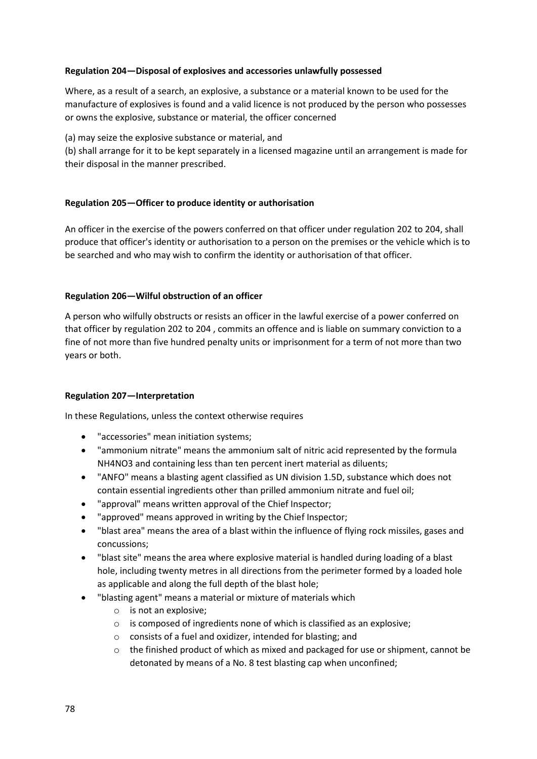**Regulation 204—Disposal of explosives and accessories unlawfully possessed**

Where, as a result of a search, an explosive, a substance or a material known to be used for the manufacture of explosives is found and a valid licence is not produced by the person who possesses or owns the explosive, substance or material, the officer concerned

(a) may seize the explosive substance or material, and
(b) shall arrange for it to be kept separately in a licensed magazine until an arrangement is made for their disposal in the manner prescribed.

**Regulation 205—Officer to produce identity or authorisation**

An officer in the exercise of the powers conferred on that officer under regulation 202 to 204, shall produce that officer's identity or authorisation to a person on the premises or the vehicle which is to be searched and who may wish to confirm the identity or authorisation of that officer.

**Regulation 206—Wilful obstruction of an officer**

A person who wilfully obstructs or resists an officer in the lawful exercise of a power conferred on that officer by regulation 202 to 204 , commits an offence and is liable on summary conviction to a fine of not more than five hundred penalty units or imprisonment for a term of not more than two years or both.

**Regulation 207—Interpretation**

In these Regulations, unless the context otherwise requires

- "accessories" mean initiation systems;
- "ammonium nitrate" means the ammonium salt of nitric acid represented by the formula $NH_4NO_3$ and containing less than ten percent inert material as diluents;
- "ANFO" means a blasting agent classified as UN division 1.5D, substance which does not contain essential ingredients other than prilled ammonium nitrate and fuel oil;
- "approval" means written approval of the Chief Inspector;
- "approved" means approved in writing by the Chief Inspector;
- "blast area" means the area of a blast within the influence of flying rock missiles, gases and concussions;
- "blast site" means the area where explosive material is handled during loading of a blast hole, including twenty metres in all directions from the perimeter formed by a loaded hole as applicable and along the full depth of the blast hole;
- "blasting agent" means a material or mixture of materials which
    - is not an explosive;
    - is composed of ingredients none of which is classified as an explosive;
    - consists of a fuel and oxidizer, intended for blasting; and
    - the finished product of which as mixed and packaged for use or shipment, cannot be detonated by means of a No. 8 test blasting cap when unconfined;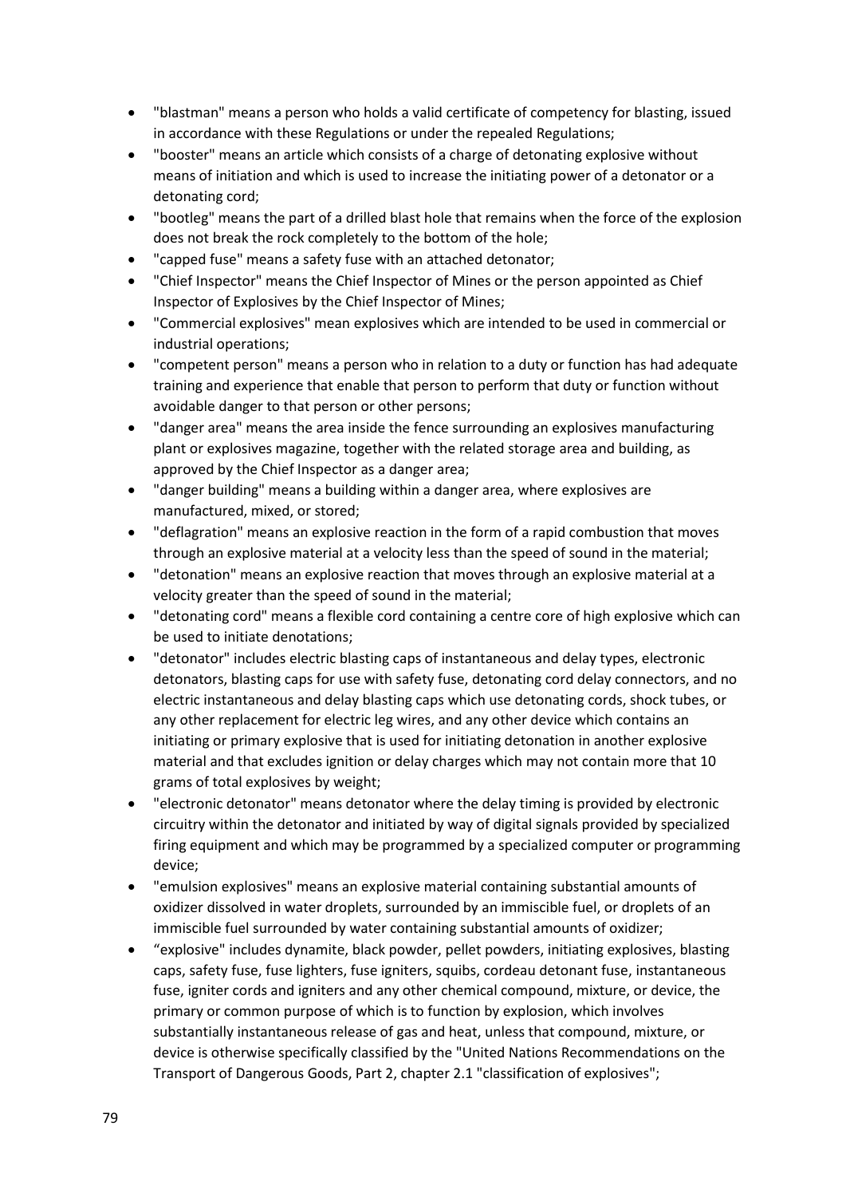- "blastman" means a person who holds a valid certificate of competency for blasting, issued in accordance with these Regulations or under the repealed Regulations;
- "booster" means an article which consists of a charge of detonating explosive without means of initiation and which is used to increase the initiating power of a detonator or a detonating cord;
- "bootleg" means the part of a drilled blast hole that remains when the force of the explosion does not break the rock completely to the bottom of the hole;
- "capped fuse" means a safety fuse with an attached detonator;
- "Chief Inspector" means the Chief Inspector of Mines or the person appointed as Chief Inspector of Explosives by the Chief Inspector of Mines;
- "Commercial explosives" mean explosives which are intended to be used in commercial or industrial operations;
- "competent person" means a person who in relation to a duty or function has had adequate training and experience that enable that person to perform that duty or function without avoidable danger to that person or other persons;
- "danger area" means the area inside the fence surrounding an explosives manufacturing plant or explosives magazine, together with the related storage area and building, as approved by the Chief Inspector as a danger area;
- "danger building" means a building within a danger area, where explosives are manufactured, mixed, or stored;
- "deflagration" means an explosive reaction in the form of a rapid combustion that moves through an explosive material at a velocity less than the speed of sound in the material;
- "detonation" means an explosive reaction that moves through an explosive material at a velocity greater than the speed of sound in the material;
- "detonating cord" means a flexible cord containing a centre core of high explosive which can be used to initiate denotations;
- "detonator" includes electric blasting caps of instantaneous and delay types, electronic detonators, blasting caps for use with safety fuse, detonating cord delay connectors, and no electric instantaneous and delay blasting caps which use detonating cords, shock tubes, or any other replacement for electric leg wires, and any other device which contains an initiating or primary explosive that is used for initiating detonation in another explosive material and that excludes ignition or delay charges which may not contain more that 10 grams of total explosives by weight;
- "electronic detonator" means detonator where the delay timing is provided by electronic circuitry within the detonator and initiated by way of digital signals provided by specialized firing equipment and which may be programmed by a specialized computer or programming device;
- "emulsion explosives" means an explosive material containing substantial amounts of oxidizer dissolved in water droplets, surrounded by an immiscible fuel, or droplets of an immiscible fuel surrounded by water containing substantial amounts of oxidizer;
- "explosive" includes dynamite, black powder, pellet powders, initiating explosives, blasting caps, safety fuse, fuse lighters, fuse igniters, squibs, cordeau detonant fuse, instantaneous fuse, igniter cords and igniters and any other chemical compound, mixture, or device, the primary or common purpose of which is to function by explosion, which involves substantially instantaneous release of gas and heat, unless that compound, mixture, or device is otherwise specifically classified by the "United Nations Recommendations on the Transport of Dangerous Goods, Part 2, chapter 2.1 "classification of explosives";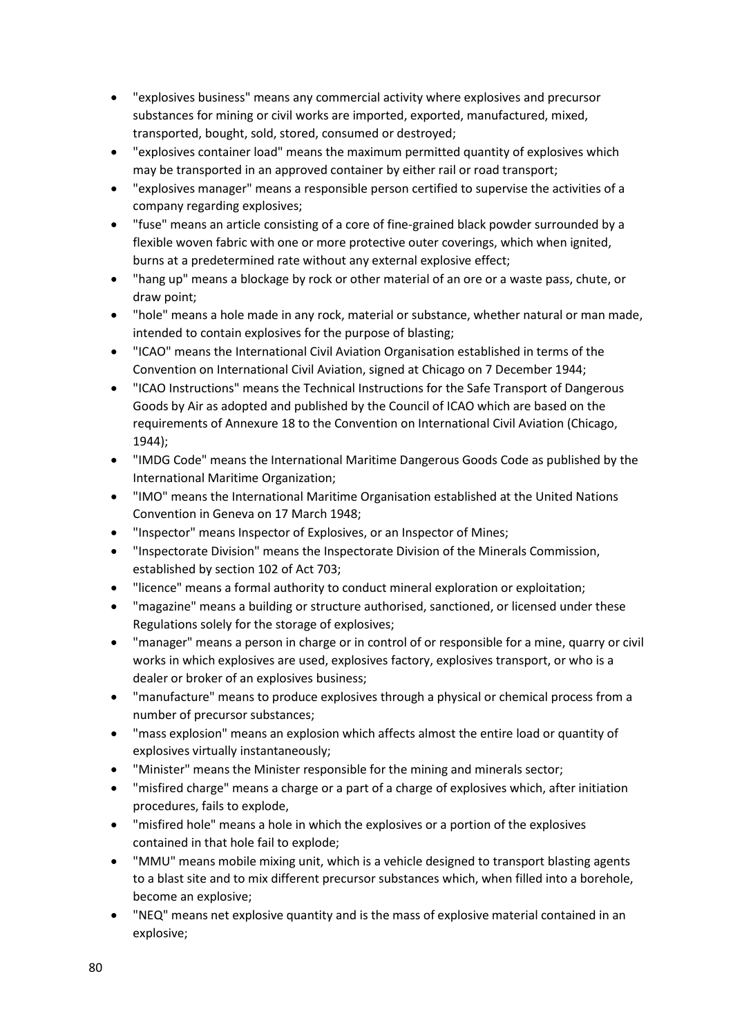- "explosives business" means any commercial activity where explosives and precursor substances for mining or civil works are imported, exported, manufactured, mixed, transported, bought, sold, stored, consumed or destroyed;
- "explosives container load" means the maximum permitted quantity of explosives which may be transported in an approved container by either rail or road transport;
- "explosives manager" means a responsible person certified to supervise the activities of a company regarding explosives;
- "fuse" means an article consisting of a core of fine-grained black powder surrounded by a flexible woven fabric with one or more protective outer coverings, which when ignited, burns at a predetermined rate without any external explosive effect;
- "hang up" means a blockage by rock or other material of an ore or a waste pass, chute, or draw point;
- "hole" means a hole made in any rock, material or substance, whether natural or man made, intended to contain explosives for the purpose of blasting;
- "ICAO" means the International Civil Aviation Organisation established in terms of the Convention on International Civil Aviation, signed at Chicago on 7 December 1944;
- "ICAO Instructions" means the Technical Instructions for the Safe Transport of Dangerous Goods by Air as adopted and published by the Council of ICAO which are based on the requirements of Annexure 18 to the Convention on International Civil Aviation (Chicago, 1944);
- "IMDG Code" means the International Maritime Dangerous Goods Code as published by the International Maritime Organization;
- "IMO" means the International Maritime Organisation established at the United Nations Convention in Geneva on 17 March 1948;
- "Inspector" means Inspector of Explosives, or an Inspector of Mines;
- "Inspectorate Division" means the Inspectorate Division of the Minerals Commission, established by section 102 of Act 703;
- "licence" means a formal authority to conduct mineral exploration or exploitation;
- "magazine" means a building or structure authorised, sanctioned, or licensed under these Regulations solely for the storage of explosives;
- "manager" means a person in charge or in control of or responsible for a mine, quarry or civil works in which explosives are used, explosives factory, explosives transport, or who is a dealer or broker of an explosives business;
- "manufacture" means to produce explosives through a physical or chemical process from a number of precursor substances;
- "mass explosion" means an explosion which affects almost the entire load or quantity of explosives virtually instantaneously;
- "Minister" means the Minister responsible for the mining and minerals sector;
- "misfired charge" means a charge or a part of a charge of explosives which, after initiation procedures, fails to explode,
- "misfired hole" means a hole in which the explosives or a portion of the explosives contained in that hole fail to explode;
- "MMU" means mobile mixing unit, which is a vehicle designed to transport blasting agents to a blast site and to mix different precursor substances which, when filled into a borehole, become an explosive;
- "NEQ" means net explosive quantity and is the mass of explosive material contained in an explosive;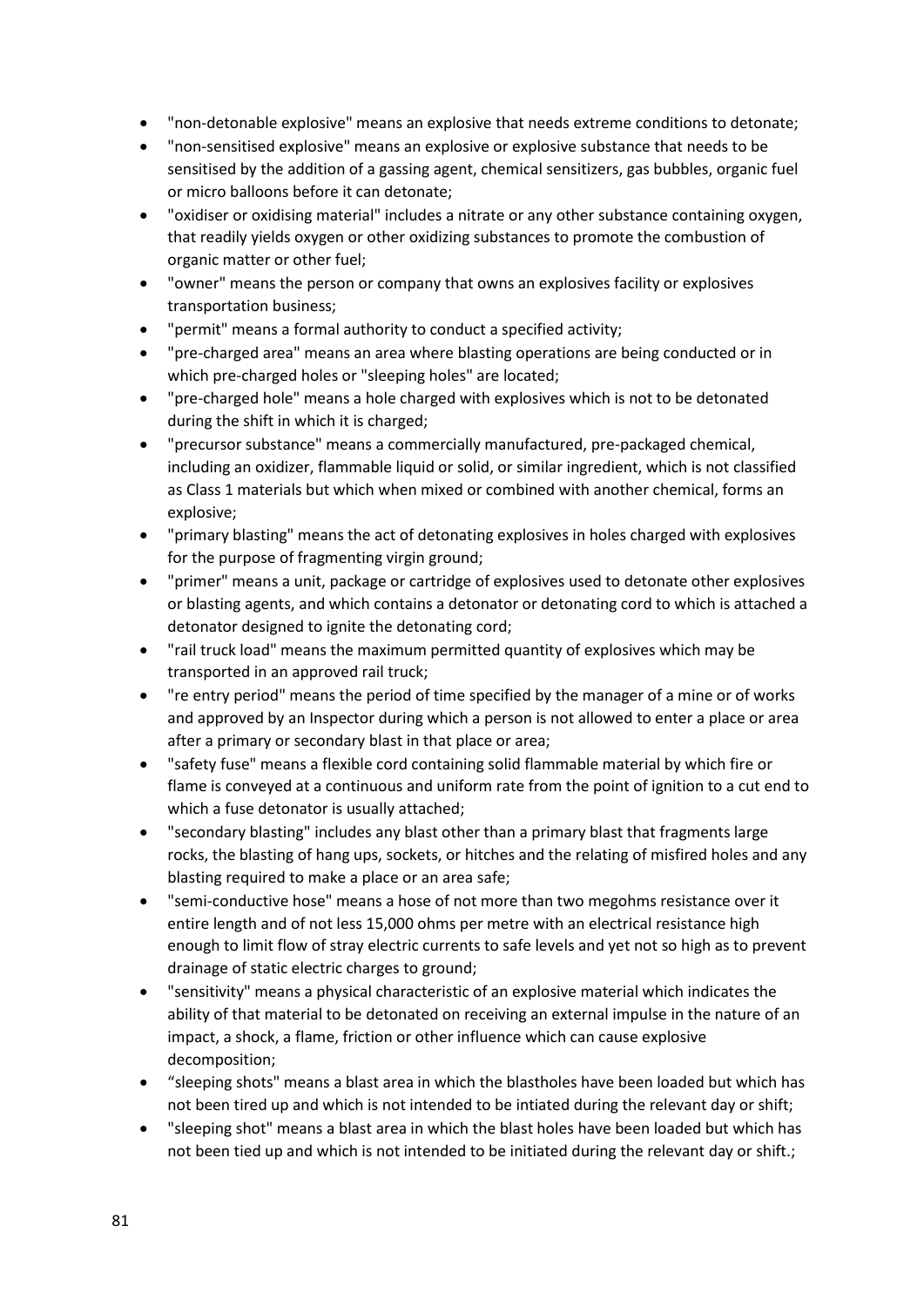- "non-detonable explosive" means an explosive that needs extreme conditions to detonate;
- "non-sensitised explosive" means an explosive or explosive substance that needs to be sensitised by the addition of a gassing agent, chemical sensitizers, gas bubbles, organic fuel or micro balloons before it can detonate;
- "oxidiser or oxidising material" includes a nitrate or any other substance containing oxygen, that readily yields oxygen or other oxidizing substances to promote the combustion of organic matter or other fuel;
- "owner" means the person or company that owns an explosives facility or explosives transportation business;
- "permit" means a formal authority to conduct a specified activity;
- "pre-charged area" means an area where blasting operations are being conducted or in which pre-charged holes or "sleeping holes" are located;
- "pre-charged hole" means a hole charged with explosives which is not to be detonated during the shift in which it is charged;
- "precursor substance" means a commercially manufactured, pre-packaged chemical, including an oxidizer, flammable liquid or solid, or similar ingredient, which is not classified as Class 1 materials but which when mixed or combined with another chemical, forms an explosive;
- "primary blasting" means the act of detonating explosives in holes charged with explosives for the purpose of fragmenting virgin ground;
- "primer" means a unit, package or cartridge of explosives used to detonate other explosives or blasting agents, and which contains a detonator or detonating cord to which is attached a detonator designed to ignite the detonating cord;
- "rail truck load" means the maximum permitted quantity of explosives which may be transported in an approved rail truck;
- "re entry period" means the period of time specified by the manager of a mine or of works and approved by an Inspector during which a person is not allowed to enter a place or area after a primary or secondary blast in that place or area;
- "safety fuse" means a flexible cord containing solid flammable material by which fire or flame is conveyed at a continuous and uniform rate from the point of ignition to a cut end to which a fuse detonator is usually attached;
- "secondary blasting" includes any blast other than a primary blast that fragments large rocks, the blasting of hang ups, sockets, or hitches and the relating of misfired holes and any blasting required to make a place or an area safe;
- "semi-conductive hose" means a hose of not more than two megohms resistance over it entire length and of not less 15,000 ohms per metre with an electrical resistance high enough to limit flow of stray electric currents to safe levels and yet not so high as to prevent drainage of static electric charges to ground;
- "sensitivity" means a physical characteristic of an explosive material which indicates the ability of that material to be detonated on receiving an external impulse in the nature of an impact, a shock, a flame, friction or other influence which can cause explosive decomposition;
- “sleeping shots" means a blast area in which the blastholes have been loaded but which has not been tired up and which is not intended to be intiated during the relevant day or shift;
- "sleeping shot" means a blast area in which the blast holes have been loaded but which has not been tied up and which is not intended to be initiated during the relevant day or shift.;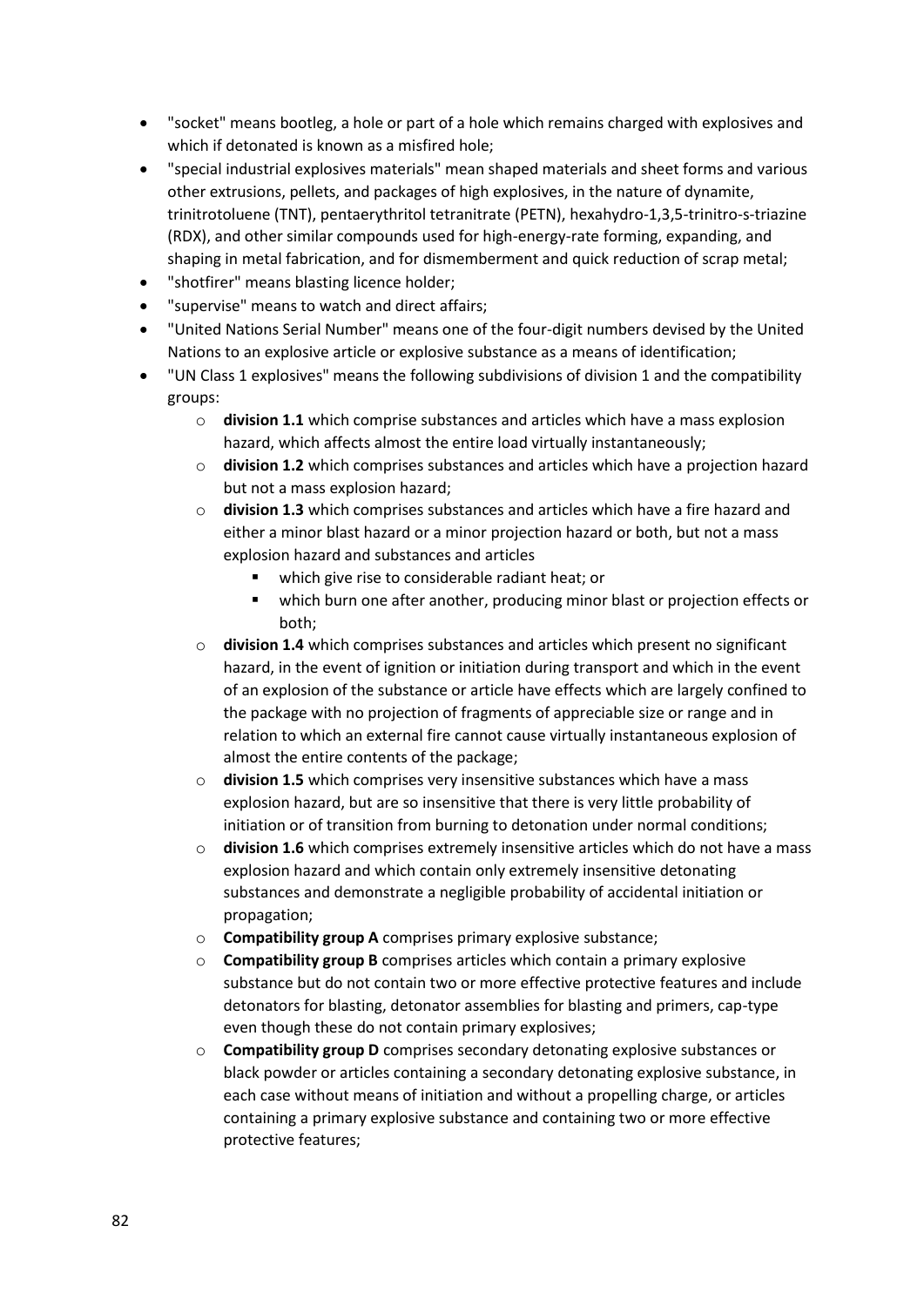- "socket" means bootleg, a hole or part of a hole which remains charged with explosives and which if detonated is known as a misfired hole;
- "special industrial explosives materials" mean shaped materials and sheet forms and various other extrusions, pellets, and packages of high explosives, in the nature of dynamite, trinitrotoluene (TNT), pentaerythritol tetranitrate (PETN), hexahydro-1,3,5-trinitro-s-triazine (RDX), and other similar compounds used for high-energy-rate forming, expanding, and shaping in metal fabrication, and for dismemberment and quick reduction of scrap metal;
- "shotfirer" means blasting licence holder;
- "supervise" means to watch and direct affairs;
- "United Nations Serial Number" means one of the four-digit numbers devised by the United Nations to an explosive article or explosive substance as a means of identification;
- "UN Class 1 explosives" means the following subdivisions of division 1 and the compatibility groups:
  - **division 1.1** which comprise substances and articles which have a mass explosion hazard, which affects almost the entire load virtually instantaneously;
  - **division 1.2** which comprises substances and articles which have a projection hazard but not a mass explosion hazard;
  - **division 1.3** which comprises substances and articles which have a fire hazard and either a minor blast hazard or a minor projection hazard or both, but not a mass explosion hazard and substances and articles
    - which give rise to considerable radiant heat; or
    - which burn one after another, producing minor blast or projection effects or both;
  - **division 1.4** which comprises substances and articles which present no significant hazard, in the event of ignition or initiation during transport and which in the event of an explosion of the substance or article have effects which are largely confined to the package with no projection of fragments of appreciable size or range and in relation to which an external fire cannot cause virtually instantaneous explosion of almost the entire contents of the package;
  - **division 1.5** which comprises very insensitive substances which have a mass explosion hazard, but are so insensitive that there is very little probability of initiation or of transition from burning to detonation under normal conditions;
  - **division 1.6** which comprises extremely insensitive articles which do not have a mass explosion hazard and which contain only extremely insensitive detonating substances and demonstrate a negligible probability of accidental initiation or propagation;
  - **Compatibility group A** comprises primary explosive substance;
  - **Compatibility group B** comprises articles which contain a primary explosive substance but do not contain two or more effective protective features and include detonators for blasting, detonator assemblies for blasting and primers, cap-type even though these do not contain primary explosives;
  - **Compatibility group D** comprises secondary detonating explosive substances or black powder or articles containing a secondary detonating explosive substance, in each case without means of initiation and without a propelling charge, or articles containing a primary explosive substance and containing two or more effective protective features;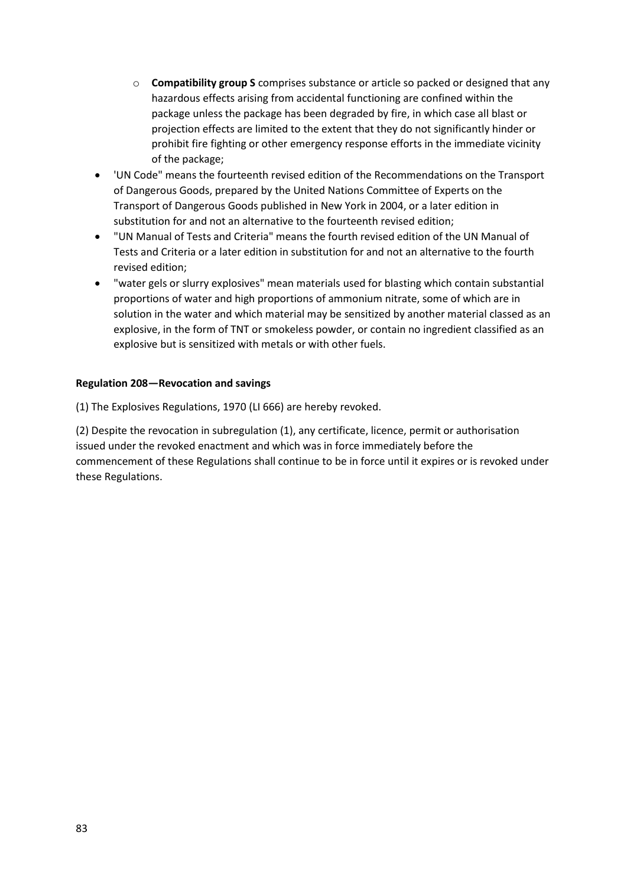- **Compatibility group S** comprises substance or article so packed or designed that any hazardous effects arising from accidental functioning are confined within the package unless the package has been degraded by fire, in which case all blast or projection effects are limited to the extent that they do not significantly hinder or prohibit fire fighting or other emergency response efforts in the immediate vicinity of the package;
- 'UN Code" means the fourteenth revised edition of the Recommendations on the Transport of Dangerous Goods, prepared by the United Nations Committee of Experts on the Transport of Dangerous Goods published in New York in 2004, or a later edition in substitution for and not an alternative to the fourteenth revised edition;
- "UN Manual of Tests and Criteria" means the fourth revised edition of the UN Manual of Tests and Criteria or a later edition in substitution for and not an alternative to the fourth revised edition;
- "water gels or slurry explosives" mean materials used for blasting which contain substantial proportions of water and high proportions of ammonium nitrate, some of which are in solution in the water and which material may be sensitized by another material classed as an explosive, in the form of TNT or smokeless powder, or contain no ingredient classified as an explosive but is sensitized with metals or with other fuels.

**Regulation 208—Revocation and savings**

(1) The Explosives Regulations, 1970 (LI 666) are hereby revoked.

(2) Despite the revocation in subregulation (1), any certificate, licence, permit or authorisation issued under the revoked enactment and which was in force immediately before the commencement of these Regulations shall continue to be in force until it expires or is revoked under these Regulations.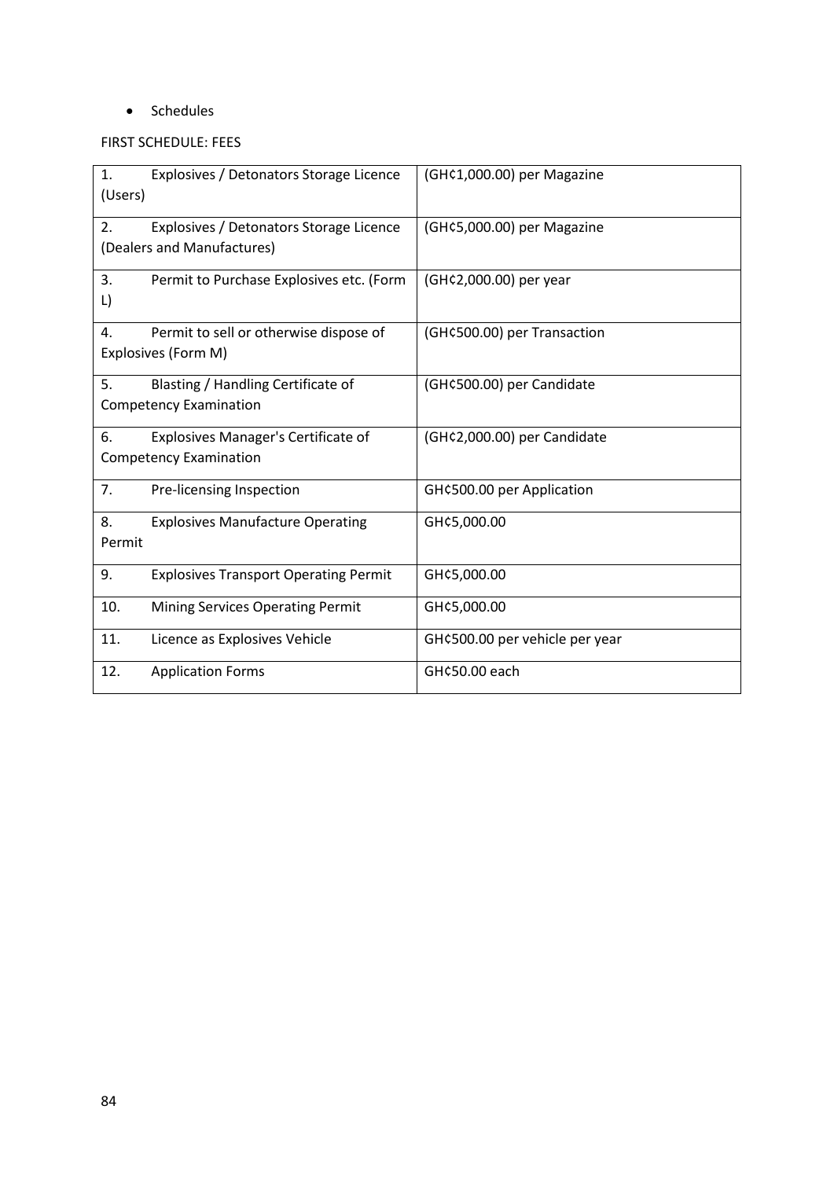- Schedules

FIRST SCHEDULE: FEES

| | |
|---|---|
| 1. Explosives / Detonators Storage Licence (Users) | (GH¢1,000.00) per Magazine |
| 2. Explosives / Detonators Storage Licence (Dealers and Manufactures) | (GH¢5,000.00) per Magazine |
| 3. Permit to Purchase Explosives etc. (Form L) | (GH¢2,000.00) per year |
| 4. Permit to sell or otherwise dispose of Explosives (Form M) | (GH¢500.00) per Transaction |
| 5. Blasting / Handling Certificate of Competency Examination | (GH¢500.00) per Candidate |
| 6. Explosives Manager's Certificate of Competency Examination | (GH¢2,000.00) per Candidate |
| 7. Pre-licensing Inspection | GH¢500.00 per Application |
| 8. Explosives Manufacture Operating Permit | GH¢5,000.00 |
| 9. Explosives Transport Operating Permit | GH¢5,000.00 |
| 10. Mining Services Operating Permit | GH¢5,000.00 |
| 11. Licence as Explosives Vehicle | GH¢500.00 per vehicle per year |
| 12. Application Forms | GH¢50.00 each |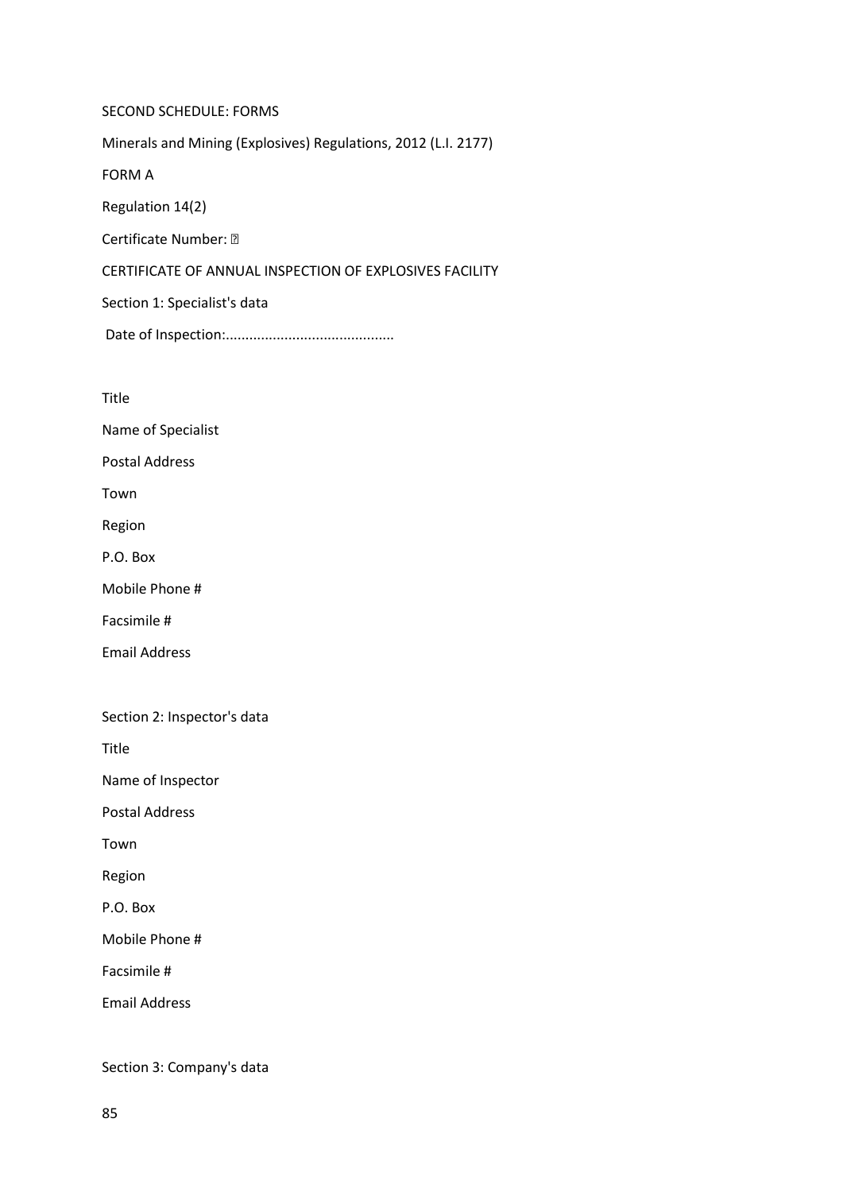SECOND SCHEDULE: FORMS

Minerals and Mining (Explosives) Regulations, 2012 (L.I. 2177)

FORM A

Regulation 14(2)

Certificate Number: ▯

CERTIFICATE OF ANNUAL INSPECTION OF EXPLOSIVES FACILITY

Section 1: Specialist's data

Date of Inspection:..........................................

Title

Name of Specialist

Postal Address

Town

Region

P.O. Box

Mobile Phone #

Facsimile #

Email Address

Section 2: Inspector's data

Title

Name of Inspector

Postal Address

Town

Region

P.O. Box

Mobile Phone #

Facsimile #

Email Address

Section 3: Company's data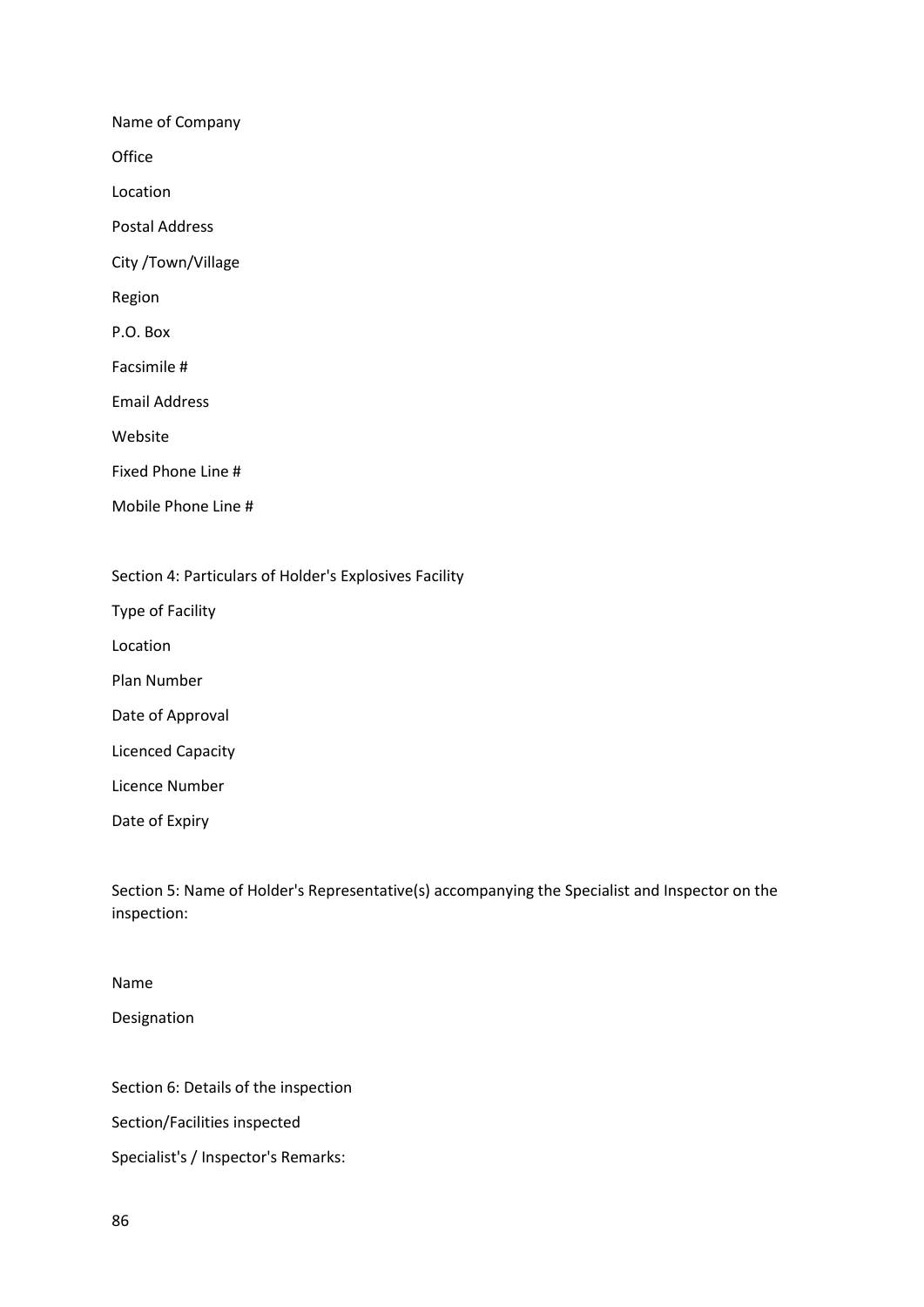Name of Company

Office

Location

Postal Address

City /Town/Village

Region

P.O. Box

Facsimile #

Email Address

Website

Fixed Phone Line #

Mobile Phone Line #

Section 4: Particulars of Holder's Explosives Facility

Type of Facility

Location

Plan Number

Date of Approval

Licenced Capacity

Licence Number

Date of Expiry

Section 5: Name of Holder's Representative(s) accompanying the Specialist and Inspector on the inspection:

Name

Designation

Section 6: Details of the inspection

Section/Facilities inspected

Specialist's / Inspector's Remarks: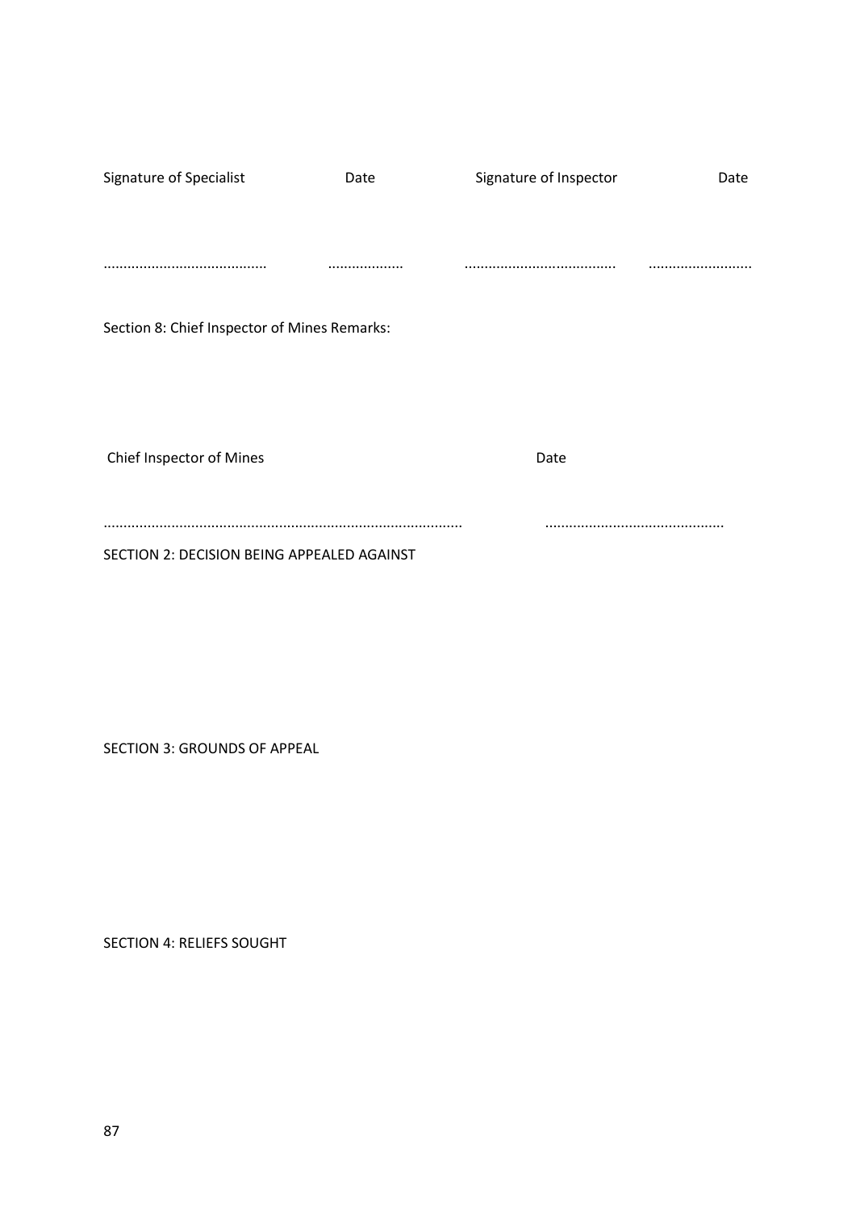| Signature of Specialist | Date | Signature of Inspector | Date |
|---|---|---|---|
| ......................................... | .................. | ...................................... | .......................... |

Section 8: Chief Inspector of Mines Remarks:

| Chief Inspector of Mines | Date |
|---|---|
| ......................................................................................... | ............................................ |

SECTION 2: DECISION BEING APPEALED AGAINST

SECTION 3: GROUNDS OF APPEAL

SECTION 4: RELIEFS SOUGHT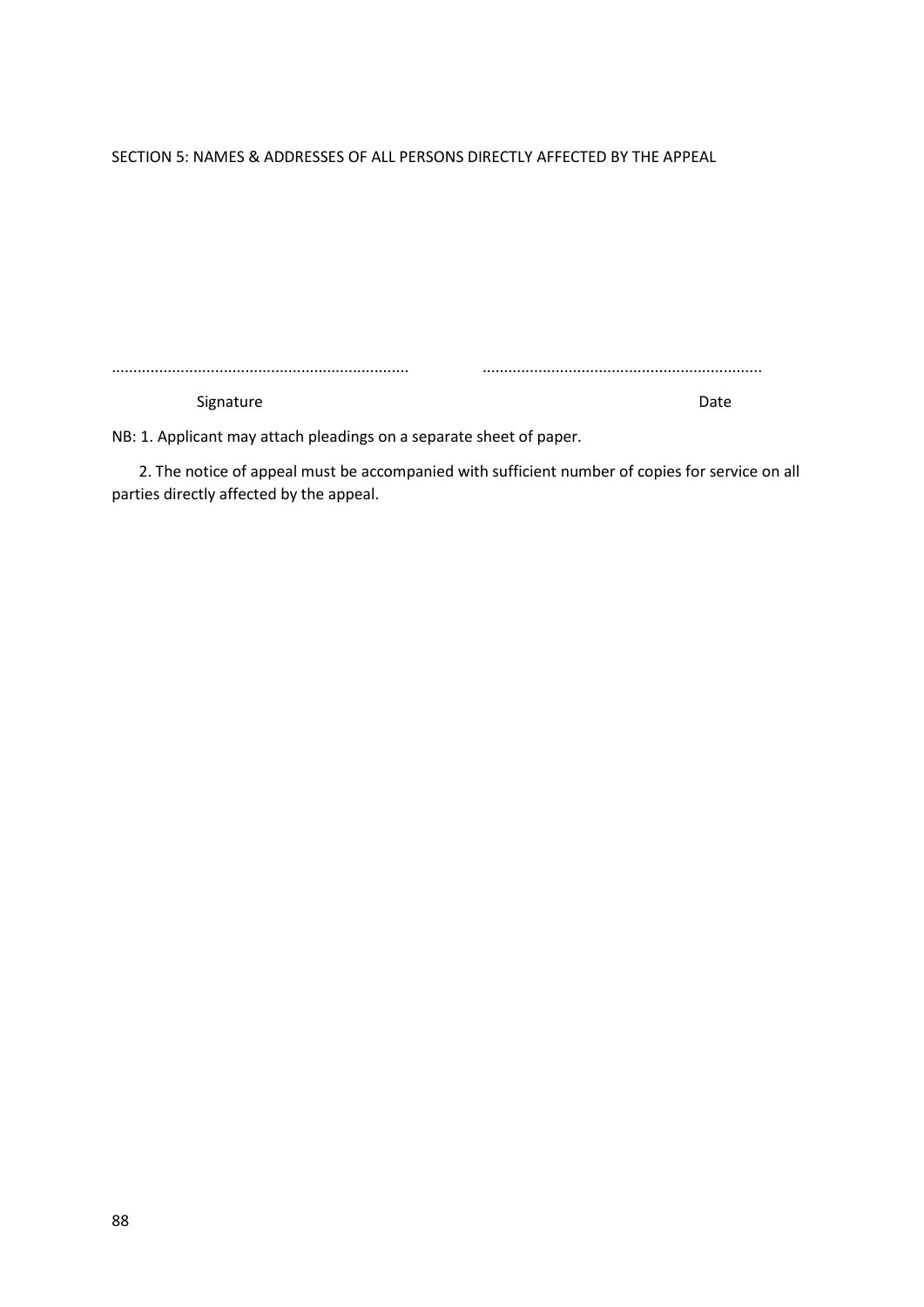SECTION 5: NAMES & ADDRESSES OF ALL PERSONS DIRECTLY AFFECTED BY THE APPEAL

…………………………………………………………… ………………………………………………………

Signature Date

NB: 1. Applicant may attach pleadings on a separate sheet of paper.

2. The notice of appeal must be accompanied with sufficient number of copies for service on all parties directly affected by the appeal.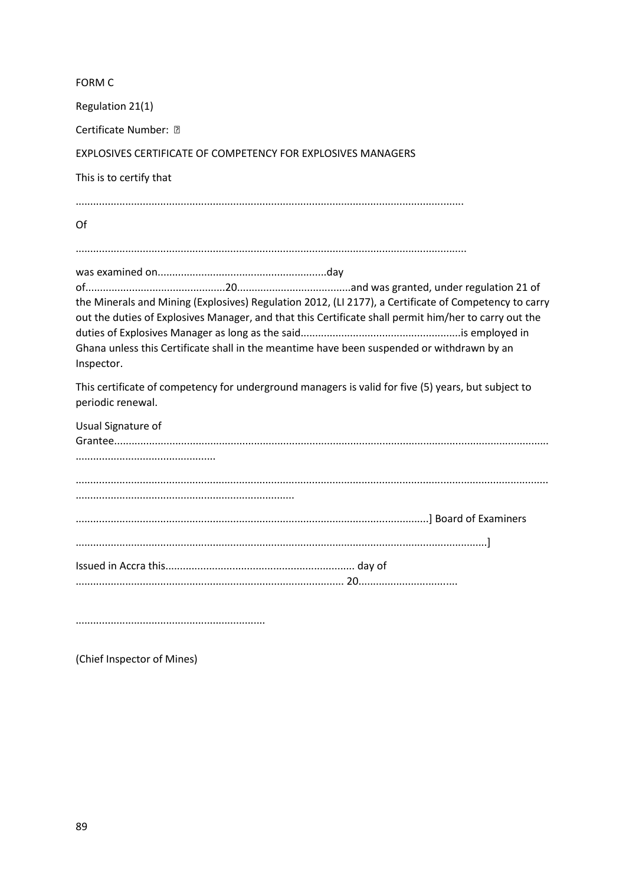FORM C

Regulation 21(1)

Certificate Number: 

EXPLOSIVES CERTIFICATE OF COMPETENCY FOR EXPLOSIVES MANAGERS

This is to certify that

....................................................................................................................................

Of

....................................................................................................................................

was examined on...........................................................day of..............................................20......................................and was granted, under regulation 21 of the Minerals and Mining (Explosives) Regulation 2012, (LI 2177), a Certificate of Competency to carry out the duties of Explosives Manager, and that this Certificate shall permit him/her to carry out the duties of Explosives Manager as long as the said......................................................is employed in Ghana unless this Certificate shall in the meantime have been suspended or withdrawn by an Inspector.

This certificate of competency for underground managers is valid for five (5) years, but subject to periodic renewal.

Usual Signature of Grantee...............................................................................................................................................................................................

...............................................................................................................................................................................................................

.......................................................................................................................] Board of Examiners

..........................................................................................................................................]

Issued in Accra this................................................................ day of ........................................................................................... 20..................................

................................................................

(Chief Inspector of Mines)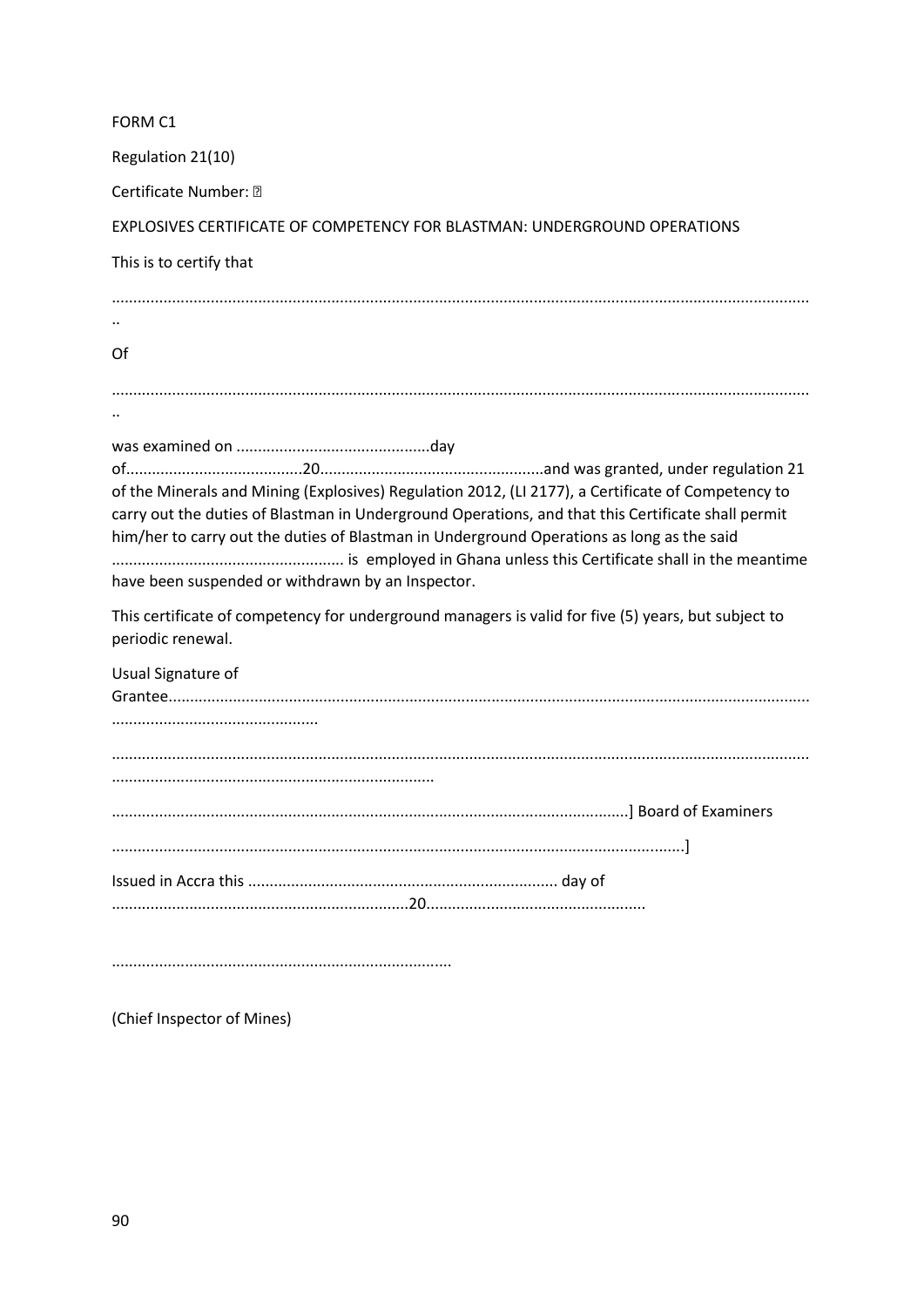FORM C1

Regulation 21(10)

Certificate Number: 

EXPLOSIVES CERTIFICATE OF COMPETENCY FOR BLASTMAN: UNDERGROUND OPERATIONS

This is to certify that

.................................................................................................................................................................

Of

.................................................................................................................................................................

was examined on ............................................day of.........................................20...................................................and was granted, under regulation 21 of the Minerals and Mining (Explosives) Regulation 2012, (LI 2177), a Certificate of Competency to carry out the duties of Blastman in Underground Operations, and that this Certificate shall permit him/her to carry out the duties of Blastman in Underground Operations as long as the said ..................................................... is employed in Ghana unless this Certificate shall in the meantime have been suspended or withdrawn by an Inspector.

This certificate of competency for underground managers is valid for five (5) years, but subject to periodic renewal.

Usual Signature of Grantee.................................................................................................................................................................

.................................................................................................................................................................

......................................................................................................................] Board of Examiners

...................................................................................................................................]

Issued in Accra this ....................................................................... day of ...................................................................20..................................................

..............................................................................

(Chief Inspector of Mines)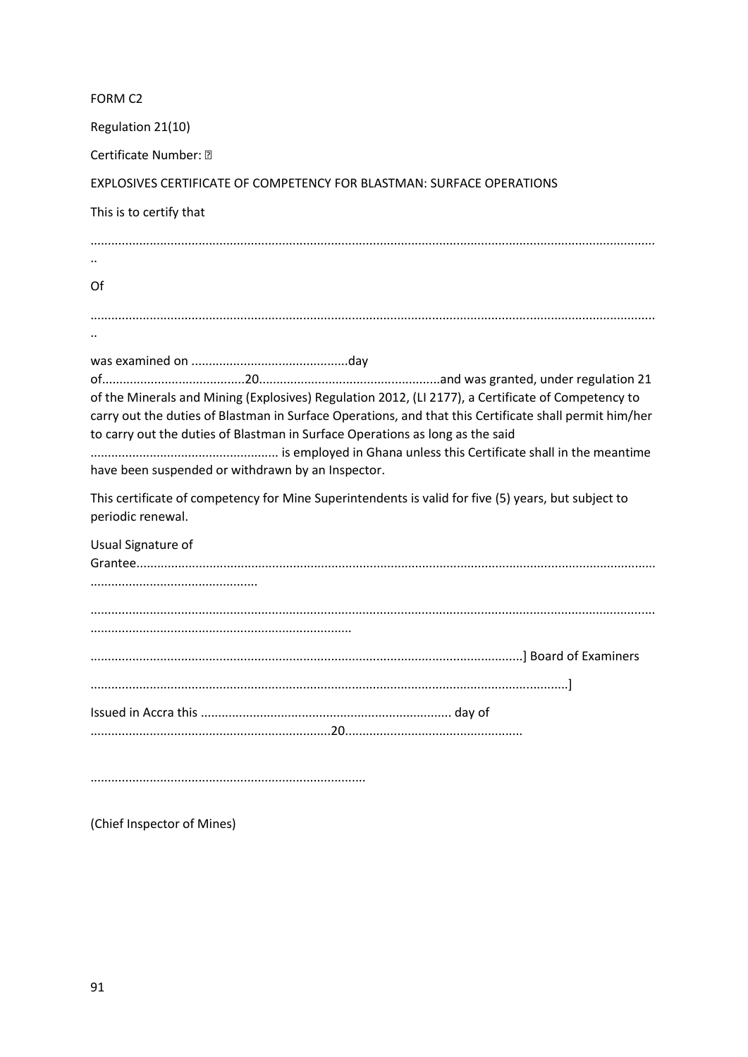FORM C2

Regulation 21(10)

Certificate Number: 

EXPLOSIVES CERTIFICATE OF COMPETENCY FOR BLASTMAN: SURFACE OPERATIONS

This is to certify that

.................................................................................................................................................................

Of

.................................................................................................................................................................

was examined on .............................................day of.........................................20....................................................and was granted, under regulation 21 of the Minerals and Mining (Explosives) Regulation 2012, (LI 2177), a Certificate of Competency to carry out the duties of Blastman in Surface Operations, and that this Certificate shall permit him/her to carry out the duties of Blastman in Surface Operations as long as the said ...................................................... is employed in Ghana unless this Certificate shall in the meantime have been suspended or withdrawn by an Inspector.

This certificate of competency for Mine Superintendents is valid for five (5) years, but subject to periodic renewal.

Usual Signature of Grantee.................................................................................................................................................................................................

.................................................................................................................................................................................................................

..........................................................................................................................] Board of Examiners

.......................................................................................................................................]

Issued in Accra this ....................................................................... day of ....................................................................20..................................................

..............................................................................

(Chief Inspector of Mines)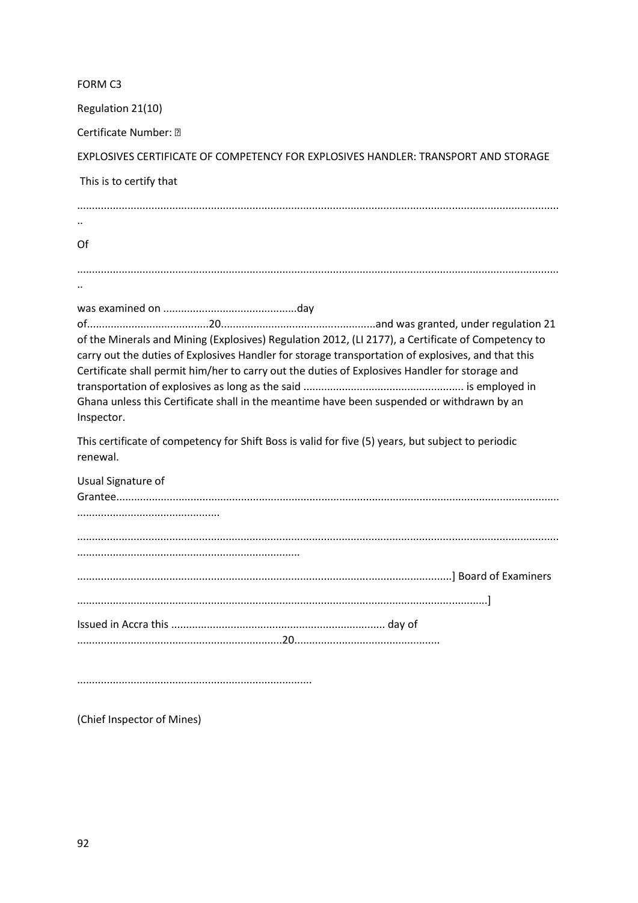FORM C3

Regulation 21(10)

Certificate Number: 

EXPLOSIVES CERTIFICATE OF COMPETENCY FOR EXPLOSIVES HANDLER: TRANSPORT AND STORAGE

This is to certify that

.................................................................................................................................................................

Of

.................................................................................................................................................................

was examined on .............................................day of.........................................20....................................................and was granted, under regulation 21 of the Minerals and Mining (Explosives) Regulation 2012, (LI 2177), a Certificate of Competency to carry out the duties of Explosives Handler for storage transportation of explosives, and that this Certificate shall permit him/her to carry out the duties of Explosives Handler for storage and transportation of explosives as long as the said ..................................................... is employed in Ghana unless this Certificate shall in the meantime have been suspended or withdrawn by an Inspector.

This certificate of competency for Shift Boss is valid for five (5) years, but subject to periodic renewal.

Usual Signature of Grantee.................................................................................................................................................................

.................................................................................................................................................................

............................................................................................................................] Board of Examiners

............................................................................................................................]

Issued in Accra this ....................................................................... day of ....................................................................20................................................

..............................................................................

(Chief Inspector of Mines)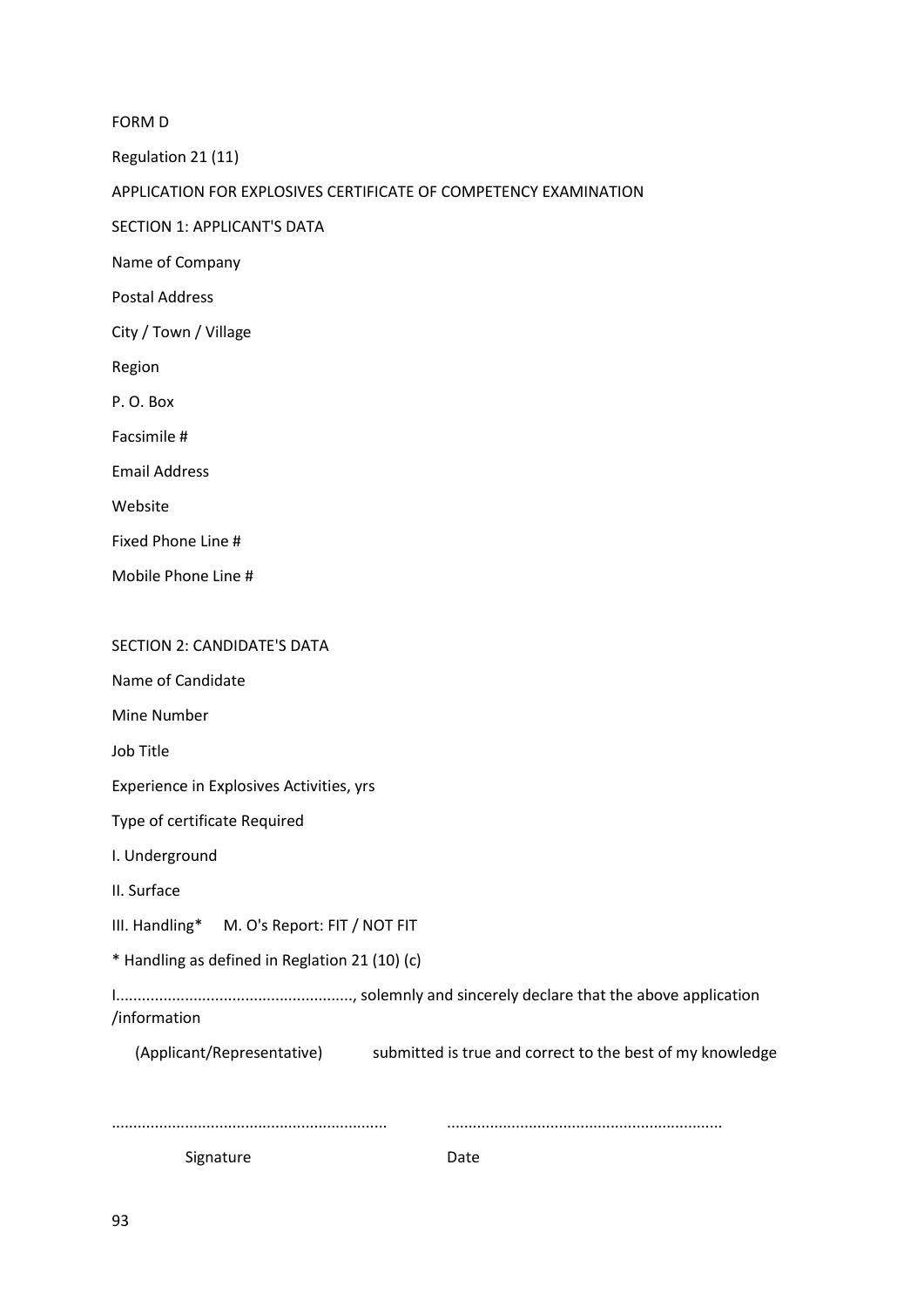FORM D

Regulation 21 (11)

APPLICATION FOR EXPLOSIVES CERTIFICATE OF COMPETENCY EXAMINATION

SECTION 1: APPLICANT'S DATA

Name of Company

Postal Address

City / Town / Village

Region

P. O. Box

Facsimile #

Email Address

Website

Fixed Phone Line #

Mobile Phone Line #

SECTION 2: CANDIDATE'S DATA

Name of Candidate

Mine Number

Job Title

Experience in Explosives Activities, yrs

Type of certificate Required

I. Underground

II. Surface

III. Handling* M. O's Report: FIT / NOT FIT

* Handling as defined in Reglation 21 (10) (c)

I......................................................., solemnly and sincerely declare that the above application /information

(Applicant/Representative) submitted is true and correct to the best of my knowledge

............................................................... ...............................................................

Signature Date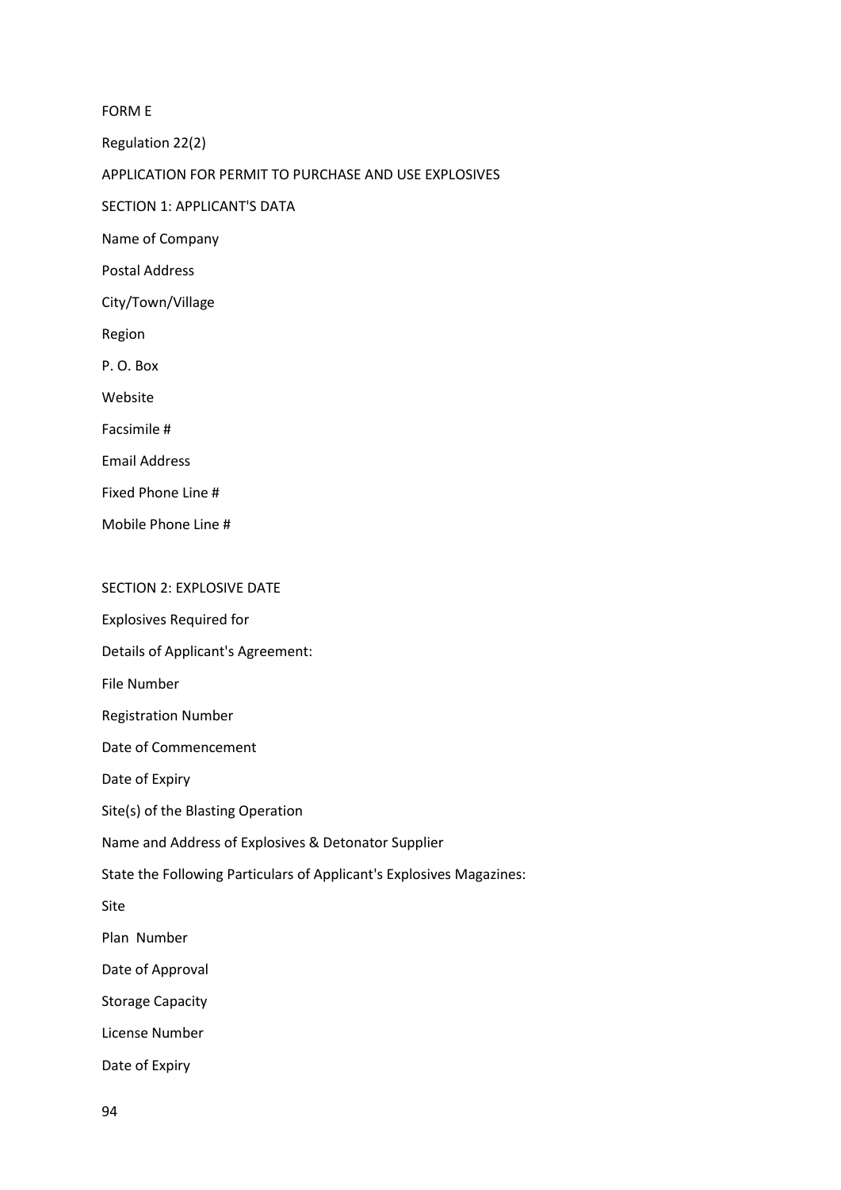FORM E

Regulation 22(2)

APPLICATION FOR PERMIT TO PURCHASE AND USE EXPLOSIVES

SECTION 1: APPLICANT'S DATA

Name of Company

Postal Address

City/Town/Village

Region

P. O. Box

Website

Facsimile #

Email Address

Fixed Phone Line #

Mobile Phone Line #

SECTION 2: EXPLOSIVE DATE

Explosives Required for

Details of Applicant's Agreement:

File Number

Registration Number

Date of Commencement

Date of Expiry

Site(s) of the Blasting Operation

Name and Address of Explosives & Detonator Supplier

State the Following Particulars of Applicant's Explosives Magazines:

Site

Plan Number

Date of Approval

Storage Capacity

License Number

Date of Expiry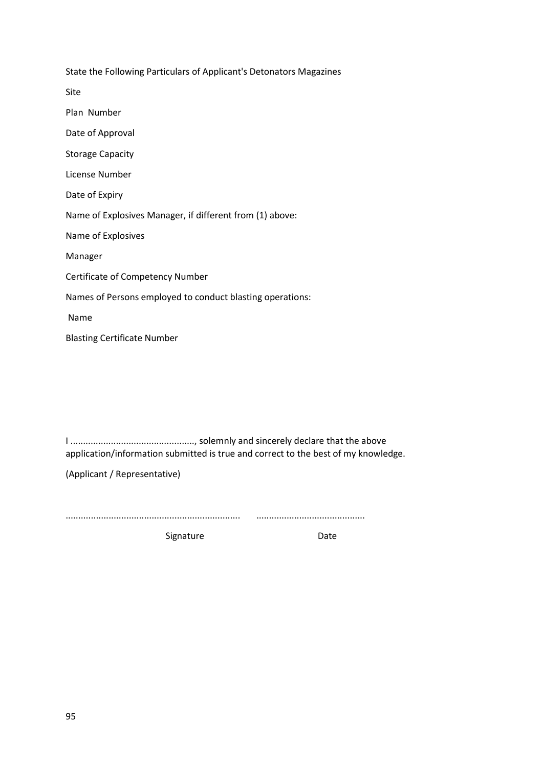State the Following Particulars of Applicant's Detonators Magazines

Site

Plan Number

Date of Approval

Storage Capacity

License Number

Date of Expiry

Name of Explosives Manager, if different from (1) above:

Name of Explosives

Manager

Certificate of Competency Number

Names of Persons employed to conduct blasting operations:

Name

Blasting Certificate Number

I ................................................, solemnly and sincerely declare that the above application/information submitted is true and correct to the best of my knowledge.

(Applicant / Representative)

.................................................................... ..........................................

Signature Date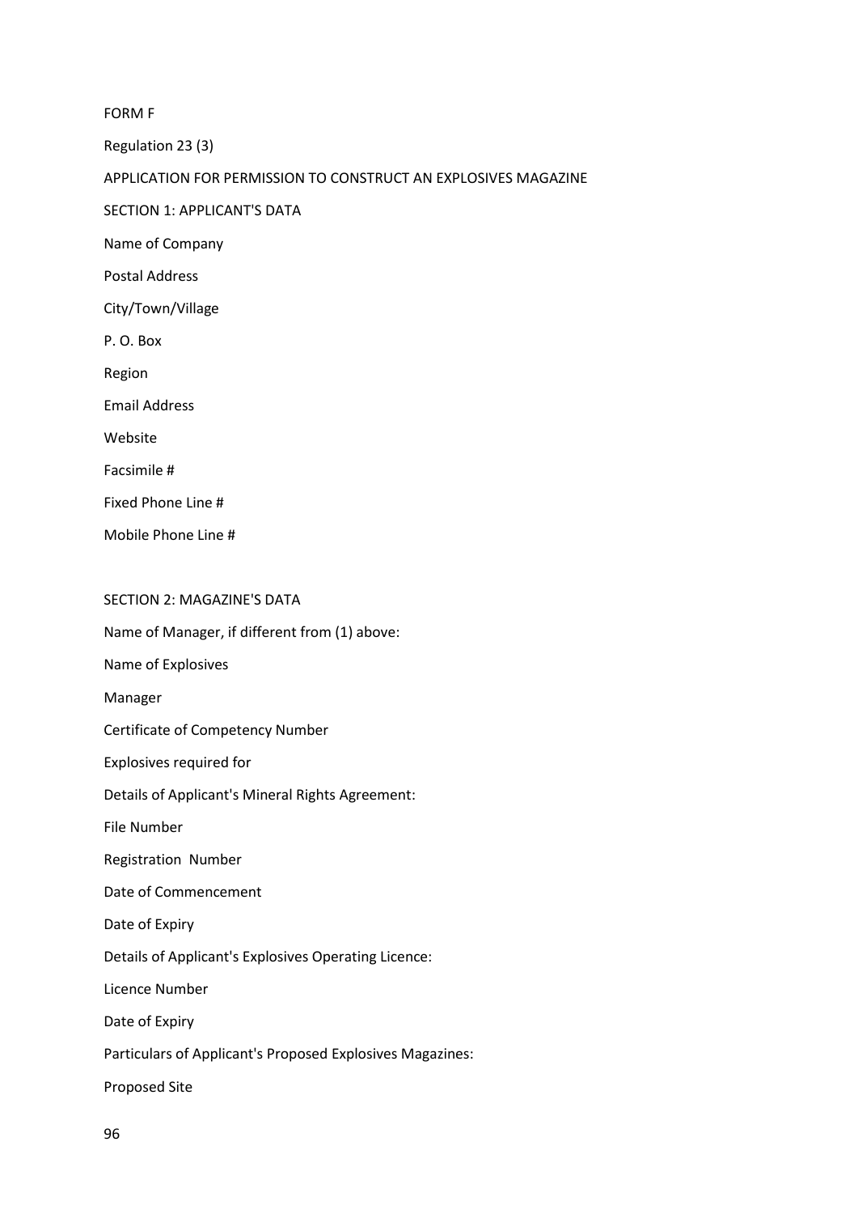FORM F

Regulation 23 (3)

APPLICATION FOR PERMISSION TO CONSTRUCT AN EXPLOSIVES MAGAZINE

SECTION 1: APPLICANT'S DATA

Name of Company

Postal Address

City/Town/Village

P. O. Box

Region

Email Address

Website

Facsimile #

Fixed Phone Line #

Mobile Phone Line #

SECTION 2: MAGAZINE'S DATA

Name of Manager, if different from (1) above:

Name of Explosives

Manager

Certificate of Competency Number

Explosives required for

Details of Applicant's Mineral Rights Agreement:

File Number

Registration Number

Date of Commencement

Date of Expiry

Details of Applicant's Explosives Operating Licence:

Licence Number

Date of Expiry

Particulars of Applicant's Proposed Explosives Magazines:

Proposed Site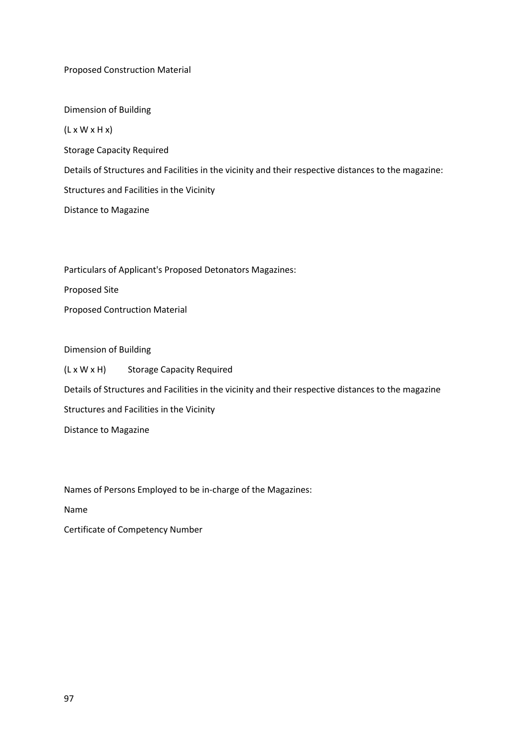Proposed Construction Material

Dimension of Building

(L x W x H x)

Storage Capacity Required

Details of Structures and Facilities in the vicinity and their respective distances to the magazine:

Structures and Facilities in the Vicinity

Distance to Magazine

Particulars of Applicant's Proposed Detonators Magazines:

Proposed Site

Proposed Contruction Material

Dimension of Building

(L x W x H)    Storage Capacity Required

Details of Structures and Facilities in the vicinity and their respective distances to the magazine

Structures and Facilities in the Vicinity

Distance to Magazine

Names of Persons Employed to be in-charge of the Magazines:

Name

Certificate of Competency Number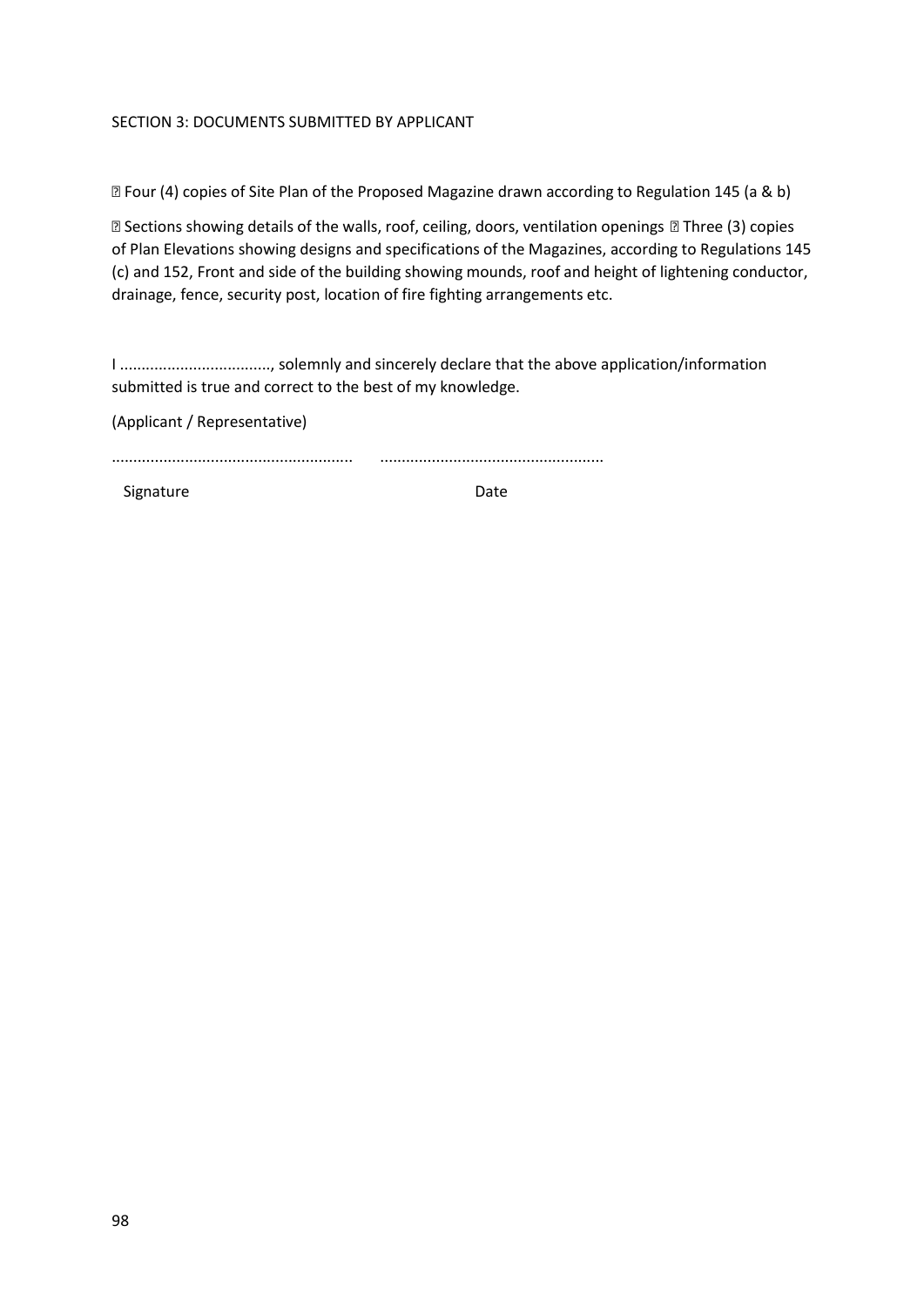SECTION 3: DOCUMENTS SUBMITTED BY APPLICANT

- Four (4) copies of Site Plan of the Proposed Magazine drawn according to Regulation 145 (a & b)
- Sections showing details of the walls, roof, ceiling, doors, ventilation openings
- Three (3) copies of Plan Elevations showing designs and specifications of the Magazines, according to Regulations 145 (c) and 152, Front and side of the building showing mounds, roof and height of lightening conductor, drainage, fence, security post, location of fire fighting arrangements etc.

I ................................., solemnly and sincerely declare that the above application/information submitted is true and correct to the best of my knowledge.

(Applicant / Representative)

........................................................ ....................................................

Signature Date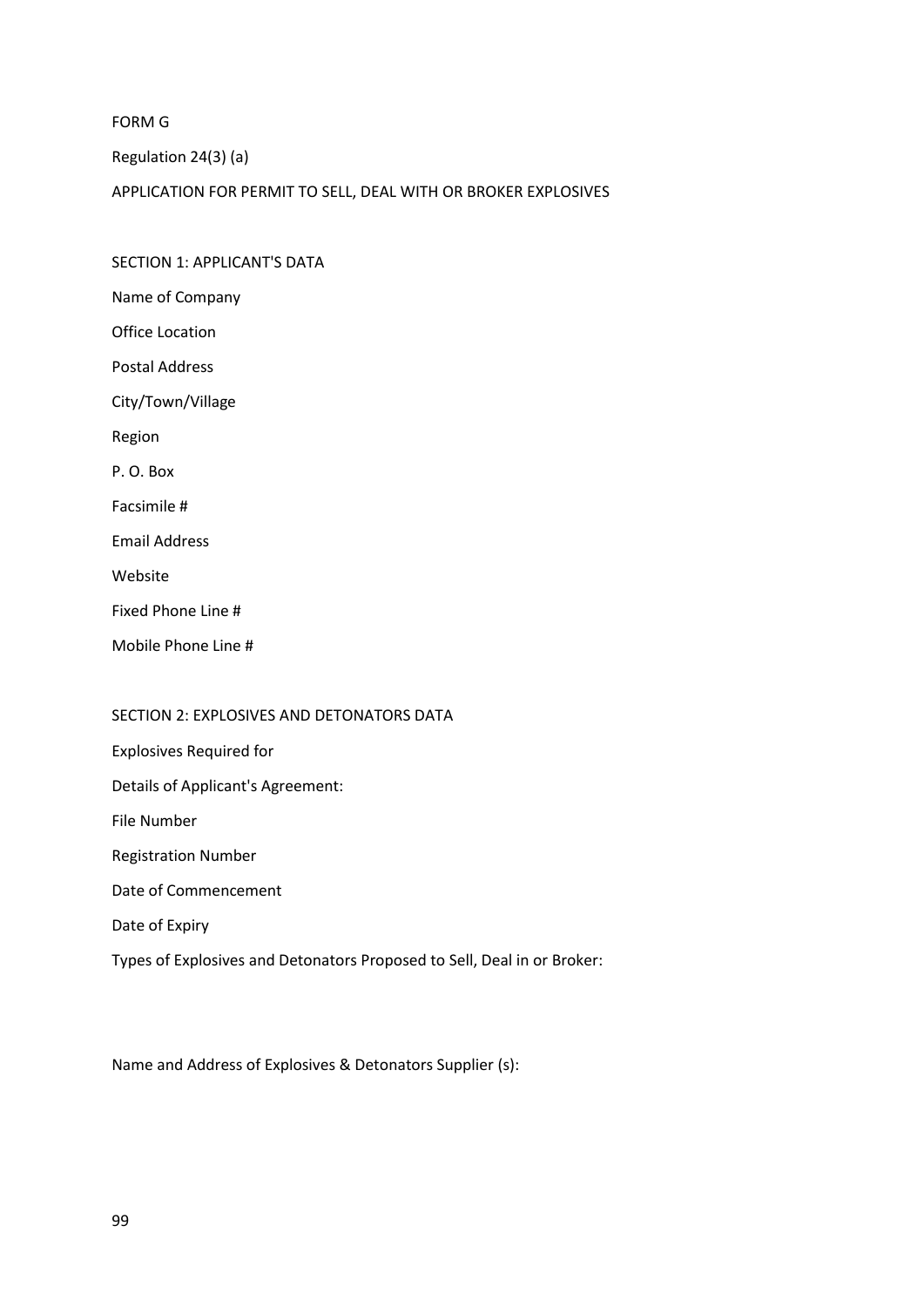FORM G

Regulation 24(3) (a)

APPLICATION FOR PERMIT TO SELL, DEAL WITH OR BROKER EXPLOSIVES

SECTION 1: APPLICANT'S DATA

Name of Company

Office Location

Postal Address

City/Town/Village

Region

P. O. Box

Facsimile #

Email Address

Website

Fixed Phone Line #

Mobile Phone Line #

SECTION 2: EXPLOSIVES AND DETONATORS DATA

Explosives Required for

Details of Applicant's Agreement:

File Number

Registration Number

Date of Commencement

Date of Expiry

Types of Explosives and Detonators Proposed to Sell, Deal in or Broker:

Name and Address of Explosives & Detonators Supplier (s):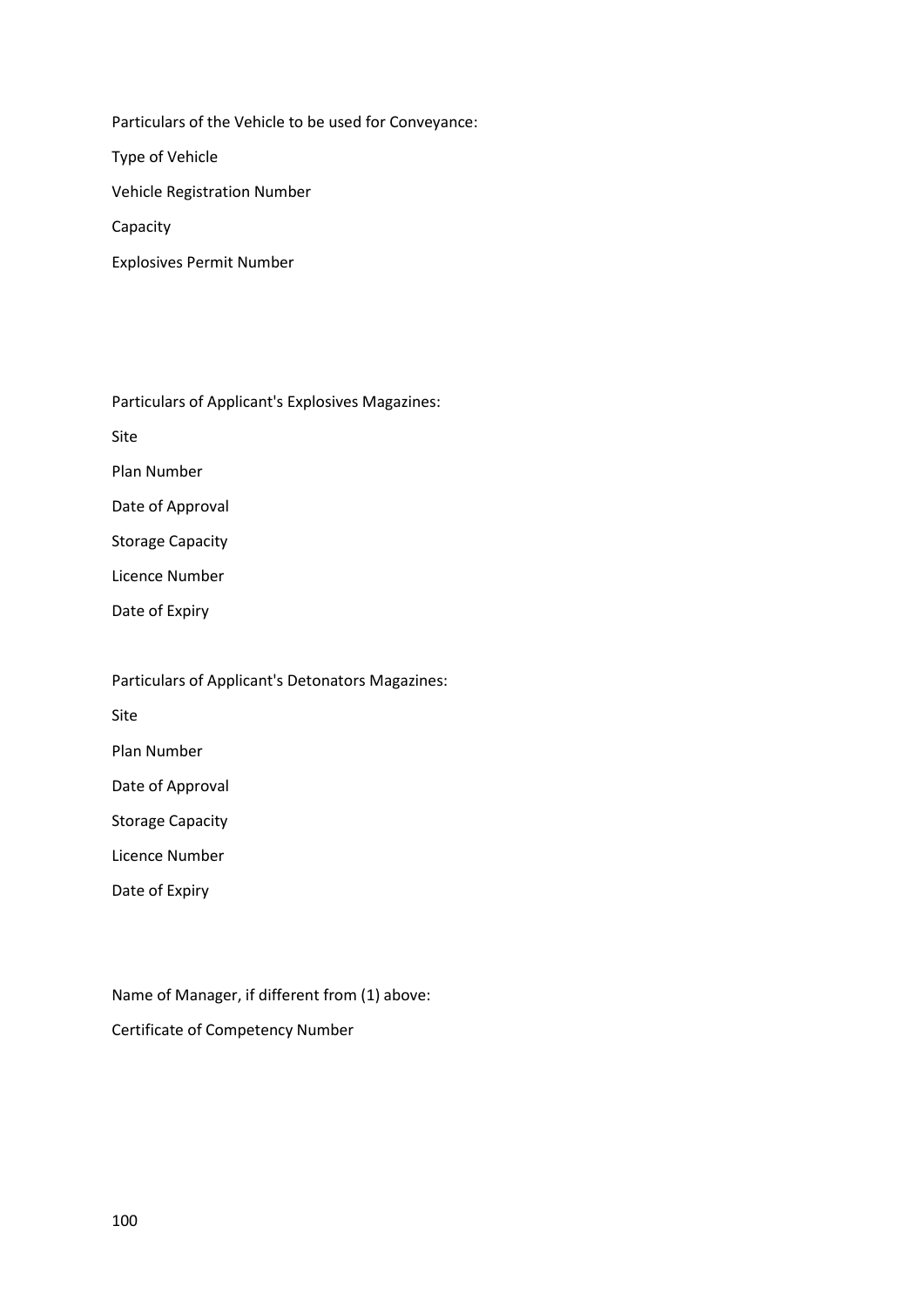Particulars of the Vehicle to be used for Conveyance:

Type of Vehicle

Vehicle Registration Number

Capacity

Explosives Permit Number

Particulars of Applicant's Explosives Magazines:

Site

Plan Number

Date of Approval

Storage Capacity

Licence Number

Date of Expiry

Particulars of Applicant's Detonators Magazines:

Site

Plan Number

Date of Approval

Storage Capacity

Licence Number

Date of Expiry

Name of Manager, if different from (1) above:

Certificate of Competency Number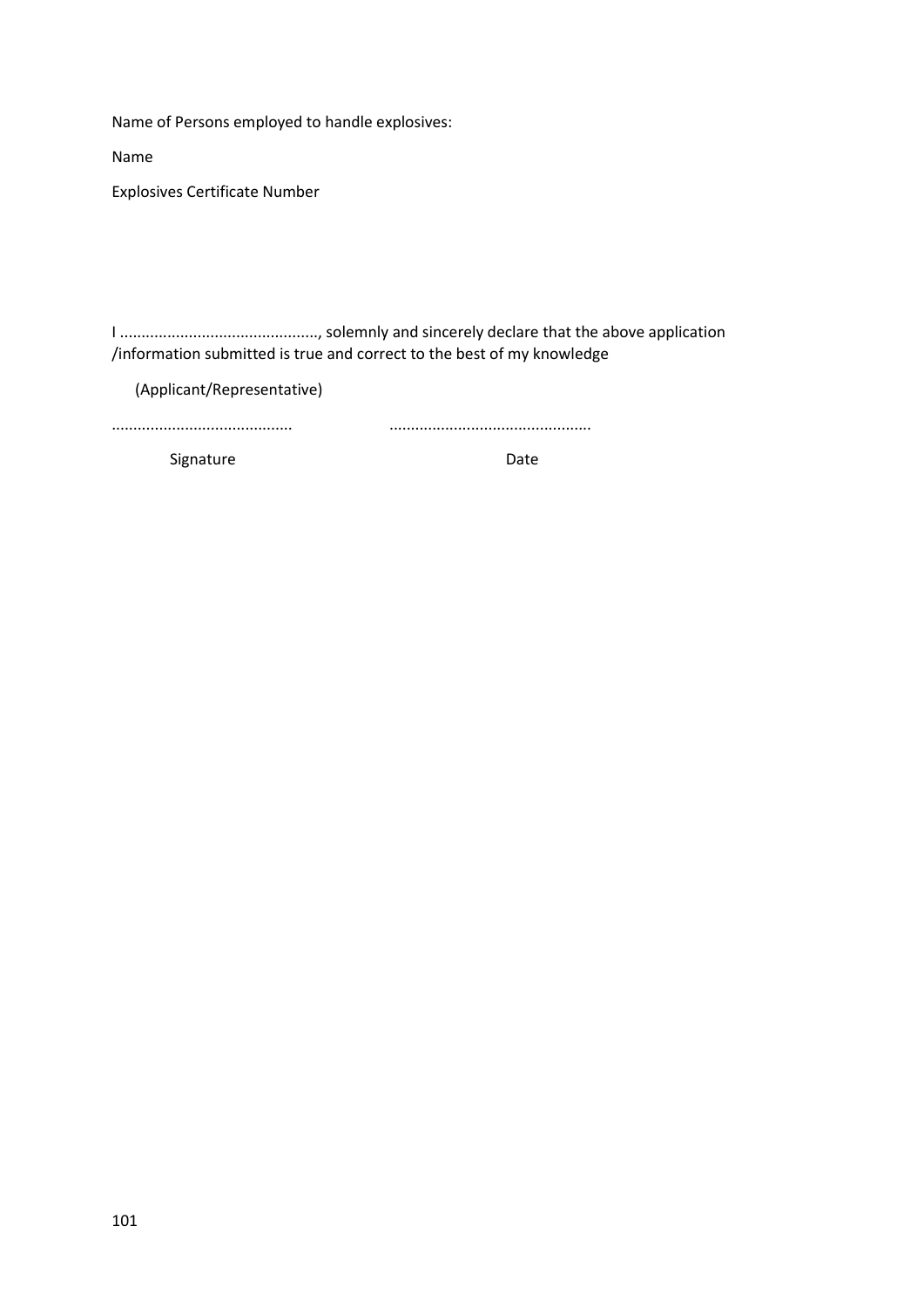Name of Persons employed to handle explosives:

Name

Explosives Certificate Number

I ............................................., solemnly and sincerely declare that the above application /information submitted is true and correct to the best of my knowledge

(Applicant/Representative)

.........................................          ..............................................

Signature          Date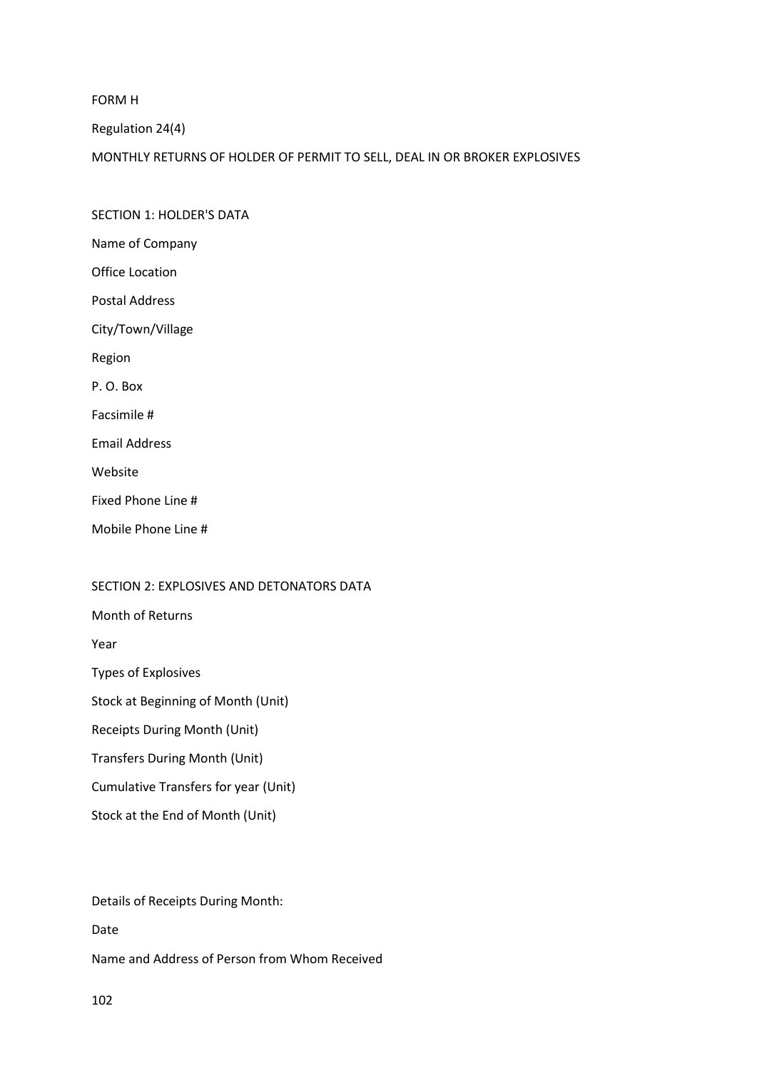FORM H

Regulation 24(4)

MONTHLY RETURNS OF HOLDER OF PERMIT TO SELL, DEAL IN OR BROKER EXPLOSIVES

SECTION 1: HOLDER'S DATA

Name of Company

Office Location

Postal Address

City/Town/Village

Region

P. O. Box

Facsimile #

Email Address

Website

Fixed Phone Line #

Mobile Phone Line #

SECTION 2: EXPLOSIVES AND DETONATORS DATA

Month of Returns

Year

Types of Explosives

Stock at Beginning of Month (Unit)

Receipts During Month (Unit)

Transfers During Month (Unit)

Cumulative Transfers for year (Unit)

Stock at the End of Month (Unit)

Details of Receipts During Month:

Date

Name and Address of Person from Whom Received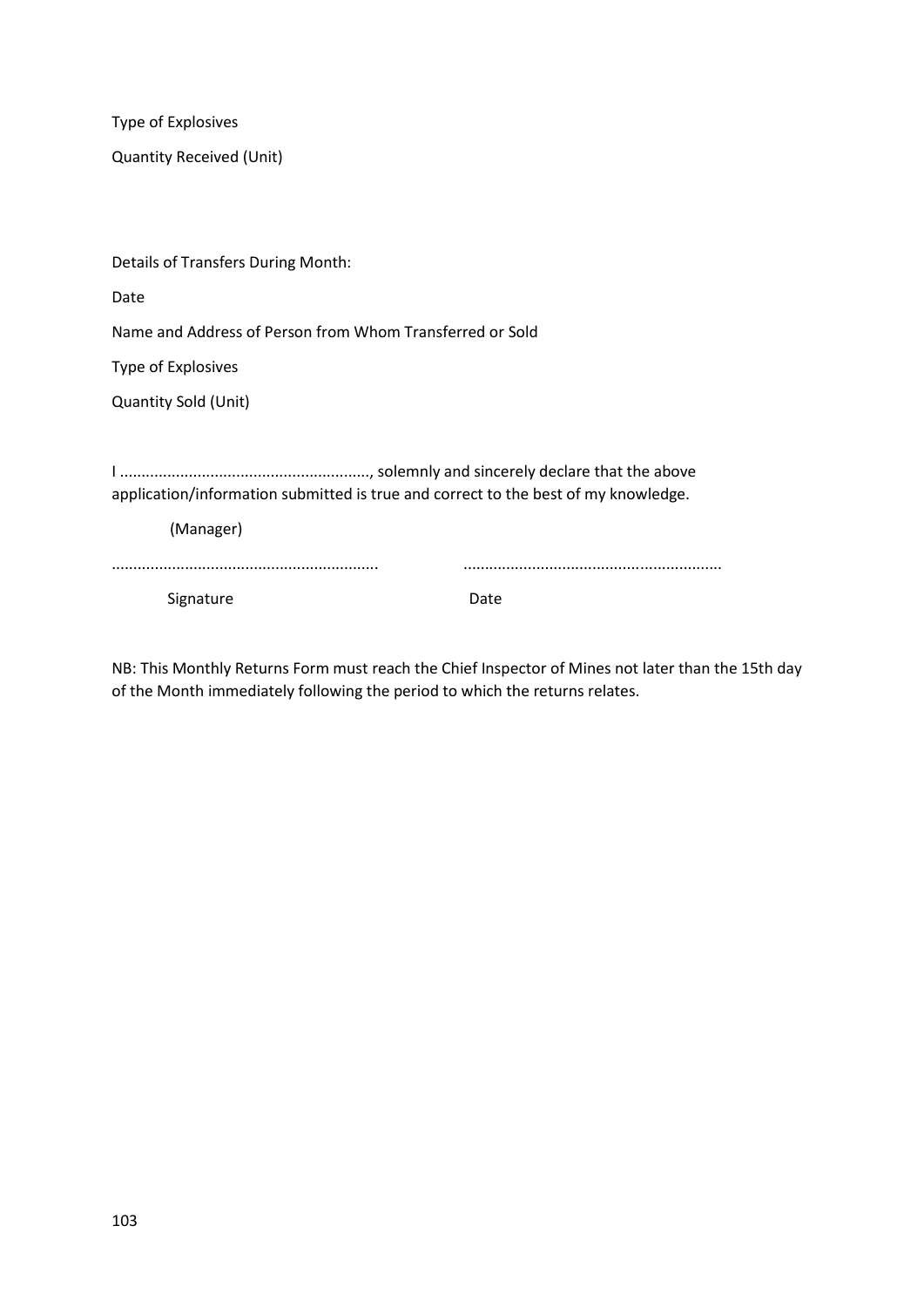Type of Explosives

Quantity Received (Unit)

Details of Transfers During Month:

Date

Name and Address of Person from Whom Transferred or Sold

Type of Explosives

Quantity Sold (Unit)

I ..........................................................., solemnly and sincerely declare that the above application/information submitted is true and correct to the best of my knowledge.

(Manager)

............................................................. ...........................................................

Signature Date

NB: This Monthly Returns Form must reach the Chief Inspector of Mines not later than the 15th day of the Month immediately following the period to which the returns relates.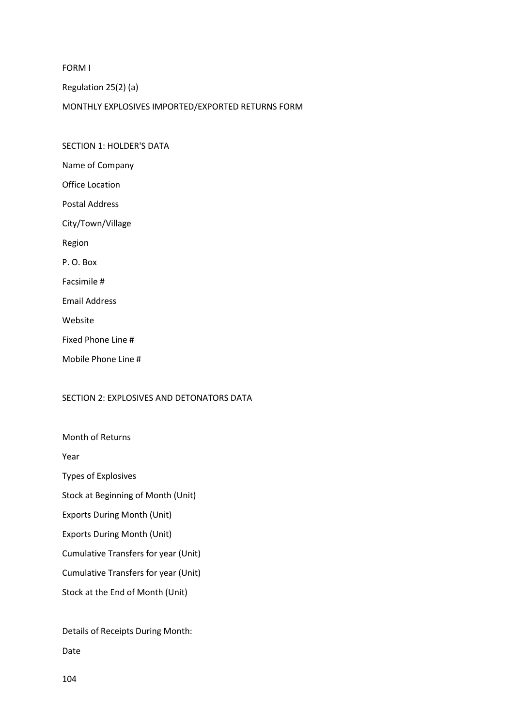FORM I

Regulation 25(2) (a)

MONTHLY EXPLOSIVES IMPORTED/EXPORTED RETURNS FORM

SECTION 1: HOLDER'S DATA

Name of Company

Office Location

Postal Address

City/Town/Village

Region

P. O. Box

Facsimile #

Email Address

Website

Fixed Phone Line #

Mobile Phone Line #

SECTION 2: EXPLOSIVES AND DETONATORS DATA

Month of Returns

Year

Types of Explosives

Stock at Beginning of Month (Unit)

Exports During Month (Unit)

Exports During Month (Unit)

Cumulative Transfers for year (Unit)

Cumulative Transfers for year (Unit)

Stock at the End of Month (Unit)

Details of Receipts During Month:

Date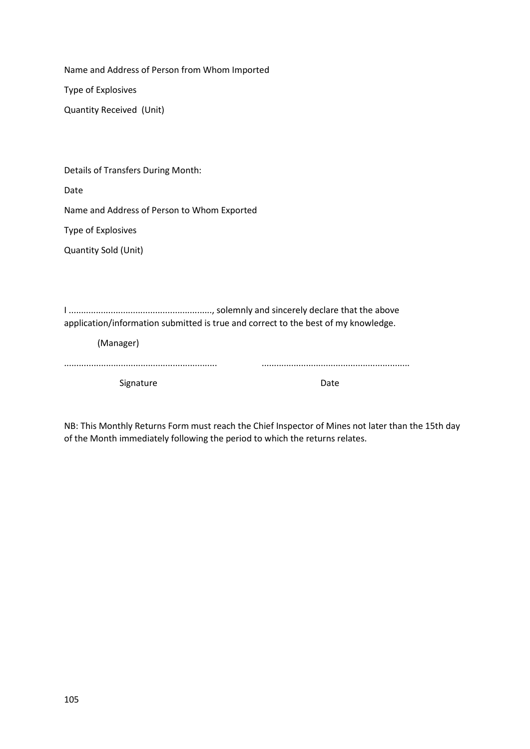Name and Address of Person from Whom Imported

Type of Explosives

Quantity Received (Unit)

Details of Transfers During Month:

Date

Name and Address of Person to Whom Exported

Type of Explosives

Quantity Sold (Unit)

I .........................................................., solemnly and sincerely declare that the above application/information submitted is true and correct to the best of my knowledge.

(Manager)

............................................................ ..........................................................

Signature Date

NB: This Monthly Returns Form must reach the Chief Inspector of Mines not later than the 15th day of the Month immediately following the period to which the returns relates.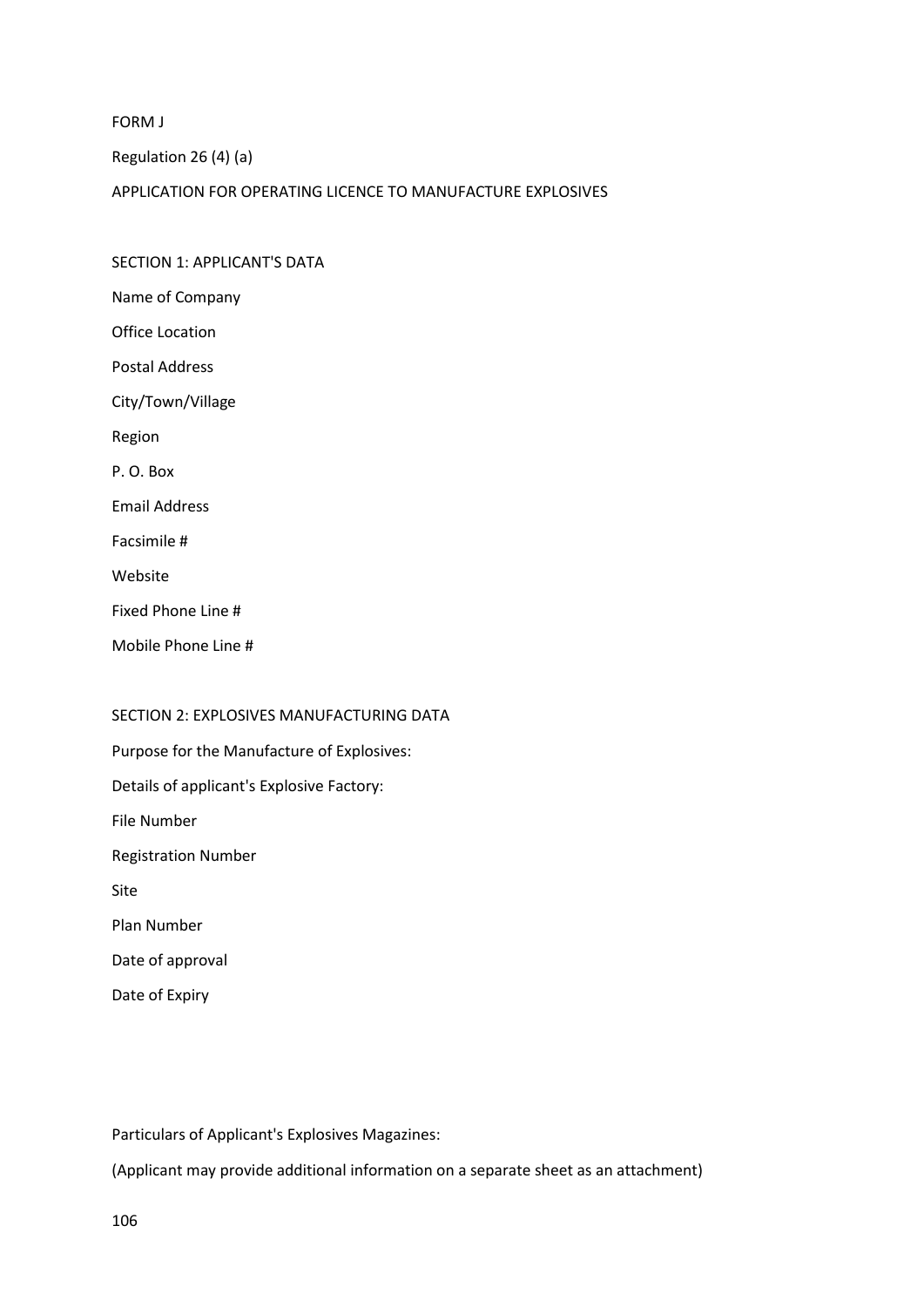FORM J

Regulation 26 (4) (a)

APPLICATION FOR OPERATING LICENCE TO MANUFACTURE EXPLOSIVES

SECTION 1: APPLICANT'S DATA

Name of Company

Office Location

Postal Address

City/Town/Village

Region

P. O. Box

Email Address

Facsimile #

Website

Fixed Phone Line #

Mobile Phone Line #

SECTION 2: EXPLOSIVES MANUFACTURING DATA

Purpose for the Manufacture of Explosives:

Details of applicant's Explosive Factory:

File Number

Registration Number

Site

Plan Number

Date of approval

Date of Expiry

Particulars of Applicant's Explosives Magazines:

(Applicant may provide additional information on a separate sheet as an attachment)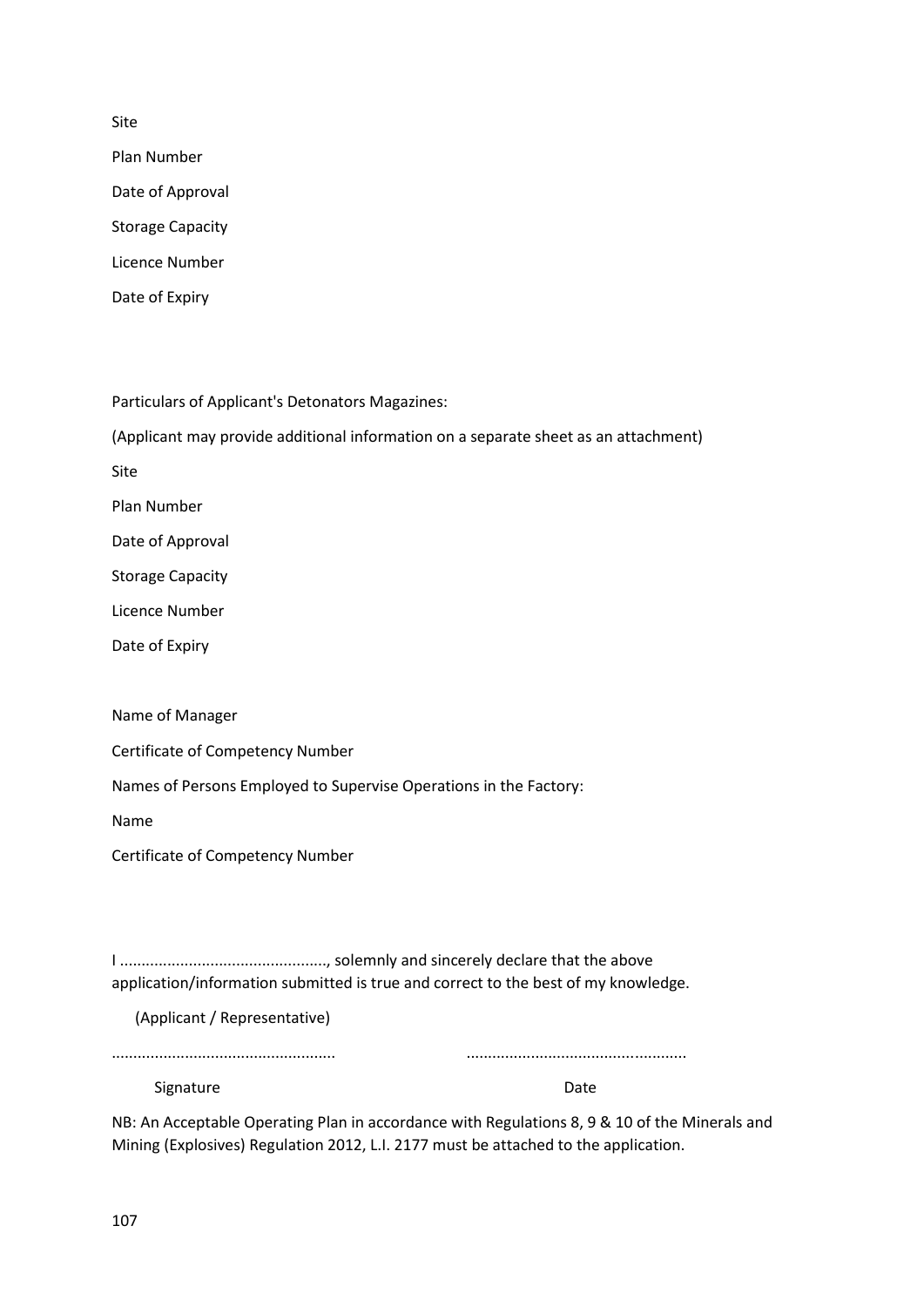Site

Plan Number

Date of Approval

Storage Capacity

Licence Number

Date of Expiry

Particulars of Applicant's Detonators Magazines:

(Applicant may provide additional information on a separate sheet as an attachment)

Site

Plan Number

Date of Approval

Storage Capacity

Licence Number

Date of Expiry

Name of Manager

Certificate of Competency Number

Names of Persons Employed to Supervise Operations in the Factory:

Name

Certificate of Competency Number

I ..............................................., solemnly and sincerely declare that the above application/information submitted is true and correct to the best of my knowledge.

(Applicant / Representative)

................................................... ..................................................

Signature Date

NB: An Acceptable Operating Plan in accordance with Regulations 8, 9 & 10 of the Minerals and Mining (Explosives) Regulation 2012, L.I. 2177 must be attached to the application.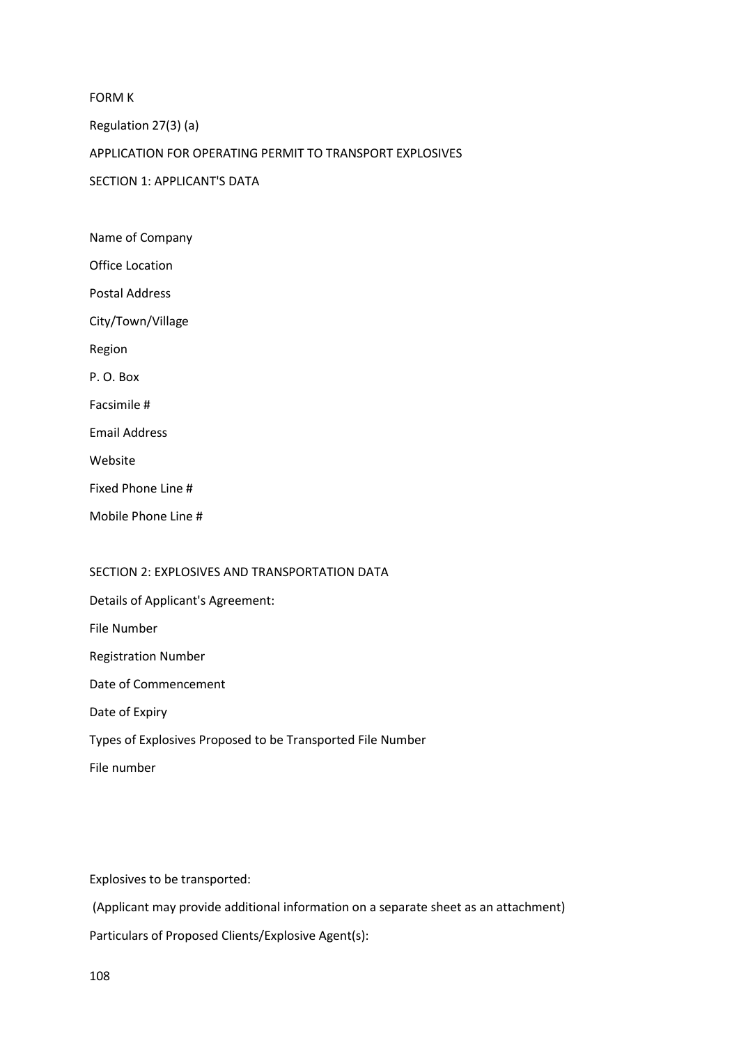FORM K

Regulation 27(3) (a)

APPLICATION FOR OPERATING PERMIT TO TRANSPORT EXPLOSIVES

SECTION 1: APPLICANT'S DATA

Name of Company

Office Location

Postal Address

City/Town/Village

Region

P. O. Box

Facsimile #

Email Address

Website

Fixed Phone Line #

Mobile Phone Line #

SECTION 2: EXPLOSIVES AND TRANSPORTATION DATA

Details of Applicant's Agreement:

File Number

Registration Number

Date of Commencement

Date of Expiry

Types of Explosives Proposed to be Transported File Number

File number

Explosives to be transported:

(Applicant may provide additional information on a separate sheet as an attachment)

Particulars of Proposed Clients/Explosive Agent(s):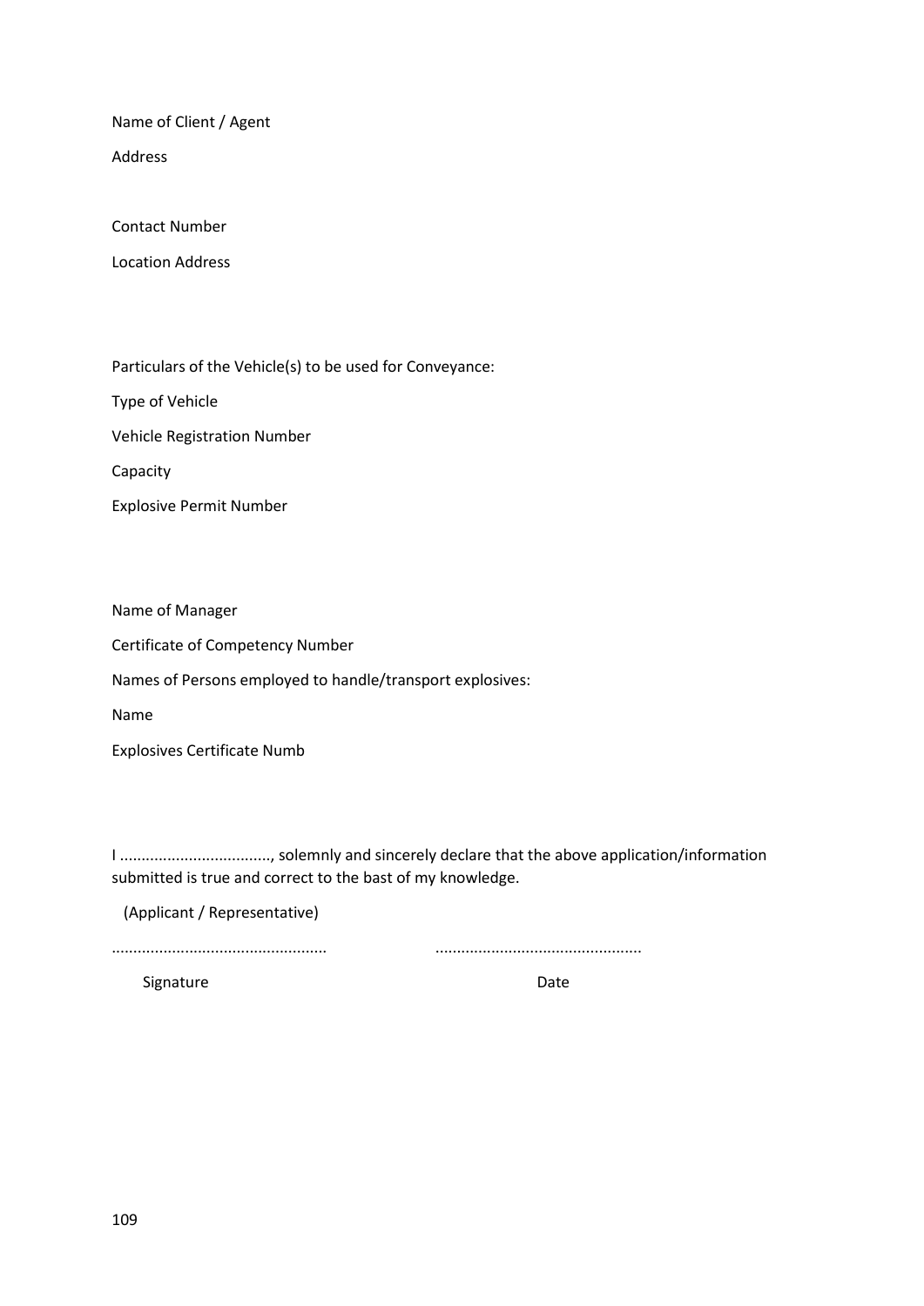Name of Client / Agent

Address

Contact Number

Location Address

Particulars of the Vehicle(s) to be used for Conveyance:

Type of Vehicle

Vehicle Registration Number

Capacity

Explosive Permit Number

Name of Manager

Certificate of Competency Number

Names of Persons employed to handle/transport explosives:

Name

Explosives Certificate Numb

I ..................................., solemnly and sincerely declare that the above application/information submitted is true and correct to the bast of my knowledge.

(Applicant / Representative)

................................................. ...............................................

Signature Date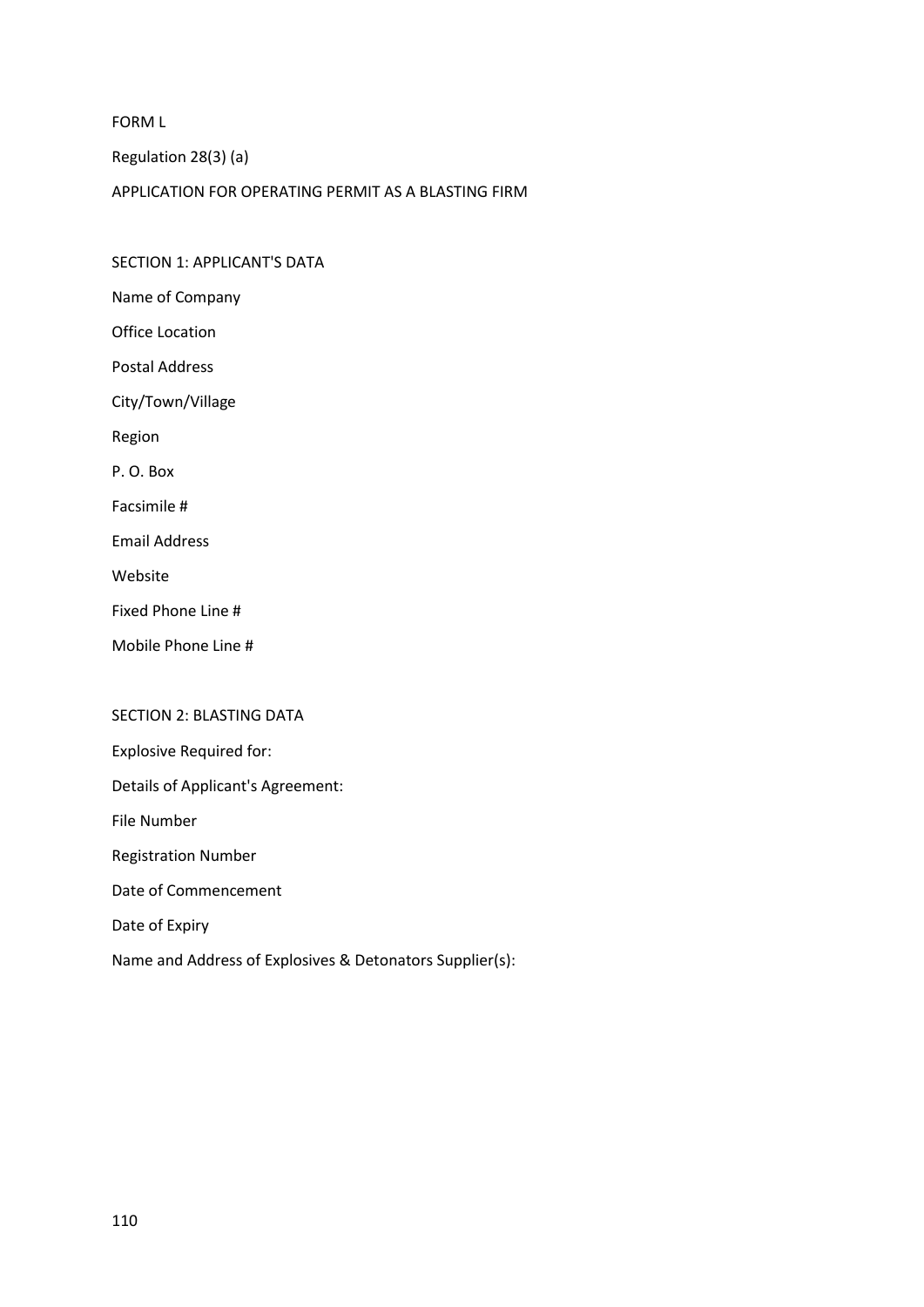FORM L

Regulation 28(3) (a)

APPLICATION FOR OPERATING PERMIT AS A BLASTING FIRM

SECTION 1: APPLICANT'S DATA

Name of Company

Office Location

Postal Address

City/Town/Village

Region

P. O. Box

Facsimile #

Email Address

Website

Fixed Phone Line #

Mobile Phone Line #

SECTION 2: BLASTING DATA

Explosive Required for:

Details of Applicant's Agreement:

File Number

Registration Number

Date of Commencement

Date of Expiry

Name and Address of Explosives & Detonators Supplier(s):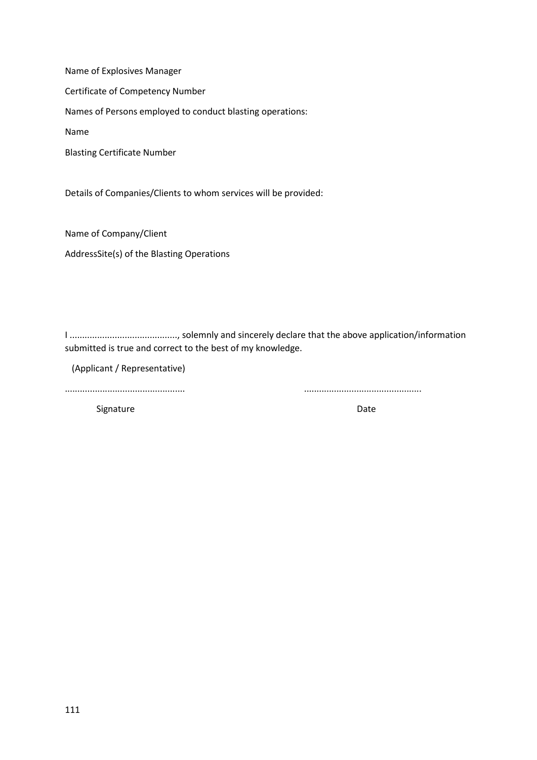Name of Explosives Manager

Certificate of Competency Number

Names of Persons employed to conduct blasting operations:

Name

Blasting Certificate Number

Details of Companies/Clients to whom services will be provided:

Name of Company/Client

AddressSite(s) of the Blasting Operations

I ..........................................., solemnly and sincerely declare that the above application/information submitted is true and correct to the best of my knowledge.

(Applicant / Representative)

............................................... ..............................................

Signature Date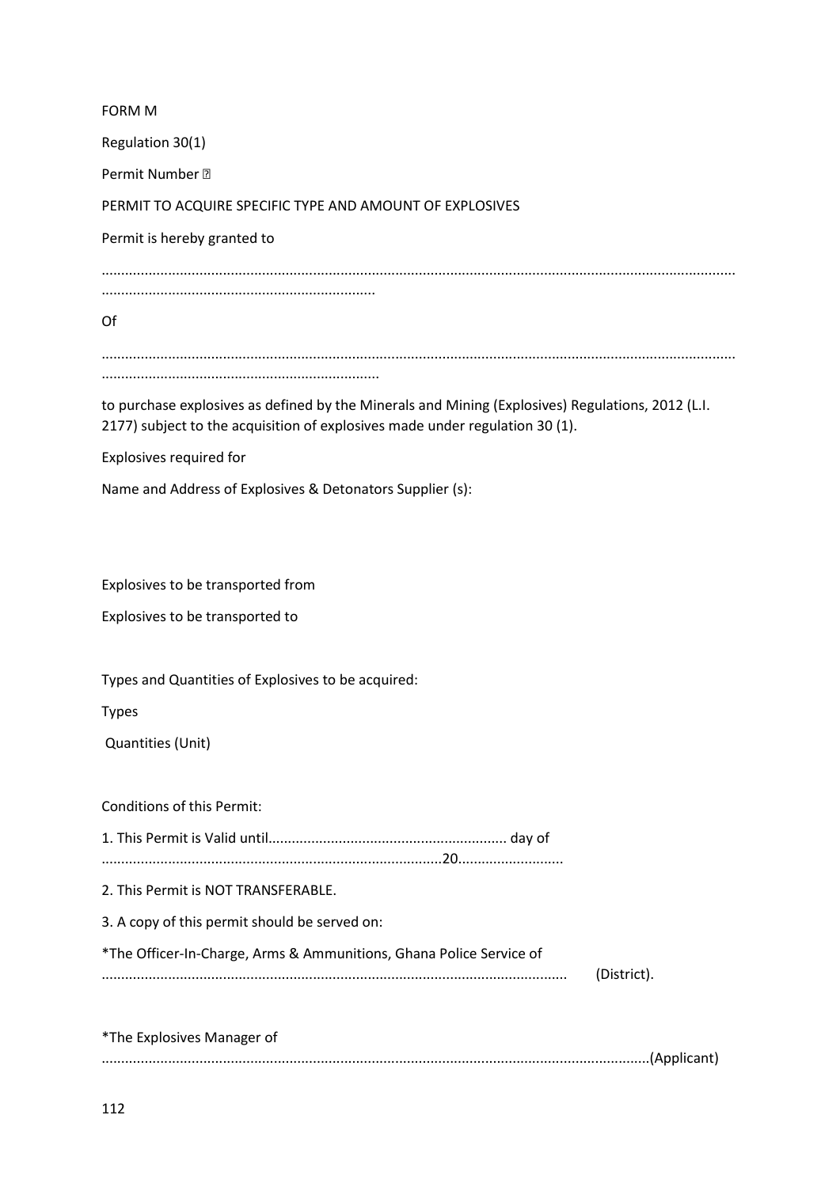FORM M

Regulation 30(1)

Permit Number 

PERMIT TO ACQUIRE SPECIFIC TYPE AND AMOUNT OF EXPLOSIVES

Permit is hereby granted to

..........................................................................................................................................................................................................................................

Of

..........................................................................................................................................................................................................................................

to purchase explosives as defined by the Minerals and Mining (Explosives) Regulations, 2012 (L.I. 2177) subject to the acquisition of explosives made under regulation 30 (1).

Explosives required for

Name and Address of Explosives & Detonators Supplier (s):

Explosives to be transported from

Explosives to be transported to

Types and Quantities of Explosives to be acquired:

Types

Quantities (Unit)

Conditions of this Permit:

1. This Permit is Valid until............................................................ day of ......................................................................................20..........................

2. This Permit is NOT TRANSFERABLE.

3. A copy of this permit should be served on:

*The Officer-In-Charge, Arms & Ammunitions, Ghana Police Service of ..................................................................................................................... (District).

*The Explosives Manager of ..........................................................................................................................................(Applicant)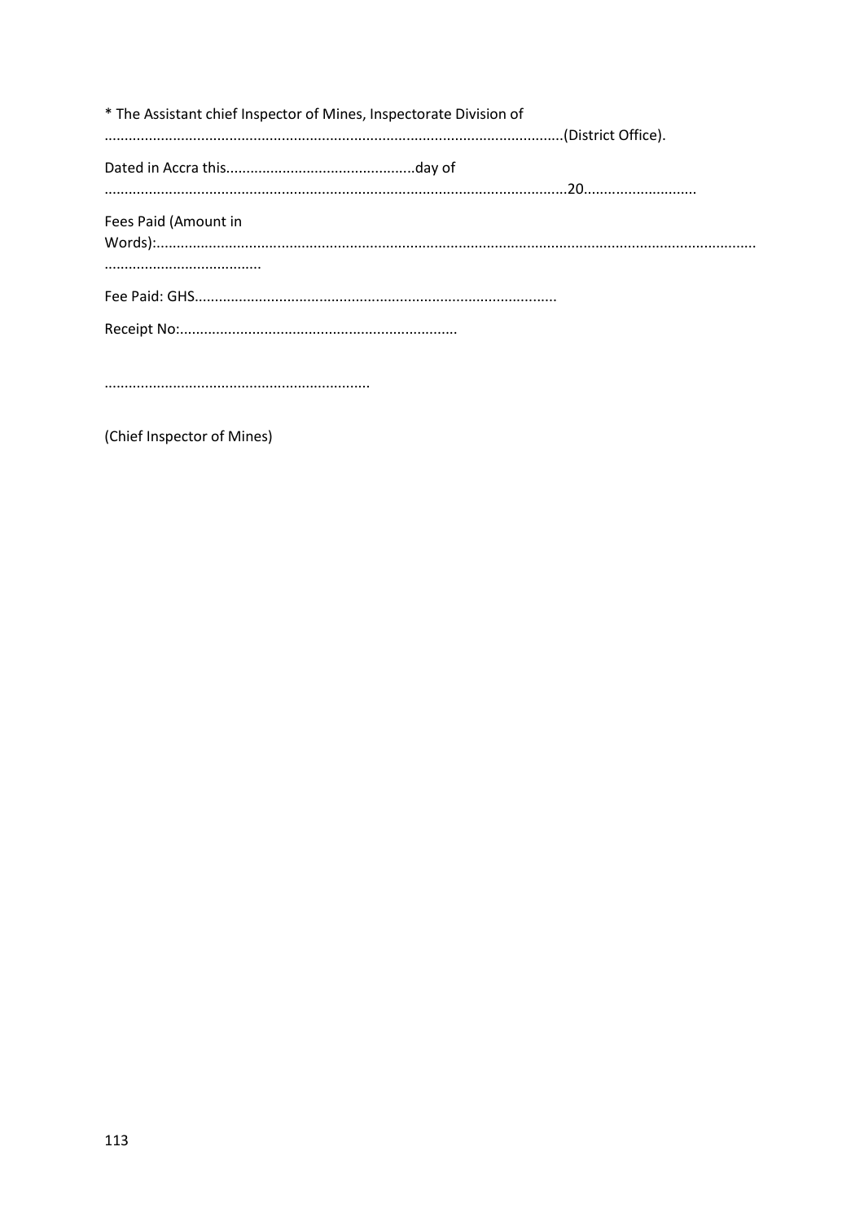* The Assistant chief Inspector of Mines, Inspectorate Division of ..................................................................................................................(District Office).

Dated in Accra this...............................................day of ..................................................................................................................20............................

Fees Paid (Amount in Words):...................................................................................................................................................... .......................................

Fee Paid: GHS.........................................................................................

Receipt No:.....................................................................

.................................................................

(Chief Inspector of Mines)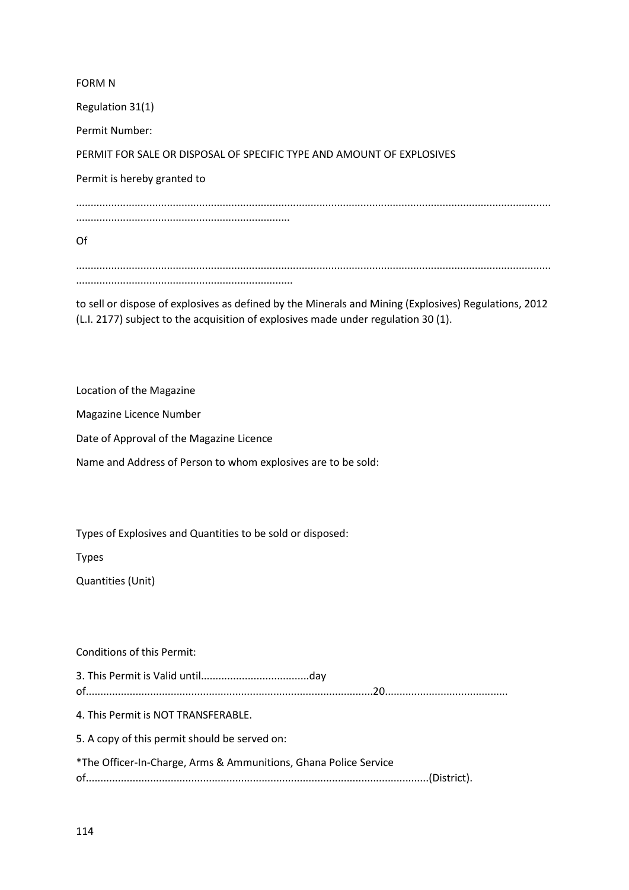FORM N

Regulation 31(1)

Permit Number:

PERMIT FOR SALE OR DISPOSAL OF SPECIFIC TYPE AND AMOUNT OF EXPLOSIVES

Permit is hereby granted to

……………………………………………………………………………………………………………………………………………………
………………………………………………………………

Of

……………………………………………………………………………………………………………………………………………………
………………………………………………………………

to sell or dispose of explosives as defined by the Minerals and Mining (Explosives) Regulations, 2012 (L.I. 2177) subject to the acquisition of explosives made under regulation 30 (1).

Location of the Magazine

Magazine Licence Number

Date of Approval of the Magazine Licence

Name and Address of Person to whom explosives are to be sold:

Types of Explosives and Quantities to be sold or disposed:

Types

Quantities (Unit)

Conditions of this Permit:

3. This Permit is Valid until………………………………..day of………………………………………………………………………………….20……………………………………

4. This Permit is NOT TRANSFERABLE.

5. A copy of this permit should be served on:

*The Officer-In-Charge, Arms & Ammunitions, Ghana Police Service of………………………………………………………………………………………………..(District).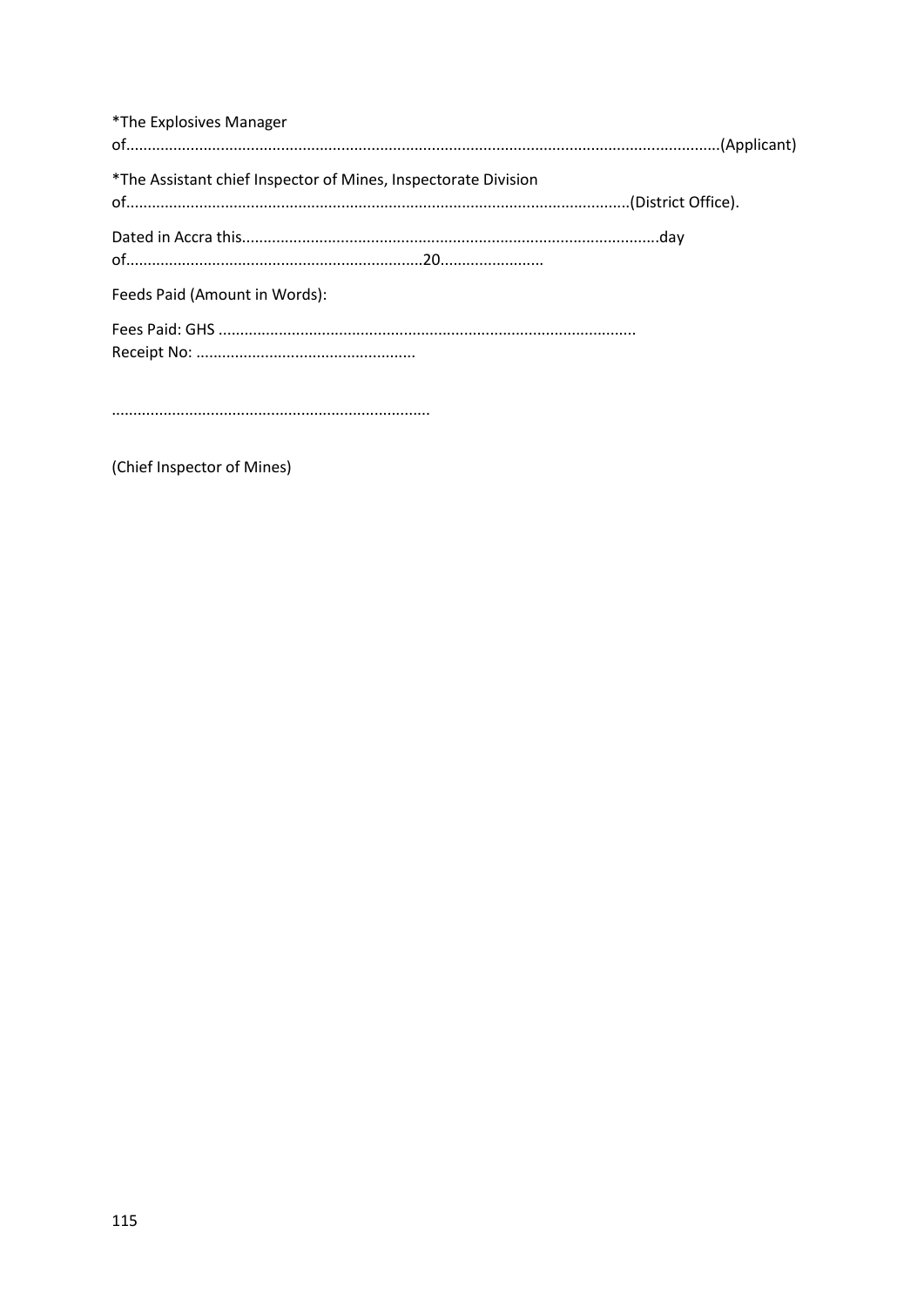*The Explosives Manager
of.......................................................................................................................................(Applicant)

*The Assistant chief Inspector of Mines, Inspectorate Division
of...................................................................................................................(District Office).

Dated in Accra this................................................................................................day
of....................................................................20........................

Feeds Paid (Amount in Words):

Fees Paid: GHS ................................................................................................
Receipt No: ..................................................

..........................................................................

(Chief Inspector of Mines)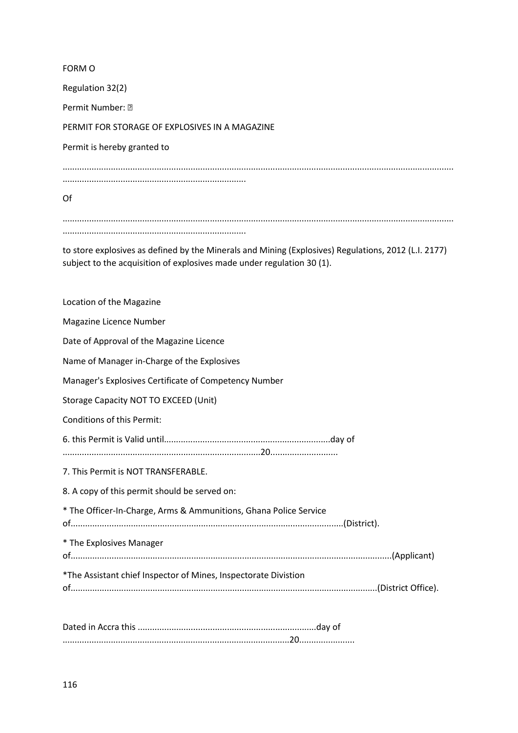FORM O

Regulation 32(2)

Permit Number: ▯

PERMIT FOR STORAGE OF EXPLOSIVES IN A MAGAZINE

Permit is hereby granted to

..............................................................................................................................................................................................................................................

Of

..............................................................................................................................................................................................................................................

to store explosives as defined by the Minerals and Mining (Explosives) Regulations, 2012 (L.I. 2177) subject to the acquisition of explosives made under regulation 30 (1).

Location of the Magazine

Magazine Licence Number

Date of Approval of the Magazine Licence

Name of Manager in-Charge of the Explosives

Manager's Explosives Certificate of Competency Number

Storage Capacity NOT TO EXCEED (Unit)

Conditions of this Permit:

6. this Permit is Valid until....................................................................day of ................................................................................20...........................

7. This Permit is NOT TRANSFERABLE.

8. A copy of this permit should be served on:

* The Officer-In-Charge, Arms & Ammunitions, Ghana Police Service of...............................................................................................................(District).

* The Explosives Manager of..................................................................................................................................(Applicant)

*The Assistant chief Inspector of Mines, Inspectorate Divistion of............................................................................................................................(District Office).

Dated in Accra this ..........................................................................day of ............................................................................................20.......................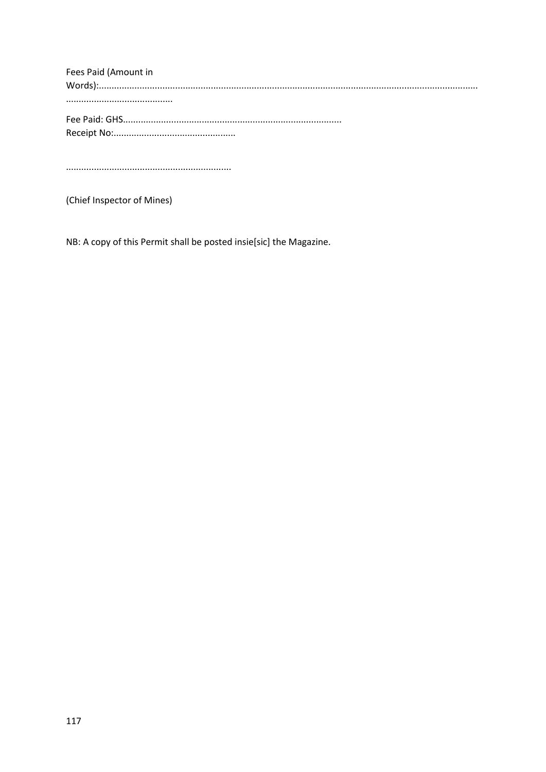Fees Paid (Amount in Words):...........................................................................................................................................................................................................

Fee Paid: GHS......................................................................................
Receipt No:................................................

.................................................................

(Chief Inspector of Mines)

NB: A copy of this Permit shall be posted insie[sic] the Magazine.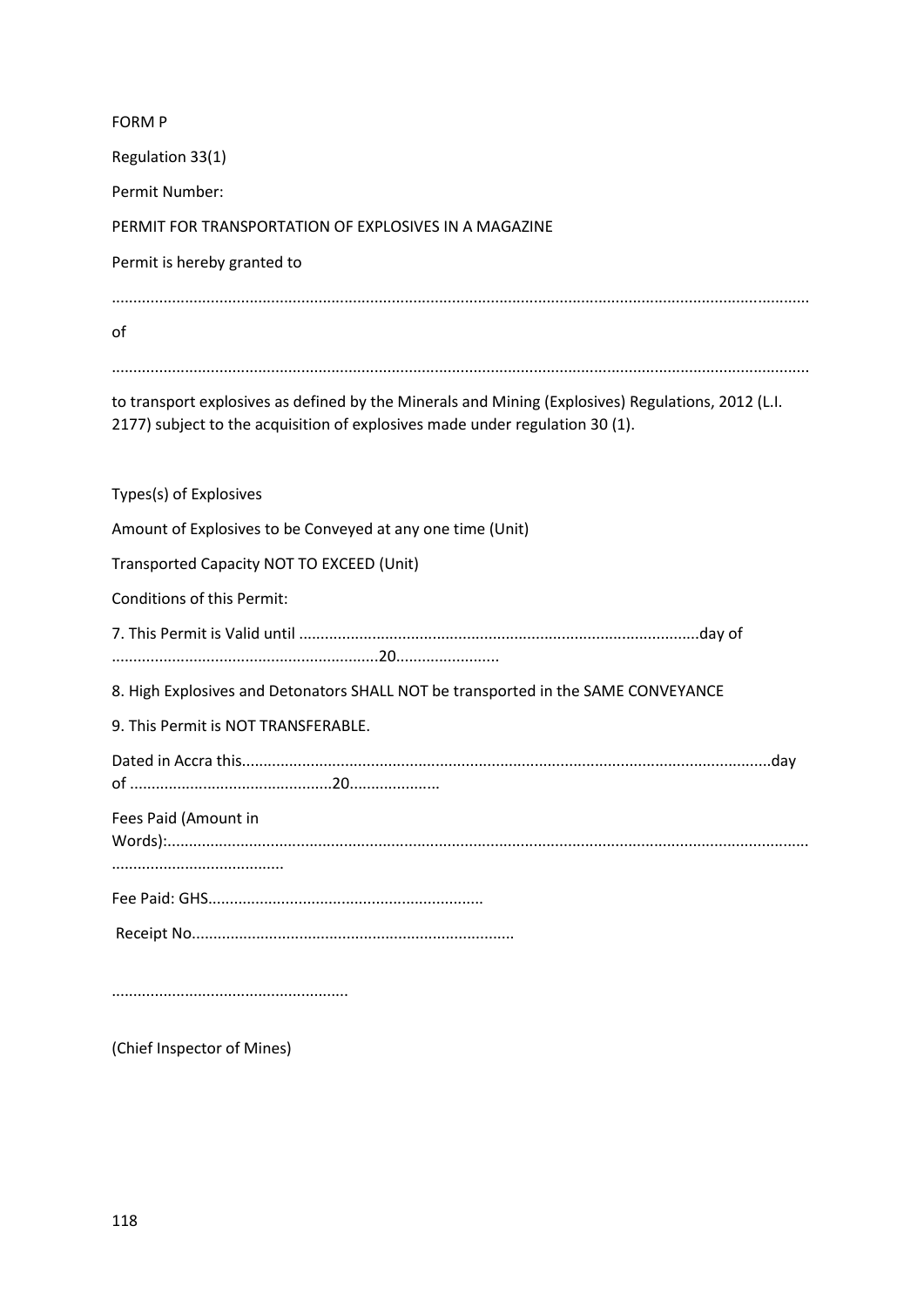FORM P

Regulation 33(1)

Permit Number:

PERMIT FOR TRANSPORTATION OF EXPLOSIVES IN A MAGAZINE

Permit is hereby granted to

..........................................................................................................................................................

of

..........................................................................................................................................................

to transport explosives as defined by the Minerals and Mining (Explosives) Regulations, 2012 (L.I. 2177) subject to the acquisition of explosives made under regulation 30 (1).

Types(s) of Explosives

Amount of Explosives to be Conveyed at any one time (Unit)

Transported Capacity NOT TO EXCEED (Unit)

Conditions of this Permit:

7. This Permit is Valid until ..........................................................................................day of ..........................................................20.......................

8. High Explosives and Detonators SHALL NOT be transported in the SAME CONVEYANCE

9. This Permit is NOT TRANSFERABLE.

Dated in Accra this........................................................................................................................day of ...............................................20....................

Fees Paid (Amount in Words):.......................................................................................................................................................................................

Fee Paid: GHS...............................................................

Receipt No.........................................................................

......................................................

(Chief Inspector of Mines)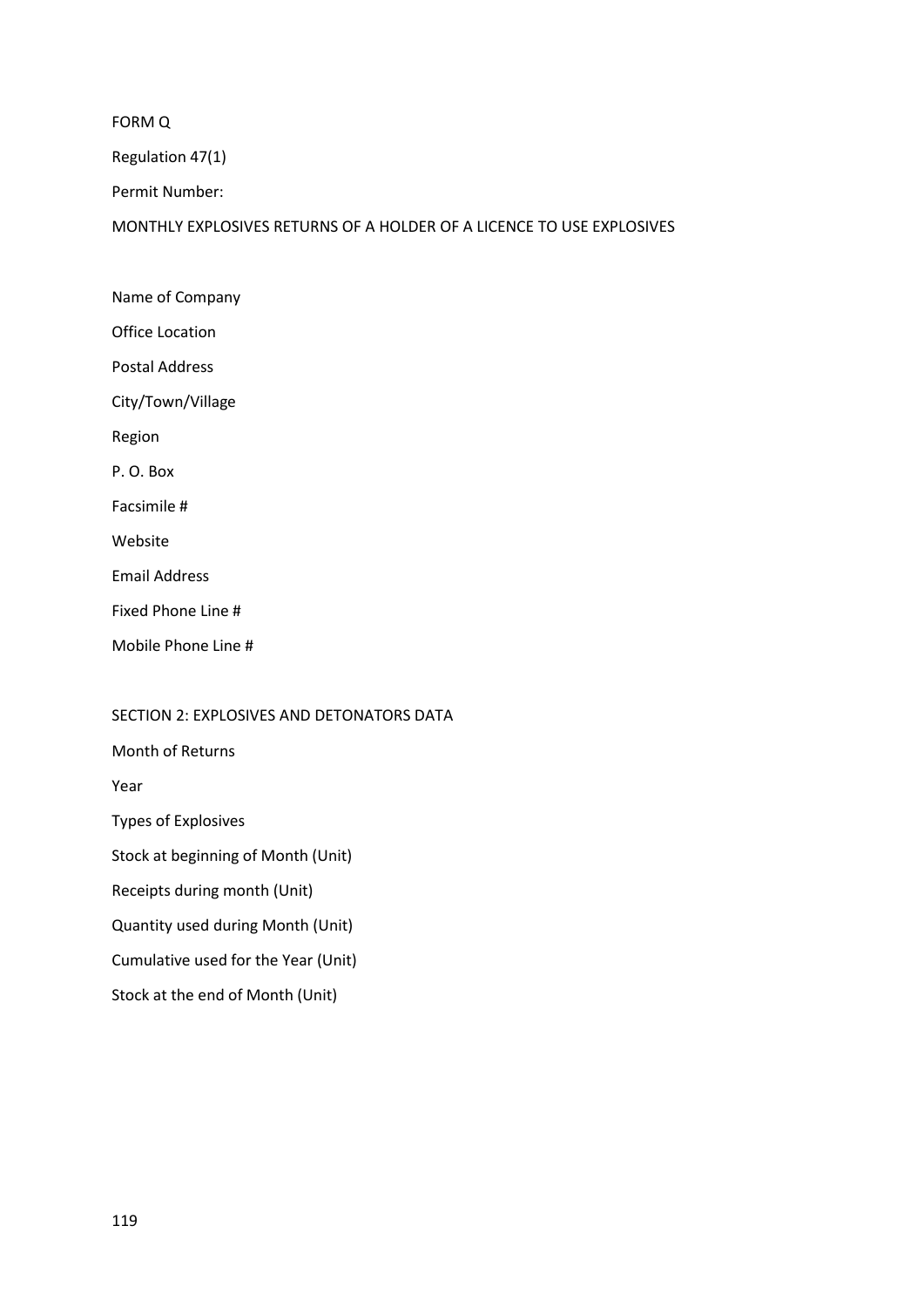FORM Q

Regulation 47(1)

Permit Number:

MONTHLY EXPLOSIVES RETURNS OF A HOLDER OF A LICENCE TO USE EXPLOSIVES

Name of Company

Office Location

Postal Address

City/Town/Village

Region

P. O. Box

Facsimile #

Website

Email Address

Fixed Phone Line #

Mobile Phone Line #

SECTION 2: EXPLOSIVES AND DETONATORS DATA

Month of Returns

Year

Types of Explosives

Stock at beginning of Month (Unit)

Receipts during month (Unit)

Quantity used during Month (Unit)

Cumulative used for the Year (Unit)

Stock at the end of Month (Unit)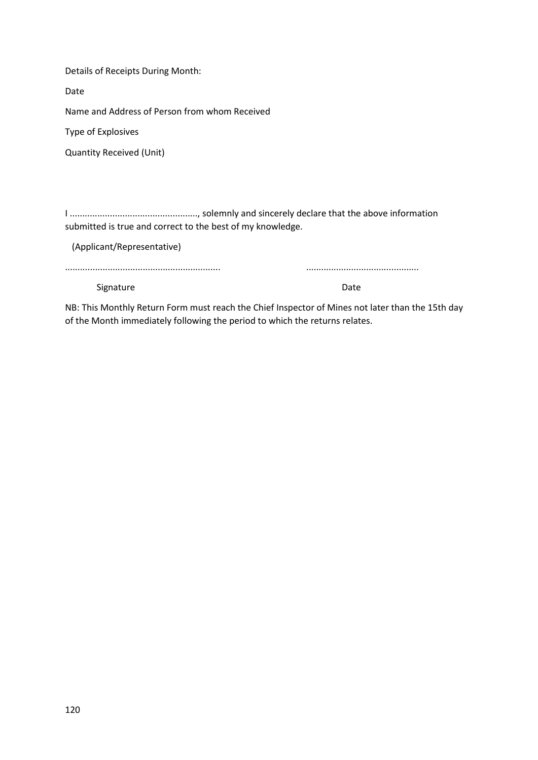Details of Receipts During Month:

Date

Name and Address of Person from whom Received

Type of Explosives

Quantity Received (Unit)

I ..................................................., solemnly and sincerely declare that the above information submitted is true and correct to the best of my knowledge.

(Applicant/Representative)

............................................................. ............................................

Signature Date

NB: This Monthly Return Form must reach the Chief Inspector of Mines not later than the 15th day of the Month immediately following the period to which the returns relates.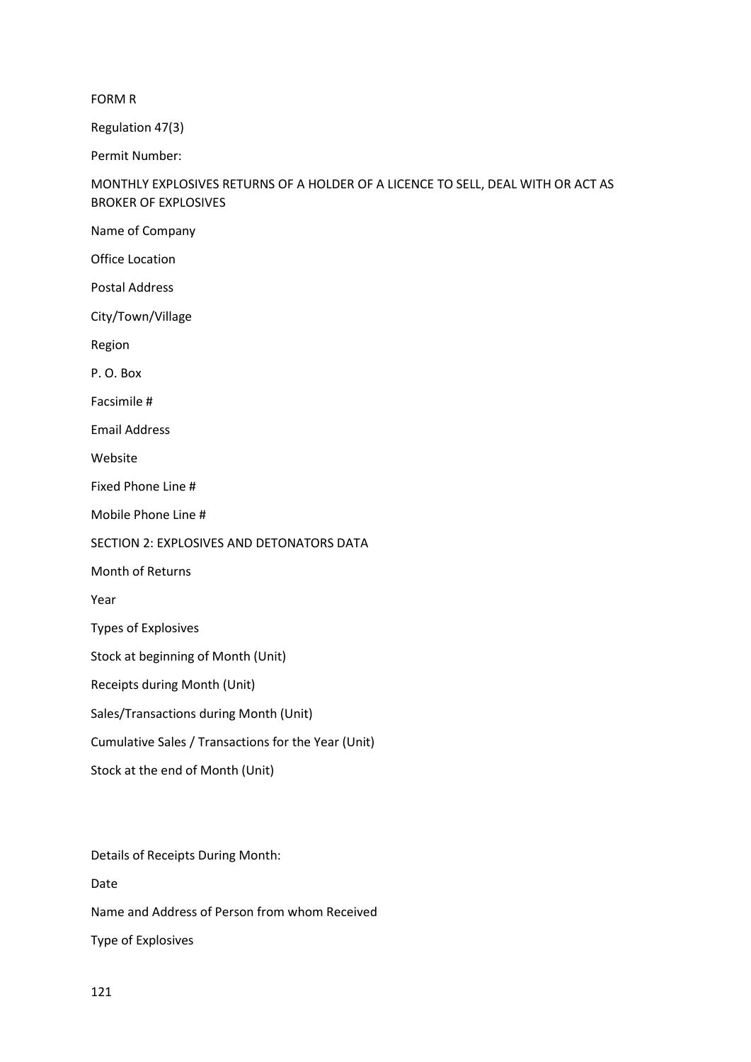FORM R

Regulation 47(3)

Permit Number:

MONTHLY EXPLOSIVES RETURNS OF A HOLDER OF A LICENCE TO SELL, DEAL WITH OR ACT AS BROKER OF EXPLOSIVES

Name of Company

Office Location

Postal Address

City/Town/Village

Region

P. O. Box

Facsimile #

Email Address

Website

Fixed Phone Line #

Mobile Phone Line #

SECTION 2: EXPLOSIVES AND DETONATORS DATA

Month of Returns

Year

Types of Explosives

Stock at beginning of Month (Unit)

Receipts during Month (Unit)

Sales/Transactions during Month (Unit)

Cumulative Sales / Transactions for the Year (Unit)

Stock at the end of Month (Unit)

Details of Receipts During Month:

Date

Name and Address of Person from whom Received

Type of Explosives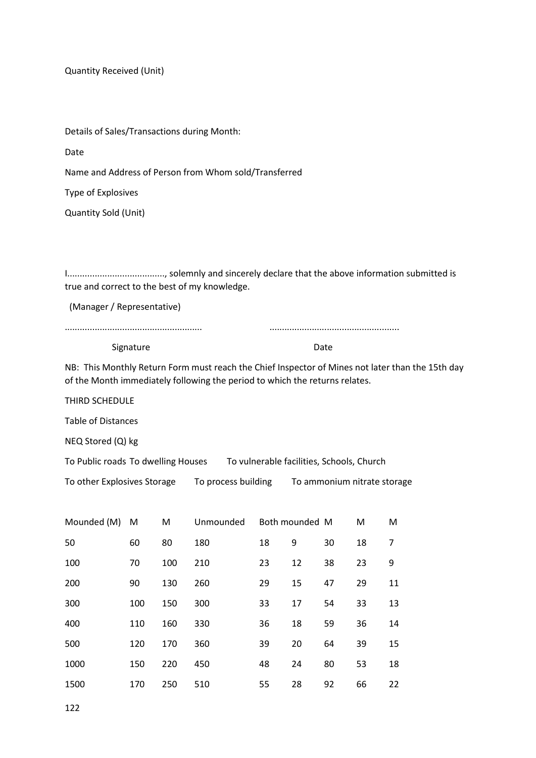Quantity Received (Unit)

Details of Sales/Transactions during Month:

Date

Name and Address of Person from Whom sold/Transferred

Type of Explosives

Quantity Sold (Unit)

I......................................, solemnly and sincerely declare that the above information submitted is true and correct to the best of my knowledge.

(Manager / Representative)

......................................................          ...................................................

Signature                                        Date

NB: This Monthly Return Form must reach the Chief Inspector of Mines not later than the 15th day of the Month immediately following the period to which the returns relates.

THIRD SCHEDULE

Table of Distances

| NEQ Stored (Q) kg | To Public roads | To dwelling Houses | To vulnerable facilities, Schools, Church | To other Explosives Storage | | To process building | To ammonium nitrate storage | |
|---|---|---|---|---|---|---|---|---|
| Mounded (M) | M | M | Unmounded | Both mounded | | M | M | M |
| 50 | 60 | 80 | 180 | 18 | 9 | 30 | 18 | 7 |
| 100 | 70 | 100 | 210 | 23 | 12 | 38 | 23 | 9 |
| 200 | 90 | 130 | 260 | 29 | 15 | 47 | 29 | 11 |
| 300 | 100 | 150 | 300 | 33 | 17 | 54 | 33 | 13 |
| 400 | 110 | 160 | 330 | 36 | 18 | 59 | 36 | 14 |
| 500 | 120 | 170 | 360 | 39 | 20 | 64 | 39 | 15 |
| 1000 | 150 | 220 | 450 | 48 | 24 | 80 | 53 | 18 |
| 1500 | 170 | 250 | 510 | 55 | 28 | 92 | 66 | 22 |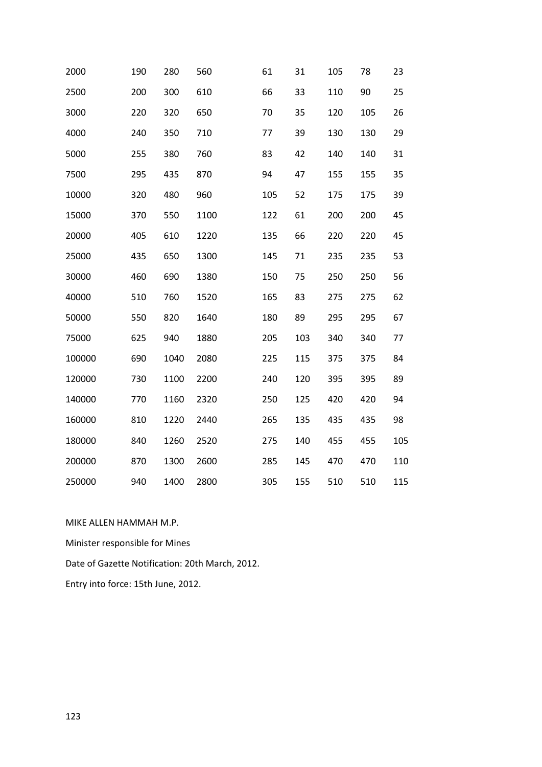| | | | | | | | | |
|---|---|---|---|---|---|---|---|---|
| 2000 | 190 | 280 | 560 | 61 | 31 | 105 | 78 | 23 |
| 2500 | 200 | 300 | 610 | 66 | 33 | 110 | 90 | 25 |
| 3000 | 220 | 320 | 650 | 70 | 35 | 120 | 105 | 26 |
| 4000 | 240 | 350 | 710 | 77 | 39 | 130 | 130 | 29 |
| 5000 | 255 | 380 | 760 | 83 | 42 | 140 | 140 | 31 |
| 7500 | 295 | 435 | 870 | 94 | 47 | 155 | 155 | 35 |
| 10000 | 320 | 480 | 960 | 105 | 52 | 175 | 175 | 39 |
| 15000 | 370 | 550 | 1100 | 122 | 61 | 200 | 200 | 45 |
| 20000 | 405 | 610 | 1220 | 135 | 66 | 220 | 220 | 45 |
| 25000 | 435 | 650 | 1300 | 145 | 71 | 235 | 235 | 53 |
| 30000 | 460 | 690 | 1380 | 150 | 75 | 250 | 250 | 56 |
| 40000 | 510 | 760 | 1520 | 165 | 83 | 275 | 275 | 62 |
| 50000 | 550 | 820 | 1640 | 180 | 89 | 295 | 295 | 67 |
| 75000 | 625 | 940 | 1880 | 205 | 103 | 340 | 340 | 77 |
| 100000 | 690 | 1040 | 2080 | 225 | 115 | 375 | 375 | 84 |
| 120000 | 730 | 1100 | 2200 | 240 | 120 | 395 | 395 | 89 |
| 140000 | 770 | 1160 | 2320 | 250 | 125 | 420 | 420 | 94 |
| 160000 | 810 | 1220 | 2440 | 265 | 135 | 435 | 435 | 98 |
| 180000 | 840 | 1260 | 2520 | 275 | 140 | 455 | 455 | 105 |
| 200000 | 870 | 1300 | 2600 | 285 | 145 | 470 | 470 | 110 |
| 250000 | 940 | 1400 | 2800 | 305 | 155 | 510 | 510 | 115 |

MIKE ALLEN HAMMAH M.P.

Minister responsible for Mines

Date of Gazette Notification: 20th March, 2012.

Entry into force: 15th June, 2012.